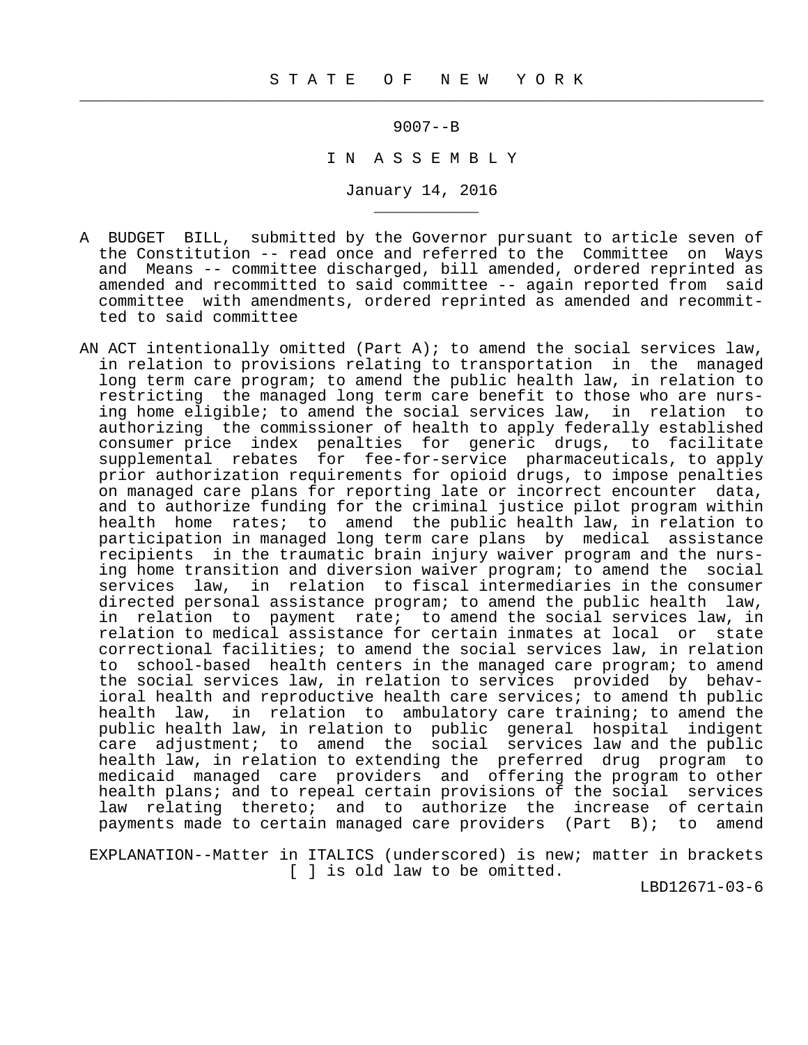# S T A T E   O F   N E W   Y O R K

9007--B

I N   A S S E M B L Y

January 14, 2016

A BUDGET BILL, submitted by the Governor pursuant to article seven of the Constitution -- read once and referred to the Committee on Ways and Means -- committee discharged, bill amended, ordered reprinted as amended and recommitted to said committee -- again reported from said committee with amendments, ordered reprinted as amended and recommitted to said committee

AN ACT intentionally omitted (Part A); to amend the social services law, in relation to provisions relating to transportation in the managed long term care program; to amend the public health law, in relation to restricting the managed long term care benefit to those who are nursing home eligible; to amend the social services law, in relation to authorizing the commissioner of health to apply federally established consumer price index penalties for generic drugs, to facilitate supplemental rebates for fee-for-service pharmaceuticals, to apply prior authorization requirements for opioid drugs, to impose penalties on managed care plans for reporting late or incorrect encounter data, and to authorize funding for the criminal justice pilot program within health home rates; to amend the public health law, in relation to participation in managed long term care plans by medical assistance recipients in the traumatic brain injury waiver program and the nursing home transition and diversion waiver program; to amend the social services law, in relation to fiscal intermediaries in the consumer directed personal assistance program; to amend the public health law, in relation to payment rate; to amend the social services law, in relation to medical assistance for certain inmates at local or state correctional facilities; to amend the social services law, in relation to school-based health centers in the managed care program; to amend the social services law, in relation to services provided by behavioral health and reproductive health care services; to amend th public health law, in relation to ambulatory care training; to amend the public health law, in relation to public general hospital indigent care adjustment; to amend the social services law and the public health law, in relation to extending the preferred drug program to medicaid managed care providers and offering the program to other health plans; and to repeal certain provisions of the social services law relating thereto; and to authorize the increase of certain payments made to certain managed care providers (Part B); to amend

EXPLANATION--Matter in ITALICS (underscored) is new; matter in brackets [ ] is old law to be omitted.

LBD12671-03-6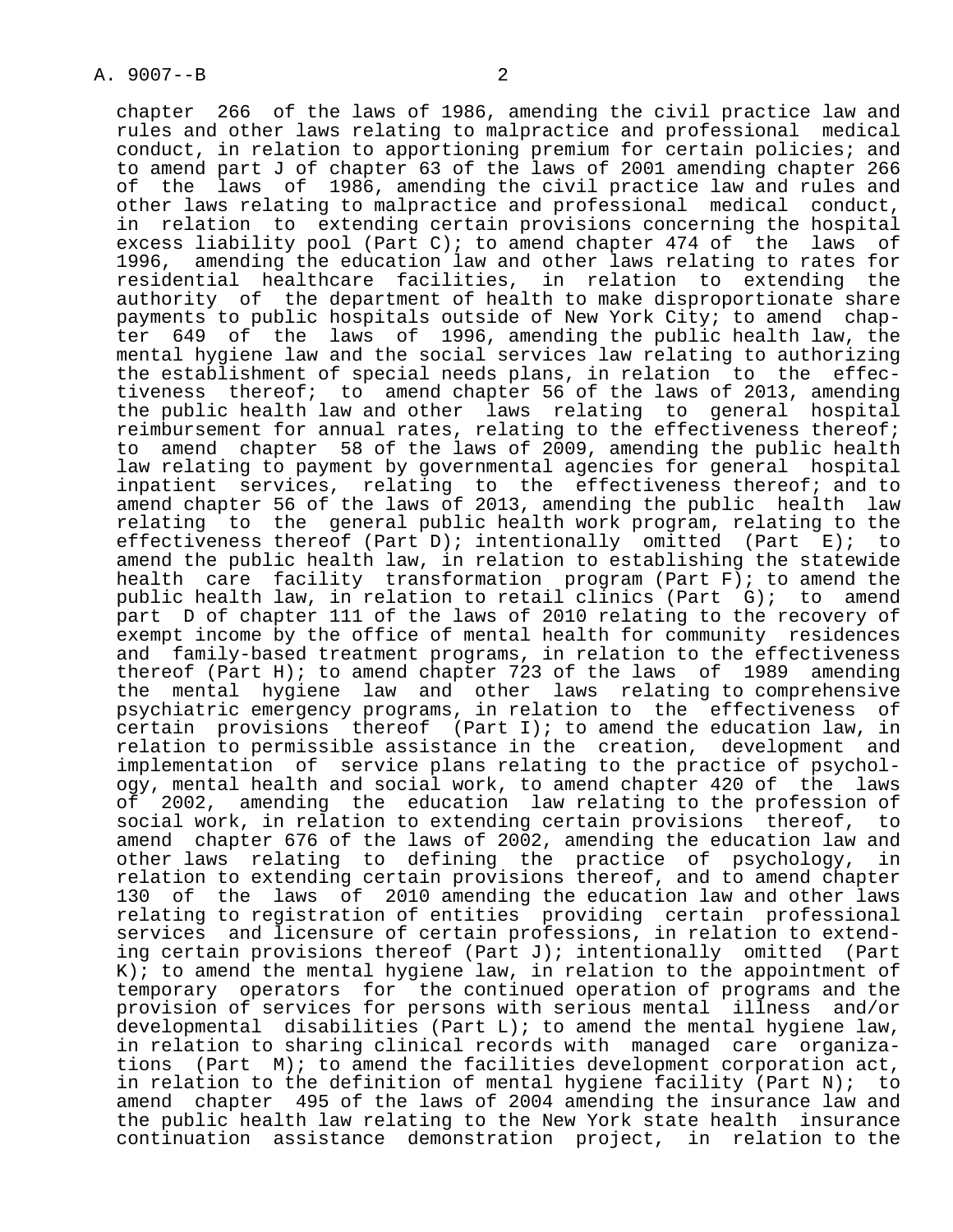chapter 266 of the laws of 1986, amending the civil practice law and rules and other laws relating to malpractice and professional medical conduct, in relation to apportioning premium for certain policies; and to amend part J of chapter 63 of the laws of 2001 amending chapter 266 of the laws of 1986, amending the civil practice law and rules and other laws relating to malpractice and professional medical conduct, in relation to extending certain provisions concerning the hospital excess liability pool (Part C); to amend chapter 474 of the laws of 1996, amending the education law and other laws relating to rates for residential healthcare facilities, in relation to extending the authority of the department of health to make disproportionate share payments to public hospitals outside of New York City; to amend chapter 649 of the laws of 1996, amending the public health law, the mental hygiene law and the social services law relating to authorizing the establishment of special needs plans, in relation to the effectiveness thereof; to amend chapter 56 of the laws of 2013, amending the public health law and other laws relating to general hospital reimbursement for annual rates, relating to the effectiveness thereof; to amend chapter 58 of the laws of 2009, amending the public health law relating to payment by governmental agencies for general hospital inpatient services, relating to the effectiveness thereof; and to amend chapter 56 of the laws of 2013, amending the public health law relating to the general public health work program, relating to the effectiveness thereof (Part D); intentionally omitted (Part E); to amend the public health law, in relation to establishing the statewide health care facility transformation program (Part F); to amend the public health law, in relation to retail clinics (Part G); to amend part D of chapter 111 of the laws of 2010 relating to the recovery of exempt income by the office of mental health for community residences and family-based treatment programs, in relation to the effectiveness thereof (Part H); to amend chapter 723 of the laws of 1989 amending the mental hygiene law and other laws relating to comprehensive psychiatric emergency programs, in relation to the effectiveness of certain provisions thereof (Part I); to amend the education law, in relation to permissible assistance in the creation, development and implementation of service plans relating to the practice of psychology, mental health and social work, to amend chapter 420 of the laws of 2002, amending the education law relating to the profession of social work, in relation to extending certain provisions thereof, to amend chapter 676 of the laws of 2002, amending the education law and other laws relating to defining the practice of psychology, in relation to extending certain provisions thereof, and to amend chapter 130 of the laws of 2010 amending the education law and other laws relating to registration of entities providing certain professional services and licensure of certain professions, in relation to extending certain provisions thereof (Part J); intentionally omitted (Part K); to amend the mental hygiene law, in relation to the appointment of temporary operators for the continued operation of programs and the provision of services for persons with serious mental illness and/or developmental disabilities (Part L); to amend the mental hygiene law, in relation to sharing clinical records with managed care organizations (Part M); to amend the facilities development corporation act, in relation to the definition of mental hygiene facility (Part N); to amend chapter 495 of the laws of 2004 amending the insurance law and the public health law relating to the New York state health insurance continuation assistance demonstration project, in relation to the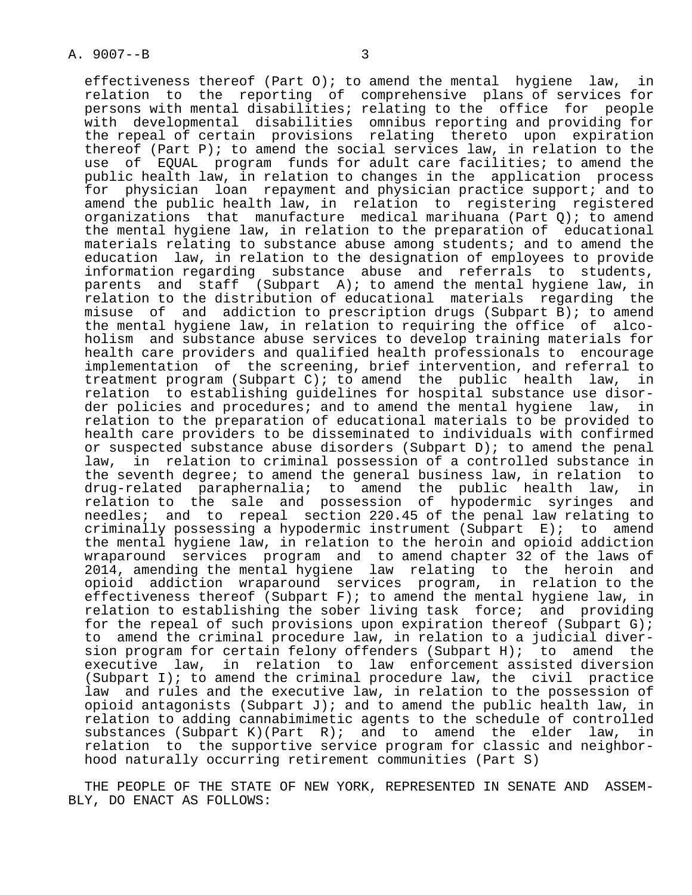effectiveness thereof (Part O); to amend the mental hygiene law, in relation to the reporting of comprehensive plans of services for persons with mental disabilities; relating to the office for people with developmental disabilities omnibus reporting and providing for the repeal of certain provisions relating thereto upon expiration thereof (Part P); to amend the social services law, in relation to the use of EQUAL program funds for adult care facilities; to amend the public health law, in relation to changes in the application process for physician loan repayment and physician practice support; and to amend the public health law, in relation to registering registered organizations that manufacture medical marihuana (Part Q); to amend the mental hygiene law, in relation to the preparation of educational materials relating to substance abuse among students; and to amend the education law, in relation to the designation of employees to provide information regarding substance abuse and referrals to students, parents and staff (Subpart A); to amend the mental hygiene law, in relation to the distribution of educational materials regarding the misuse of and addiction to prescription drugs (Subpart B); to amend the mental hygiene law, in relation to requiring the office of alcoholism and substance abuse services to develop training materials for health care providers and qualified health professionals to encourage implementation of the screening, brief intervention, and referral to treatment program (Subpart C); to amend the public health law, in relation to establishing guidelines for hospital substance use disorder policies and procedures; and to amend the mental hygiene law, in relation to the preparation of educational materials to be provided to health care providers to be disseminated to individuals with confirmed or suspected substance abuse disorders (Subpart D); to amend the penal law, in relation to criminal possession of a controlled substance in the seventh degree; to amend the general business law, in relation to drug-related paraphernalia; to amend the public health law, in relation to the sale and possession of hypodermic syringes and needles; and to repeal section 220.45 of the penal law relating to criminally possessing a hypodermic instrument (Subpart E); to amend the mental hygiene law, in relation to the heroin and opioid addiction wraparound services program and to amend chapter 32 of the laws of 2014, amending the mental hygiene law relating to the heroin and opioid addiction wraparound services program, in relation to the effectiveness thereof (Subpart F); to amend the mental hygiene law, in relation to establishing the sober living task force; and providing for the repeal of such provisions upon expiration thereof (Subpart G); to amend the criminal procedure law, in relation to a judicial diversion program for certain felony offenders (Subpart H); to amend the executive law, in relation to law enforcement assisted diversion (Subpart I); to amend the criminal procedure law, the civil practice law and rules and the executive law, in relation to the possession of opioid antagonists (Subpart J); and to amend the public health law, in relation to adding cannabimimetic agents to the schedule of controlled substances (Subpart K)(Part R); and to amend the elder law, in relation to the supportive service program for classic and neighborhood naturally occurring retirement communities (Part S)

THE PEOPLE OF THE STATE OF NEW YORK, REPRESENTED IN SENATE AND ASSEMBLY, DO ENACT AS FOLLOWS: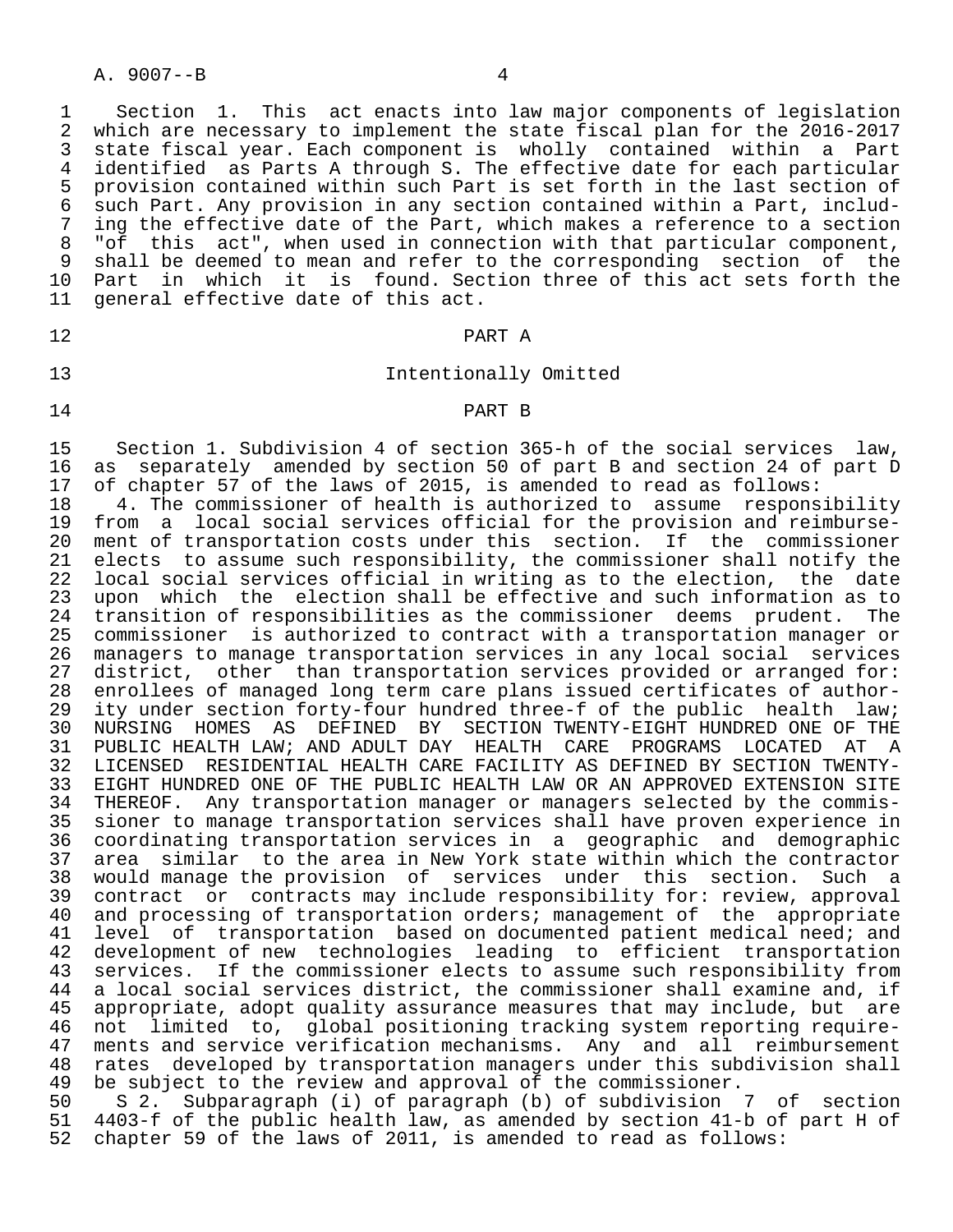Section 1. This act enacts into law major components of legislation which are necessary to implement the state fiscal plan for the 2016-2017 state fiscal year. Each component is wholly contained within a Part identified as Parts A through S. The effective date for each particular provision contained within such Part is set forth in the last section of such Part. Any provision in any section contained within a Part, including the effective date of the Part, which makes a reference to a section "of this act", when used in connection with that particular component, shall be deemed to mean and refer to the corresponding section of the Part in which it is found. Section three of this act sets forth the general effective date of this act.

PART A

Intentionally Omitted

PART B

Section 1. Subdivision 4 of section 365-h of the social services law, as separately amended by section 50 of part B and section 24 of part D of chapter 57 of the laws of 2015, is amended to read as follows:

4. The commissioner of health is authorized to assume responsibility from a local social services official for the provision and reimbursement of transportation costs under this section. If the commissioner elects to assume such responsibility, the commissioner shall notify the local social services official in writing as to the election, the date upon which the election shall be effective and such information as to transition of responsibilities as the commissioner deems prudent. The commissioner is authorized to contract with a transportation manager or managers to manage transportation services in any local social services district, other than transportation services provided or arranged for: enrollees of managed long term care plans issued certificates of authority under section forty-four hundred three-f of the public health law; NURSING HOMES AS DEFINED BY SECTION TWENTY-EIGHT HUNDRED ONE OF THE PUBLIC HEALTH LAW; AND ADULT DAY HEALTH CARE PROGRAMS LOCATED AT A LICENSED RESIDENTIAL HEALTH CARE FACILITY AS DEFINED BY SECTION TWENTY-EIGHT HUNDRED ONE OF THE PUBLIC HEALTH LAW OR AN APPROVED EXTENSION SITE THEREOF. Any transportation manager or managers selected by the commissioner to manage transportation services shall have proven experience in coordinating transportation services in a geographic and demographic area similar to the area in New York state within which the contractor would manage the provision of services under this section. Such a contract or contracts may include responsibility for: review, approval and processing of transportation orders; management of the appropriate level of transportation based on documented patient medical need; and development of new technologies leading to efficient transportation services. If the commissioner elects to assume such responsibility from a local social services district, the commissioner shall examine and, if appropriate, adopt quality assurance measures that may include, but are not limited to, global positioning tracking system reporting requirements and service verification mechanisms. Any and all reimbursement rates developed by transportation managers under this subdivision shall be subject to the review and approval of the commissioner.

S 2. Subparagraph (i) of paragraph (b) of subdivision 7 of section 4403-f of the public health law, as amended by section 41-b of part H of chapter 59 of the laws of 2011, is amended to read as follows: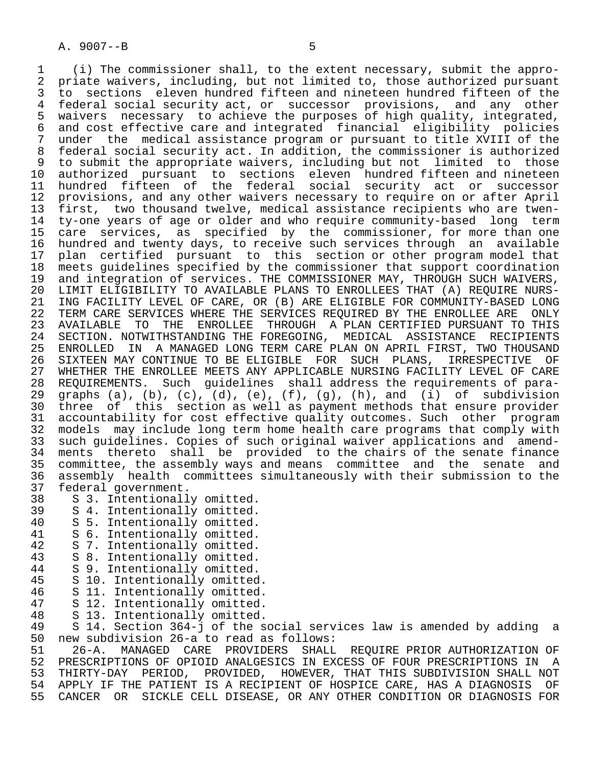(i) The commissioner shall, to the extent necessary, submit the appropriate waivers, including, but not limited to, those authorized pursuant to sections eleven hundred fifteen and nineteen hundred fifteen of the federal social security act, or successor provisions, and any other waivers necessary to achieve the purposes of high quality, integrated, and cost effective care and integrated financial eligibility policies under the medical assistance program or pursuant to title XVIII of the federal social security act. In addition, the commissioner is authorized to submit the appropriate waivers, including but not limited to those authorized pursuant to sections eleven hundred fifteen and nineteen hundred fifteen of the federal social security act or successor provisions, and any other waivers necessary to require on or after April first, two thousand twelve, medical assistance recipients who are twenty-one years of age or older and who require community-based long term care services, as specified by the commissioner, for more than one hundred and twenty days, to receive such services through an available plan certified pursuant to this section or other program model that meets guidelines specified by the commissioner that support coordination and integration of services. THE COMMISSIONER MAY, THROUGH SUCH WAIVERS, LIMIT ELIGIBILITY TO AVAILABLE PLANS TO ENROLLEES THAT (A) REQUIRE NURSING FACILITY LEVEL OF CARE, OR (B) ARE ELIGIBLE FOR COMMUNITY-BASED LONG TERM CARE SERVICES WHERE THE SERVICES REQUIRED BY THE ENROLLEE ARE ONLY AVAILABLE TO THE ENROLLEE THROUGH A PLAN CERTIFIED PURSUANT TO THIS SECTION. NOTWITHSTANDING THE FOREGOING, MEDICAL ASSISTANCE RECIPIENTS ENROLLED IN A MANAGED LONG TERM CARE PLAN ON APRIL FIRST, TWO THOUSAND SIXTEEN MAY CONTINUE TO BE ELIGIBLE FOR SUCH PLANS, IRRESPECTIVE OF WHETHER THE ENROLLEE MEETS ANY APPLICABLE NURSING FACILITY LEVEL OF CARE REQUIREMENTS. Such guidelines shall address the requirements of paragraphs (a), (b), (c), (d), (e), (f), (g), (h), and (i) of subdivision three of this section as well as payment methods that ensure provider accountability for cost effective quality outcomes. Such other program models may include long term home health care programs that comply with such guidelines. Copies of such original waiver applications and amendments thereto shall be provided to the chairs of the senate finance committee, the assembly ways and means committee and the senate and assembly health committees simultaneously with their submission to the federal government.

S 3. Intentionally omitted.

S 4. Intentionally omitted.

S 5. Intentionally omitted.

S 6. Intentionally omitted.

S 7. Intentionally omitted.

S 8. Intentionally omitted.

S 9. Intentionally omitted.

S 10. Intentionally omitted.

S 11. Intentionally omitted.

S 12. Intentionally omitted.

S 13. Intentionally omitted.

S 14. Section 364-j of the social services law is amended by adding a new subdivision 26-a to read as follows:

26-A. MANAGED CARE PROVIDERS SHALL REQUIRE PRIOR AUTHORIZATION OF PRESCRIPTIONS OF OPIOID ANALGESICS IN EXCESS OF FOUR PRESCRIPTIONS IN A THIRTY-DAY PERIOD, PROVIDED, HOWEVER, THAT THIS SUBDIVISION SHALL NOT APPLY IF THE PATIENT IS A RECIPIENT OF HOSPICE CARE, HAS A DIAGNOSIS OF CANCER OR SICKLE CELL DISEASE, OR ANY OTHER CONDITION OR DIAGNOSIS FOR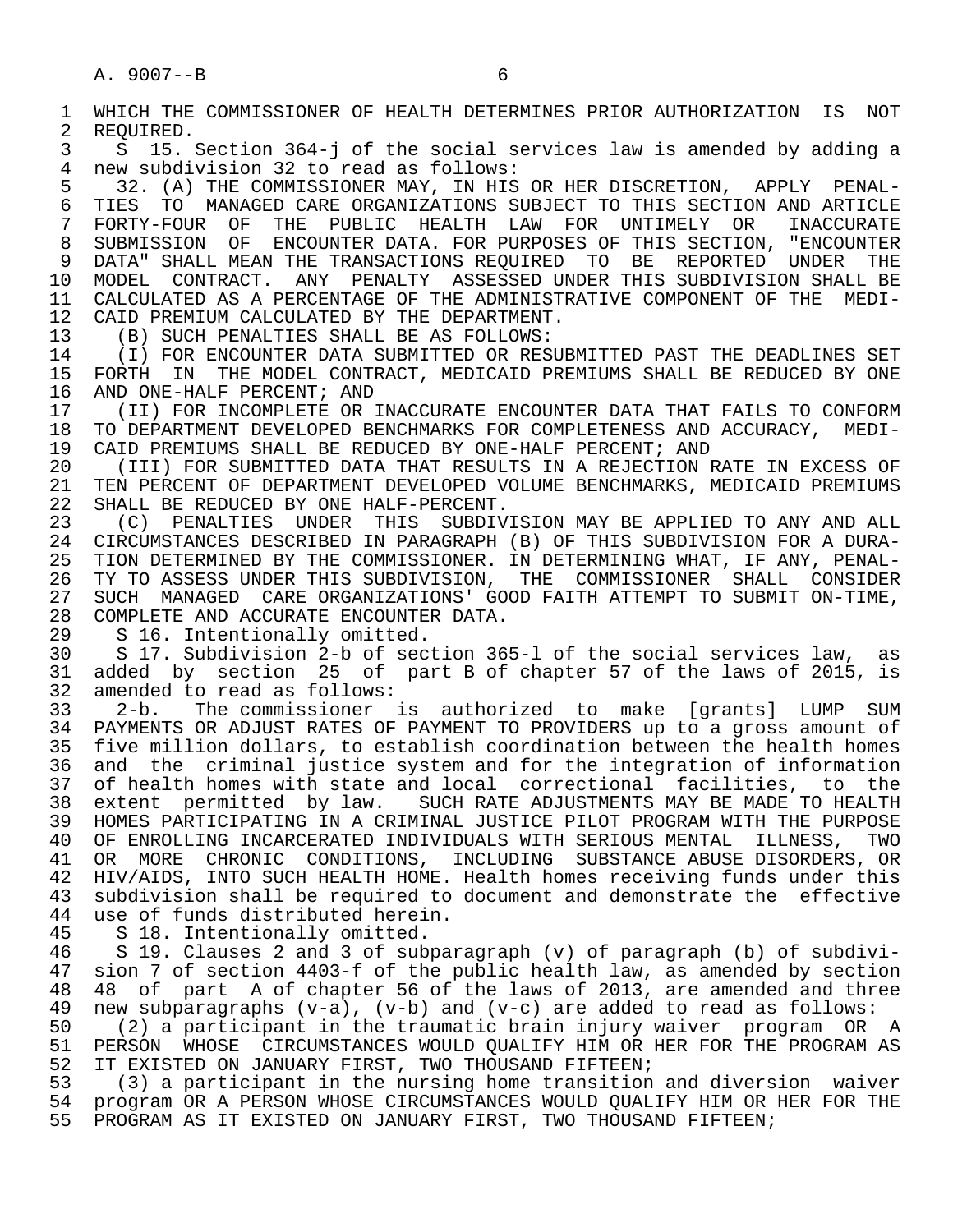WHICH THE COMMISSIONER OF HEALTH DETERMINES PRIOR AUTHORIZATION IS NOT REQUIRED.

S 15. Section 364-j of the social services law is amended by adding a new subdivision 32 to read as follows:

32. (A) THE COMMISSIONER MAY, IN HIS OR HER DISCRETION, APPLY PENALTIES TO MANAGED CARE ORGANIZATIONS SUBJECT TO THIS SECTION AND ARTICLE FORTY-FOUR OF THE PUBLIC HEALTH LAW FOR UNTIMELY OR INACCURATE SUBMISSION OF ENCOUNTER DATA. FOR PURPOSES OF THIS SECTION, "ENCOUNTER DATA" SHALL MEAN THE TRANSACTIONS REQUIRED TO BE REPORTED UNDER THE MODEL CONTRACT. ANY PENALTY ASSESSED UNDER THIS SUBDIVISION SHALL BE CALCULATED AS A PERCENTAGE OF THE ADMINISTRATIVE COMPONENT OF THE MEDICAID PREMIUM CALCULATED BY THE DEPARTMENT.

(B) SUCH PENALTIES SHALL BE AS FOLLOWS:

(I) FOR ENCOUNTER DATA SUBMITTED OR RESUBMITTED PAST THE DEADLINES SET FORTH IN THE MODEL CONTRACT, MEDICAID PREMIUMS SHALL BE REDUCED BY ONE AND ONE-HALF PERCENT; AND

(II) FOR INCOMPLETE OR INACCURATE ENCOUNTER DATA THAT FAILS TO CONFORM TO DEPARTMENT DEVELOPED BENCHMARKS FOR COMPLETENESS AND ACCURACY, MEDICAID PREMIUMS SHALL BE REDUCED BY ONE-HALF PERCENT; AND

(III) FOR SUBMITTED DATA THAT RESULTS IN A REJECTION RATE IN EXCESS OF TEN PERCENT OF DEPARTMENT DEVELOPED VOLUME BENCHMARKS, MEDICAID PREMIUMS SHALL BE REDUCED BY ONE HALF-PERCENT.

(C) PENALTIES UNDER THIS SUBDIVISION MAY BE APPLIED TO ANY AND ALL CIRCUMSTANCES DESCRIBED IN PARAGRAPH (B) OF THIS SUBDIVISION FOR A DURATION DETERMINED BY THE COMMISSIONER. IN DETERMINING WHAT, IF ANY, PENALTY TO ASSESS UNDER THIS SUBDIVISION, THE COMMISSIONER SHALL CONSIDER SUCH MANAGED CARE ORGANIZATIONS' GOOD FAITH ATTEMPT TO SUBMIT ON-TIME, COMPLETE AND ACCURATE ENCOUNTER DATA.

S 16. Intentionally omitted.

S 17. Subdivision 2-b of section 365-l of the social services law, as added by section 25 of part B of chapter 57 of the laws of 2015, is amended to read as follows:

2-b. The commissioner is authorized to make [grants] LUMP SUM PAYMENTS OR ADJUST RATES OF PAYMENT TO PROVIDERS up to a gross amount of five million dollars, to establish coordination between the health homes and the criminal justice system and for the integration of information of health homes with state and local correctional facilities, to the extent permitted by law. SUCH RATE ADJUSTMENTS MAY BE MADE TO HEALTH HOMES PARTICIPATING IN A CRIMINAL JUSTICE PILOT PROGRAM WITH THE PURPOSE OF ENROLLING INCARCERATED INDIVIDUALS WITH SERIOUS MENTAL ILLNESS, TWO OR MORE CHRONIC CONDITIONS, INCLUDING SUBSTANCE ABUSE DISORDERS, OR HIV/AIDS, INTO SUCH HEALTH HOME. Health homes receiving funds under this subdivision shall be required to document and demonstrate the effective use of funds distributed herein.

S 18. Intentionally omitted.

S 19. Clauses 2 and 3 of subparagraph (v) of paragraph (b) of subdivision 7 of section 4403-f of the public health law, as amended by section 48 of part A of chapter 56 of the laws of 2013, are amended and three new subparagraphs (v-a), (v-b) and (v-c) are added to read as follows:

(2) a participant in the traumatic brain injury waiver program OR A PERSON WHOSE CIRCUMSTANCES WOULD QUALIFY HIM OR HER FOR THE PROGRAM AS IT EXISTED ON JANUARY FIRST, TWO THOUSAND FIFTEEN;

(3) a participant in the nursing home transition and diversion waiver program OR A PERSON WHOSE CIRCUMSTANCES WOULD QUALIFY HIM OR HER FOR THE PROGRAM AS IT EXISTED ON JANUARY FIRST, TWO THOUSAND FIFTEEN;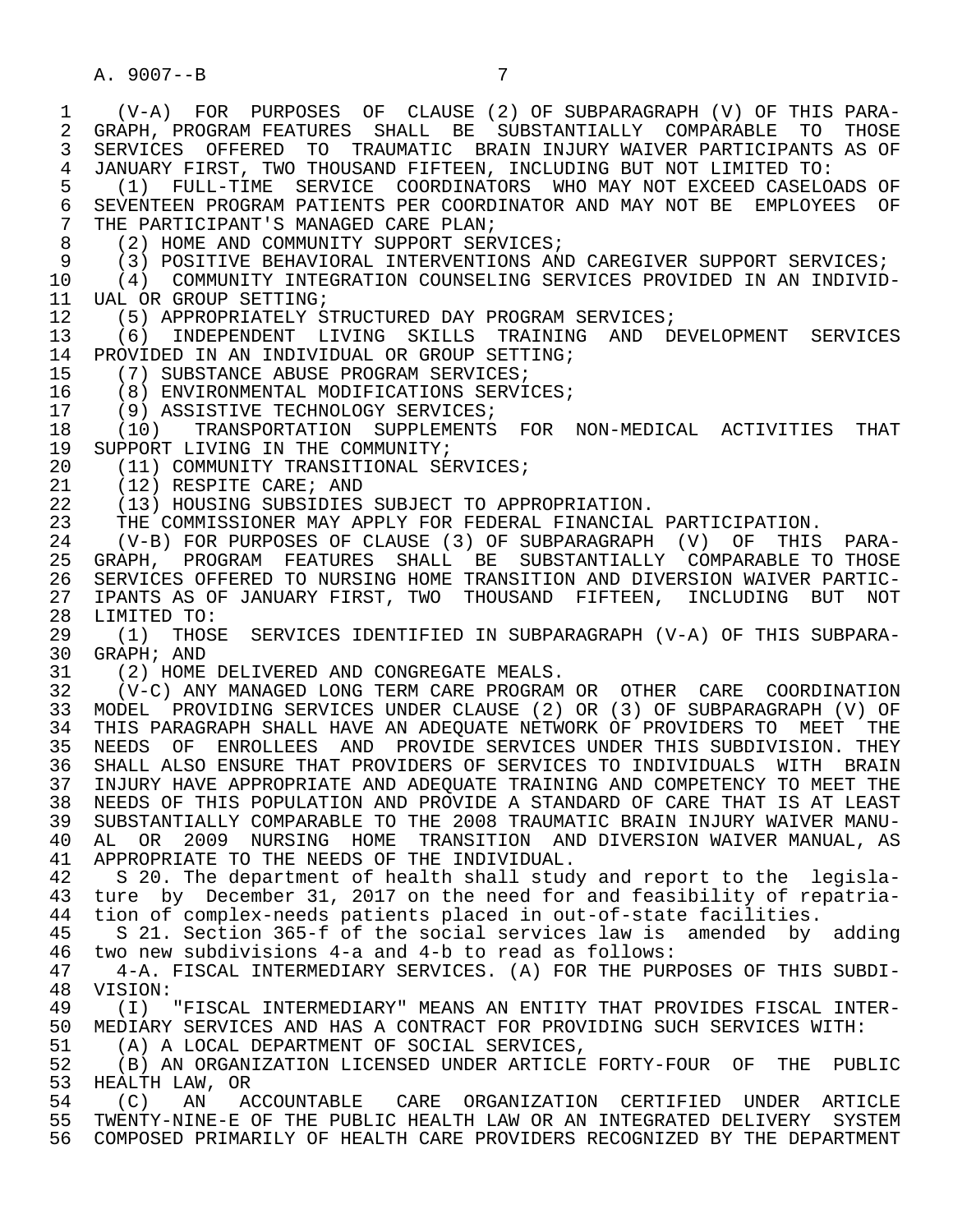(V-A) FOR PURPOSES OF CLAUSE (2) OF SUBPARAGRAPH (V) OF THIS PARAGRAPH, PROGRAM FEATURES SHALL BE SUBSTANTIALLY COMPARABLE TO THOSE SERVICES OFFERED TO TRAUMATIC BRAIN INJURY WAIVER PARTICIPANTS AS OF JANUARY FIRST, TWO THOUSAND FIFTEEN, INCLUDING BUT NOT LIMITED TO:

(1) FULL-TIME SERVICE COORDINATORS WHO MAY NOT EXCEED CASELOADS OF SEVENTEEN PROGRAM PATIENTS PER COORDINATOR AND MAY NOT BE EMPLOYEES OF THE PARTICIPANT'S MANAGED CARE PLAN;

(2) HOME AND COMMUNITY SUPPORT SERVICES;

(3) POSITIVE BEHAVIORAL INTERVENTIONS AND CAREGIVER SUPPORT SERVICES;

(4) COMMUNITY INTEGRATION COUNSELING SERVICES PROVIDED IN AN INDIVIDUAL OR GROUP SETTING;

(5) APPROPRIATELY STRUCTURED DAY PROGRAM SERVICES;

(6) INDEPENDENT LIVING SKILLS TRAINING AND DEVELOPMENT SERVICES PROVIDED IN AN INDIVIDUAL OR GROUP SETTING;

(7) SUBSTANCE ABUSE PROGRAM SERVICES;

(8) ENVIRONMENTAL MODIFICATIONS SERVICES;

(9) ASSISTIVE TECHNOLOGY SERVICES;

(10) TRANSPORTATION SUPPLEMENTS FOR NON-MEDICAL ACTIVITIES THAT SUPPORT LIVING IN THE COMMUNITY;

(11) COMMUNITY TRANSITIONAL SERVICES;

(12) RESPITE CARE; AND

(13) HOUSING SUBSIDIES SUBJECT TO APPROPRIATION.

THE COMMISSIONER MAY APPLY FOR FEDERAL FINANCIAL PARTICIPATION.

(V-B) FOR PURPOSES OF CLAUSE (3) OF SUBPARAGRAPH (V) OF THIS PARAGRAPH, PROGRAM FEATURES SHALL BE SUBSTANTIALLY COMPARABLE TO THOSE SERVICES OFFERED TO NURSING HOME TRANSITION AND DIVERSION WAIVER PARTICIPANTS AS OF JANUARY FIRST, TWO THOUSAND FIFTEEN, INCLUDING BUT NOT LIMITED TO:

(1) THOSE SERVICES IDENTIFIED IN SUBPARAGRAPH (V-A) OF THIS SUBPARAGRAPH; AND

(2) HOME DELIVERED AND CONGREGATE MEALS.

(V-C) ANY MANAGED LONG TERM CARE PROGRAM OR OTHER CARE COORDINATION MODEL PROVIDING SERVICES UNDER CLAUSE (2) OR (3) OF SUBPARAGRAPH (V) OF THIS PARAGRAPH SHALL HAVE AN ADEQUATE NETWORK OF PROVIDERS TO MEET THE NEEDS OF ENROLLEES AND PROVIDE SERVICES UNDER THIS SUBDIVISION. THEY SHALL ALSO ENSURE THAT PROVIDERS OF SERVICES TO INDIVIDUALS WITH BRAIN INJURY HAVE APPROPRIATE AND ADEQUATE TRAINING AND COMPETENCY TO MEET THE NEEDS OF THIS POPULATION AND PROVIDE A STANDARD OF CARE THAT IS AT LEAST SUBSTANTIALLY COMPARABLE TO THE 2008 TRAUMATIC BRAIN INJURY WAIVER MANUAL OR 2009 NURSING HOME TRANSITION AND DIVERSION WAIVER MANUAL, AS APPROPRIATE TO THE NEEDS OF THE INDIVIDUAL.

S 20. The department of health shall study and report to the legislature by December 31, 2017 on the need for and feasibility of repatriation of complex-needs patients placed in out-of-state facilities.

S 21. Section 365-f of the social services law is amended by adding two new subdivisions 4-a and 4-b to read as follows:

4-A. FISCAL INTERMEDIARY SERVICES. (A) FOR THE PURPOSES OF THIS SUBDIVISION:

(I) "FISCAL INTERMEDIARY" MEANS AN ENTITY THAT PROVIDES FISCAL INTERMEDIARY SERVICES AND HAS A CONTRACT FOR PROVIDING SUCH SERVICES WITH:

(A) A LOCAL DEPARTMENT OF SOCIAL SERVICES,

(B) AN ORGANIZATION LICENSED UNDER ARTICLE FORTY-FOUR OF THE PUBLIC HEALTH LAW, OR

(C) AN ACCOUNTABLE CARE ORGANIZATION CERTIFIED UNDER ARTICLE TWENTY-NINE-E OF THE PUBLIC HEALTH LAW OR AN INTEGRATED DELIVERY SYSTEM COMPOSED PRIMARILY OF HEALTH CARE PROVIDERS RECOGNIZED BY THE DEPARTMENT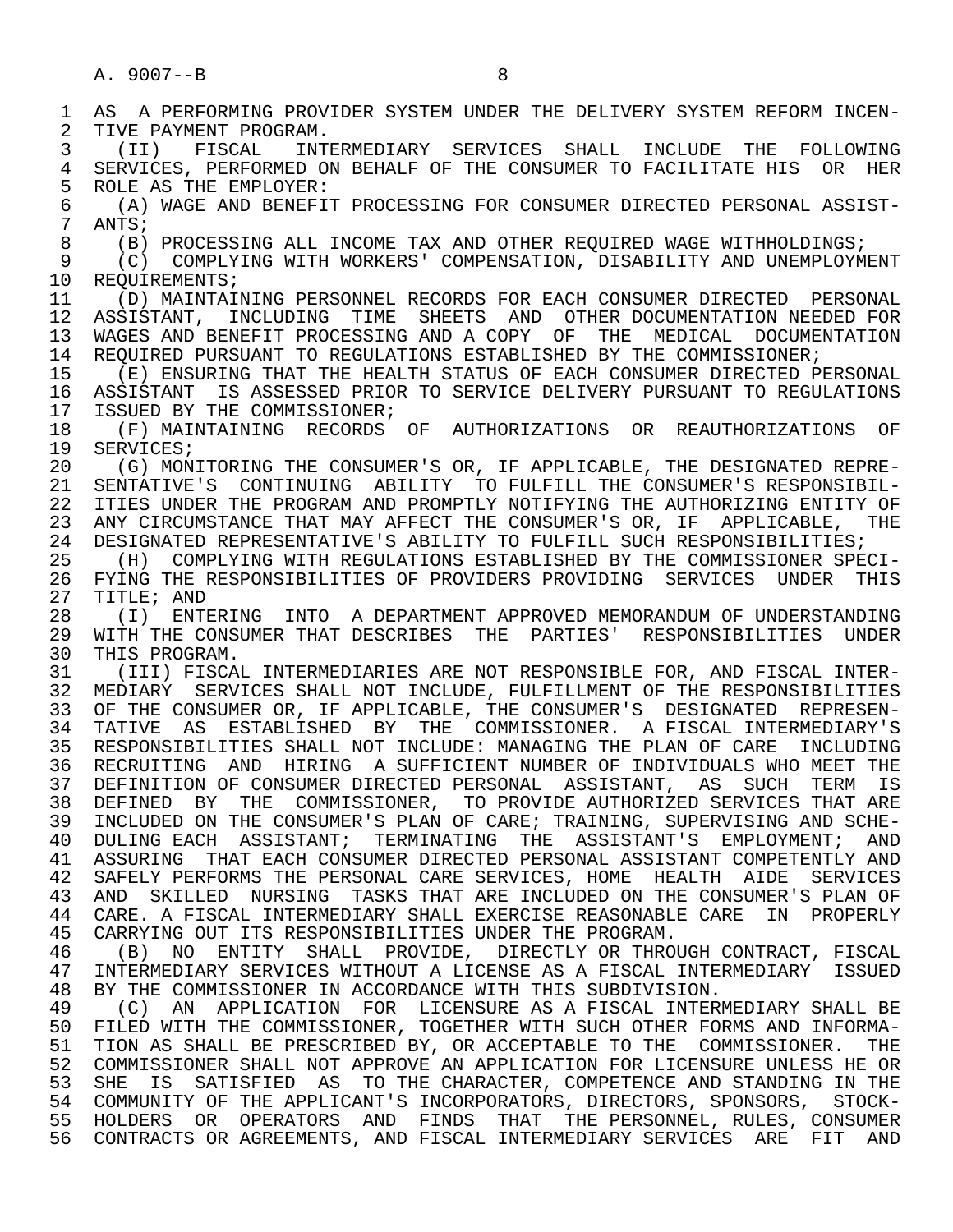AS A PERFORMING PROVIDER SYSTEM UNDER THE DELIVERY SYSTEM REFORM INCENTIVE PAYMENT PROGRAM.

(II) FISCAL INTERMEDIARY SERVICES SHALL INCLUDE THE FOLLOWING SERVICES, PERFORMED ON BEHALF OF THE CONSUMER TO FACILITATE HIS OR HER ROLE AS THE EMPLOYER:

(A) WAGE AND BENEFIT PROCESSING FOR CONSUMER DIRECTED PERSONAL ASSISTANTS;

(B) PROCESSING ALL INCOME TAX AND OTHER REQUIRED WAGE WITHHOLDINGS;

(C) COMPLYING WITH WORKERS' COMPENSATION, DISABILITY AND UNEMPLOYMENT REQUIREMENTS;

(D) MAINTAINING PERSONNEL RECORDS FOR EACH CONSUMER DIRECTED PERSONAL ASSISTANT, INCLUDING TIME SHEETS AND OTHER DOCUMENTATION NEEDED FOR WAGES AND BENEFIT PROCESSING AND A COPY OF THE MEDICAL DOCUMENTATION REQUIRED PURSUANT TO REGULATIONS ESTABLISHED BY THE COMMISSIONER;

(E) ENSURING THAT THE HEALTH STATUS OF EACH CONSUMER DIRECTED PERSONAL ASSISTANT IS ASSESSED PRIOR TO SERVICE DELIVERY PURSUANT TO REGULATIONS ISSUED BY THE COMMISSIONER;

(F) MAINTAINING RECORDS OF AUTHORIZATIONS OR REAUTHORIZATIONS OF SERVICES;

(G) MONITORING THE CONSUMER'S OR, IF APPLICABLE, THE DESIGNATED REPRESENTATIVE'S CONTINUING ABILITY TO FULFILL THE CONSUMER'S RESPONSIBILITIES UNDER THE PROGRAM AND PROMPTLY NOTIFYING THE AUTHORIZING ENTITY OF ANY CIRCUMSTANCE THAT MAY AFFECT THE CONSUMER'S OR, IF APPLICABLE, THE DESIGNATED REPRESENTATIVE'S ABILITY TO FULFILL SUCH RESPONSIBILITIES;

(H) COMPLYING WITH REGULATIONS ESTABLISHED BY THE COMMISSIONER SPECIFYING THE RESPONSIBILITIES OF PROVIDERS PROVIDING SERVICES UNDER THIS TITLE; AND

(I) ENTERING INTO A DEPARTMENT APPROVED MEMORANDUM OF UNDERSTANDING WITH THE CONSUMER THAT DESCRIBES THE PARTIES' RESPONSIBILITIES UNDER THIS PROGRAM.

(III) FISCAL INTERMEDIARIES ARE NOT RESPONSIBLE FOR, AND FISCAL INTERMEDIARY SERVICES SHALL NOT INCLUDE, FULFILLMENT OF THE RESPONSIBILITIES OF THE CONSUMER OR, IF APPLICABLE, THE CONSUMER'S DESIGNATED REPRESENTATIVE AS ESTABLISHED BY THE COMMISSIONER. A FISCAL INTERMEDIARY'S RESPONSIBILITIES SHALL NOT INCLUDE: MANAGING THE PLAN OF CARE INCLUDING RECRUITING AND HIRING A SUFFICIENT NUMBER OF INDIVIDUALS WHO MEET THE DEFINITION OF CONSUMER DIRECTED PERSONAL ASSISTANT, AS SUCH TERM IS DEFINED BY THE COMMISSIONER, TO PROVIDE AUTHORIZED SERVICES THAT ARE INCLUDED ON THE CONSUMER'S PLAN OF CARE; TRAINING, SUPERVISING AND SCHEDULING EACH ASSISTANT; TERMINATING THE ASSISTANT'S EMPLOYMENT; AND ASSURING THAT EACH CONSUMER DIRECTED PERSONAL ASSISTANT COMPETENTLY AND SAFELY PERFORMS THE PERSONAL CARE SERVICES, HOME HEALTH AIDE SERVICES AND SKILLED NURSING TASKS THAT ARE INCLUDED ON THE CONSUMER'S PLAN OF CARE. A FISCAL INTERMEDIARY SHALL EXERCISE REASONABLE CARE IN PROPERLY CARRYING OUT ITS RESPONSIBILITIES UNDER THE PROGRAM.

(B) NO ENTITY SHALL PROVIDE, DIRECTLY OR THROUGH CONTRACT, FISCAL INTERMEDIARY SERVICES WITHOUT A LICENSE AS A FISCAL INTERMEDIARY ISSUED BY THE COMMISSIONER IN ACCORDANCE WITH THIS SUBDIVISION.

(C) AN APPLICATION FOR LICENSURE AS A FISCAL INTERMEDIARY SHALL BE FILED WITH THE COMMISSIONER, TOGETHER WITH SUCH OTHER FORMS AND INFORMATION AS SHALL BE PRESCRIBED BY, OR ACCEPTABLE TO THE COMMISSIONER. THE COMMISSIONER SHALL NOT APPROVE AN APPLICATION FOR LICENSURE UNLESS HE OR SHE IS SATISFIED AS TO THE CHARACTER, COMPETENCE AND STANDING IN THE COMMUNITY OF THE APPLICANT'S INCORPORATORS, DIRECTORS, SPONSORS, STOCKHOLDERS OR OPERATORS AND FINDS THAT THE PERSONNEL, RULES, CONSUMER CONTRACTS OR AGREEMENTS, AND FISCAL INTERMEDIARY SERVICES ARE FIT AND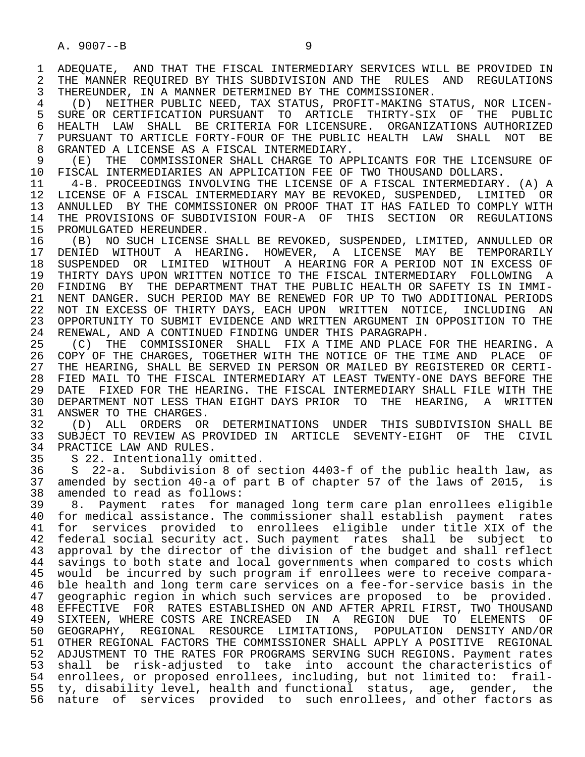ADEQUATE, AND THAT THE FISCAL INTERMEDIARY SERVICES WILL BE PROVIDED IN THE MANNER REQUIRED BY THIS SUBDIVISION AND THE RULES AND REGULATIONS THEREUNDER, IN A MANNER DETERMINED BY THE COMMISSIONER.

(D) NEITHER PUBLIC NEED, TAX STATUS, PROFIT-MAKING STATUS, NOR LICENSURE OR CERTIFICATION PURSUANT TO ARTICLE THIRTY-SIX OF THE PUBLIC HEALTH LAW SHALL BE CRITERIA FOR LICENSURE. ORGANIZATIONS AUTHORIZED PURSUANT TO ARTICLE FORTY-FOUR OF THE PUBLIC HEALTH LAW SHALL NOT BE GRANTED A LICENSE AS A FISCAL INTERMEDIARY.

(E) THE COMMISSIONER SHALL CHARGE TO APPLICANTS FOR THE LICENSURE OF FISCAL INTERMEDIARIES AN APPLICATION FEE OF TWO THOUSAND DOLLARS.

4-B. PROCEEDINGS INVOLVING THE LICENSE OF A FISCAL INTERMEDIARY. (A) A LICENSE OF A FISCAL INTERMEDIARY MAY BE REVOKED, SUSPENDED, LIMITED OR ANNULLED BY THE COMMISSIONER ON PROOF THAT IT HAS FAILED TO COMPLY WITH THE PROVISIONS OF SUBDIVISION FOUR-A OF THIS SECTION OR REGULATIONS PROMULGATED HEREUNDER.

(B) NO SUCH LICENSE SHALL BE REVOKED, SUSPENDED, LIMITED, ANNULLED OR DENIED WITHOUT A HEARING. HOWEVER, A LICENSE MAY BE TEMPORARILY SUSPENDED OR LIMITED WITHOUT A HEARING FOR A PERIOD NOT IN EXCESS OF THIRTY DAYS UPON WRITTEN NOTICE TO THE FISCAL INTERMEDIARY FOLLOWING A FINDING BY THE DEPARTMENT THAT THE PUBLIC HEALTH OR SAFETY IS IN IMMINENT DANGER. SUCH PERIOD MAY BE RENEWED FOR UP TO TWO ADDITIONAL PERIODS NOT IN EXCESS OF THIRTY DAYS, EACH UPON WRITTEN NOTICE, INCLUDING AN OPPORTUNITY TO SUBMIT EVIDENCE AND WRITTEN ARGUMENT IN OPPOSITION TO THE RENEWAL, AND A CONTINUED FINDING UNDER THIS PARAGRAPH.

(C) THE COMMISSIONER SHALL FIX A TIME AND PLACE FOR THE HEARING. A COPY OF THE CHARGES, TOGETHER WITH THE NOTICE OF THE TIME AND PLACE OF THE HEARING, SHALL BE SERVED IN PERSON OR MAILED BY REGISTERED OR CERTIFIED MAIL TO THE FISCAL INTERMEDIARY AT LEAST TWENTY-ONE DAYS BEFORE THE DATE FIXED FOR THE HEARING. THE FISCAL INTERMEDIARY SHALL FILE WITH THE DEPARTMENT NOT LESS THAN EIGHT DAYS PRIOR TO THE HEARING, A WRITTEN ANSWER TO THE CHARGES.

(D) ALL ORDERS OR DETERMINATIONS UNDER THIS SUBDIVISION SHALL BE SUBJECT TO REVIEW AS PROVIDED IN ARTICLE SEVENTY-EIGHT OF THE CIVIL PRACTICE LAW AND RULES.

S 22. Intentionally omitted.

S 22-a. Subdivision 8 of section 4403-f of the public health law, as amended by section 40-a of part B of chapter 57 of the laws of 2015, is amended to read as follows:

8. Payment rates for managed long term care plan enrollees eligible for medical assistance. The commissioner shall establish payment rates for services provided to enrollees eligible under title XIX of the federal social security act. Such payment rates shall be subject to approval by the director of the division of the budget and shall reflect savings to both state and local governments when compared to costs which would be incurred by such program if enrollees were to receive comparable health and long term care services on a fee-for-service basis in the geographic region in which such services are proposed to be provided. EFFECTIVE FOR RATES ESTABLISHED ON AND AFTER APRIL FIRST, TWO THOUSAND SIXTEEN, WHERE COSTS ARE INCREASED IN A REGION DUE TO ELEMENTS OF GEOGRAPHY, REGIONAL RESOURCE LIMITATIONS, POPULATION DENSITY AND/OR OTHER REGIONAL FACTORS THE COMMISSIONER SHALL APPLY A POSITIVE REGIONAL ADJUSTMENT TO THE RATES FOR PROGRAMS SERVING SUCH REGIONS. Payment rates shall be risk-adjusted to take into account the characteristics of enrollees, or proposed enrollees, including, but not limited to: frailty, disability level, health and functional status, age, gender, the nature of services provided to such enrollees, and other factors as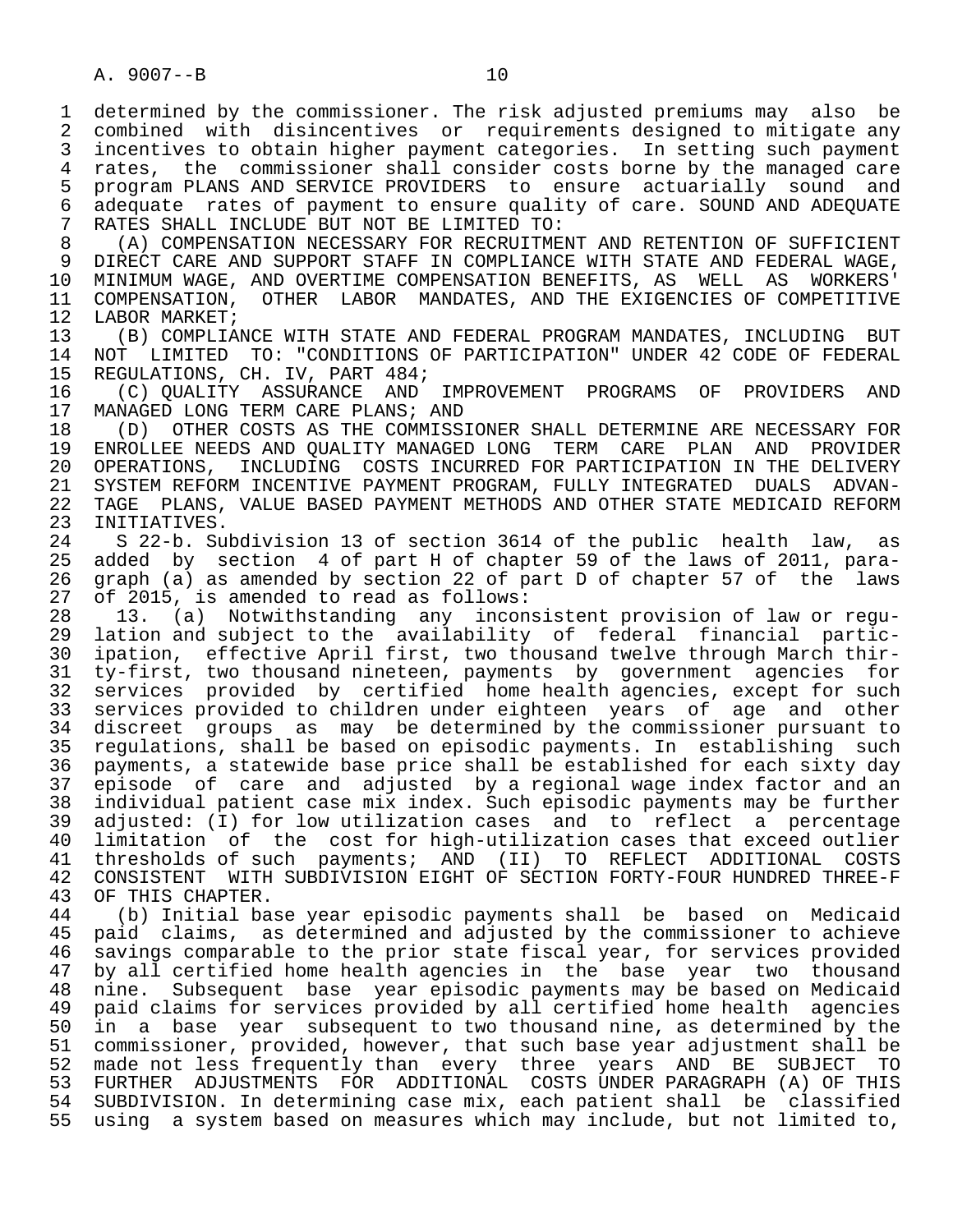determined by the commissioner. The risk adjusted premiums may also be combined with disincentives or requirements designed to mitigate any incentives to obtain higher payment categories. In setting such payment rates, the commissioner shall consider costs borne by the managed care program PLANS AND SERVICE PROVIDERS to ensure actuarially sound and adequate rates of payment to ensure quality of care. SOUND AND ADEQUATE RATES SHALL INCLUDE BUT NOT BE LIMITED TO:

(A) COMPENSATION NECESSARY FOR RECRUITMENT AND RETENTION OF SUFFICIENT DIRECT CARE AND SUPPORT STAFF IN COMPLIANCE WITH STATE AND FEDERAL WAGE, MINIMUM WAGE, AND OVERTIME COMPENSATION BENEFITS, AS WELL AS WORKERS' COMPENSATION, OTHER LABOR MANDATES, AND THE EXIGENCIES OF COMPETITIVE LABOR MARKET;

(B) COMPLIANCE WITH STATE AND FEDERAL PROGRAM MANDATES, INCLUDING BUT NOT LIMITED TO: "CONDITIONS OF PARTICIPATION" UNDER 42 CODE OF FEDERAL REGULATIONS, CH. IV, PART 484;

(C) QUALITY ASSURANCE AND IMPROVEMENT PROGRAMS OF PROVIDERS AND MANAGED LONG TERM CARE PLANS; AND

(D) OTHER COSTS AS THE COMMISSIONER SHALL DETERMINE ARE NECESSARY FOR ENROLLEE NEEDS AND QUALITY MANAGED LONG TERM CARE PLAN AND PROVIDER OPERATIONS, INCLUDING COSTS INCURRED FOR PARTICIPATION IN THE DELIVERY SYSTEM REFORM INCENTIVE PAYMENT PROGRAM, FULLY INTEGRATED DUALS ADVANTAGE PLANS, VALUE BASED PAYMENT METHODS AND OTHER STATE MEDICAID REFORM INITIATIVES.

S 22-b. Subdivision 13 of section 3614 of the public health law, as added by section 4 of part H of chapter 59 of the laws of 2011, paragraph (a) as amended by section 22 of part D of chapter 57 of the laws of 2015, is amended to read as follows:

13. (a) Notwithstanding any inconsistent provision of law or regulation and subject to the availability of federal financial participation, effective April first, two thousand twelve through March thirty-first, two thousand nineteen, payments by government agencies for services provided by certified home health agencies, except for such services provided to children under eighteen years of age and other discreet groups as may be determined by the commissioner pursuant to regulations, shall be based on episodic payments. In establishing such payments, a statewide base price shall be established for each sixty day episode of care and adjusted by a regional wage index factor and an individual patient case mix index. Such episodic payments may be further adjusted: (I) for low utilization cases and to reflect a percentage limitation of the cost for high-utilization cases that exceed outlier thresholds of such payments; AND (II) TO REFLECT ADDITIONAL COSTS CONSISTENT WITH SUBDIVISION EIGHT OF SECTION FORTY-FOUR HUNDRED THREE-F OF THIS CHAPTER.

(b) Initial base year episodic payments shall be based on Medicaid paid claims, as determined and adjusted by the commissioner to achieve savings comparable to the prior state fiscal year, for services provided by all certified home health agencies in the base year two thousand nine. Subsequent base year episodic payments may be based on Medicaid paid claims for services provided by all certified home health agencies in a base year subsequent to two thousand nine, as determined by the commissioner, provided, however, that such base year adjustment shall be made not less frequently than every three years AND BE SUBJECT TO FURTHER ADJUSTMENTS FOR ADDITIONAL COSTS UNDER PARAGRAPH (A) OF THIS SUBDIVISION. In determining case mix, each patient shall be classified using a system based on measures which may include, but not limited to,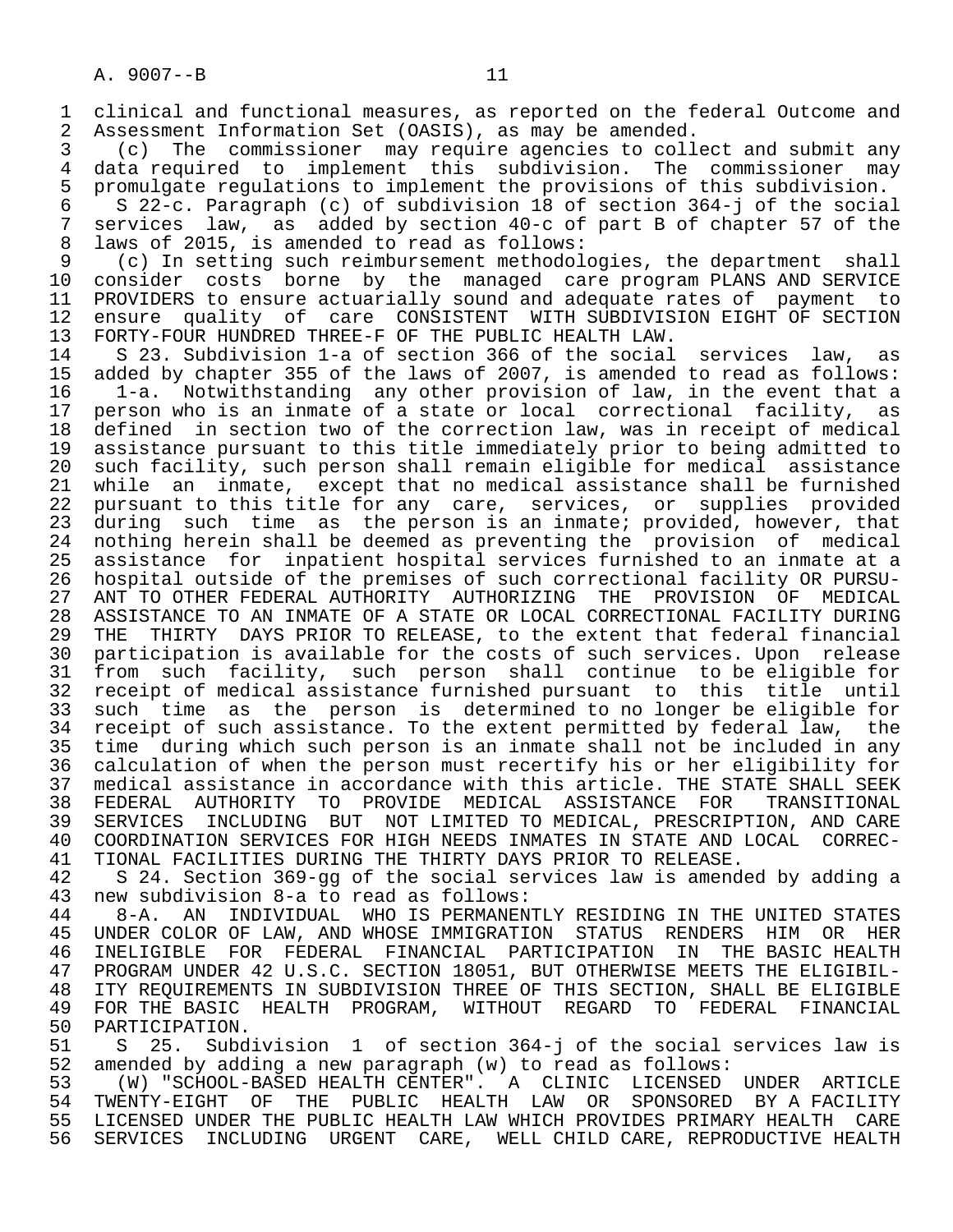clinical and functional measures, as reported on the federal Outcome and Assessment Information Set (OASIS), as may be amended.

(c) The commissioner may require agencies to collect and submit any data required to implement this subdivision. The commissioner may promulgate regulations to implement the provisions of this subdivision.

S 22-c. Paragraph (c) of subdivision 18 of section 364-j of the social services law, as added by section 40-c of part B of chapter 57 of the laws of 2015, is amended to read as follows:

(c) In setting such reimbursement methodologies, the department shall consider costs borne by the managed care program PLANS AND SERVICE PROVIDERS to ensure actuarially sound and adequate rates of payment to ensure quality of care CONSISTENT WITH SUBDIVISION EIGHT OF SECTION FORTY-FOUR HUNDRED THREE-F OF THE PUBLIC HEALTH LAW.

S 23. Subdivision 1-a of section 366 of the social services law, as added by chapter 355 of the laws of 2007, is amended to read as follows:

1-a. Notwithstanding any other provision of law, in the event that a person who is an inmate of a state or local correctional facility, as defined in section two of the correction law, was in receipt of medical assistance pursuant to this title immediately prior to being admitted to such facility, such person shall remain eligible for medical assistance while an inmate, except that no medical assistance shall be furnished pursuant to this title for any care, services, or supplies provided during such time as the person is an inmate; provided, however, that nothing herein shall be deemed as preventing the provision of medical assistance for inpatient hospital services furnished to an inmate at a hospital outside of the premises of such correctional facility OR PURSUANT TO OTHER FEDERAL AUTHORITY AUTHORIZING THE PROVISION OF MEDICAL ASSISTANCE TO AN INMATE OF A STATE OR LOCAL CORRECTIONAL FACILITY DURING THE THIRTY DAYS PRIOR TO RELEASE, to the extent that federal financial participation is available for the costs of such services. Upon release from such facility, such person shall continue to be eligible for receipt of medical assistance furnished pursuant to this title until such time as the person is determined to no longer be eligible for receipt of such assistance. To the extent permitted by federal law, the time during which such person is an inmate shall not be included in any calculation of when the person must recertify his or her eligibility for medical assistance in accordance with this article. THE STATE SHALL SEEK FEDERAL AUTHORITY TO PROVIDE MEDICAL ASSISTANCE FOR TRANSITIONAL SERVICES INCLUDING BUT NOT LIMITED TO MEDICAL, PRESCRIPTION, AND CARE COORDINATION SERVICES FOR HIGH NEEDS INMATES IN STATE AND LOCAL CORRECTIONAL FACILITIES DURING THE THIRTY DAYS PRIOR TO RELEASE.

S 24. Section 369-gg of the social services law is amended by adding a new subdivision 8-a to read as follows:

8-A. AN INDIVIDUAL WHO IS PERMANENTLY RESIDING IN THE UNITED STATES UNDER COLOR OF LAW, AND WHOSE IMMIGRATION STATUS RENDERS HIM OR HER INELIGIBLE FOR FEDERAL FINANCIAL PARTICIPATION IN THE BASIC HEALTH PROGRAM UNDER 42 U.S.C. SECTION 18051, BUT OTHERWISE MEETS THE ELIGIBILITY REQUIREMENTS IN SUBDIVISION THREE OF THIS SECTION, SHALL BE ELIGIBLE FOR THE BASIC HEALTH PROGRAM, WITHOUT REGARD TO FEDERAL FINANCIAL PARTICIPATION.

S 25. Subdivision 1 of section 364-j of the social services law is amended by adding a new paragraph (w) to read as follows:

(W) "SCHOOL-BASED HEALTH CENTER". A CLINIC LICENSED UNDER ARTICLE TWENTY-EIGHT OF THE PUBLIC HEALTH LAW OR SPONSORED BY A FACILITY LICENSED UNDER THE PUBLIC HEALTH LAW WHICH PROVIDES PRIMARY HEALTH CARE SERVICES INCLUDING URGENT CARE, WELL CHILD CARE, REPRODUCTIVE HEALTH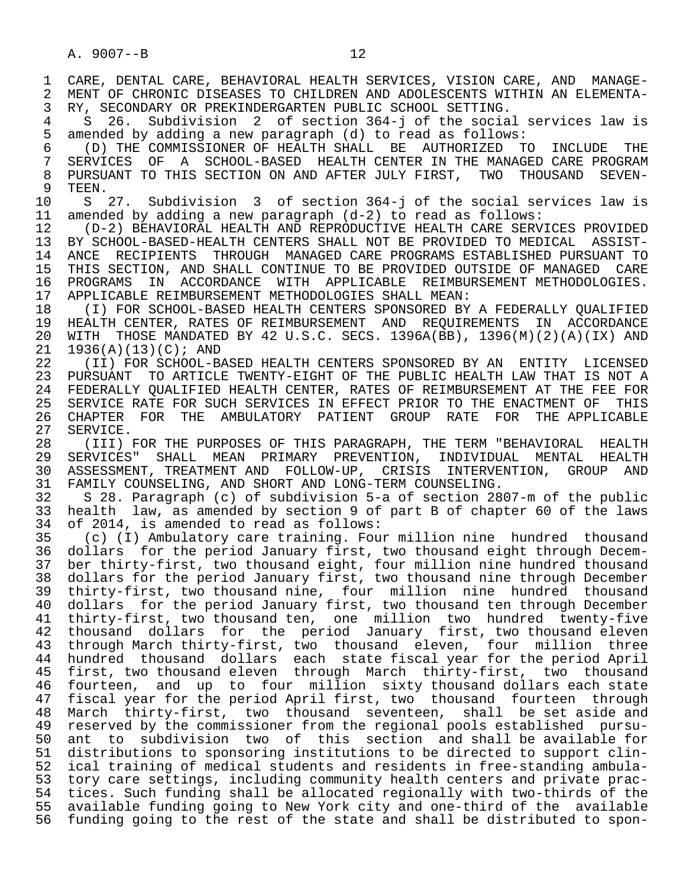CARE, DENTAL CARE, BEHAVIORAL HEALTH SERVICES, VISION CARE, AND MANAGEMENT OF CHRONIC DISEASES TO CHILDREN AND ADOLESCENTS WITHIN AN ELEMENTARY, SECONDARY OR PREKINDERGARTEN PUBLIC SCHOOL SETTING.

S 26. Subdivision 2 of section 364-j of the social services law is amended by adding a new paragraph (d) to read as follows:

(D) THE COMMISSIONER OF HEALTH SHALL BE AUTHORIZED TO INCLUDE THE SERVICES OF A SCHOOL-BASED HEALTH CENTER IN THE MANAGED CARE PROGRAM PURSUANT TO THIS SECTION ON AND AFTER JULY FIRST, TWO THOUSAND SEVENTEEN.

S 27. Subdivision 3 of section 364-j of the social services law is amended by adding a new paragraph (d-2) to read as follows:

(D-2) BEHAVIORAL HEALTH AND REPRODUCTIVE HEALTH CARE SERVICES PROVIDED BY SCHOOL-BASED-HEALTH CENTERS SHALL NOT BE PROVIDED TO MEDICAL ASSISTANCE RECIPIENTS THROUGH MANAGED CARE PROGRAMS ESTABLISHED PURSUANT TO THIS SECTION, AND SHALL CONTINUE TO BE PROVIDED OUTSIDE OF MANAGED CARE PROGRAMS IN ACCORDANCE WITH APPLICABLE REIMBURSEMENT METHODOLOGIES. APPLICABLE REIMBURSEMENT METHODOLOGIES SHALL MEAN:

(I) FOR SCHOOL-BASED HEALTH CENTERS SPONSORED BY A FEDERALLY QUALIFIED HEALTH CENTER, RATES OF REIMBURSEMENT AND REQUIREMENTS IN ACCORDANCE WITH THOSE MANDATED BY 42 U.S.C. SECS. 1396A(BB), 1396(M)(2)(A)(IX) AND 1936(A)(13)(C); AND

(II) FOR SCHOOL-BASED HEALTH CENTERS SPONSORED BY AN ENTITY LICENSED PURSUANT TO ARTICLE TWENTY-EIGHT OF THE PUBLIC HEALTH LAW THAT IS NOT A FEDERALLY QUALIFIED HEALTH CENTER, RATES OF REIMBURSEMENT AT THE FEE FOR SERVICE RATE FOR SUCH SERVICES IN EFFECT PRIOR TO THE ENACTMENT OF THIS CHAPTER FOR THE AMBULATORY PATIENT GROUP RATE FOR THE APPLICABLE SERVICE.

(III) FOR THE PURPOSES OF THIS PARAGRAPH, THE TERM "BEHAVIORAL HEALTH SERVICES" SHALL MEAN PRIMARY PREVENTION, INDIVIDUAL MENTAL HEALTH ASSESSMENT, TREATMENT AND FOLLOW-UP, CRISIS INTERVENTION, GROUP AND FAMILY COUNSELING, AND SHORT AND LONG-TERM COUNSELING.

S 28. Paragraph (c) of subdivision 5-a of section 2807-m of the public health law, as amended by section 9 of part B of chapter 60 of the laws of 2014, is amended to read as follows:

(c) (I) Ambulatory care training. Four million nine hundred thousand dollars for the period January first, two thousand eight through December thirty-first, two thousand eight, four million nine hundred thousand dollars for the period January first, two thousand nine through December thirty-first, two thousand nine, four million nine hundred thousand dollars for the period January first, two thousand ten through December thirty-first, two thousand ten, one million two hundred twenty-five thousand dollars for the period January first, two thousand eleven through March thirty-first, two thousand eleven, four million three hundred thousand dollars each state fiscal year for the period April first, two thousand eleven through March thirty-first, two thousand fourteen, and up to four million sixty thousand dollars each state fiscal year for the period April first, two thousand fourteen through March thirty-first, two thousand seventeen, shall be set aside and reserved by the commissioner from the regional pools established pursuant to subdivision two of this section and shall be available for distributions to sponsoring institutions to be directed to support clinical training of medical students and residents in free-standing ambulatory care settings, including community health centers and private practices. Such funding shall be allocated regionally with two-thirds of the available funding going to New York city and one-third of the available funding going to the rest of the state and shall be distributed to spon-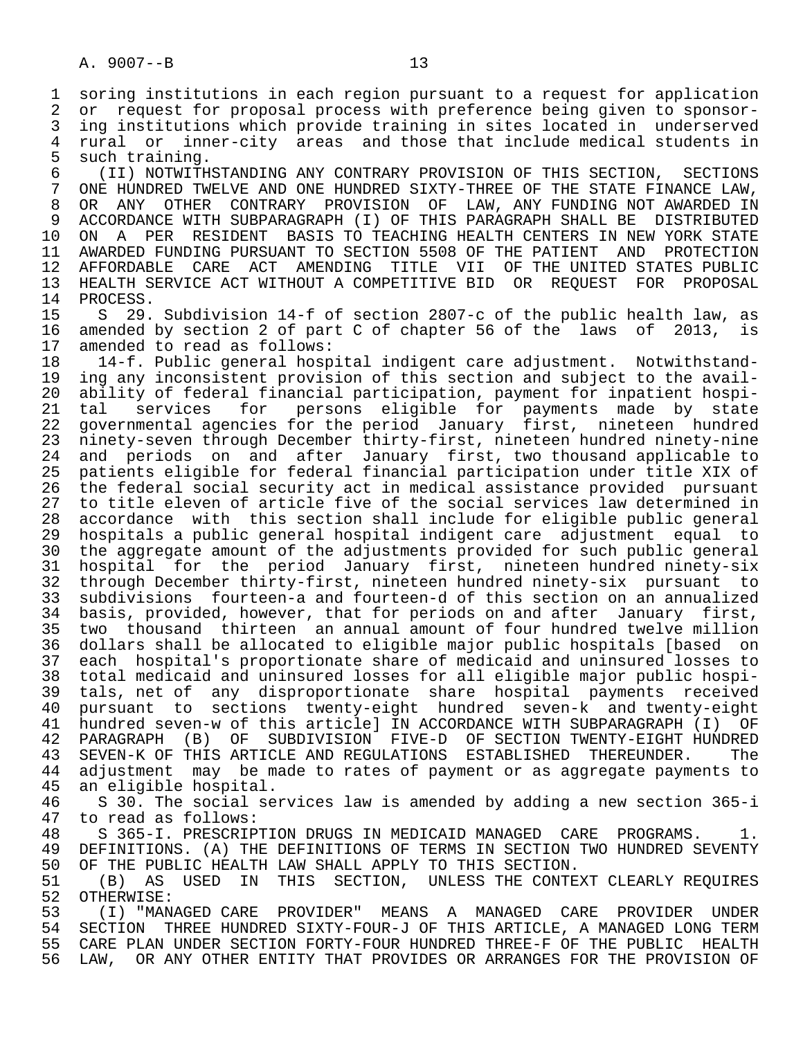soring institutions in each region pursuant to a request for application or request for proposal process with preference being given to sponsoring institutions which provide training in sites located in underserved rural or inner-city areas and those that include medical students in such training.

(II) NOTWITHSTANDING ANY CONTRARY PROVISION OF THIS SECTION, SECTIONS ONE HUNDRED TWELVE AND ONE HUNDRED SIXTY-THREE OF THE STATE FINANCE LAW, OR ANY OTHER CONTRARY PROVISION OF LAW, ANY FUNDING NOT AWARDED IN ACCORDANCE WITH SUBPARAGRAPH (I) OF THIS PARAGRAPH SHALL BE DISTRIBUTED ON A PER RESIDENT BASIS TO TEACHING HEALTH CENTERS IN NEW YORK STATE AWARDED FUNDING PURSUANT TO SECTION 5508 OF THE PATIENT AND PROTECTION AFFORDABLE CARE ACT AMENDING TITLE VII OF THE UNITED STATES PUBLIC HEALTH SERVICE ACT WITHOUT A COMPETITIVE BID OR REQUEST FOR PROPOSAL PROCESS.

S 29. Subdivision 14-f of section 2807-c of the public health law, as amended by section 2 of part C of chapter 56 of the laws of 2013, is amended to read as follows:

14-f. Public general hospital indigent care adjustment. Notwithstanding any inconsistent provision of this section and subject to the availability of federal financial participation, payment for inpatient hospital services for persons eligible for payments made by state governmental agencies for the period January first, nineteen hundred ninety-seven through December thirty-first, nineteen hundred ninety-nine and periods on and after January first, two thousand applicable to patients eligible for federal financial participation under title XIX of the federal social security act in medical assistance provided pursuant to title eleven of article five of the social services law determined in accordance with this section shall include for eligible public general hospitals a public general hospital indigent care adjustment equal to the aggregate amount of the adjustments provided for such public general hospital for the period January first, nineteen hundred ninety-six through December thirty-first, nineteen hundred ninety-six pursuant to subdivisions fourteen-a and fourteen-d of this section on an annualized basis, provided, however, that for periods on and after January first, two thousand thirteen an annual amount of four hundred twelve million dollars shall be allocated to eligible major public hospitals [based on each hospital's proportionate share of medicaid and uninsured losses to total medicaid and uninsured losses for all eligible major public hospitals, net of any disproportionate share hospital payments received pursuant to sections twenty-eight hundred seven-k and twenty-eight hundred seven-w of this article] IN ACCORDANCE WITH SUBPARAGRAPH (I) OF PARAGRAPH (B) OF SUBDIVISION FIVE-D OF SECTION TWENTY-EIGHT HUNDRED SEVEN-K OF THIS ARTICLE AND REGULATIONS ESTABLISHED THEREUNDER. The adjustment may be made to rates of payment or as aggregate payments to an eligible hospital.

S 30. The social services law is amended by adding a new section 365-i to read as follows:

S 365-I. PRESCRIPTION DRUGS IN MEDICAID MANAGED CARE PROGRAMS. 1. DEFINITIONS. (A) THE DEFINITIONS OF TERMS IN SECTION TWO HUNDRED SEVENTY OF THE PUBLIC HEALTH LAW SHALL APPLY TO THIS SECTION.

(B) AS USED IN THIS SECTION, UNLESS THE CONTEXT CLEARLY REQUIRES OTHERWISE:

(I) "MANAGED CARE PROVIDER" MEANS A MANAGED CARE PROVIDER UNDER SECTION THREE HUNDRED SIXTY-FOUR-J OF THIS ARTICLE, A MANAGED LONG TERM CARE PLAN UNDER SECTION FORTY-FOUR HUNDRED THREE-F OF THE PUBLIC HEALTH LAW, OR ANY OTHER ENTITY THAT PROVIDES OR ARRANGES FOR THE PROVISION OF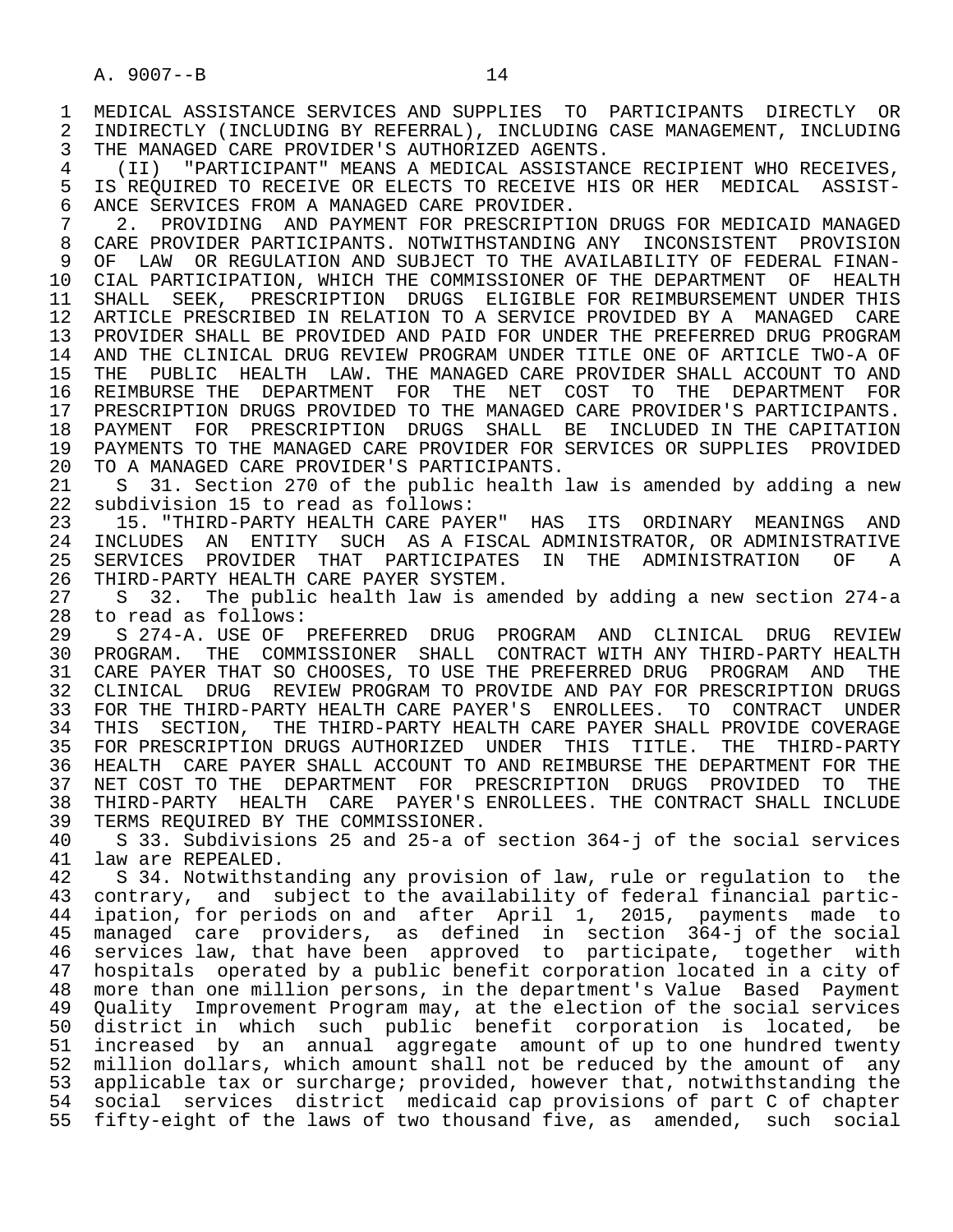MEDICAL ASSISTANCE SERVICES AND SUPPLIES TO PARTICIPANTS DIRECTLY OR INDIRECTLY (INCLUDING BY REFERRAL), INCLUDING CASE MANAGEMENT, INCLUDING THE MANAGED CARE PROVIDER'S AUTHORIZED AGENTS.

(II) "PARTICIPANT" MEANS A MEDICAL ASSISTANCE RECIPIENT WHO RECEIVES, IS REQUIRED TO RECEIVE OR ELECTS TO RECEIVE HIS OR HER MEDICAL ASSISTANCE SERVICES FROM A MANAGED CARE PROVIDER.

2. PROVIDING AND PAYMENT FOR PRESCRIPTION DRUGS FOR MEDICAID MANAGED CARE PROVIDER PARTICIPANTS. NOTWITHSTANDING ANY INCONSISTENT PROVISION OF LAW OR REGULATION AND SUBJECT TO THE AVAILABILITY OF FEDERAL FINANCIAL PARTICIPATION, WHICH THE COMMISSIONER OF THE DEPARTMENT OF HEALTH SHALL SEEK, PRESCRIPTION DRUGS ELIGIBLE FOR REIMBURSEMENT UNDER THIS ARTICLE PRESCRIBED IN RELATION TO A SERVICE PROVIDED BY A MANAGED CARE PROVIDER SHALL BE PROVIDED AND PAID FOR UNDER THE PREFERRED DRUG PROGRAM AND THE CLINICAL DRUG REVIEW PROGRAM UNDER TITLE ONE OF ARTICLE TWO-A OF THE PUBLIC HEALTH LAW. THE MANAGED CARE PROVIDER SHALL ACCOUNT TO AND REIMBURSE THE DEPARTMENT FOR THE NET COST TO THE DEPARTMENT FOR PRESCRIPTION DRUGS PROVIDED TO THE MANAGED CARE PROVIDER'S PARTICIPANTS. PAYMENT FOR PRESCRIPTION DRUGS SHALL BE INCLUDED IN THE CAPITATION PAYMENTS TO THE MANAGED CARE PROVIDER FOR SERVICES OR SUPPLIES PROVIDED TO A MANAGED CARE PROVIDER'S PARTICIPANTS.

S 31. Section 270 of the public health law is amended by adding a new subdivision 15 to read as follows:

15. "THIRD-PARTY HEALTH CARE PAYER" HAS ITS ORDINARY MEANINGS AND INCLUDES AN ENTITY SUCH AS A FISCAL ADMINISTRATOR, OR ADMINISTRATIVE SERVICES PROVIDER THAT PARTICIPATES IN THE ADMINISTRATION OF A THIRD-PARTY HEALTH CARE PAYER SYSTEM.

S 32. The public health law is amended by adding a new section 274-a to read as follows:

S 274-A. USE OF PREFERRED DRUG PROGRAM AND CLINICAL DRUG REVIEW PROGRAM. THE COMMISSIONER SHALL CONTRACT WITH ANY THIRD-PARTY HEALTH CARE PAYER THAT SO CHOOSES, TO USE THE PREFERRED DRUG PROGRAM AND THE CLINICAL DRUG REVIEW PROGRAM TO PROVIDE AND PAY FOR PRESCRIPTION DRUGS FOR THE THIRD-PARTY HEALTH CARE PAYER'S ENROLLEES. TO CONTRACT UNDER THIS SECTION, THE THIRD-PARTY HEALTH CARE PAYER SHALL PROVIDE COVERAGE FOR PRESCRIPTION DRUGS AUTHORIZED UNDER THIS TITLE. THE THIRD-PARTY HEALTH CARE PAYER SHALL ACCOUNT TO AND REIMBURSE THE DEPARTMENT FOR THE NET COST TO THE DEPARTMENT FOR PRESCRIPTION DRUGS PROVIDED TO THE THIRD-PARTY HEALTH CARE PAYER'S ENROLLEES. THE CONTRACT SHALL INCLUDE TERMS REQUIRED BY THE COMMISSIONER.

S 33. Subdivisions 25 and 25-a of section 364-j of the social services law are REPEALED.

S 34. Notwithstanding any provision of law, rule or regulation to the contrary, and subject to the availability of federal financial participation, for periods on and after April 1, 2015, payments made to managed care providers, as defined in section 364-j of the social services law, that have been approved to participate, together with hospitals operated by a public benefit corporation located in a city of more than one million persons, in the department's Value Based Payment Quality Improvement Program may, at the election of the social services district in which such public benefit corporation is located, be increased by an annual aggregate amount of up to one hundred twenty million dollars, which amount shall not be reduced by the amount of any applicable tax or surcharge; provided, however that, notwithstanding the social services district medicaid cap provisions of part C of chapter fifty-eight of the laws of two thousand five, as amended, such social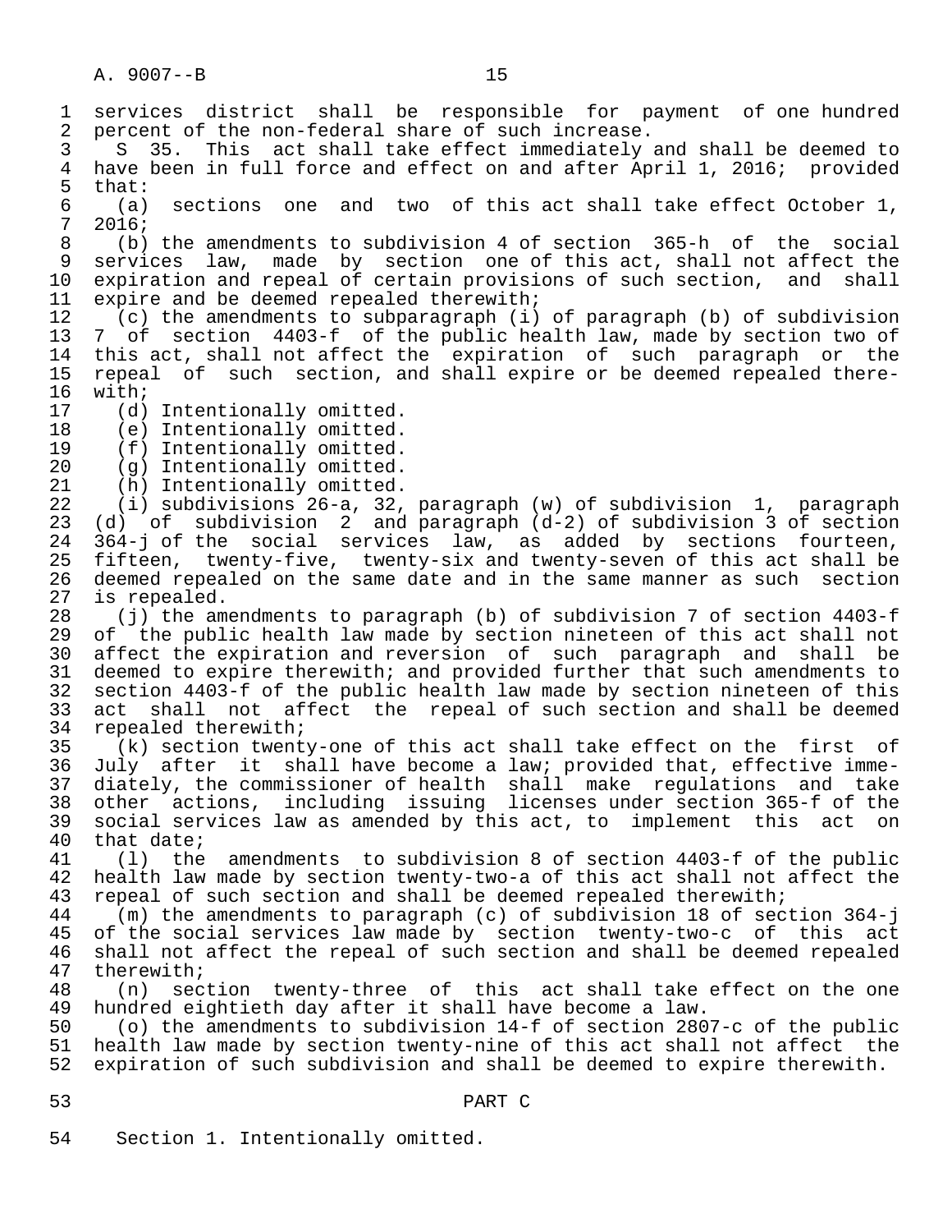services district shall be responsible for payment of one hundred percent of the non-federal share of such increase.

S 35. This act shall take effect immediately and shall be deemed to have been in full force and effect on and after April 1, 2016; provided that:

(a) sections one and two of this act shall take effect October 1, 2016;

(b) the amendments to subdivision 4 of section 365-h of the social services law, made by section one of this act, shall not affect the expiration and repeal of certain provisions of such section, and shall expire and be deemed repealed therewith;

(c) the amendments to subparagraph (i) of paragraph (b) of subdivision 7 of section 4403-f of the public health law, made by section two of this act, shall not affect the expiration of such paragraph or the repeal of such section, and shall expire or be deemed repealed therewith;

(d) Intentionally omitted.

(e) Intentionally omitted.

(f) Intentionally omitted.

(g) Intentionally omitted.

(h) Intentionally omitted.

(i) subdivisions 26-a, 32, paragraph (w) of subdivision 1, paragraph (d) of subdivision 2 and paragraph (d-2) of subdivision 3 of section 364-j of the social services law, as added by sections fourteen, fifteen, twenty-five, twenty-six and twenty-seven of this act shall be deemed repealed on the same date and in the same manner as such section is repealed.

(j) the amendments to paragraph (b) of subdivision 7 of section 4403-f of the public health law made by section nineteen of this act shall not affect the expiration and reversion of such paragraph and shall be deemed to expire therewith; and provided further that such amendments to section 4403-f of the public health law made by section nineteen of this act shall not affect the repeal of such section and shall be deemed repealed therewith;

(k) section twenty-one of this act shall take effect on the first of July after it shall have become a law; provided that, effective immediately, the commissioner of health shall make regulations and take other actions, including issuing licenses under section 365-f of the social services law as amended by this act, to implement this act on that date;

(l) the amendments to subdivision 8 of section 4403-f of the public health law made by section twenty-two-a of this act shall not affect the repeal of such section and shall be deemed repealed therewith;

(m) the amendments to paragraph (c) of subdivision 18 of section 364-j of the social services law made by section twenty-two-c of this act shall not affect the repeal of such section and shall be deemed repealed therewith;

(n) section twenty-three of this act shall take effect on the one hundred eightieth day after it shall have become a law.

(o) the amendments to subdivision 14-f of section 2807-c of the public health law made by section twenty-nine of this act shall not affect the expiration of such subdivision and shall be deemed to expire therewith.

## PART C

Section 1. Intentionally omitted.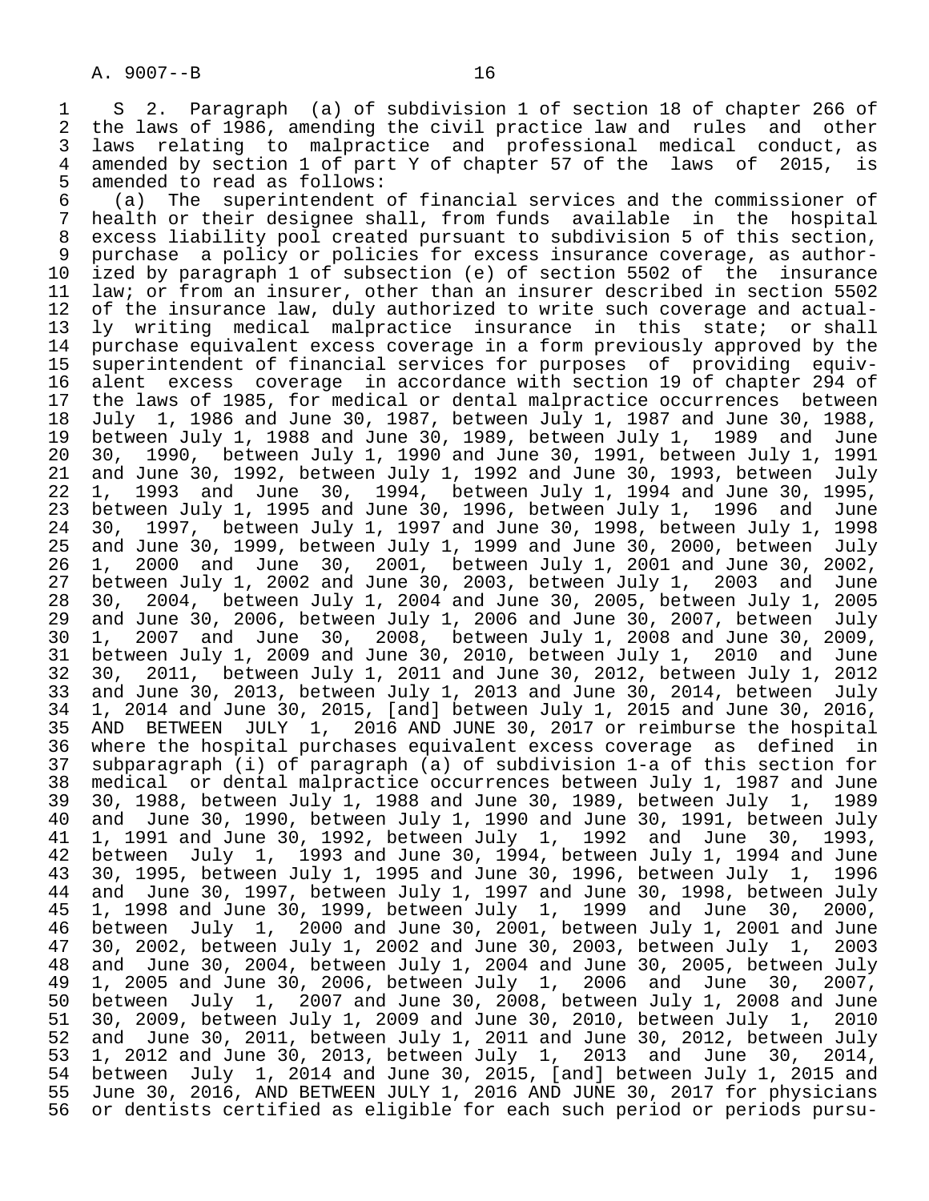S 2. Paragraph (a) of subdivision 1 of section 18 of chapter 266 of the laws of 1986, amending the civil practice law and rules and other laws relating to malpractice and professional medical conduct, as amended by section 1 of part Y of chapter 57 of the laws of 2015, is amended to read as follows:

(a) The superintendent of financial services and the commissioner of health or their designee shall, from funds available in the hospital excess liability pool created pursuant to subdivision 5 of this section, purchase a policy or policies for excess insurance coverage, as authorized by paragraph 1 of subsection (e) of section 5502 of the insurance law; or from an insurer, other than an insurer described in section 5502 of the insurance law, duly authorized to write such coverage and actually writing medical malpractice insurance in this state; or shall purchase equivalent excess coverage in a form previously approved by the superintendent of financial services for purposes of providing equivalent excess coverage in accordance with section 19 of chapter 294 of the laws of 1985, for medical or dental malpractice occurrences between July 1, 1986 and June 30, 1987, between July 1, 1987 and June 30, 1988, between July 1, 1988 and June 30, 1989, between July 1, 1989 and June 30, 1990, between July 1, 1990 and June 30, 1991, between July 1, 1991 and June 30, 1992, between July 1, 1992 and June 30, 1993, between July 1, 1993 and June 30, 1994, between July 1, 1994 and June 30, 1995, between July 1, 1995 and June 30, 1996, between July 1, 1996 and June 30, 1997, between July 1, 1997 and June 30, 1998, between July 1, 1998 and June 30, 1999, between July 1, 1999 and June 30, 2000, between July 1, 2000 and June 30, 2001, between July 1, 2001 and June 30, 2002, between July 1, 2002 and June 30, 2003, between July 1, 2003 and June 30, 2004, between July 1, 2004 and June 30, 2005, between July 1, 2005 and June 30, 2006, between July 1, 2006 and June 30, 2007, between July 1, 2007 and June 30, 2008, between July 1, 2008 and June 30, 2009, between July 1, 2009 and June 30, 2010, between July 1, 2010 and June 30, 2011, between July 1, 2011 and June 30, 2012, between July 1, 2012 and June 30, 2013, between July 1, 2013 and June 30, 2014, between July 1, 2014 and June 30, 2015, [and] between July 1, 2015 and June 30, 2016, AND BETWEEN JULY 1, 2016 AND JUNE 30, 2017 or reimburse the hospital where the hospital purchases equivalent excess coverage as defined in subparagraph (i) of paragraph (a) of subdivision 1-a of this section for medical or dental malpractice occurrences between July 1, 1987 and June 30, 1988, between July 1, 1988 and June 30, 1989, between July 1, 1989 and June 30, 1990, between July 1, 1990 and June 30, 1991, between July 1, 1991 and June 30, 1992, between July 1, 1992 and June 30, 1993, between July 1, 1993 and June 30, 1994, between July 1, 1994 and June 30, 1995, between July 1, 1995 and June 30, 1996, between July 1, 1996 and June 30, 1997, between July 1, 1997 and June 30, 1998, between July 1, 1998 and June 30, 1999, between July 1, 1999 and June 30, 2000, between July 1, 2000 and June 30, 2001, between July 1, 2001 and June 30, 2002, between July 1, 2002 and June 30, 2003, between July 1, 2003 and June 30, 2004, between July 1, 2004 and June 30, 2005, between July 1, 2005 and June 30, 2006, between July 1, 2006 and June 30, 2007, between July 1, 2007 and June 30, 2008, between July 1, 2008 and June 30, 2009, between July 1, 2009 and June 30, 2010, between July 1, 2010 and June 30, 2011, between July 1, 2011 and June 30, 2012, between July 1, 2012 and June 30, 2013, between July 1, 2013 and June 30, 2014, between July 1, 2014 and June 30, 2015, [and] between July 1, 2015 and June 30, 2016, AND BETWEEN JULY 1, 2016 AND JUNE 30, 2017 for physicians or dentists certified as eligible for each such period or periods pursu-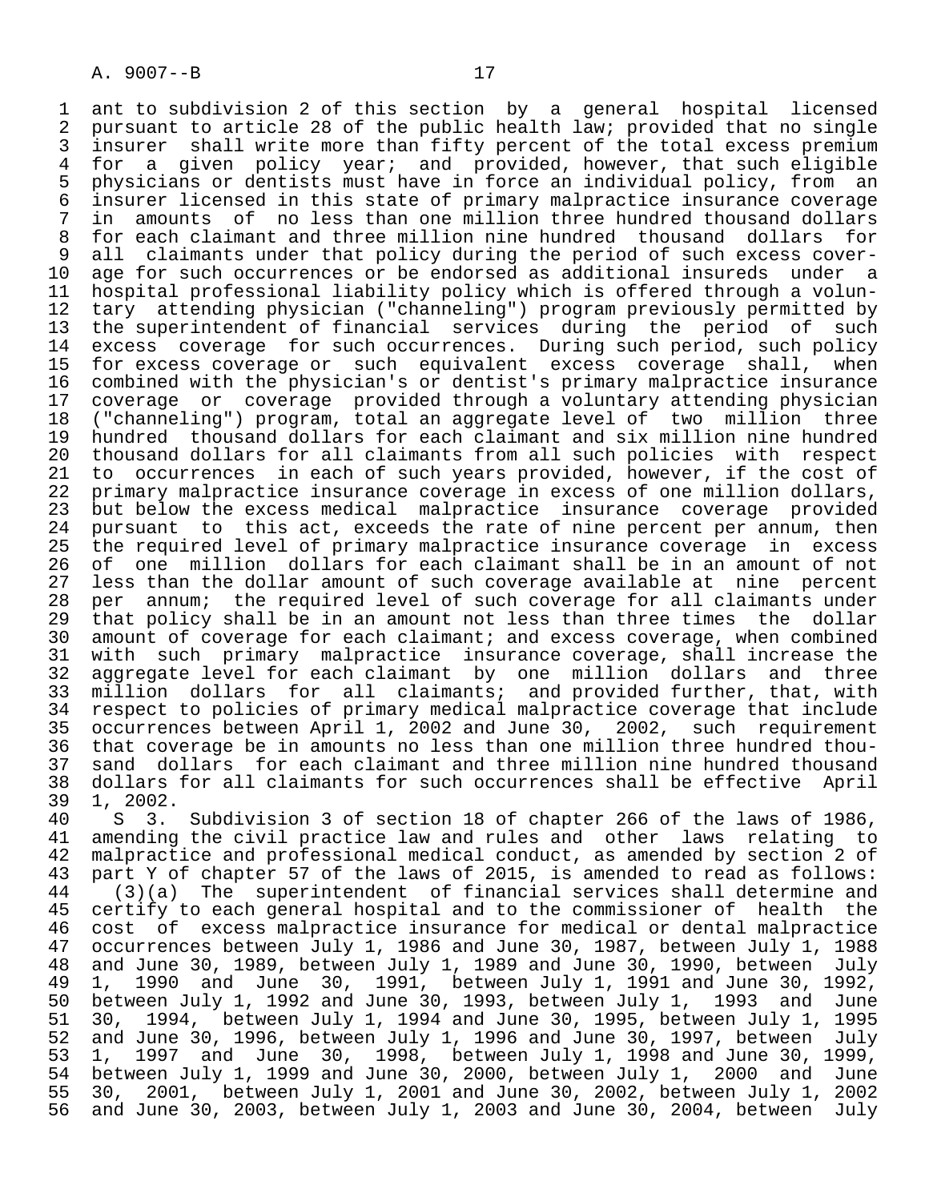ant to subdivision 2 of this section by a general hospital licensed pursuant to article 28 of the public health law; provided that no single insurer shall write more than fifty percent of the total excess premium for a given policy year; and provided, however, that such eligible physicians or dentists must have in force an individual policy, from an insurer licensed in this state of primary malpractice insurance coverage in amounts of no less than one million three hundred thousand dollars for each claimant and three million nine hundred thousand dollars for all claimants under that policy during the period of such excess coverage for such occurrences or be endorsed as additional insureds under a hospital professional liability policy which is offered through a voluntary attending physician ("channeling") program previously permitted by the superintendent of financial services during the period of such excess coverage for such occurrences. During such period, such policy for excess coverage or such equivalent excess coverage shall, when combined with the physician's or dentist's primary malpractice insurance coverage or coverage provided through a voluntary attending physician ("channeling") program, total an aggregate level of two million three hundred thousand dollars for each claimant and six million nine hundred thousand dollars for all claimants from all such policies with respect to occurrences in each of such years provided, however, if the cost of primary malpractice insurance coverage in excess of one million dollars, but below the excess medical malpractice insurance coverage provided pursuant to this act, exceeds the rate of nine percent per annum, then the required level of primary malpractice insurance coverage in excess of one million dollars for each claimant shall be in an amount of not less than the dollar amount of such coverage available at nine percent per annum; the required level of such coverage for all claimants under that policy shall be in an amount not less than three times the dollar amount of coverage for each claimant; and excess coverage, when combined with such primary malpractice insurance coverage, shall increase the aggregate level for each claimant by one million dollars and three million dollars for all claimants; and provided further, that, with respect to policies of primary medical malpractice coverage that include occurrences between April 1, 2002 and June 30, 2002, such requirement that coverage be in amounts no less than one million three hundred thousand dollars for each claimant and three million nine hundred thousand dollars for all claimants for such occurrences shall be effective April 1, 2002.

S 3. Subdivision 3 of section 18 of chapter 266 of the laws of 1986, amending the civil practice law and rules and other laws relating to malpractice and professional medical conduct, as amended by section 2 of part Y of chapter 57 of the laws of 2015, is amended to read as follows:

(3)(a) The superintendent of financial services shall determine and certify to each general hospital and to the commissioner of health the cost of excess malpractice insurance for medical or dental malpractice occurrences between July 1, 1986 and June 30, 1987, between July 1, 1988 and June 30, 1989, between July 1, 1989 and June 30, 1990, between July 1, 1990 and June 30, 1991, between July 1, 1991 and June 30, 1992, between July 1, 1992 and June 30, 1993, between July 1, 1993 and June 30, 1994, between July 1, 1994 and June 30, 1995, between July 1, 1995 and June 30, 1996, between July 1, 1996 and June 30, 1997, between July 1, 1997 and June 30, 1998, between July 1, 1998 and June 30, 1999, between July 1, 1999 and June 30, 2000, between July 1, 2000 and June 30, 2001, between July 1, 2001 and June 30, 2002, between July 1, 2002 and June 30, 2003, between July 1, 2003 and June 30, 2004, between July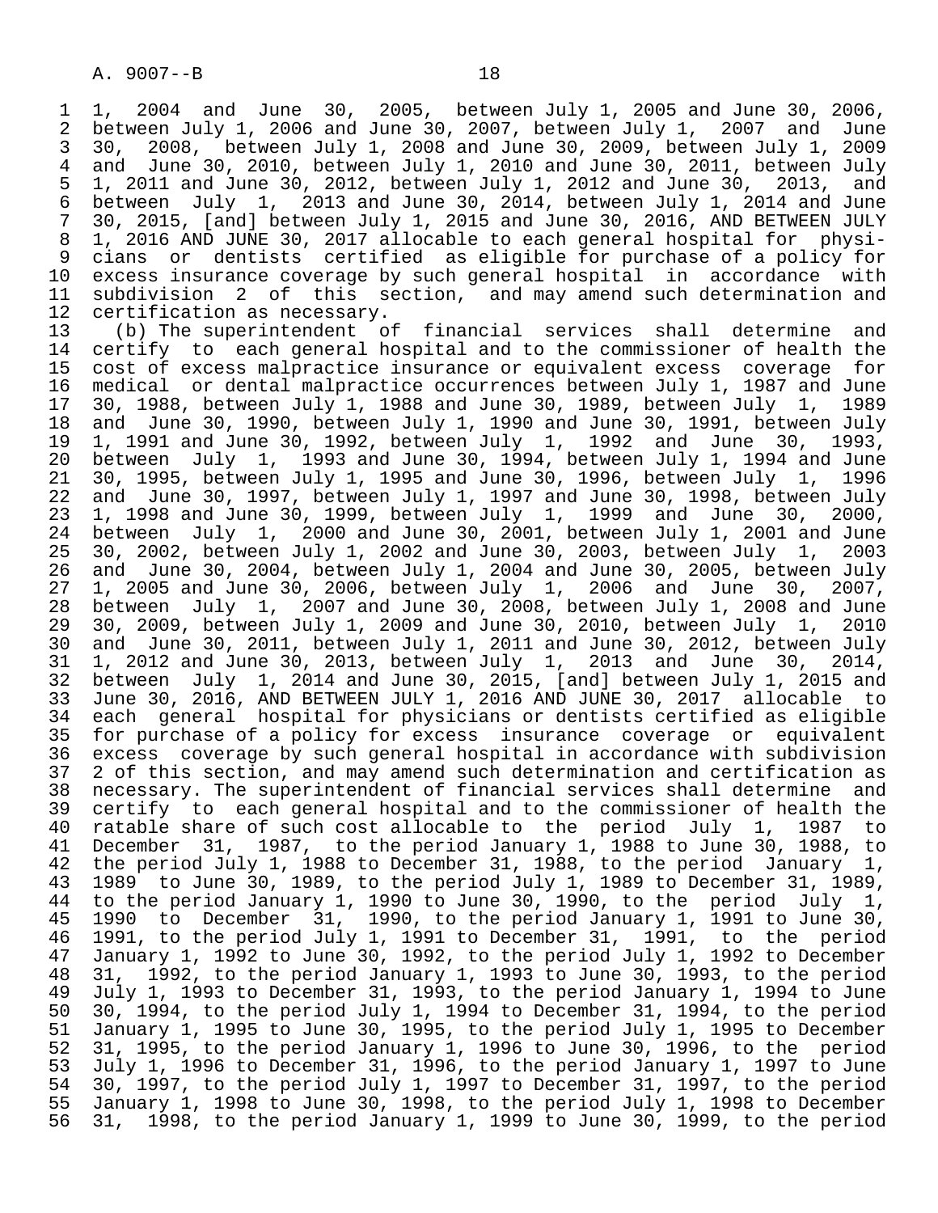1, 2004 and June 30, 2005, between July 1, 2005 and June 30, 2006, between July 1, 2006 and June 30, 2007, between July 1, 2007 and June 30, 2008, between July 1, 2008 and June 30, 2009, between July 1, 2009 and June 30, 2010, between July 1, 2010 and June 30, 2011, between July 1, 2011 and June 30, 2012, between July 1, 2012 and June 30, 2013, and between July 1, 2013 and June 30, 2014, between July 1, 2014 and June 30, 2015, [and] between July 1, 2015 and June 30, 2016, AND BETWEEN JULY 1, 2016 AND JUNE 30, 2017 allocable to each general hospital for physicians or dentists certified as eligible for purchase of a policy for excess insurance coverage by such general hospital in accordance with subdivision 2 of this section, and may amend such determination and certification as necessary.

(b) The superintendent of financial services shall determine and certify to each general hospital and to the commissioner of health the cost of excess malpractice insurance or equivalent excess coverage for medical or dental malpractice occurrences between July 1, 1987 and June 30, 1988, between July 1, 1988 and June 30, 1989, between July 1, 1989 and June 30, 1990, between July 1, 1990 and June 30, 1991, between July 1, 1991 and June 30, 1992, between July 1, 1992 and June 30, 1993, between July 1, 1993 and June 30, 1994, between July 1, 1994 and June 30, 1995, between July 1, 1995 and June 30, 1996, between July 1, 1996 and June 30, 1997, between July 1, 1997 and June 30, 1998, between July 1, 1998 and June 30, 1999, between July 1, 1999 and June 30, 2000, between July 1, 2000 and June 30, 2001, between July 1, 2001 and June 30, 2002, between July 1, 2002 and June 30, 2003, between July 1, 2003 and June 30, 2004, between July 1, 2004 and June 30, 2005, between July 1, 2005 and June 30, 2006, between July 1, 2006 and June 30, 2007, between July 1, 2007 and June 30, 2008, between July 1, 2008 and June 30, 2009, between July 1, 2009 and June 30, 2010, between July 1, 2010 and June 30, 2011, between July 1, 2011 and June 30, 2012, between July 1, 2012 and June 30, 2013, between July 1, 2013 and June 30, 2014, between July 1, 2014 and June 30, 2015, [and] between July 1, 2015 and June 30, 2016, AND BETWEEN JULY 1, 2016 AND JUNE 30, 2017 allocable to each general hospital for physicians or dentists certified as eligible for purchase of a policy for excess insurance coverage or equivalent excess coverage by such general hospital in accordance with subdivision 2 of this section, and may amend such determination and certification as necessary. The superintendent of financial services shall determine and certify to each general hospital and to the commissioner of health the ratable share of such cost allocable to the period July 1, 1987 to December 31, 1987, to the period January 1, 1988 to June 30, 1988, to the period July 1, 1988 to December 31, 1988, to the period January 1, 1989 to June 30, 1989, to the period July 1, 1989 to December 31, 1989, to the period January 1, 1990 to June 30, 1990, to the period July 1, 1990 to December 31, 1990, to the period January 1, 1991 to June 30, 1991, to the period July 1, 1991 to December 31, 1991, to the period January 1, 1992 to June 30, 1992, to the period July 1, 1992 to December 31, 1992, to the period January 1, 1993 to June 30, 1993, to the period July 1, 1993 to December 31, 1993, to the period January 1, 1994 to June 30, 1994, to the period July 1, 1994 to December 31, 1994, to the period January 1, 1995 to June 30, 1995, to the period July 1, 1995 to December 31, 1995, to the period January 1, 1996 to June 30, 1996, to the period July 1, 1996 to December 31, 1996, to the period January 1, 1997 to June 30, 1997, to the period July 1, 1997 to December 31, 1997, to the period January 1, 1998 to June 30, 1998, to the period July 1, 1998 to December 31, 1998, to the period January 1, 1999 to June 30, 1999, to the period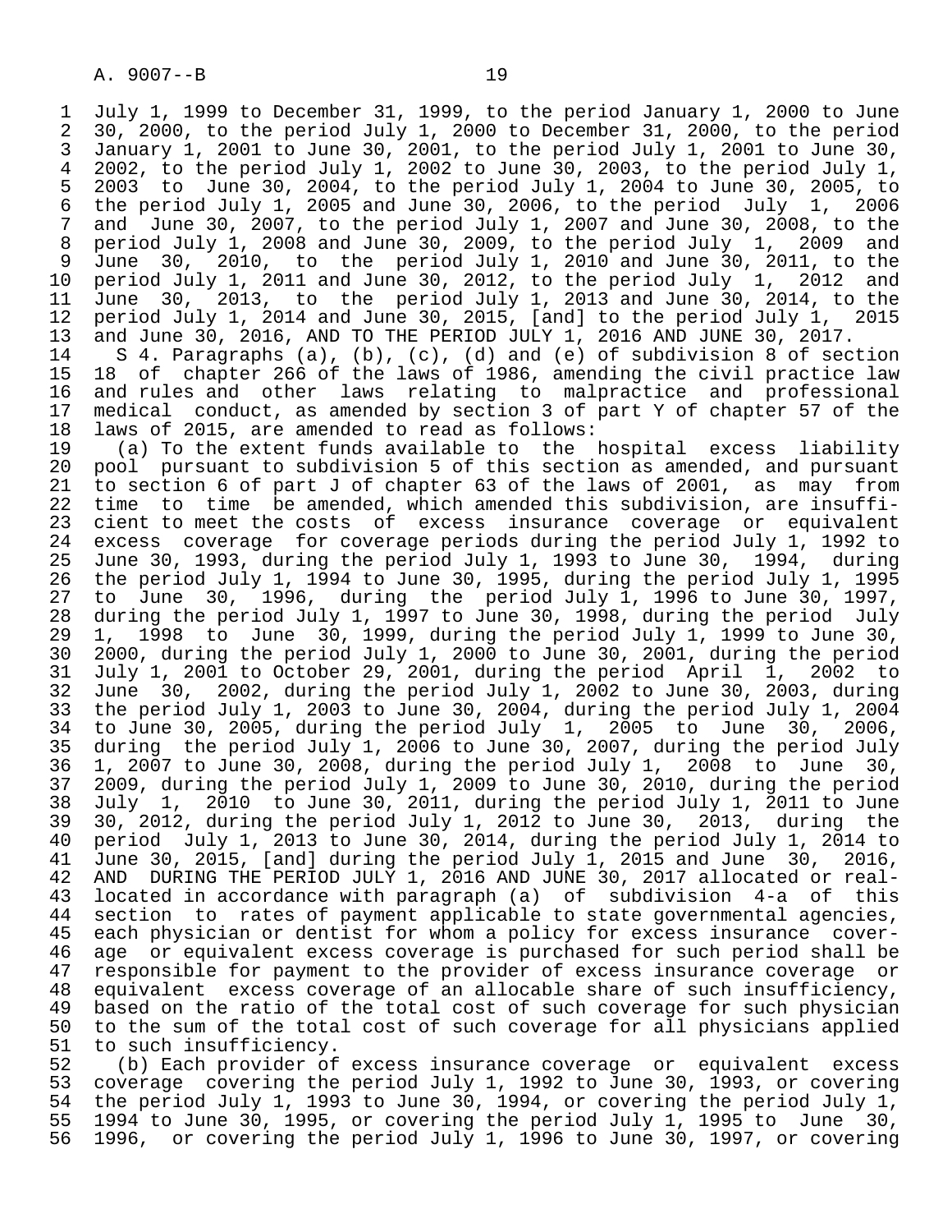July 1, 1999 to December 31, 1999, to the period January 1, 2000 to June 30, 2000, to the period July 1, 2000 to December 31, 2000, to the period January 1, 2001 to June 30, 2001, to the period July 1, 2001 to June 30, 2002, to the period July 1, 2002 to June 30, 2003, to the period July 1, 2003 to June 30, 2004, to the period July 1, 2004 to June 30, 2005, to the period July 1, 2005 and June 30, 2006, to the period July 1, 2006 and June 30, 2007, to the period July 1, 2007 and June 30, 2008, to the period July 1, 2008 and June 30, 2009, to the period July 1, 2009 and June 30, 2010, to the period July 1, 2010 and June 30, 2011, to the period July 1, 2011 and June 30, 2012, to the period July 1, 2012 and June 30, 2013, to the period July 1, 2013 and June 30, 2014, to the period July 1, 2014 and June 30, 2015, [and] to the period July 1, 2015 and June 30, 2016, AND TO THE PERIOD JULY 1, 2016 AND JUNE 30, 2017.

S 4. Paragraphs (a), (b), (c), (d) and (e) of subdivision 8 of section 18 of chapter 266 of the laws of 1986, amending the civil practice law and rules and other laws relating to malpractice and professional medical conduct, as amended by section 3 of part Y of chapter 57 of the laws of 2015, are amended to read as follows:

(a) To the extent funds available to the hospital excess liability pool pursuant to subdivision 5 of this section as amended, and pursuant to section 6 of part J of chapter 63 of the laws of 2001, as may from time to time be amended, which amended this subdivision, are insufficient to meet the costs of excess insurance coverage or equivalent excess coverage for coverage periods during the period July 1, 1992 to June 30, 1993, during the period July 1, 1993 to June 30, 1994, during the period July 1, 1994 to June 30, 1995, during the period July 1, 1995 to June 30, 1996, during the period July 1, 1996 to June 30, 1997, during the period July 1, 1997 to June 30, 1998, during the period July 1, 1998 to June 30, 1999, during the period July 1, 1999 to June 30, 2000, during the period July 1, 2000 to June 30, 2001, during the period July 1, 2001 to October 29, 2001, during the period April 1, 2002 to June 30, 2002, during the period July 1, 2002 to June 30, 2003, during the period July 1, 2003 to June 30, 2004, during the period July 1, 2004 to June 30, 2005, during the period July 1, 2005 to June 30, 2006, during the period July 1, 2006 to June 30, 2007, during the period July 1, 2007 to June 30, 2008, during the period July 1, 2008 to June 30, 2009, during the period July 1, 2009 to June 30, 2010, during the period July 1, 2010 to June 30, 2011, during the period July 1, 2011 to June 30, 2012, during the period July 1, 2012 to June 30, 2013, during the period July 1, 2013 to June 30, 2014, during the period July 1, 2014 to June 30, 2015, [and] during the period July 1, 2015 and June 30, 2016, AND DURING THE PERIOD JULY 1, 2016 AND JUNE 30, 2017 allocated or reallocated in accordance with paragraph (a) of subdivision 4-a of this section to rates of payment applicable to state governmental agencies, each physician or dentist for whom a policy for excess insurance coverage or equivalent excess coverage is purchased for such period shall be responsible for payment to the provider of excess insurance coverage or equivalent excess coverage of an allocable share of such insufficiency, based on the ratio of the total cost of such coverage for such physician to the sum of the total cost of such coverage for all physicians applied to such insufficiency.

(b) Each provider of excess insurance coverage or equivalent excess coverage covering the period July 1, 1992 to June 30, 1993, or covering the period July 1, 1993 to June 30, 1994, or covering the period July 1, 1994 to June 30, 1995, or covering the period July 1, 1995 to June 30, 1996, or covering the period July 1, 1996 to June 30, 1997, or covering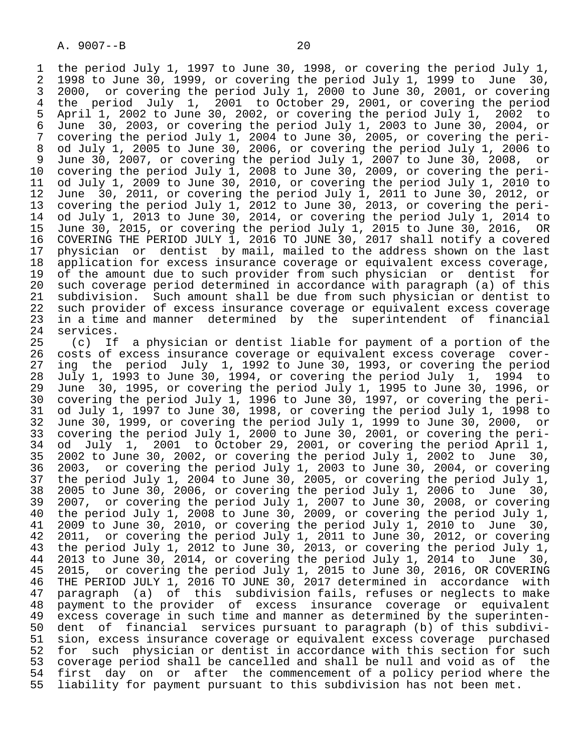the period July 1, 1997 to June 30, 1998, or covering the period July 1, 1998 to June 30, 1999, or covering the period July 1, 1999 to June 30, 2000, or covering the period July 1, 2000 to June 30, 2001, or covering the period July 1, 2001 to October 29, 2001, or covering the period April 1, 2002 to June 30, 2002, or covering the period July 1, 2002 to June 30, 2003, or covering the period July 1, 2003 to June 30, 2004, or covering the period July 1, 2004 to June 30, 2005, or covering the period July 1, 2005 to June 30, 2006, or covering the period July 1, 2006 to June 30, 2007, or covering the period July 1, 2007 to June 30, 2008, or covering the period July 1, 2008 to June 30, 2009, or covering the period July 1, 2009 to June 30, 2010, or covering the period July 1, 2010 to June 30, 2011, or covering the period July 1, 2011 to June 30, 2012, or covering the period July 1, 2012 to June 30, 2013, or covering the period July 1, 2013 to June 30, 2014, or covering the period July 1, 2014 to June 30, 2015, or covering the period July 1, 2015 to June 30, 2016, OR COVERING THE PERIOD JULY 1, 2016 TO JUNE 30, 2017 shall notify a covered physician or dentist by mail, mailed to the address shown on the last application for excess insurance coverage or equivalent excess coverage, of the amount due to such provider from such physician or dentist for such coverage period determined in accordance with paragraph (a) of this subdivision. Such amount shall be due from such physician or dentist to such provider of excess insurance coverage or equivalent excess coverage in a time and manner determined by the superintendent of financial services.

(c) If a physician or dentist liable for payment of a portion of the costs of excess insurance coverage or equivalent excess coverage covering the period July 1, 1992 to June 30, 1993, or covering the period July 1, 1993 to June 30, 1994, or covering the period July 1, 1994 to June 30, 1995, or covering the period July 1, 1995 to June 30, 1996, or covering the period July 1, 1996 to June 30, 1997, or covering the period July 1, 1997 to June 30, 1998, or covering the period July 1, 1998 to June 30, 1999, or covering the period July 1, 1999 to June 30, 2000, or covering the period July 1, 2000 to June 30, 2001, or covering the period July 1, 2001 to October 29, 2001, or covering the period April 1, 2002 to June 30, 2002, or covering the period July 1, 2002 to June 30, 2003, or covering the period July 1, 2003 to June 30, 2004, or covering the period July 1, 2004 to June 30, 2005, or covering the period July 1, 2005 to June 30, 2006, or covering the period July 1, 2006 to June 30, 2007, or covering the period July 1, 2007 to June 30, 2008, or covering the period July 1, 2008 to June 30, 2009, or covering the period July 1, 2009 to June 30, 2010, or covering the period July 1, 2010 to June 30, 2011, or covering the period July 1, 2011 to June 30, 2012, or covering the period July 1, 2012 to June 30, 2013, or covering the period July 1, 2013 to June 30, 2014, or covering the period July 1, 2014 to June 30, 2015, or covering the period July 1, 2015 to June 30, 2016, OR COVERING THE PERIOD JULY 1, 2016 TO JUNE 30, 2017 determined in accordance with paragraph (a) of this subdivision fails, refuses or neglects to make payment to the provider of excess insurance coverage or equivalent excess coverage in such time and manner as determined by the superintendent of financial services pursuant to paragraph (b) of this subdivision, excess insurance coverage or equivalent excess coverage purchased for such physician or dentist in accordance with this section for such coverage period shall be cancelled and shall be null and void as of the first day on or after the commencement of a policy period where the liability for payment pursuant to this subdivision has not been met.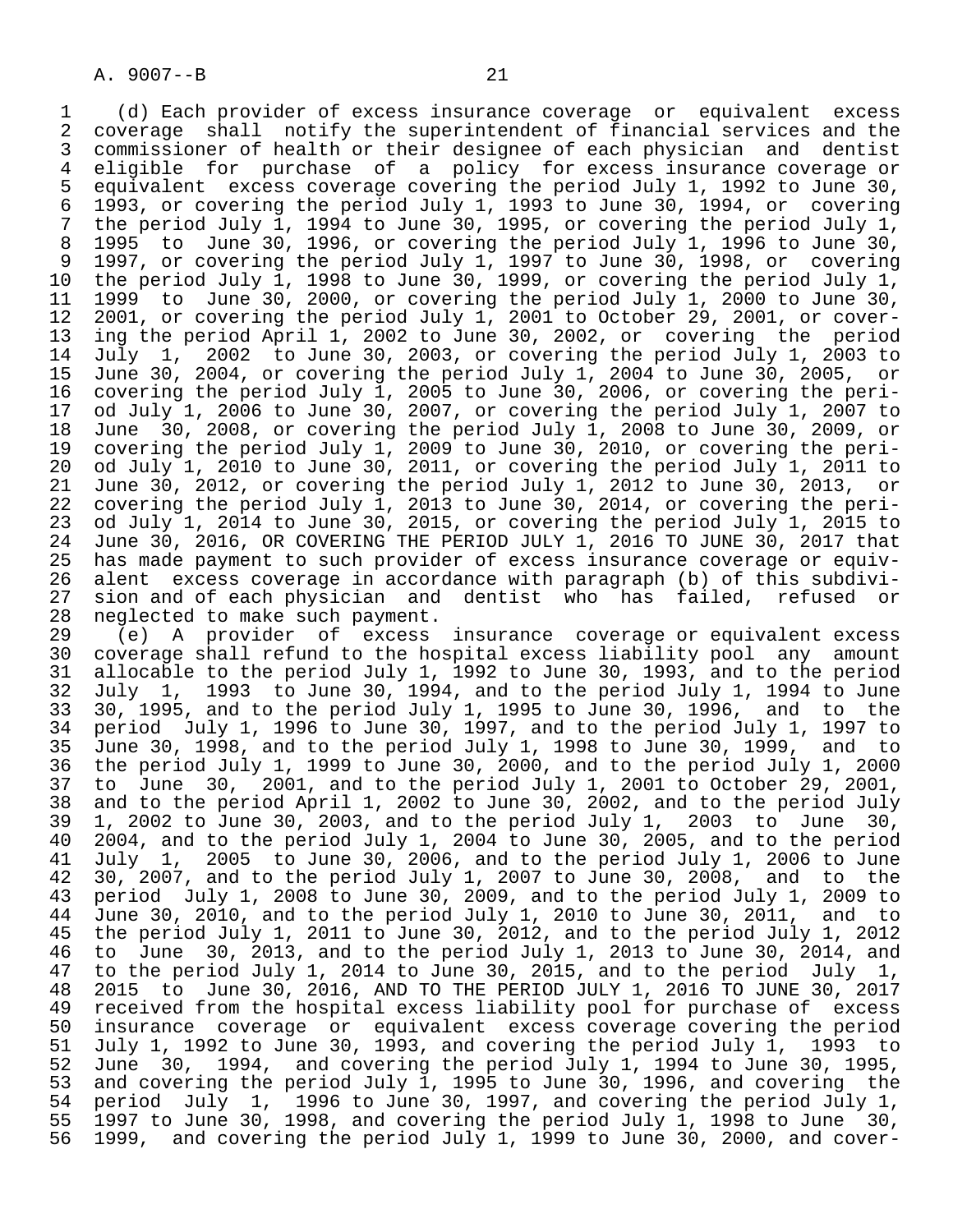(d) Each provider of excess insurance coverage or equivalent excess coverage shall notify the superintendent of financial services and the commissioner of health or their designee of each physician and dentist eligible for purchase of a policy for excess insurance coverage or equivalent excess coverage covering the period July 1, 1992 to June 30, 1993, or covering the period July 1, 1993 to June 30, 1994, or covering the period July 1, 1994 to June 30, 1995, or covering the period July 1, 1995 to June 30, 1996, or covering the period July 1, 1996 to June 30, 1997, or covering the period July 1, 1997 to June 30, 1998, or covering the period July 1, 1998 to June 30, 1999, or covering the period July 1, 1999 to June 30, 2000, or covering the period July 1, 2000 to June 30, 2001, or covering the period July 1, 2001 to October 29, 2001, or covering the period April 1, 2002 to June 30, 2002, or covering the period July 1, 2002 to June 30, 2003, or covering the period July 1, 2003 to June 30, 2004, or covering the period July 1, 2004 to June 30, 2005, or covering the period July 1, 2005 to June 30, 2006, or covering the period July 1, 2006 to June 30, 2007, or covering the period July 1, 2007 to June 30, 2008, or covering the period July 1, 2008 to June 30, 2009, or covering the period July 1, 2009 to June 30, 2010, or covering the period July 1, 2010 to June 30, 2011, or covering the period July 1, 2011 to June 30, 2012, or covering the period July 1, 2012 to June 30, 2013, or covering the period July 1, 2013 to June 30, 2014, or covering the period July 1, 2014 to June 30, 2015, or covering the period July 1, 2015 to June 30, 2016, OR COVERING THE PERIOD JULY 1, 2016 TO JUNE 30, 2017 that has made payment to such provider of excess insurance coverage or equivalent excess coverage in accordance with paragraph (b) of this subdivision and of each physician and dentist who has failed, refused or neglected to make such payment.

(e) A provider of excess insurance coverage or equivalent excess coverage shall refund to the hospital excess liability pool any amount allocable to the period July 1, 1992 to June 30, 1993, and to the period July 1, 1993 to June 30, 1994, and to the period July 1, 1994 to June 30, 1995, and to the period July 1, 1995 to June 30, 1996, and to the period July 1, 1996 to June 30, 1997, and to the period July 1, 1997 to June 30, 1998, and to the period July 1, 1998 to June 30, 1999, and to the period July 1, 1999 to June 30, 2000, and to the period July 1, 2000 to June 30, 2001, and to the period July 1, 2001 to October 29, 2001, and to the period April 1, 2002 to June 30, 2002, and to the period July 1, 2002 to June 30, 2003, and to the period July 1, 2003 to June 30, 2004, and to the period July 1, 2004 to June 30, 2005, and to the period July 1, 2005 to June 30, 2006, and to the period July 1, 2006 to June 30, 2007, and to the period July 1, 2007 to June 30, 2008, and to the period July 1, 2008 to June 30, 2009, and to the period July 1, 2009 to June 30, 2010, and to the period July 1, 2010 to June 30, 2011, and to the period July 1, 2011 to June 30, 2012, and to the period July 1, 2012 to June 30, 2013, and to the period July 1, 2013 to June 30, 2014, and to the period July 1, 2014 to June 30, 2015, and to the period July 1, 2015 to June 30, 2016, AND TO THE PERIOD JULY 1, 2016 TO JUNE 30, 2017 received from the hospital excess liability pool for purchase of excess insurance coverage or equivalent excess coverage covering the period July 1, 1992 to June 30, 1993, and covering the period July 1, 1993 to June 30, 1994, and covering the period July 1, 1994 to June 30, 1995, and covering the period July 1, 1995 to June 30, 1996, and covering the period July 1, 1996 to June 30, 1997, and covering the period July 1, 1997 to June 30, 1998, and covering the period July 1, 1998 to June 30, 1999, and covering the period July 1, 1999 to June 30, 2000, and cover-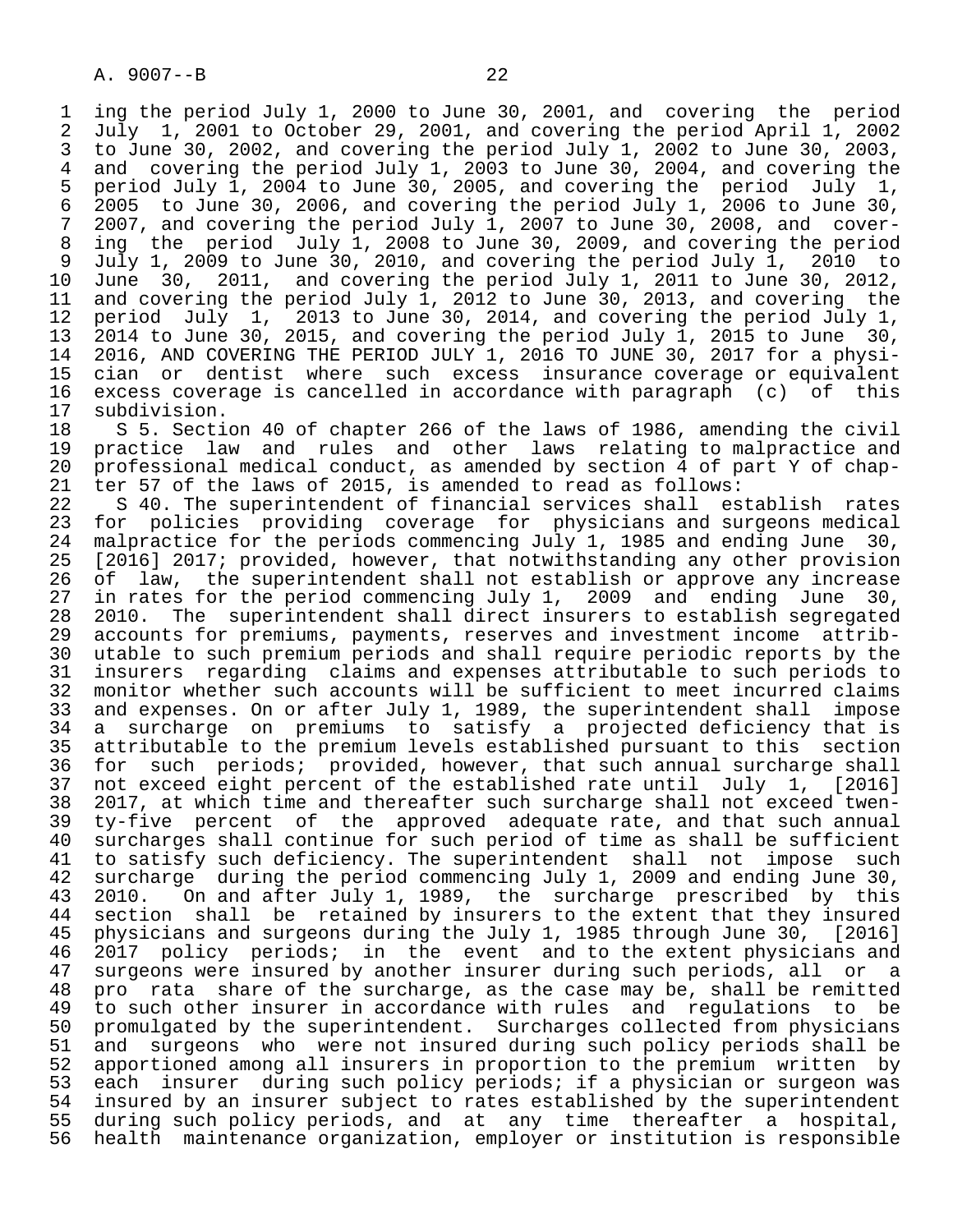ing the period July 1, 2000 to June 30, 2001, and covering the period July 1, 2001 to October 29, 2001, and covering the period April 1, 2002 to June 30, 2002, and covering the period July 1, 2002 to June 30, 2003, and covering the period July 1, 2003 to June 30, 2004, and covering the period July 1, 2004 to June 30, 2005, and covering the period July 1, 2005 to June 30, 2006, and covering the period July 1, 2006 to June 30, 2007, and covering the period July 1, 2007 to June 30, 2008, and covering the period July 1, 2008 to June 30, 2009, and covering the period July 1, 2009 to June 30, 2010, and covering the period July 1, 2010 to June 30, 2011, and covering the period July 1, 2011 to June 30, 2012, and covering the period July 1, 2012 to June 30, 2013, and covering the period July 1, 2013 to June 30, 2014, and covering the period July 1, 2014 to June 30, 2015, and covering the period July 1, 2015 to June 30, 2016, AND COVERING THE PERIOD JULY 1, 2016 TO JUNE 30, 2017 for a physician or dentist where such excess insurance coverage or equivalent excess coverage is cancelled in accordance with paragraph (c) of this subdivision.

S 5. Section 40 of chapter 266 of the laws of 1986, amending the civil practice law and rules and other laws relating to malpractice and professional medical conduct, as amended by section 4 of part Y of chapter 57 of the laws of 2015, is amended to read as follows:

S 40. The superintendent of financial services shall establish rates for policies providing coverage for physicians and surgeons medical malpractice for the periods commencing July 1, 1985 and ending June 30, [2016] 2017; provided, however, that notwithstanding any other provision of law, the superintendent shall not establish or approve any increase in rates for the period commencing July 1, 2009 and ending June 30, 2010. The superintendent shall direct insurers to establish segregated accounts for premiums, payments, reserves and investment income attributable to such premium periods and shall require periodic reports by the insurers regarding claims and expenses attributable to such periods to monitor whether such accounts will be sufficient to meet incurred claims and expenses. On or after July 1, 1989, the superintendent shall impose a surcharge on premiums to satisfy a projected deficiency that is attributable to the premium levels established pursuant to this section for such periods; provided, however, that such annual surcharge shall not exceed eight percent of the established rate until July 1, [2016] 2017, at which time and thereafter such surcharge shall not exceed twenty-five percent of the approved adequate rate, and that such annual surcharges shall continue for such period of time as shall be sufficient to satisfy such deficiency. The superintendent shall not impose such surcharge during the period commencing July 1, 2009 and ending June 30, 2010. On and after July 1, 1989, the surcharge prescribed by this section shall be retained by insurers to the extent that they insured physicians and surgeons during the July 1, 1985 through June 30, [2016] 2017 policy periods; in the event and to the extent physicians and surgeons were insured by another insurer during such periods, all or a pro rata share of the surcharge, as the case may be, shall be remitted to such other insurer in accordance with rules and regulations to be promulgated by the superintendent. Surcharges collected from physicians and surgeons who were not insured during such policy periods shall be apportioned among all insurers in proportion to the premium written by each insurer during such policy periods; if a physician or surgeon was insured by an insurer subject to rates established by the superintendent during such policy periods, and at any time thereafter a hospital, health maintenance organization, employer or institution is responsible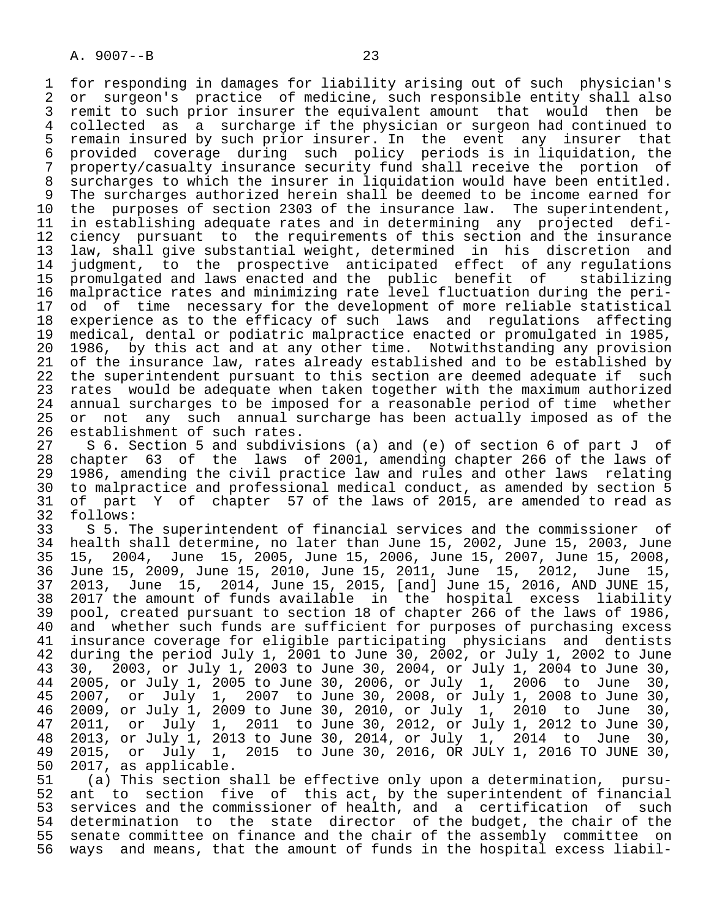for responding in damages for liability arising out of such physician's or surgeon's practice of medicine, such responsible entity shall also remit to such prior insurer the equivalent amount that would then be collected as a surcharge if the physician or surgeon had continued to remain insured by such prior insurer. In the event any insurer that provided coverage during such policy periods is in liquidation, the property/casualty insurance security fund shall receive the portion of surcharges to which the insurer in liquidation would have been entitled. The surcharges authorized herein shall be deemed to be income earned for the purposes of section 2303 of the insurance law. The superintendent, in establishing adequate rates and in determining any projected deficiency pursuant to the requirements of this section and the insurance law, shall give substantial weight, determined in his discretion and judgment, to the prospective anticipated effect of any regulations promulgated and laws enacted and the public benefit of stabilizing malpractice rates and minimizing rate level fluctuation during the period of time necessary for the development of more reliable statistical experience as to the efficacy of such laws and regulations affecting medical, dental or podiatric malpractice enacted or promulgated in 1985, 1986, by this act and at any other time. Notwithstanding any provision of the insurance law, rates already established and to be established by the superintendent pursuant to this section are deemed adequate if such rates would be adequate when taken together with the maximum authorized annual surcharges to be imposed for a reasonable period of time whether or not any such annual surcharge has been actually imposed as of the establishment of such rates.

S 6. Section 5 and subdivisions (a) and (e) of section 6 of part J of chapter 63 of the laws of 2001, amending chapter 266 of the laws of 1986, amending the civil practice law and rules and other laws relating to malpractice and professional medical conduct, as amended by section 5 of part Y of chapter 57 of the laws of 2015, are amended to read as follows:

S 5. The superintendent of financial services and the commissioner of health shall determine, no later than June 15, 2002, June 15, 2003, June 15, 2004, June 15, 2005, June 15, 2006, June 15, 2007, June 15, 2008, June 15, 2009, June 15, 2010, June 15, 2011, June 15, 2012, June 15, 2013, June 15, 2014, June 15, 2015, [and] June 15, 2016, AND JUNE 15, 2017 the amount of funds available in the hospital excess liability pool, created pursuant to section 18 of chapter 266 of the laws of 1986, and whether such funds are sufficient for purposes of purchasing excess insurance coverage for eligible participating physicians and dentists during the period July 1, 2001 to June 30, 2002, or July 1, 2002 to June 30, 2003, or July 1, 2003 to June 30, 2004, or July 1, 2004 to June 30, 2005, or July 1, 2005 to June 30, 2006, or July 1, 2006 to June 30, 2007, or July 1, 2007 to June 30, 2008, or July 1, 2008 to June 30, 2009, or July 1, 2009 to June 30, 2010, or July 1, 2010 to June 30, 2011, or July 1, 2011 to June 30, 2012, or July 1, 2012 to June 30, 2013, or July 1, 2013 to June 30, 2014, or July 1, 2014 to June 30, 2015, or July 1, 2015 to June 30, 2016, OR JULY 1, 2016 TO JUNE 30, 2017, as applicable.

(a) This section shall be effective only upon a determination, pursuant to section five of this act, by the superintendent of financial services and the commissioner of health, and a certification of such determination to the state director of the budget, the chair of the senate committee on finance and the chair of the assembly committee on ways and means, that the amount of funds in the hospital excess liabil-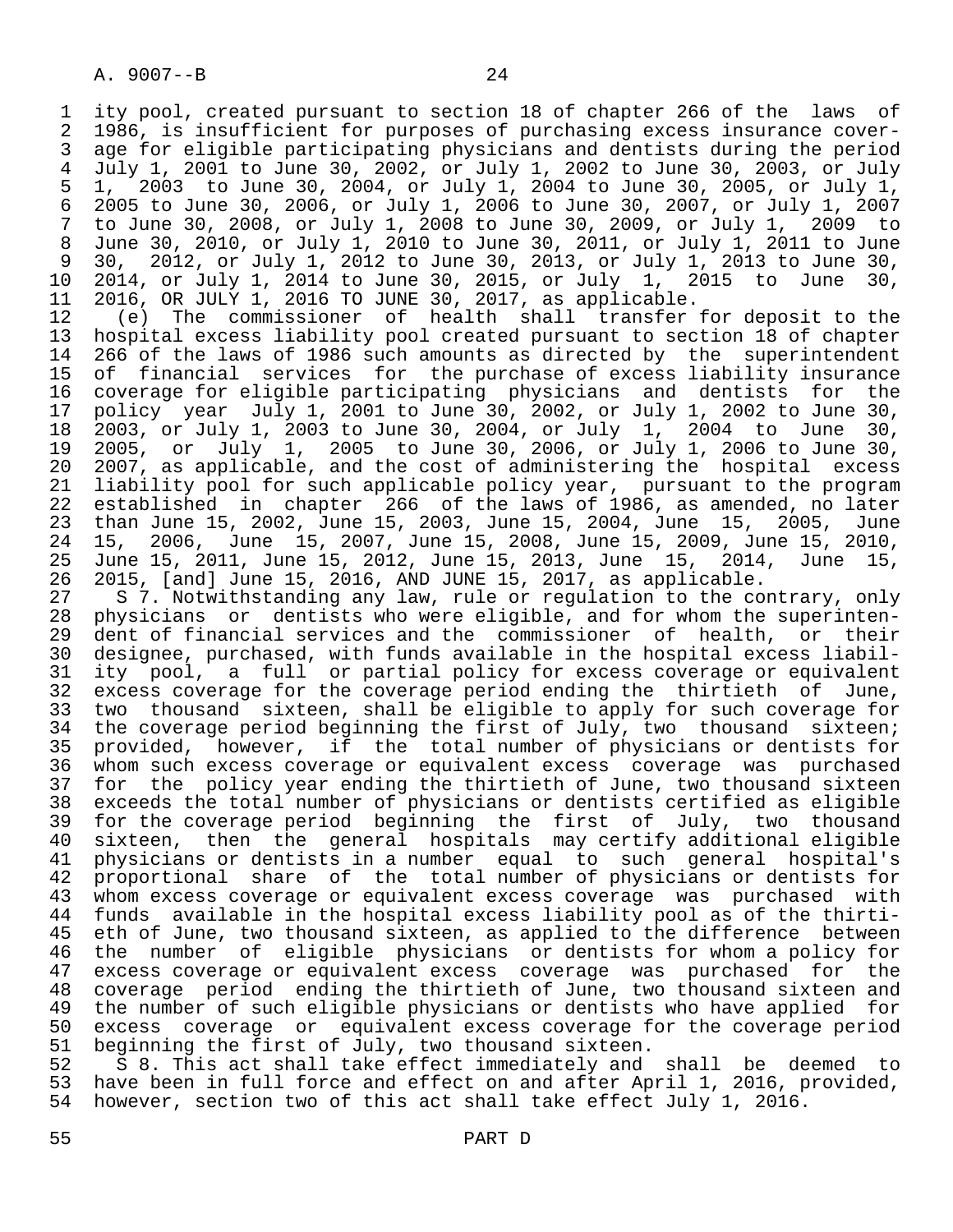ity pool, created pursuant to section 18 of chapter 266 of the laws of 1986, is insufficient for purposes of purchasing excess insurance coverage for eligible participating physicians and dentists during the period July 1, 2001 to June 30, 2002, or July 1, 2002 to June 30, 2003, or July 1, 2003 to June 30, 2004, or July 1, 2004 to June 30, 2005, or July 1, 2005 to June 30, 2006, or July 1, 2006 to June 30, 2007, or July 1, 2007 to June 30, 2008, or July 1, 2008 to June 30, 2009, or July 1, 2009 to June 30, 2010, or July 1, 2010 to June 30, 2011, or July 1, 2011 to June 30, 2012, or July 1, 2012 to June 30, 2013, or July 1, 2013 to June 30, 2014, or July 1, 2014 to June 30, 2015, or July 1, 2015 to June 30, 2016, OR JULY 1, 2016 TO JUNE 30, 2017, as applicable.

(e) The commissioner of health shall transfer for deposit to the hospital excess liability pool created pursuant to section 18 of chapter 266 of the laws of 1986 such amounts as directed by the superintendent of financial services for the purchase of excess liability insurance coverage for eligible participating physicians and dentists for the policy year July 1, 2001 to June 30, 2002, or July 1, 2002 to June 30, 2003, or July 1, 2003 to June 30, 2004, or July 1, 2004 to June 30, 2005, or July 1, 2005 to June 30, 2006, or July 1, 2006 to June 30, 2007, as applicable, and the cost of administering the hospital excess liability pool for such applicable policy year, pursuant to the program established in chapter 266 of the laws of 1986, as amended, no later than June 15, 2002, June 15, 2003, June 15, 2004, June 15, 2005, June 15, 2006, June 15, 2007, June 15, 2008, June 15, 2009, June 15, 2010, June 15, 2011, June 15, 2012, June 15, 2013, June 15, 2014, June 15, 2015, [and] June 15, 2016, AND JUNE 15, 2017, as applicable.

S 7. Notwithstanding any law, rule or regulation to the contrary, only physicians or dentists who were eligible, and for whom the superintendent of financial services and the commissioner of health, or their designee, purchased, with funds available in the hospital excess liability pool, a full or partial policy for excess coverage or equivalent excess coverage for the coverage period ending the thirtieth of June, two thousand sixteen, shall be eligible to apply for such coverage for the coverage period beginning the first of July, two thousand sixteen; provided, however, if the total number of physicians or dentists for whom such excess coverage or equivalent excess coverage was purchased for the policy year ending the thirtieth of June, two thousand sixteen exceeds the total number of physicians or dentists certified as eligible for the coverage period beginning the first of July, two thousand sixteen, then the general hospitals may certify additional eligible physicians or dentists in a number equal to such general hospital's proportional share of the total number of physicians or dentists for whom excess coverage or equivalent excess coverage was purchased with funds available in the hospital excess liability pool as of the thirtieth of June, two thousand sixteen, as applied to the difference between the number of eligible physicians or dentists for whom a policy for excess coverage or equivalent excess coverage was purchased for the coverage period ending the thirtieth of June, two thousand sixteen and the number of such eligible physicians or dentists who have applied for excess coverage or equivalent excess coverage for the coverage period beginning the first of July, two thousand sixteen.

S 8. This act shall take effect immediately and shall be deemed to have been in full force and effect on and after April 1, 2016, provided, however, section two of this act shall take effect July 1, 2016.

PART D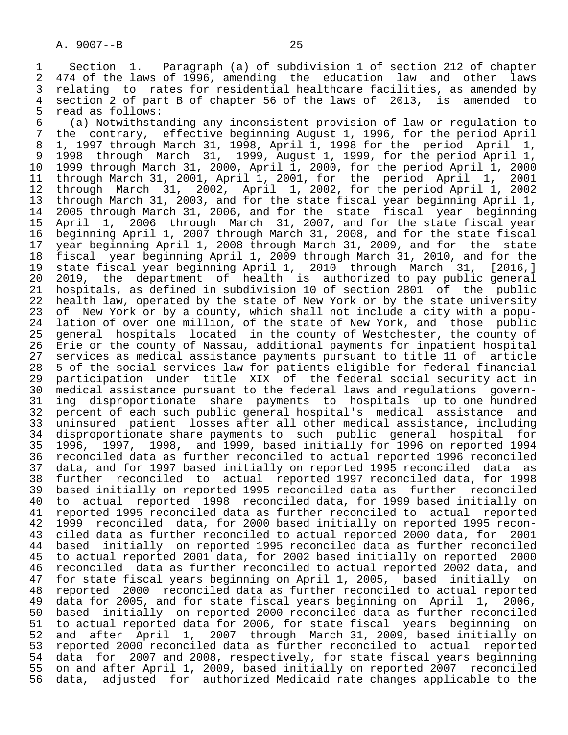Section 1. Paragraph (a) of subdivision 1 of section 212 of chapter 474 of the laws of 1996, amending the education law and other laws relating to rates for residential healthcare facilities, as amended by section 2 of part B of chapter 56 of the laws of 2013, is amended to read as follows:

(a) Notwithstanding any inconsistent provision of law or regulation to the contrary, effective beginning August 1, 1996, for the period April 1, 1997 through March 31, 1998, April 1, 1998 for the period April 1, 1998 through March 31, 1999, August 1, 1999, for the period April 1, 1999 through March 31, 2000, April 1, 2000, for the period April 1, 2000 through March 31, 2001, April 1, 2001, for the period April 1, 2001 through March 31, 2002, April 1, 2002, for the period April 1, 2002 through March 31, 2003, and for the state fiscal year beginning April 1, 2005 through March 31, 2006, and for the state fiscal year beginning April 1, 2006 through March 31, 2007, and for the state fiscal year beginning April 1, 2007 through March 31, 2008, and for the state fiscal year beginning April 1, 2008 through March 31, 2009, and for the state fiscal year beginning April 1, 2009 through March 31, 2010, and for the state fiscal year beginning April 1, 2010 through March 31, [2016,] 2019, the department of health is authorized to pay public general hospitals, as defined in subdivision 10 of section 2801 of the public health law, operated by the state of New York or by the state university of New York or by a county, which shall not include a city with a population of over one million, of the state of New York, and those public general hospitals located in the county of Westchester, the county of Erie or the county of Nassau, additional payments for inpatient hospital services as medical assistance payments pursuant to title 11 of article 5 of the social services law for patients eligible for federal financial participation under title XIX of the federal social security act in medical assistance pursuant to the federal laws and regulations governing disproportionate share payments to hospitals up to one hundred percent of each such public general hospital's medical assistance and uninsured patient losses after all other medical assistance, including disproportionate share payments to such public general hospital for 1996, 1997, 1998, and 1999, based initially for 1996 on reported 1994 reconciled data as further reconciled to actual reported 1996 reconciled data, and for 1997 based initially on reported 1995 reconciled data as further reconciled to actual reported 1997 reconciled data, for 1998 based initially on reported 1995 reconciled data as further reconciled to actual reported 1998 reconciled data, for 1999 based initially on reported 1995 reconciled data as further reconciled to actual reported 1999 reconciled data, for 2000 based initially on reported 1995 reconciled data as further reconciled to actual reported 2000 data, for 2001 based initially on reported 1995 reconciled data as further reconciled to actual reported 2001 data, for 2002 based initially on reported 2000 reconciled data as further reconciled to actual reported 2002 data, and for state fiscal years beginning on April 1, 2005, based initially on reported 2000 reconciled data as further reconciled to actual reported data for 2005, and for state fiscal years beginning on April 1, 2006, based initially on reported 2000 reconciled data as further reconciled to actual reported data for 2006, for state fiscal years beginning on and after April 1, 2007 through March 31, 2009, based initially on reported 2000 reconciled data as further reconciled to actual reported data for 2007 and 2008, respectively, for state fiscal years beginning on and after April 1, 2009, based initially on reported 2007 reconciled data, adjusted for authorized Medicaid rate changes applicable to the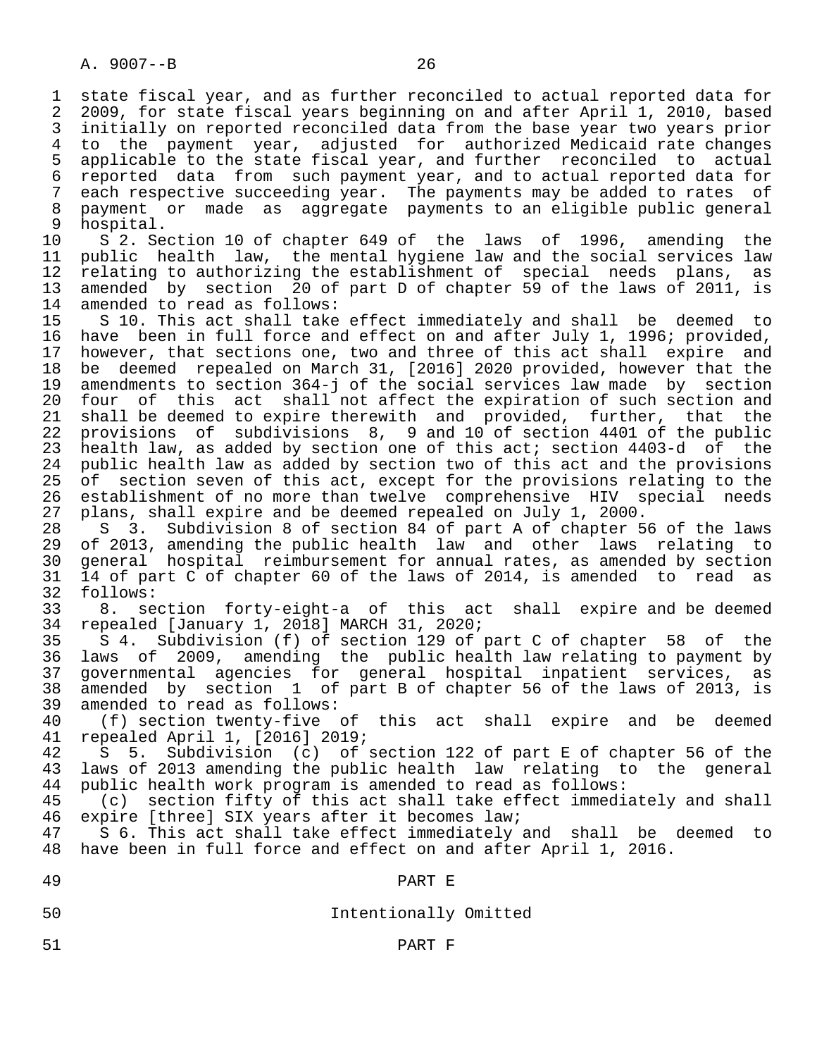state fiscal year, and as further reconciled to actual reported data for 2009, for state fiscal years beginning on and after April 1, 2010, based initially on reported reconciled data from the base year two years prior to the payment year, adjusted for authorized Medicaid rate changes applicable to the state fiscal year, and further reconciled to actual reported data from such payment year, and to actual reported data for each respective succeeding year. The payments may be added to rates of payment or made as aggregate payments to an eligible public general hospital.

S 2. Section 10 of chapter 649 of the laws of 1996, amending the public health law, the mental hygiene law and the social services law relating to authorizing the establishment of special needs plans, as amended by section 20 of part D of chapter 59 of the laws of 2011, is amended to read as follows:

S 10. This act shall take effect immediately and shall be deemed to have been in full force and effect on and after July 1, 1996; provided, however, that sections one, two and three of this act shall expire and be deemed repealed on March 31, [2016] 2020 provided, however that the amendments to section 364-j of the social services law made by section four of this act shall not affect the expiration of such section and shall be deemed to expire therewith and provided, further, that the provisions of subdivisions 8, 9 and 10 of section 4401 of the public health law, as added by section one of this act; section 4403-d of the public health law as added by section two of this act and the provisions of section seven of this act, except for the provisions relating to the establishment of no more than twelve comprehensive HIV special needs plans, shall expire and be deemed repealed on July 1, 2000.

S 3. Subdivision 8 of section 84 of part A of chapter 56 of the laws of 2013, amending the public health law and other laws relating to general hospital reimbursement for annual rates, as amended by section 14 of part C of chapter 60 of the laws of 2014, is amended to read as follows:

8. section forty-eight-a of this act shall expire and be deemed repealed [January 1, 2018] MARCH 31, 2020;

S 4. Subdivision (f) of section 129 of part C of chapter 58 of the laws of 2009, amending the public health law relating to payment by governmental agencies for general hospital inpatient services, as amended by section 1 of part B of chapter 56 of the laws of 2013, is amended to read as follows:

(f) section twenty-five of this act shall expire and be deemed repealed April 1, [2016] 2019;

S 5. Subdivision (c) of section 122 of part E of chapter 56 of the laws of 2013 amending the public health law relating to the general public health work program is amended to read as follows:

(c) section fifty of this act shall take effect immediately and shall expire [three] SIX years after it becomes law;

S 6. This act shall take effect immediately and shall be deemed to have been in full force and effect on and after April 1, 2016.

## PART E

Intentionally Omitted

## PART F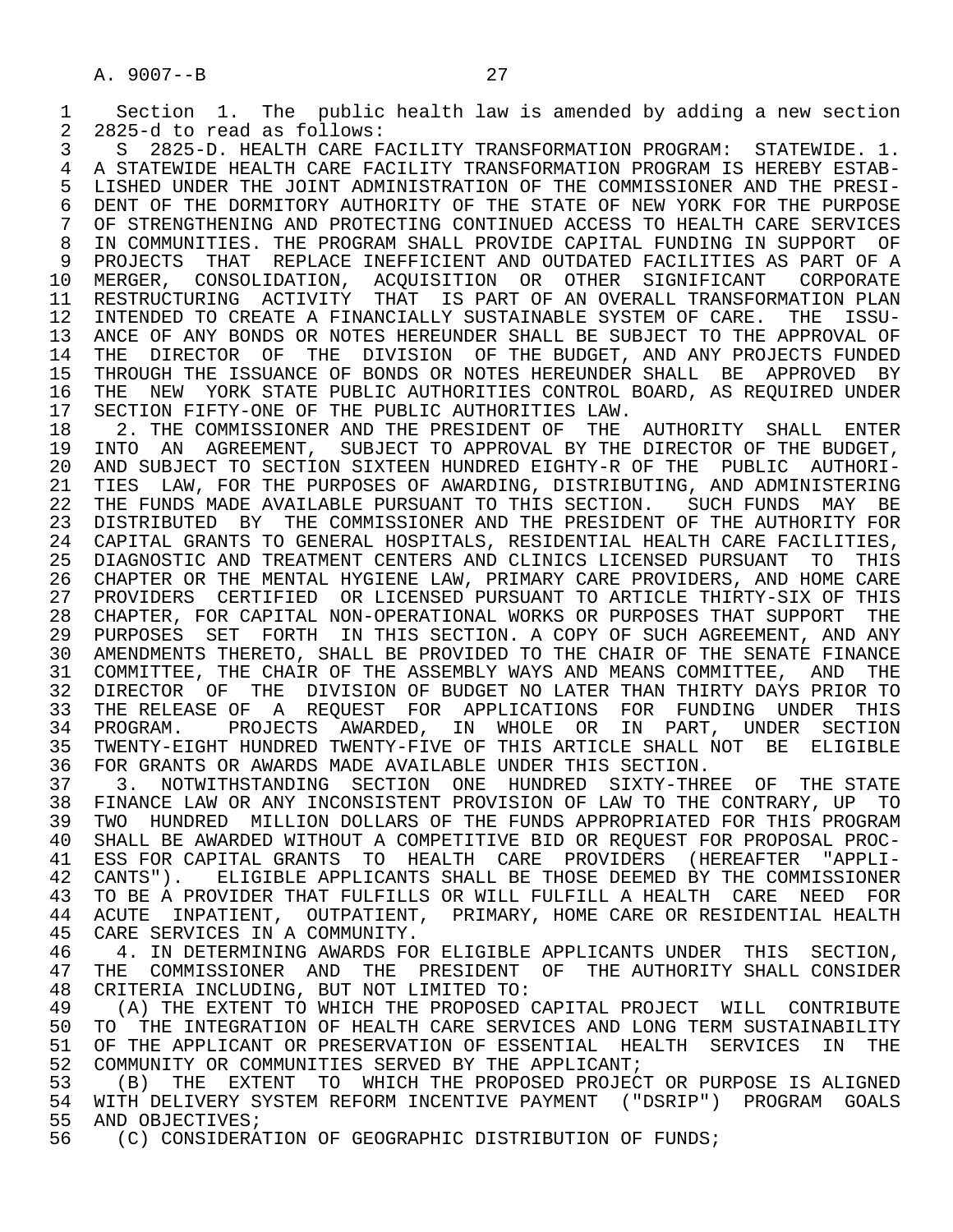Section 1. The public health law is amended by adding a new section 2825-d to read as follows:

S 2825-D. HEALTH CARE FACILITY TRANSFORMATION PROGRAM: STATEWIDE. 1. A STATEWIDE HEALTH CARE FACILITY TRANSFORMATION PROGRAM IS HEREBY ESTABLISHED UNDER THE JOINT ADMINISTRATION OF THE COMMISSIONER AND THE PRESIDENT OF THE DORMITORY AUTHORITY OF THE STATE OF NEW YORK FOR THE PURPOSE OF STRENGTHENING AND PROTECTING CONTINUED ACCESS TO HEALTH CARE SERVICES IN COMMUNITIES. THE PROGRAM SHALL PROVIDE CAPITAL FUNDING IN SUPPORT OF PROJECTS THAT REPLACE INEFFICIENT AND OUTDATED FACILITIES AS PART OF A MERGER, CONSOLIDATION, ACQUISITION OR OTHER SIGNIFICANT CORPORATE RESTRUCTURING ACTIVITY THAT IS PART OF AN OVERALL TRANSFORMATION PLAN INTENDED TO CREATE A FINANCIALLY SUSTAINABLE SYSTEM OF CARE. THE ISSUANCE OF ANY BONDS OR NOTES HEREUNDER SHALL BE SUBJECT TO THE APPROVAL OF THE DIRECTOR OF THE DIVISION OF THE BUDGET, AND ANY PROJECTS FUNDED THROUGH THE ISSUANCE OF BONDS OR NOTES HEREUNDER SHALL BE APPROVED BY THE NEW YORK STATE PUBLIC AUTHORITIES CONTROL BOARD, AS REQUIRED UNDER SECTION FIFTY-ONE OF THE PUBLIC AUTHORITIES LAW.

2. THE COMMISSIONER AND THE PRESIDENT OF THE AUTHORITY SHALL ENTER INTO AN AGREEMENT, SUBJECT TO APPROVAL BY THE DIRECTOR OF THE BUDGET, AND SUBJECT TO SECTION SIXTEEN HUNDRED EIGHTY-R OF THE PUBLIC AUTHORITIES LAW, FOR THE PURPOSES OF AWARDING, DISTRIBUTING, AND ADMINISTERING THE FUNDS MADE AVAILABLE PURSUANT TO THIS SECTION. SUCH FUNDS MAY BE DISTRIBUTED BY THE COMMISSIONER AND THE PRESIDENT OF THE AUTHORITY FOR CAPITAL GRANTS TO GENERAL HOSPITALS, RESIDENTIAL HEALTH CARE FACILITIES, DIAGNOSTIC AND TREATMENT CENTERS AND CLINICS LICENSED PURSUANT TO THIS CHAPTER OR THE MENTAL HYGIENE LAW, PRIMARY CARE PROVIDERS, AND HOME CARE PROVIDERS CERTIFIED OR LICENSED PURSUANT TO ARTICLE THIRTY-SIX OF THIS CHAPTER, FOR CAPITAL NON-OPERATIONAL WORKS OR PURPOSES THAT SUPPORT THE PURPOSES SET FORTH IN THIS SECTION. A COPY OF SUCH AGREEMENT, AND ANY AMENDMENTS THERETO, SHALL BE PROVIDED TO THE CHAIR OF THE SENATE FINANCE COMMITTEE, THE CHAIR OF THE ASSEMBLY WAYS AND MEANS COMMITTEE, AND THE DIRECTOR OF THE DIVISION OF BUDGET NO LATER THAN THIRTY DAYS PRIOR TO THE RELEASE OF A REQUEST FOR APPLICATIONS FOR FUNDING UNDER THIS PROGRAM. PROJECTS AWARDED, IN WHOLE OR IN PART, UNDER SECTION TWENTY-EIGHT HUNDRED TWENTY-FIVE OF THIS ARTICLE SHALL NOT BE ELIGIBLE FOR GRANTS OR AWARDS MADE AVAILABLE UNDER THIS SECTION.

3. NOTWITHSTANDING SECTION ONE HUNDRED SIXTY-THREE OF THE STATE FINANCE LAW OR ANY INCONSISTENT PROVISION OF LAW TO THE CONTRARY, UP TO TWO HUNDRED MILLION DOLLARS OF THE FUNDS APPROPRIATED FOR THIS PROGRAM SHALL BE AWARDED WITHOUT A COMPETITIVE BID OR REQUEST FOR PROPOSAL PROCESS FOR CAPITAL GRANTS TO HEALTH CARE PROVIDERS (HEREAFTER "APPLICANTS"). ELIGIBLE APPLICANTS SHALL BE THOSE DEEMED BY THE COMMISSIONER TO BE A PROVIDER THAT FULFILLS OR WILL FULFILL A HEALTH CARE NEED FOR ACUTE INPATIENT, OUTPATIENT, PRIMARY, HOME CARE OR RESIDENTIAL HEALTH CARE SERVICES IN A COMMUNITY.

4. IN DETERMINING AWARDS FOR ELIGIBLE APPLICANTS UNDER THIS SECTION, THE COMMISSIONER AND THE PRESIDENT OF THE AUTHORITY SHALL CONSIDER CRITERIA INCLUDING, BUT NOT LIMITED TO:

(A) THE EXTENT TO WHICH THE PROPOSED CAPITAL PROJECT WILL CONTRIBUTE TO THE INTEGRATION OF HEALTH CARE SERVICES AND LONG TERM SUSTAINABILITY OF THE APPLICANT OR PRESERVATION OF ESSENTIAL HEALTH SERVICES IN THE COMMUNITY OR COMMUNITIES SERVED BY THE APPLICANT;

(B) THE EXTENT TO WHICH THE PROPOSED PROJECT OR PURPOSE IS ALIGNED WITH DELIVERY SYSTEM REFORM INCENTIVE PAYMENT ("DSRIP") PROGRAM GOALS AND OBJECTIVES;

(C) CONSIDERATION OF GEOGRAPHIC DISTRIBUTION OF FUNDS;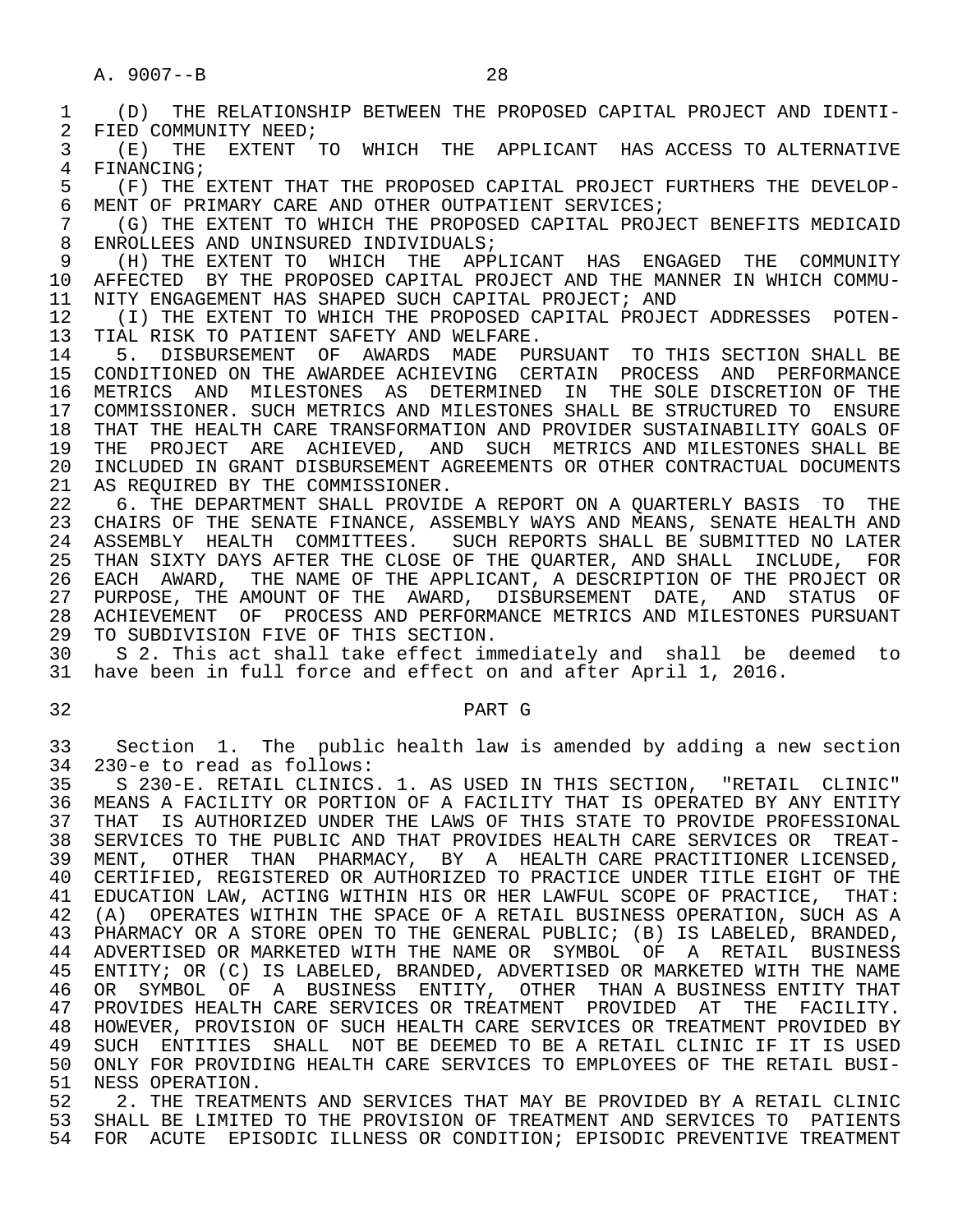(D) THE RELATIONSHIP BETWEEN THE PROPOSED CAPITAL PROJECT AND IDENTIFIED COMMUNITY NEED;

(E) THE EXTENT TO WHICH THE APPLICANT HAS ACCESS TO ALTERNATIVE FINANCING;

(F) THE EXTENT THAT THE PROPOSED CAPITAL PROJECT FURTHERS THE DEVELOPMENT OF PRIMARY CARE AND OTHER OUTPATIENT SERVICES;

(G) THE EXTENT TO WHICH THE PROPOSED CAPITAL PROJECT BENEFITS MEDICAID ENROLLEES AND UNINSURED INDIVIDUALS;

(H) THE EXTENT TO WHICH THE APPLICANT HAS ENGAGED THE COMMUNITY AFFECTED BY THE PROPOSED CAPITAL PROJECT AND THE MANNER IN WHICH COMMUNITY ENGAGEMENT HAS SHAPED SUCH CAPITAL PROJECT; AND

(I) THE EXTENT TO WHICH THE PROPOSED CAPITAL PROJECT ADDRESSES POTENTIAL RISK TO PATIENT SAFETY AND WELFARE.

5. DISBURSEMENT OF AWARDS MADE PURSUANT TO THIS SECTION SHALL BE CONDITIONED ON THE AWARDEE ACHIEVING CERTAIN PROCESS AND PERFORMANCE METRICS AND MILESTONES AS DETERMINED IN THE SOLE DISCRETION OF THE COMMISSIONER. SUCH METRICS AND MILESTONES SHALL BE STRUCTURED TO ENSURE THAT THE HEALTH CARE TRANSFORMATION AND PROVIDER SUSTAINABILITY GOALS OF THE PROJECT ARE ACHIEVED, AND SUCH METRICS AND MILESTONES SHALL BE INCLUDED IN GRANT DISBURSEMENT AGREEMENTS OR OTHER CONTRACTUAL DOCUMENTS AS REQUIRED BY THE COMMISSIONER.

6. THE DEPARTMENT SHALL PROVIDE A REPORT ON A QUARTERLY BASIS TO THE CHAIRS OF THE SENATE FINANCE, ASSEMBLY WAYS AND MEANS, SENATE HEALTH AND ASSEMBLY HEALTH COMMITTEES. SUCH REPORTS SHALL BE SUBMITTED NO LATER THAN SIXTY DAYS AFTER THE CLOSE OF THE QUARTER, AND SHALL INCLUDE, FOR EACH AWARD, THE NAME OF THE APPLICANT, A DESCRIPTION OF THE PROJECT OR PURPOSE, THE AMOUNT OF THE AWARD, DISBURSEMENT DATE, AND STATUS OF ACHIEVEMENT OF PROCESS AND PERFORMANCE METRICS AND MILESTONES PURSUANT TO SUBDIVISION FIVE OF THIS SECTION.

S 2. This act shall take effect immediately and shall be deemed to have been in full force and effect on and after April 1, 2016.

## PART G

Section 1. The public health law is amended by adding a new section 230-e to read as follows:

S 230-E. RETAIL CLINICS. 1. AS USED IN THIS SECTION, "RETAIL CLINIC" MEANS A FACILITY OR PORTION OF A FACILITY THAT IS OPERATED BY ANY ENTITY THAT IS AUTHORIZED UNDER THE LAWS OF THIS STATE TO PROVIDE PROFESSIONAL SERVICES TO THE PUBLIC AND THAT PROVIDES HEALTH CARE SERVICES OR TREATMENT, OTHER THAN PHARMACY, BY A HEALTH CARE PRACTITIONER LICENSED, CERTIFIED, REGISTERED OR AUTHORIZED TO PRACTICE UNDER TITLE EIGHT OF THE EDUCATION LAW, ACTING WITHIN HIS OR HER LAWFUL SCOPE OF PRACTICE, THAT: (A) OPERATES WITHIN THE SPACE OF A RETAIL BUSINESS OPERATION, SUCH AS A PHARMACY OR A STORE OPEN TO THE GENERAL PUBLIC; (B) IS LABELED, BRANDED, ADVERTISED OR MARKETED WITH THE NAME OR SYMBOL OF A RETAIL BUSINESS ENTITY; OR (C) IS LABELED, BRANDED, ADVERTISED OR MARKETED WITH THE NAME OR SYMBOL OF A BUSINESS ENTITY, OTHER THAN A BUSINESS ENTITY THAT PROVIDES HEALTH CARE SERVICES OR TREATMENT PROVIDED AT THE FACILITY. HOWEVER, PROVISION OF SUCH HEALTH CARE SERVICES OR TREATMENT PROVIDED BY SUCH ENTITIES SHALL NOT BE DEEMED TO BE A RETAIL CLINIC IF IT IS USED ONLY FOR PROVIDING HEALTH CARE SERVICES TO EMPLOYEES OF THE RETAIL BUSINESS OPERATION.

2. THE TREATMENTS AND SERVICES THAT MAY BE PROVIDED BY A RETAIL CLINIC SHALL BE LIMITED TO THE PROVISION OF TREATMENT AND SERVICES TO PATIENTS FOR ACUTE EPISODIC ILLNESS OR CONDITION; EPISODIC PREVENTIVE TREATMENT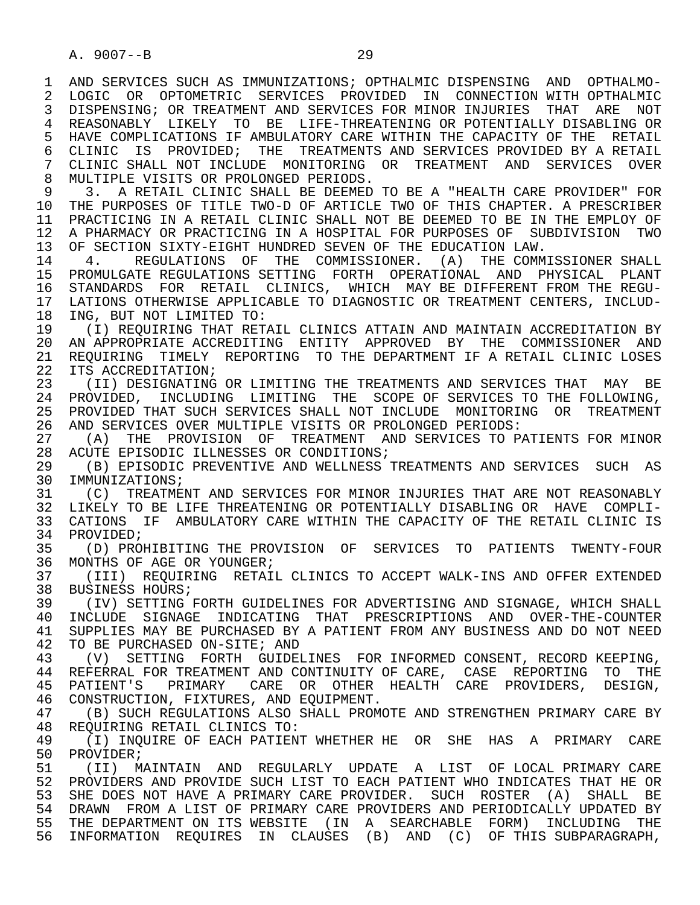AND SERVICES SUCH AS IMMUNIZATIONS; OPTHALMIC DISPENSING AND OPTHALMOLOGIC OR OPTOMETRIC SERVICES PROVIDED IN CONNECTION WITH OPTHALMIC DISPENSING; OR TREATMENT AND SERVICES FOR MINOR INJURIES THAT ARE NOT REASONABLY LIKELY TO BE LIFE-THREATENING OR POTENTIALLY DISABLING OR HAVE COMPLICATIONS IF AMBULATORY CARE WITHIN THE CAPACITY OF THE RETAIL CLINIC IS PROVIDED; THE TREATMENTS AND SERVICES PROVIDED BY A RETAIL CLINIC SHALL NOT INCLUDE MONITORING OR TREATMENT AND SERVICES OVER MULTIPLE VISITS OR PROLONGED PERIODS.

3. A RETAIL CLINIC SHALL BE DEEMED TO BE A "HEALTH CARE PROVIDER" FOR THE PURPOSES OF TITLE TWO-D OF ARTICLE TWO OF THIS CHAPTER. A PRESCRIBER PRACTICING IN A RETAIL CLINIC SHALL NOT BE DEEMED TO BE IN THE EMPLOY OF A PHARMACY OR PRACTICING IN A HOSPITAL FOR PURPOSES OF SUBDIVISION TWO OF SECTION SIXTY-EIGHT HUNDRED SEVEN OF THE EDUCATION LAW.

4. REGULATIONS OF THE COMMISSIONER. (A) THE COMMISSIONER SHALL PROMULGATE REGULATIONS SETTING FORTH OPERATIONAL AND PHYSICAL PLANT STANDARDS FOR RETAIL CLINICS, WHICH MAY BE DIFFERENT FROM THE REGULATIONS OTHERWISE APPLICABLE TO DIAGNOSTIC OR TREATMENT CENTERS, INCLUDING, BUT NOT LIMITED TO:

(I) REQUIRING THAT RETAIL CLINICS ATTAIN AND MAINTAIN ACCREDITATION BY AN APPROPRIATE ACCREDITING ENTITY APPROVED BY THE COMMISSIONER AND REQUIRING TIMELY REPORTING TO THE DEPARTMENT IF A RETAIL CLINIC LOSES ITS ACCREDITATION;

(II) DESIGNATING OR LIMITING THE TREATMENTS AND SERVICES THAT MAY BE PROVIDED, INCLUDING LIMITING THE SCOPE OF SERVICES TO THE FOLLOWING, PROVIDED THAT SUCH SERVICES SHALL NOT INCLUDE MONITORING OR TREATMENT AND SERVICES OVER MULTIPLE VISITS OR PROLONGED PERIODS:

(A) THE PROVISION OF TREATMENT AND SERVICES TO PATIENTS FOR MINOR ACUTE EPISODIC ILLNESSES OR CONDITIONS;

(B) EPISODIC PREVENTIVE AND WELLNESS TREATMENTS AND SERVICES SUCH AS IMMUNIZATIONS;

(C) TREATMENT AND SERVICES FOR MINOR INJURIES THAT ARE NOT REASONABLY LIKELY TO BE LIFE THREATENING OR POTENTIALLY DISABLING OR HAVE COMPLICATIONS IF AMBULATORY CARE WITHIN THE CAPACITY OF THE RETAIL CLINIC IS PROVIDED;

(D) PROHIBITING THE PROVISION OF SERVICES TO PATIENTS TWENTY-FOUR MONTHS OF AGE OR YOUNGER;

(III) REQUIRING RETAIL CLINICS TO ACCEPT WALK-INS AND OFFER EXTENDED BUSINESS HOURS;

(IV) SETTING FORTH GUIDELINES FOR ADVERTISING AND SIGNAGE, WHICH SHALL INCLUDE SIGNAGE INDICATING THAT PRESCRIPTIONS AND OVER-THE-COUNTER SUPPLIES MAY BE PURCHASED BY A PATIENT FROM ANY BUSINESS AND DO NOT NEED TO BE PURCHASED ON-SITE; AND

(V) SETTING FORTH GUIDELINES FOR INFORMED CONSENT, RECORD KEEPING, REFERRAL FOR TREATMENT AND CONTINUITY OF CARE, CASE REPORTING TO THE PATIENT'S PRIMARY CARE OR OTHER HEALTH CARE PROVIDERS, DESIGN, CONSTRUCTION, FIXTURES, AND EQUIPMENT.

(B) SUCH REGULATIONS ALSO SHALL PROMOTE AND STRENGTHEN PRIMARY CARE BY REQUIRING RETAIL CLINICS TO:

(I) INQUIRE OF EACH PATIENT WHETHER HE OR SHE HAS A PRIMARY CARE PROVIDER;

(II) MAINTAIN AND REGULARLY UPDATE A LIST OF LOCAL PRIMARY CARE PROVIDERS AND PROVIDE SUCH LIST TO EACH PATIENT WHO INDICATES THAT HE OR SHE DOES NOT HAVE A PRIMARY CARE PROVIDER. SUCH ROSTER (A) SHALL BE DRAWN FROM A LIST OF PRIMARY CARE PROVIDERS AND PERIODICALLY UPDATED BY THE DEPARTMENT ON ITS WEBSITE (IN A SEARCHABLE FORM) INCLUDING THE INFORMATION REQUIRES IN CLAUSES (B) AND (C) OF THIS SUBPARAGRAPH,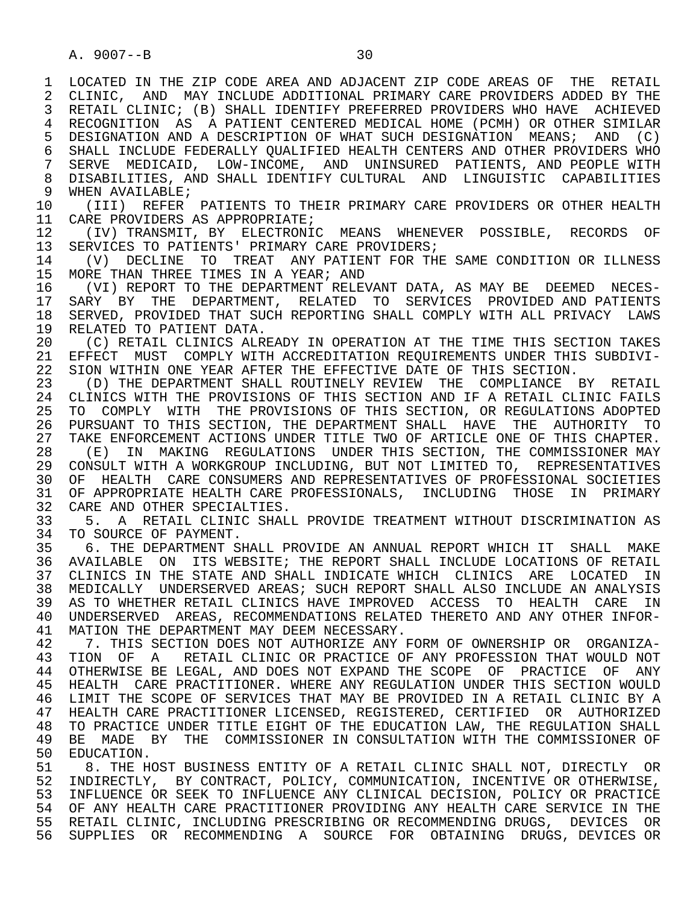LOCATED IN THE ZIP CODE AREA AND ADJACENT ZIP CODE AREAS OF THE RETAIL CLINIC, AND MAY INCLUDE ADDITIONAL PRIMARY CARE PROVIDERS ADDED BY THE RETAIL CLINIC; (B) SHALL IDENTIFY PREFERRED PROVIDERS WHO HAVE ACHIEVED RECOGNITION AS A PATIENT CENTERED MEDICAL HOME (PCMH) OR OTHER SIMILAR DESIGNATION AND A DESCRIPTION OF WHAT SUCH DESIGNATION MEANS; AND (C) SHALL INCLUDE FEDERALLY QUALIFIED HEALTH CENTERS AND OTHER PROVIDERS WHO SERVE MEDICAID, LOW-INCOME, AND UNINSURED PATIENTS, AND PEOPLE WITH DISABILITIES, AND SHALL IDENTIFY CULTURAL AND LINGUISTIC CAPABILITIES WHEN AVAILABLE;

(III) REFER PATIENTS TO THEIR PRIMARY CARE PROVIDERS OR OTHER HEALTH CARE PROVIDERS AS APPROPRIATE;

(IV) TRANSMIT, BY ELECTRONIC MEANS WHENEVER POSSIBLE, RECORDS OF SERVICES TO PATIENTS' PRIMARY CARE PROVIDERS;

(V) DECLINE TO TREAT ANY PATIENT FOR THE SAME CONDITION OR ILLNESS MORE THAN THREE TIMES IN A YEAR; AND

(VI) REPORT TO THE DEPARTMENT RELEVANT DATA, AS MAY BE DEEMED NECESSARY BY THE DEPARTMENT, RELATED TO SERVICES PROVIDED AND PATIENTS SERVED, PROVIDED THAT SUCH REPORTING SHALL COMPLY WITH ALL PRIVACY LAWS RELATED TO PATIENT DATA.

(C) RETAIL CLINICS ALREADY IN OPERATION AT THE TIME THIS SECTION TAKES EFFECT MUST COMPLY WITH ACCREDITATION REQUIREMENTS UNDER THIS SUBDIVISION WITHIN ONE YEAR AFTER THE EFFECTIVE DATE OF THIS SECTION.

(D) THE DEPARTMENT SHALL ROUTINELY REVIEW THE COMPLIANCE BY RETAIL CLINICS WITH THE PROVISIONS OF THIS SECTION AND IF A RETAIL CLINIC FAILS TO COMPLY WITH THE PROVISIONS OF THIS SECTION, OR REGULATIONS ADOPTED PURSUANT TO THIS SECTION, THE DEPARTMENT SHALL HAVE THE AUTHORITY TO TAKE ENFORCEMENT ACTIONS UNDER TITLE TWO OF ARTICLE ONE OF THIS CHAPTER.

(E) IN MAKING REGULATIONS UNDER THIS SECTION, THE COMMISSIONER MAY CONSULT WITH A WORKGROUP INCLUDING, BUT NOT LIMITED TO, REPRESENTATIVES OF HEALTH CARE CONSUMERS AND REPRESENTATIVES OF PROFESSIONAL SOCIETIES OF APPROPRIATE HEALTH CARE PROFESSIONALS, INCLUDING THOSE IN PRIMARY CARE AND OTHER SPECIALTIES.

5. A RETAIL CLINIC SHALL PROVIDE TREATMENT WITHOUT DISCRIMINATION AS TO SOURCE OF PAYMENT.

6. THE DEPARTMENT SHALL PROVIDE AN ANNUAL REPORT WHICH IT SHALL MAKE AVAILABLE ON ITS WEBSITE; THE REPORT SHALL INCLUDE LOCATIONS OF RETAIL CLINICS IN THE STATE AND SHALL INDICATE WHICH CLINICS ARE LOCATED IN MEDICALLY UNDERSERVED AREAS; SUCH REPORT SHALL ALSO INCLUDE AN ANALYSIS AS TO WHETHER RETAIL CLINICS HAVE IMPROVED ACCESS TO HEALTH CARE IN UNDERSERVED AREAS, RECOMMENDATIONS RELATED THERETO AND ANY OTHER INFORMATION THE DEPARTMENT MAY DEEM NECESSARY.

7. THIS SECTION DOES NOT AUTHORIZE ANY FORM OF OWNERSHIP OR ORGANIZATION OF A RETAIL CLINIC OR PRACTICE OF ANY PROFESSION THAT WOULD NOT OTHERWISE BE LEGAL, AND DOES NOT EXPAND THE SCOPE OF PRACTICE OF ANY HEALTH CARE PRACTITIONER. WHERE ANY REGULATION UNDER THIS SECTION WOULD LIMIT THE SCOPE OF SERVICES THAT MAY BE PROVIDED IN A RETAIL CLINIC BY A HEALTH CARE PRACTITIONER LICENSED, REGISTERED, CERTIFIED OR AUTHORIZED TO PRACTICE UNDER TITLE EIGHT OF THE EDUCATION LAW, THE REGULATION SHALL BE MADE BY THE COMMISSIONER IN CONSULTATION WITH THE COMMISSIONER OF EDUCATION.

8. THE HOST BUSINESS ENTITY OF A RETAIL CLINIC SHALL NOT, DIRECTLY OR INDIRECTLY, BY CONTRACT, POLICY, COMMUNICATION, INCENTIVE OR OTHERWISE, INFLUENCE OR SEEK TO INFLUENCE ANY CLINICAL DECISION, POLICY OR PRACTICE OF ANY HEALTH CARE PRACTITIONER PROVIDING ANY HEALTH CARE SERVICE IN THE RETAIL CLINIC, INCLUDING PRESCRIBING OR RECOMMENDING DRUGS, DEVICES OR SUPPLIES OR RECOMMENDING A SOURCE FOR OBTAINING DRUGS, DEVICES OR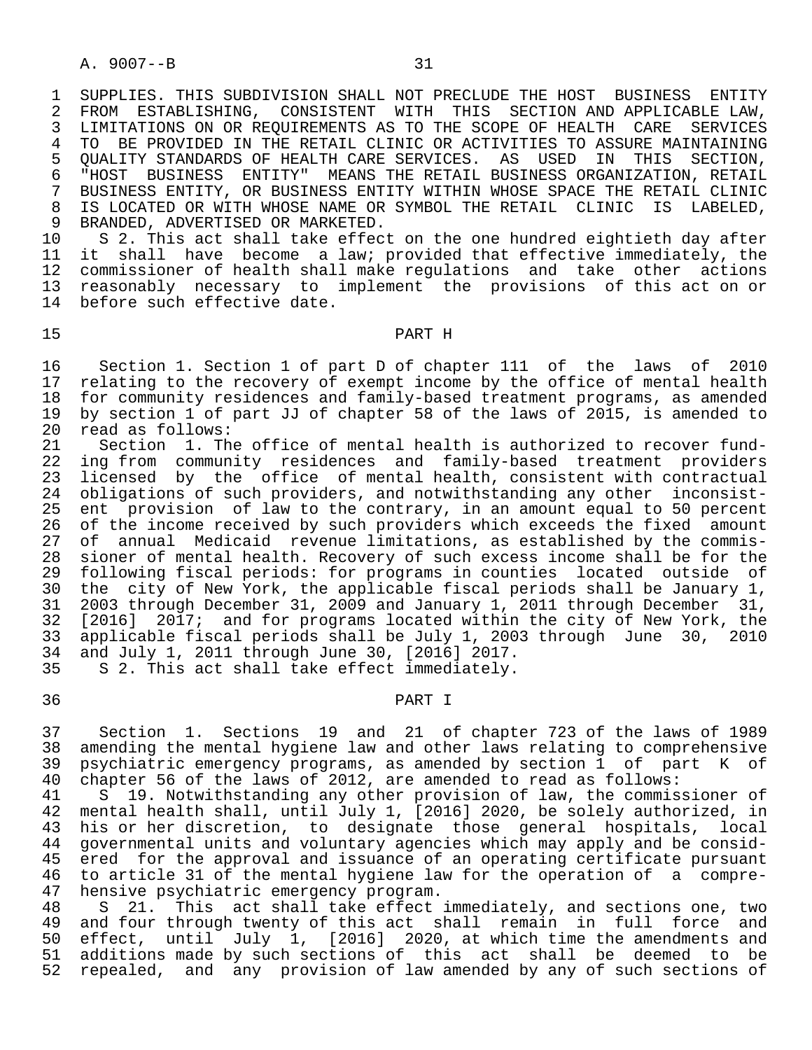SUPPLIES. THIS SUBDIVISION SHALL NOT PRECLUDE THE HOST BUSINESS ENTITY FROM ESTABLISHING, CONSISTENT WITH THIS SECTION AND APPLICABLE LAW, LIMITATIONS ON OR REQUIREMENTS AS TO THE SCOPE OF HEALTH CARE SERVICES TO BE PROVIDED IN THE RETAIL CLINIC OR ACTIVITIES TO ASSURE MAINTAINING QUALITY STANDARDS OF HEALTH CARE SERVICES. AS USED IN THIS SECTION, "HOST BUSINESS ENTITY" MEANS THE RETAIL BUSINESS ORGANIZATION, RETAIL BUSINESS ENTITY, OR BUSINESS ENTITY WITHIN WHOSE SPACE THE RETAIL CLINIC IS LOCATED OR WITH WHOSE NAME OR SYMBOL THE RETAIL CLINIC IS LABELED, BRANDED, ADVERTISED OR MARKETED.

S 2. This act shall take effect on the one hundred eightieth day after it shall have become a law; provided that effective immediately, the commissioner of health shall make regulations and take other actions reasonably necessary to implement the provisions of this act on or before such effective date.

## PART H

Section 1. Section 1 of part D of chapter 111 of the laws of 2010 relating to the recovery of exempt income by the office of mental health for community residences and family-based treatment programs, as amended by section 1 of part JJ of chapter 58 of the laws of 2015, is amended to read as follows:

Section 1. The office of mental health is authorized to recover funding from community residences and family-based treatment providers licensed by the office of mental health, consistent with contractual obligations of such providers, and notwithstanding any other inconsistent provision of law to the contrary, in an amount equal to 50 percent of the income received by such providers which exceeds the fixed amount of annual Medicaid revenue limitations, as established by the commissioner of mental health. Recovery of such excess income shall be for the following fiscal periods: for programs in counties located outside of the city of New York, the applicable fiscal periods shall be January 1, 2003 through December 31, 2009 and January 1, 2011 through December 31, [2016] 2017; and for programs located within the city of New York, the applicable fiscal periods shall be July 1, 2003 through June 30, 2010 and July 1, 2011 through June 30, [2016] 2017.

S 2. This act shall take effect immediately.

## PART I

Section 1. Sections 19 and 21 of chapter 723 of the laws of 1989 amending the mental hygiene law and other laws relating to comprehensive psychiatric emergency programs, as amended by section 1 of part K of chapter 56 of the laws of 2012, are amended to read as follows:

S 19. Notwithstanding any other provision of law, the commissioner of mental health shall, until July 1, [2016] 2020, be solely authorized, in his or her discretion, to designate those general hospitals, local governmental units and voluntary agencies which may apply and be considered for the approval and issuance of an operating certificate pursuant to article 31 of the mental hygiene law for the operation of a comprehensive psychiatric emergency program.

S 21. This act shall take effect immediately, and sections one, two and four through twenty of this act shall remain in full force and effect, until July 1, [2016] 2020, at which time the amendments and additions made by such sections of this act shall be deemed to be repealed, and any provision of law amended by any of such sections of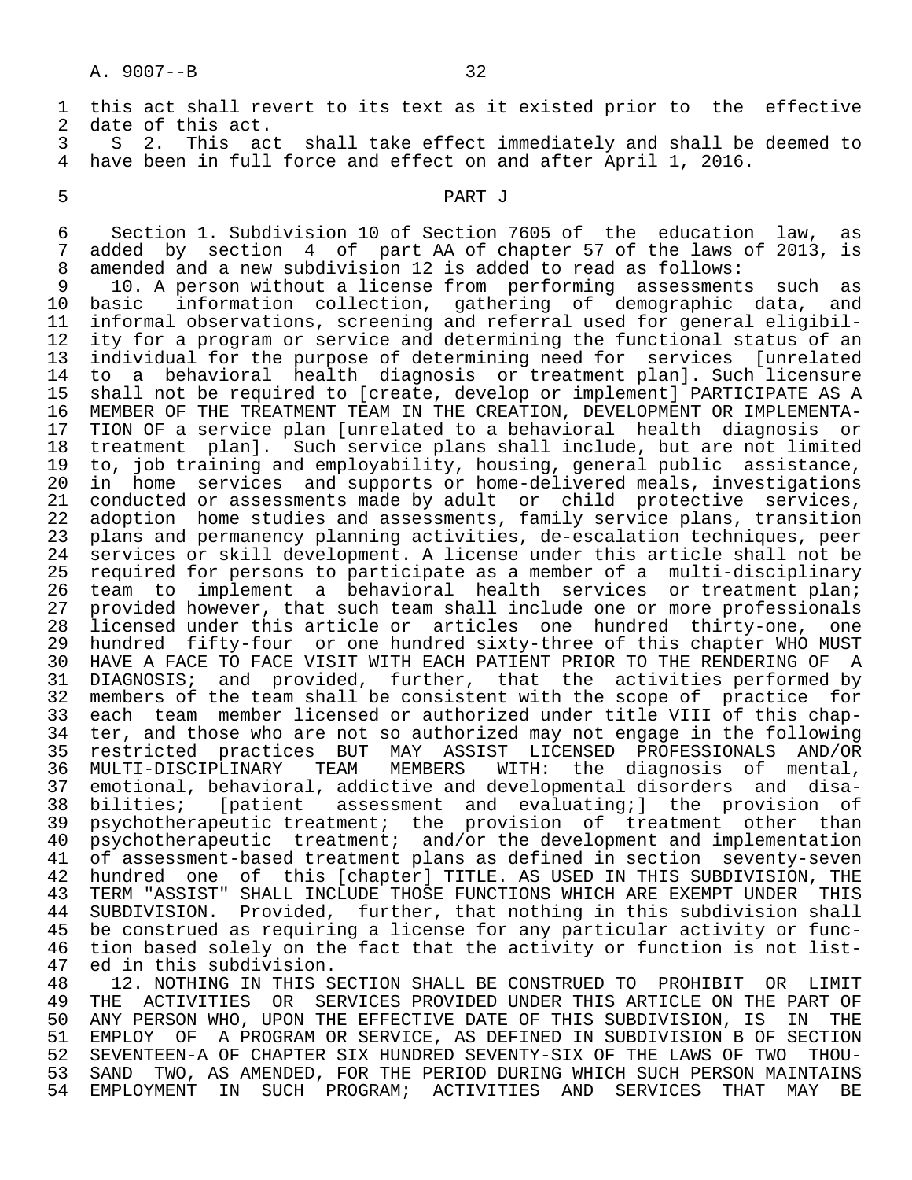this act shall revert to its text as it existed prior to the effective date of this act.

S 2. This act shall take effect immediately and shall be deemed to have been in full force and effect on and after April 1, 2016.

PART J

Section 1. Subdivision 10 of Section 7605 of the education law, as added by section 4 of part AA of chapter 57 of the laws of 2013, is amended and a new subdivision 12 is added to read as follows:

10. A person without a license from performing assessments such as basic information collection, gathering of demographic data, and informal observations, screening and referral used for general eligibility for a program or service and determining the functional status of an individual for the purpose of determining need for services [unrelated to a behavioral health diagnosis or treatment plan]. Such licensure shall not be required to [create, develop or implement] PARTICIPATE AS A MEMBER OF THE TREATMENT TEAM IN THE CREATION, DEVELOPMENT OR IMPLEMENTATION OF a service plan [unrelated to a behavioral health diagnosis or treatment plan]. Such service plans shall include, but are not limited to, job training and employability, housing, general public assistance, in home services and supports or home-delivered meals, investigations conducted or assessments made by adult or child protective services, adoption home studies and assessments, family service plans, transition plans and permanency planning activities, de-escalation techniques, peer services or skill development. A license under this article shall not be required for persons to participate as a member of a multi-disciplinary team to implement a behavioral health services or treatment plan; provided however, that such team shall include one or more professionals licensed under this article or articles one hundred thirty-one, one hundred fifty-four or one hundred sixty-three of this chapter WHO MUST HAVE A FACE TO FACE VISIT WITH EACH PATIENT PRIOR TO THE RENDERING OF A DIAGNOSIS; and provided, further, that the activities performed by members of the team shall be consistent with the scope of practice for each team member licensed or authorized under title VIII of this chapter, and those who are not so authorized may not engage in the following restricted practices BUT MAY ASSIST LICENSED PROFESSIONALS AND/OR MULTI-DISCIPLINARY TEAM MEMBERS WITH: the diagnosis of mental, emotional, behavioral, addictive and developmental disorders and disabilities; [patient assessment and evaluating;] the provision of psychotherapeutic treatment; the provision of treatment other than psychotherapeutic treatment; and/or the development and implementation of assessment-based treatment plans as defined in section seventy-seven hundred one of this [chapter] TITLE. AS USED IN THIS SUBDIVISION, THE TERM "ASSIST" SHALL INCLUDE THOSE FUNCTIONS WHICH ARE EXEMPT UNDER THIS SUBDIVISION. Provided, further, that nothing in this subdivision shall be construed as requiring a license for any particular activity or function based solely on the fact that the activity or function is not listed in this subdivision.

12. NOTHING IN THIS SECTION SHALL BE CONSTRUED TO PROHIBIT OR LIMIT THE ACTIVITIES OR SERVICES PROVIDED UNDER THIS ARTICLE ON THE PART OF ANY PERSON WHO, UPON THE EFFECTIVE DATE OF THIS SUBDIVISION, IS IN THE EMPLOY OF A PROGRAM OR SERVICE, AS DEFINED IN SUBDIVISION B OF SECTION SEVENTEEN-A OF CHAPTER SIX HUNDRED SEVENTY-SIX OF THE LAWS OF TWO THOUSAND TWO, AS AMENDED, FOR THE PERIOD DURING WHICH SUCH PERSON MAINTAINS EMPLOYMENT IN SUCH PROGRAM; ACTIVITIES AND SERVICES THAT MAY BE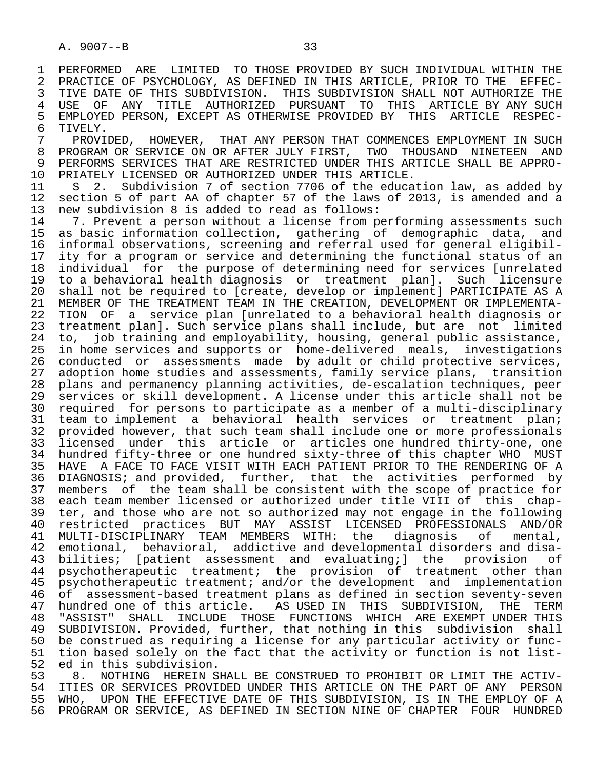PERFORMED ARE LIMITED TO THOSE PROVIDED BY SUCH INDIVIDUAL WITHIN THE PRACTICE OF PSYCHOLOGY, AS DEFINED IN THIS ARTICLE, PRIOR TO THE EFFECTIVE DATE OF THIS SUBDIVISION. THIS SUBDIVISION SHALL NOT AUTHORIZE THE USE OF ANY TITLE AUTHORIZED PURSUANT TO THIS ARTICLE BY ANY SUCH EMPLOYED PERSON, EXCEPT AS OTHERWISE PROVIDED BY THIS ARTICLE RESPECTIVELY.

PROVIDED, HOWEVER, THAT ANY PERSON THAT COMMENCES EMPLOYMENT IN SUCH PROGRAM OR SERVICE ON OR AFTER JULY FIRST, TWO THOUSAND NINETEEN AND PERFORMS SERVICES THAT ARE RESTRICTED UNDER THIS ARTICLE SHALL BE APPROPRIATELY LICENSED OR AUTHORIZED UNDER THIS ARTICLE.

S 2. Subdivision 7 of section 7706 of the education law, as added by section 5 of part AA of chapter 57 of the laws of 2013, is amended and a new subdivision 8 is added to read as follows:

7. Prevent a person without a license from performing assessments such as basic information collection, gathering of demographic data, and informal observations, screening and referral used for general eligibility for a program or service and determining the functional status of an individual for the purpose of determining need for services [unrelated to a behavioral health diagnosis or treatment plan]. Such licensure shall not be required to [create, develop or implement] PARTICIPATE AS A MEMBER OF THE TREATMENT TEAM IN THE CREATION, DEVELOPMENT OR IMPLEMENTATION OF a service plan [unrelated to a behavioral health diagnosis or treatment plan]. Such service plans shall include, but are not limited to, job training and employability, housing, general public assistance, in home services and supports or home-delivered meals, investigations conducted or assessments made by adult or child protective services, adoption home studies and assessments, family service plans, transition plans and permanency planning activities, de-escalation techniques, peer services or skill development. A license under this article shall not be required for persons to participate as a member of a multi-disciplinary team to implement a behavioral health services or treatment plan; provided however, that such team shall include one or more professionals licensed under this article or articles one hundred thirty-one, one hundred fifty-three or one hundred sixty-three of this chapter WHO MUST HAVE A FACE TO FACE VISIT WITH EACH PATIENT PRIOR TO THE RENDERING OF A DIAGNOSIS; and provided, further, that the activities performed by members of the team shall be consistent with the scope of practice for each team member licensed or authorized under title VIII of this chapter, and those who are not so authorized may not engage in the following restricted practices BUT MAY ASSIST LICENSED PROFESSIONALS AND/OR MULTI-DISCIPLINARY TEAM MEMBERS WITH: the diagnosis of mental, emotional, behavioral, addictive and developmental disorders and disabilities; [patient assessment and evaluating;] the provision of psychotherapeutic treatment; the provision of treatment other than psychotherapeutic treatment; and/or the development and implementation of assessment-based treatment plans as defined in section seventy-seven hundred one of this article. AS USED IN THIS SUBDIVISION, THE TERM "ASSIST" SHALL INCLUDE THOSE FUNCTIONS WHICH ARE EXEMPT UNDER THIS SUBDIVISION. Provided, further, that nothing in this subdivision shall be construed as requiring a license for any particular activity or function based solely on the fact that the activity or function is not listed in this subdivision.

8. NOTHING HEREIN SHALL BE CONSTRUED TO PROHIBIT OR LIMIT THE ACTIVITIES OR SERVICES PROVIDED UNDER THIS ARTICLE ON THE PART OF ANY PERSON WHO, UPON THE EFFECTIVE DATE OF THIS SUBDIVISION, IS IN THE EMPLOY OF A PROGRAM OR SERVICE, AS DEFINED IN SECTION NINE OF CHAPTER FOUR HUNDRED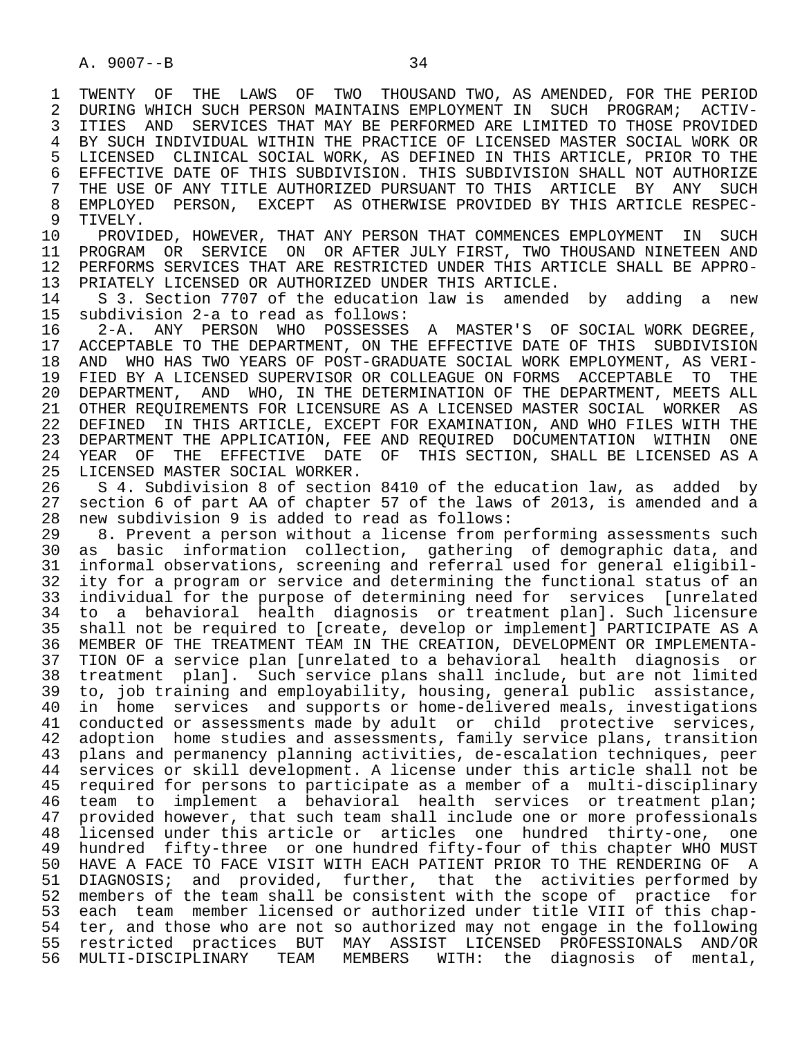TWENTY OF THE LAWS OF TWO THOUSAND TWO, AS AMENDED, FOR THE PERIOD DURING WHICH SUCH PERSON MAINTAINS EMPLOYMENT IN SUCH PROGRAM; ACTIVITIES AND SERVICES THAT MAY BE PERFORMED ARE LIMITED TO THOSE PROVIDED BY SUCH INDIVIDUAL WITHIN THE PRACTICE OF LICENSED MASTER SOCIAL WORK OR LICENSED CLINICAL SOCIAL WORK, AS DEFINED IN THIS ARTICLE, PRIOR TO THE EFFECTIVE DATE OF THIS SUBDIVISION. THIS SUBDIVISION SHALL NOT AUTHORIZE THE USE OF ANY TITLE AUTHORIZED PURSUANT TO THIS ARTICLE BY ANY SUCH EMPLOYED PERSON, EXCEPT AS OTHERWISE PROVIDED BY THIS ARTICLE RESPECTIVELY.

PROVIDED, HOWEVER, THAT ANY PERSON THAT COMMENCES EMPLOYMENT IN SUCH PROGRAM OR SERVICE ON OR AFTER JULY FIRST, TWO THOUSAND NINETEEN AND PERFORMS SERVICES THAT ARE RESTRICTED UNDER THIS ARTICLE SHALL BE APPROPRIATELY LICENSED OR AUTHORIZED UNDER THIS ARTICLE.

S 3. Section 7707 of the education law is amended by adding a new subdivision 2-a to read as follows:

2-A. ANY PERSON WHO POSSESSES A MASTER'S OF SOCIAL WORK DEGREE, ACCEPTABLE TO THE DEPARTMENT, ON THE EFFECTIVE DATE OF THIS SUBDIVISION AND WHO HAS TWO YEARS OF POST-GRADUATE SOCIAL WORK EMPLOYMENT, AS VERIFIED BY A LICENSED SUPERVISOR OR COLLEAGUE ON FORMS ACCEPTABLE TO THE DEPARTMENT, AND WHO, IN THE DETERMINATION OF THE DEPARTMENT, MEETS ALL OTHER REQUIREMENTS FOR LICENSURE AS A LICENSED MASTER SOCIAL WORKER AS DEFINED IN THIS ARTICLE, EXCEPT FOR EXAMINATION, AND WHO FILES WITH THE DEPARTMENT THE APPLICATION, FEE AND REQUIRED DOCUMENTATION WITHIN ONE YEAR OF THE EFFECTIVE DATE OF THIS SECTION, SHALL BE LICENSED AS A LICENSED MASTER SOCIAL WORKER.

S 4. Subdivision 8 of section 8410 of the education law, as added by section 6 of part AA of chapter 57 of the laws of 2013, is amended and a new subdivision 9 is added to read as follows:

8. Prevent a person without a license from performing assessments such as basic information collection, gathering of demographic data, and informal observations, screening and referral used for general eligibility for a program or service and determining the functional status of an individual for the purpose of determining need for services [unrelated to a behavioral health diagnosis or treatment plan]. Such licensure shall not be required to [create, develop or implement] PARTICIPATE AS A MEMBER OF THE TREATMENT TEAM IN THE CREATION, DEVELOPMENT OR IMPLEMENTATION OF a service plan [unrelated to a behavioral health diagnosis or treatment plan]. Such service plans shall include, but are not limited to, job training and employability, housing, general public assistance, in home services and supports or home-delivered meals, investigations conducted or assessments made by adult or child protective services, adoption home studies and assessments, family service plans, transition plans and permanency planning activities, de-escalation techniques, peer services or skill development. A license under this article shall not be required for persons to participate as a member of a multi-disciplinary team to implement a behavioral health services or treatment plan; provided however, that such team shall include one or more professionals licensed under this article or articles one hundred thirty-one, one hundred fifty-three or one hundred fifty-four of this chapter WHO MUST HAVE A FACE TO FACE VISIT WITH EACH PATIENT PRIOR TO THE RENDERING OF A DIAGNOSIS; and provided, further, that the activities performed by members of the team shall be consistent with the scope of practice for each team member licensed or authorized under title VIII of this chapter, and those who are not so authorized may not engage in the following restricted practices BUT MAY ASSIST LICENSED PROFESSIONALS AND/OR MULTI-DISCIPLINARY TEAM MEMBERS WITH: the diagnosis of mental,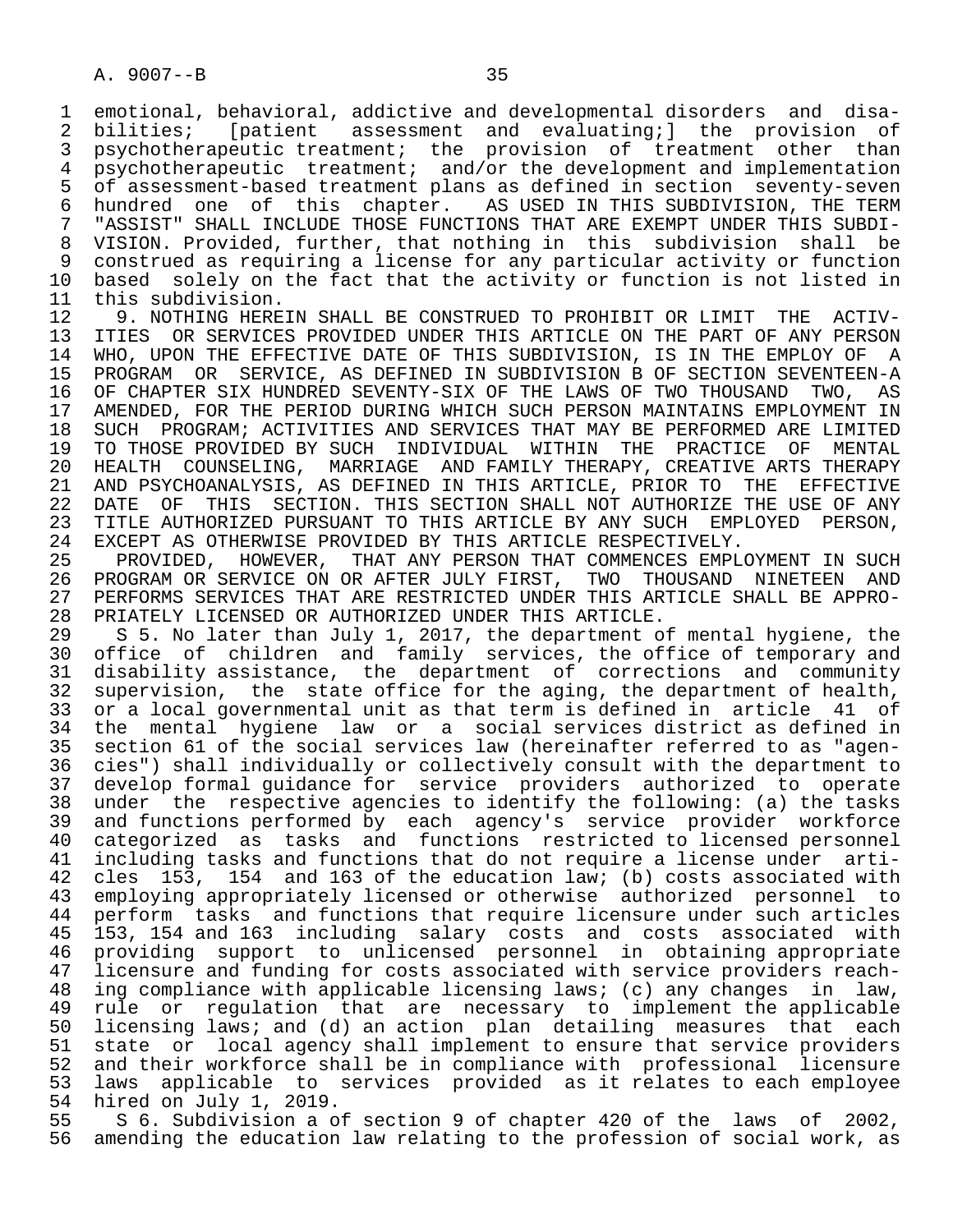emotional, behavioral, addictive and developmental disorders and disabilities; [patient assessment and evaluating;] the provision of psychotherapeutic treatment; the provision of treatment other than psychotherapeutic treatment; and/or the development and implementation of assessment-based treatment plans as defined in section seventy-seven hundred one of this chapter. AS USED IN THIS SUBDIVISION, THE TERM "ASSIST" SHALL INCLUDE THOSE FUNCTIONS THAT ARE EXEMPT UNDER THIS SUBDIVISION. Provided, further, that nothing in this subdivision shall be construed as requiring a license for any particular activity or function based solely on the fact that the activity or function is not listed in this subdivision.

9. NOTHING HEREIN SHALL BE CONSTRUED TO PROHIBIT OR LIMIT THE ACTIVITIES OR SERVICES PROVIDED UNDER THIS ARTICLE ON THE PART OF ANY PERSON WHO, UPON THE EFFECTIVE DATE OF THIS SUBDIVISION, IS IN THE EMPLOY OF A PROGRAM OR SERVICE, AS DEFINED IN SUBDIVISION B OF SECTION SEVENTEEN-A OF CHAPTER SIX HUNDRED SEVENTY-SIX OF THE LAWS OF TWO THOUSAND TWO, AS AMENDED, FOR THE PERIOD DURING WHICH SUCH PERSON MAINTAINS EMPLOYMENT IN SUCH PROGRAM; ACTIVITIES AND SERVICES THAT MAY BE PERFORMED ARE LIMITED TO THOSE PROVIDED BY SUCH INDIVIDUAL WITHIN THE PRACTICE OF MENTAL HEALTH COUNSELING, MARRIAGE AND FAMILY THERAPY, CREATIVE ARTS THERAPY AND PSYCHOANALYSIS, AS DEFINED IN THIS ARTICLE, PRIOR TO THE EFFECTIVE DATE OF THIS SECTION. THIS SECTION SHALL NOT AUTHORIZE THE USE OF ANY TITLE AUTHORIZED PURSUANT TO THIS ARTICLE BY ANY SUCH EMPLOYED PERSON, EXCEPT AS OTHERWISE PROVIDED BY THIS ARTICLE RESPECTIVELY.

PROVIDED, HOWEVER, THAT ANY PERSON THAT COMMENCES EMPLOYMENT IN SUCH PROGRAM OR SERVICE ON OR AFTER JULY FIRST, TWO THOUSAND NINETEEN AND PERFORMS SERVICES THAT ARE RESTRICTED UNDER THIS ARTICLE SHALL BE APPROPRIATELY LICENSED OR AUTHORIZED UNDER THIS ARTICLE.

S 5. No later than July 1, 2017, the department of mental hygiene, the office of children and family services, the office of temporary and disability assistance, the department of corrections and community supervision, the state office for the aging, the department of health, or a local governmental unit as that term is defined in article 41 of the mental hygiene law or a social services district as defined in section 61 of the social services law (hereinafter referred to as "agencies") shall individually or collectively consult with the department to develop formal guidance for service providers authorized to operate under the respective agencies to identify the following: (a) the tasks and functions performed by each agency's service provider workforce categorized as tasks and functions restricted to licensed personnel including tasks and functions that do not require a license under articles 153, 154 and 163 of the education law; (b) costs associated with employing appropriately licensed or otherwise authorized personnel to perform tasks and functions that require licensure under such articles 153, 154 and 163 including salary costs and costs associated with providing support to unlicensed personnel in obtaining appropriate licensure and funding for costs associated with service providers reaching compliance with applicable licensing laws; (c) any changes in law, rule or regulation that are necessary to implement the applicable licensing laws; and (d) an action plan detailing measures that each state or local agency shall implement to ensure that service providers and their workforce shall be in compliance with professional licensure laws applicable to services provided as it relates to each employee hired on July 1, 2019.

S 6. Subdivision a of section 9 of chapter 420 of the laws of 2002, amending the education law relating to the profession of social work, as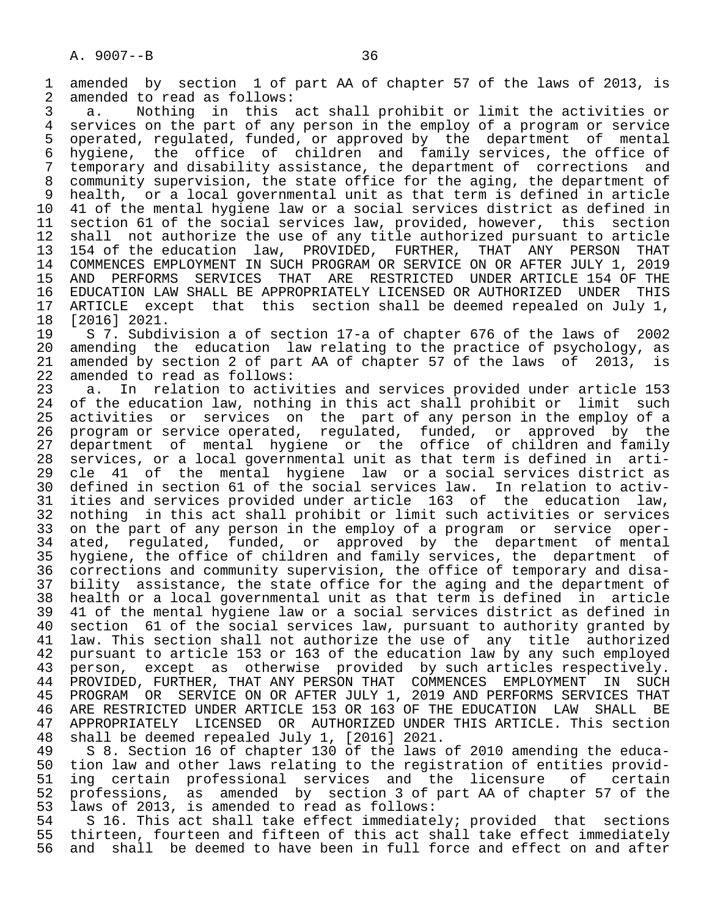amended by section 1 of part AA of chapter 57 of the laws of 2013, is amended to read as follows:

a. Nothing in this act shall prohibit or limit the activities or services on the part of any person in the employ of a program or service operated, regulated, funded, or approved by the department of mental hygiene, the office of children and family services, the office of temporary and disability assistance, the department of corrections and community supervision, the state office for the aging, the department of health, or a local governmental unit as that term is defined in article 41 of the mental hygiene law or a social services district as defined in section 61 of the social services law, provided, however, this section shall not authorize the use of any title authorized pursuant to article 154 of the education law, PROVIDED, FURTHER, THAT ANY PERSON THAT COMMENCES EMPLOYMENT IN SUCH PROGRAM OR SERVICE ON OR AFTER JULY 1, 2019 AND PERFORMS SERVICES THAT ARE RESTRICTED UNDER ARTICLE 154 OF THE EDUCATION LAW SHALL BE APPROPRIATELY LICENSED OR AUTHORIZED UNDER THIS ARTICLE except that this section shall be deemed repealed on July 1, [2016] 2021.

S 7. Subdivision a of section 17-a of chapter 676 of the laws of 2002 amending the education law relating to the practice of psychology, as amended by section 2 of part AA of chapter 57 of the laws of 2013, is amended to read as follows:

a. In relation to activities and services provided under article 153 of the education law, nothing in this act shall prohibit or limit such activities or services on the part of any person in the employ of a program or service operated, regulated, funded, or approved by the department of mental hygiene or the office of children and family services, or a local governmental unit as that term is defined in article 41 of the mental hygiene law or a social services district as defined in section 61 of the social services law. In relation to activities and services provided under article 163 of the education law, nothing in this act shall prohibit or limit such activities or services on the part of any person in the employ of a program or service operated, regulated, funded, or approved by the department of mental hygiene, the office of children and family services, the department of corrections and community supervision, the office of temporary and disability assistance, the state office for the aging and the department of health or a local governmental unit as that term is defined in article 41 of the mental hygiene law or a social services district as defined in section 61 of the social services law, pursuant to authority granted by law. This section shall not authorize the use of any title authorized pursuant to article 153 or 163 of the education law by any such employed person, except as otherwise provided by such articles respectively. PROVIDED, FURTHER, THAT ANY PERSON THAT COMMENCES EMPLOYMENT IN SUCH PROGRAM OR SERVICE ON OR AFTER JULY 1, 2019 AND PERFORMS SERVICES THAT ARE RESTRICTED UNDER ARTICLE 153 OR 163 OF THE EDUCATION LAW SHALL BE APPROPRIATELY LICENSED OR AUTHORIZED UNDER THIS ARTICLE. This section shall be deemed repealed July 1, [2016] 2021.

S 8. Section 16 of chapter 130 of the laws of 2010 amending the education law and other laws relating to the registration of entities providing certain professional services and the licensure of certain professions, as amended by section 3 of part AA of chapter 57 of the laws of 2013, is amended to read as follows:

S 16. This act shall take effect immediately; provided that sections thirteen, fourteen and fifteen of this act shall take effect immediately and shall be deemed to have been in full force and effect on and after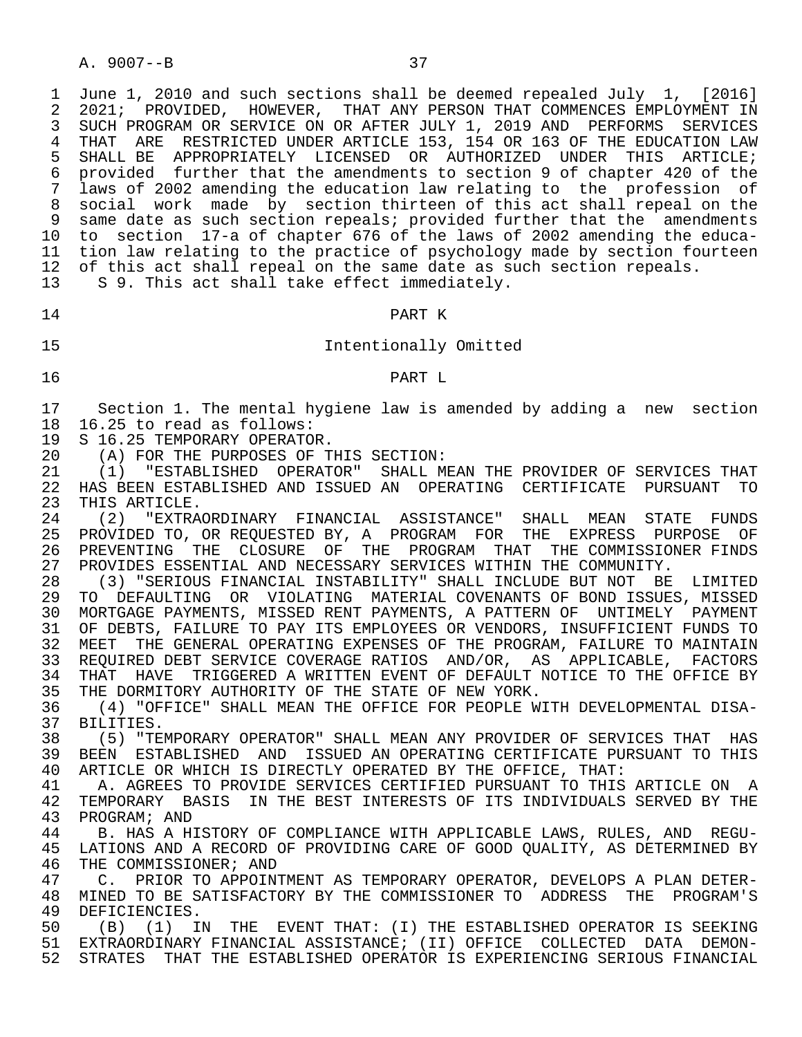June 1, 2010 and such sections shall be deemed repealed July 1, [2016] 2021; PROVIDED, HOWEVER, THAT ANY PERSON THAT COMMENCES EMPLOYMENT IN SUCH PROGRAM OR SERVICE ON OR AFTER JULY 1, 2019 AND PERFORMS SERVICES THAT ARE RESTRICTED UNDER ARTICLE 153, 154 OR 163 OF THE EDUCATION LAW SHALL BE APPROPRIATELY LICENSED OR AUTHORIZED UNDER THIS ARTICLE; provided further that the amendments to section 9 of chapter 420 of the laws of 2002 amending the education law relating to the profession of social work made by section thirteen of this act shall repeal on the same date as such section repeals; provided further that the amendments to section 17-a of chapter 676 of the laws of 2002 amending the education law relating to the practice of psychology made by section fourteen of this act shall repeal on the same date as such section repeals.

S 9. This act shall take effect immediately.

PART K

Intentionally Omitted

PART L

Section 1. The mental hygiene law is amended by adding a new section 16.25 to read as follows:

S 16.25 TEMPORARY OPERATOR.

(A) FOR THE PURPOSES OF THIS SECTION:

(1) "ESTABLISHED OPERATOR" SHALL MEAN THE PROVIDER OF SERVICES THAT HAS BEEN ESTABLISHED AND ISSUED AN OPERATING CERTIFICATE PURSUANT TO THIS ARTICLE.

(2) "EXTRAORDINARY FINANCIAL ASSISTANCE" SHALL MEAN STATE FUNDS PROVIDED TO, OR REQUESTED BY, A PROGRAM FOR THE EXPRESS PURPOSE OF PREVENTING THE CLOSURE OF THE PROGRAM THAT THE COMMISSIONER FINDS PROVIDES ESSENTIAL AND NECESSARY SERVICES WITHIN THE COMMUNITY.

(3) "SERIOUS FINANCIAL INSTABILITY" SHALL INCLUDE BUT NOT BE LIMITED TO DEFAULTING OR VIOLATING MATERIAL COVENANTS OF BOND ISSUES, MISSED MORTGAGE PAYMENTS, MISSED RENT PAYMENTS, A PATTERN OF UNTIMELY PAYMENT OF DEBTS, FAILURE TO PAY ITS EMPLOYEES OR VENDORS, INSUFFICIENT FUNDS TO MEET THE GENERAL OPERATING EXPENSES OF THE PROGRAM, FAILURE TO MAINTAIN REQUIRED DEBT SERVICE COVERAGE RATIOS AND/OR, AS APPLICABLE, FACTORS THAT HAVE TRIGGERED A WRITTEN EVENT OF DEFAULT NOTICE TO THE OFFICE BY THE DORMITORY AUTHORITY OF THE STATE OF NEW YORK.

(4) "OFFICE" SHALL MEAN THE OFFICE FOR PEOPLE WITH DEVELOPMENTAL DISABILITIES.

(5) "TEMPORARY OPERATOR" SHALL MEAN ANY PROVIDER OF SERVICES THAT HAS BEEN ESTABLISHED AND ISSUED AN OPERATING CERTIFICATE PURSUANT TO THIS ARTICLE OR WHICH IS DIRECTLY OPERATED BY THE OFFICE, THAT:

A. AGREES TO PROVIDE SERVICES CERTIFIED PURSUANT TO THIS ARTICLE ON A TEMPORARY BASIS IN THE BEST INTERESTS OF ITS INDIVIDUALS SERVED BY THE PROGRAM; AND

B. HAS A HISTORY OF COMPLIANCE WITH APPLICABLE LAWS, RULES, AND REGULATIONS AND A RECORD OF PROVIDING CARE OF GOOD QUALITY, AS DETERMINED BY THE COMMISSIONER; AND

C. PRIOR TO APPOINTMENT AS TEMPORARY OPERATOR, DEVELOPS A PLAN DETERMINED TO BE SATISFACTORY BY THE COMMISSIONER TO ADDRESS THE PROGRAM'S DEFICIENCIES.

(B) (1) IN THE EVENT THAT: (I) THE ESTABLISHED OPERATOR IS SEEKING EXTRAORDINARY FINANCIAL ASSISTANCE; (II) OFFICE COLLECTED DATA DEMONSTRATES THAT THE ESTABLISHED OPERATOR IS EXPERIENCING SERIOUS FINANCIAL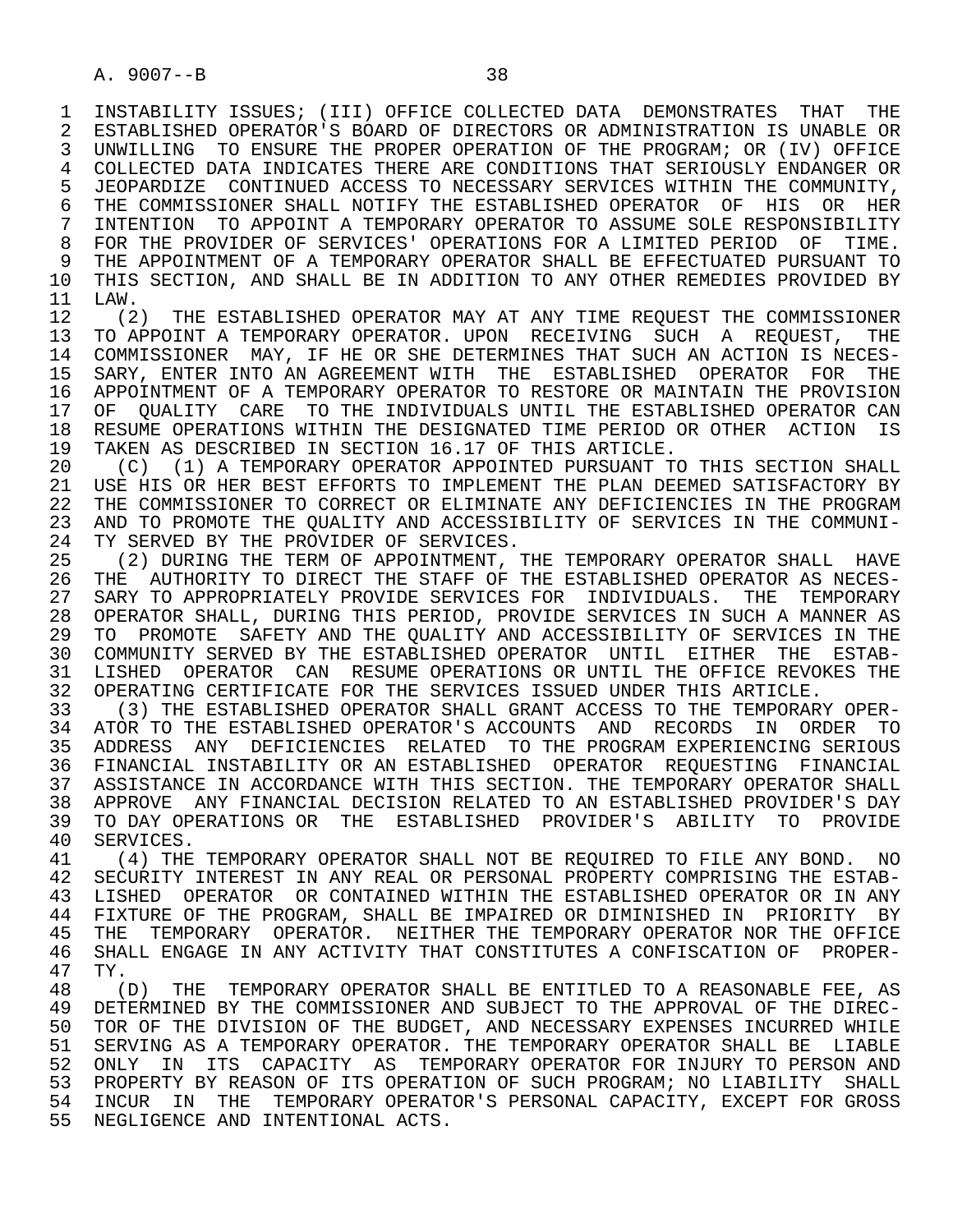INSTABILITY ISSUES; (III) OFFICE COLLECTED DATA DEMONSTRATES THAT THE ESTABLISHED OPERATOR'S BOARD OF DIRECTORS OR ADMINISTRATION IS UNABLE OR UNWILLING TO ENSURE THE PROPER OPERATION OF THE PROGRAM; OR (IV) OFFICE COLLECTED DATA INDICATES THERE ARE CONDITIONS THAT SERIOUSLY ENDANGER OR JEOPARDIZE CONTINUED ACCESS TO NECESSARY SERVICES WITHIN THE COMMUNITY, THE COMMISSIONER SHALL NOTIFY THE ESTABLISHED OPERATOR OF HIS OR HER INTENTION TO APPOINT A TEMPORARY OPERATOR TO ASSUME SOLE RESPONSIBILITY FOR THE PROVIDER OF SERVICES' OPERATIONS FOR A LIMITED PERIOD OF TIME. THE APPOINTMENT OF A TEMPORARY OPERATOR SHALL BE EFFECTUATED PURSUANT TO THIS SECTION, AND SHALL BE IN ADDITION TO ANY OTHER REMEDIES PROVIDED BY LAW.

(2) THE ESTABLISHED OPERATOR MAY AT ANY TIME REQUEST THE COMMISSIONER TO APPOINT A TEMPORARY OPERATOR. UPON RECEIVING SUCH A REQUEST, THE COMMISSIONER MAY, IF HE OR SHE DETERMINES THAT SUCH AN ACTION IS NECESSARY, ENTER INTO AN AGREEMENT WITH THE ESTABLISHED OPERATOR FOR THE APPOINTMENT OF A TEMPORARY OPERATOR TO RESTORE OR MAINTAIN THE PROVISION OF QUALITY CARE TO THE INDIVIDUALS UNTIL THE ESTABLISHED OPERATOR CAN RESUME OPERATIONS WITHIN THE DESIGNATED TIME PERIOD OR OTHER ACTION IS TAKEN AS DESCRIBED IN SECTION 16.17 OF THIS ARTICLE.

(C) (1) A TEMPORARY OPERATOR APPOINTED PURSUANT TO THIS SECTION SHALL USE HIS OR HER BEST EFFORTS TO IMPLEMENT THE PLAN DEEMED SATISFACTORY BY THE COMMISSIONER TO CORRECT OR ELIMINATE ANY DEFICIENCIES IN THE PROGRAM AND TO PROMOTE THE QUALITY AND ACCESSIBILITY OF SERVICES IN THE COMMUNITY SERVED BY THE PROVIDER OF SERVICES.

(2) DURING THE TERM OF APPOINTMENT, THE TEMPORARY OPERATOR SHALL HAVE THE AUTHORITY TO DIRECT THE STAFF OF THE ESTABLISHED OPERATOR AS NECESSARY TO APPROPRIATELY PROVIDE SERVICES FOR INDIVIDUALS. THE TEMPORARY OPERATOR SHALL, DURING THIS PERIOD, PROVIDE SERVICES IN SUCH A MANNER AS TO PROMOTE SAFETY AND THE QUALITY AND ACCESSIBILITY OF SERVICES IN THE COMMUNITY SERVED BY THE ESTABLISHED OPERATOR UNTIL EITHER THE ESTABLISHED OPERATOR CAN RESUME OPERATIONS OR UNTIL THE OFFICE REVOKES THE OPERATING CERTIFICATE FOR THE SERVICES ISSUED UNDER THIS ARTICLE.

(3) THE ESTABLISHED OPERATOR SHALL GRANT ACCESS TO THE TEMPORARY OPERATOR TO THE ESTABLISHED OPERATOR'S ACCOUNTS AND RECORDS IN ORDER TO ADDRESS ANY DEFICIENCIES RELATED TO THE PROGRAM EXPERIENCING SERIOUS FINANCIAL INSTABILITY OR AN ESTABLISHED OPERATOR REQUESTING FINANCIAL ASSISTANCE IN ACCORDANCE WITH THIS SECTION. THE TEMPORARY OPERATOR SHALL APPROVE ANY FINANCIAL DECISION RELATED TO AN ESTABLISHED PROVIDER'S DAY TO DAY OPERATIONS OR THE ESTABLISHED PROVIDER'S ABILITY TO PROVIDE SERVICES.

(4) THE TEMPORARY OPERATOR SHALL NOT BE REQUIRED TO FILE ANY BOND. NO SECURITY INTEREST IN ANY REAL OR PERSONAL PROPERTY COMPRISING THE ESTABLISHED OPERATOR OR CONTAINED WITHIN THE ESTABLISHED OPERATOR OR IN ANY FIXTURE OF THE PROGRAM, SHALL BE IMPAIRED OR DIMINISHED IN PRIORITY BY THE TEMPORARY OPERATOR. NEITHER THE TEMPORARY OPERATOR NOR THE OFFICE SHALL ENGAGE IN ANY ACTIVITY THAT CONSTITUTES A CONFISCATION OF PROPERTY.

(D) THE TEMPORARY OPERATOR SHALL BE ENTITLED TO A REASONABLE FEE, AS DETERMINED BY THE COMMISSIONER AND SUBJECT TO THE APPROVAL OF THE DIRECTOR OF THE DIVISION OF THE BUDGET, AND NECESSARY EXPENSES INCURRED WHILE SERVING AS A TEMPORARY OPERATOR. THE TEMPORARY OPERATOR SHALL BE LIABLE ONLY IN ITS CAPACITY AS TEMPORARY OPERATOR FOR INJURY TO PERSON AND PROPERTY BY REASON OF ITS OPERATION OF SUCH PROGRAM; NO LIABILITY SHALL INCUR IN THE TEMPORARY OPERATOR'S PERSONAL CAPACITY, EXCEPT FOR GROSS NEGLIGENCE AND INTENTIONAL ACTS.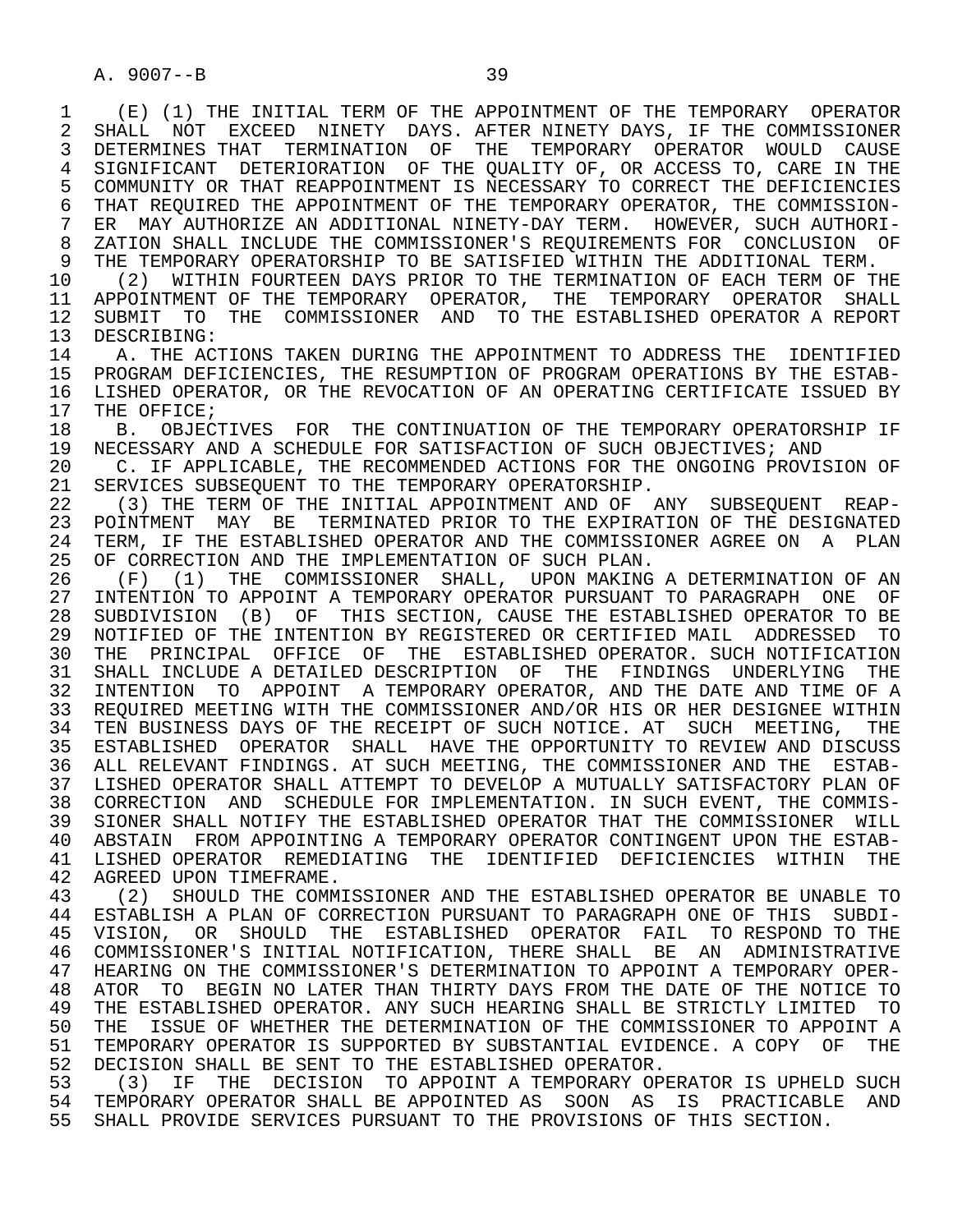(E) (1) THE INITIAL TERM OF THE APPOINTMENT OF THE TEMPORARY OPERATOR SHALL NOT EXCEED NINETY DAYS. AFTER NINETY DAYS, IF THE COMMISSIONER DETERMINES THAT TERMINATION OF THE TEMPORARY OPERATOR WOULD CAUSE SIGNIFICANT DETERIORATION OF THE QUALITY OF, OR ACCESS TO, CARE IN THE COMMUNITY OR THAT REAPPOINTMENT IS NECESSARY TO CORRECT THE DEFICIENCIES THAT REQUIRED THE APPOINTMENT OF THE TEMPORARY OPERATOR, THE COMMISSIONER MAY AUTHORIZE AN ADDITIONAL NINETY-DAY TERM. HOWEVER, SUCH AUTHORIZATION SHALL INCLUDE THE COMMISSIONER'S REQUIREMENTS FOR CONCLUSION OF THE TEMPORARY OPERATORSHIP TO BE SATISFIED WITHIN THE ADDITIONAL TERM.

(2) WITHIN FOURTEEN DAYS PRIOR TO THE TERMINATION OF EACH TERM OF THE APPOINTMENT OF THE TEMPORARY OPERATOR, THE TEMPORARY OPERATOR SHALL SUBMIT TO THE COMMISSIONER AND TO THE ESTABLISHED OPERATOR A REPORT DESCRIBING:

A. THE ACTIONS TAKEN DURING THE APPOINTMENT TO ADDRESS THE IDENTIFIED PROGRAM DEFICIENCIES, THE RESUMPTION OF PROGRAM OPERATIONS BY THE ESTABLISHED OPERATOR, OR THE REVOCATION OF AN OPERATING CERTIFICATE ISSUED BY THE OFFICE;

B. OBJECTIVES FOR THE CONTINUATION OF THE TEMPORARY OPERATORSHIP IF NECESSARY AND A SCHEDULE FOR SATISFACTION OF SUCH OBJECTIVES; AND

C. IF APPLICABLE, THE RECOMMENDED ACTIONS FOR THE ONGOING PROVISION OF SERVICES SUBSEQUENT TO THE TEMPORARY OPERATORSHIP.

(3) THE TERM OF THE INITIAL APPOINTMENT AND OF ANY SUBSEQUENT REAPPOINTMENT MAY BE TERMINATED PRIOR TO THE EXPIRATION OF THE DESIGNATED TERM, IF THE ESTABLISHED OPERATOR AND THE COMMISSIONER AGREE ON A PLAN OF CORRECTION AND THE IMPLEMENTATION OF SUCH PLAN.

(F) (1) THE COMMISSIONER SHALL, UPON MAKING A DETERMINATION OF AN INTENTION TO APPOINT A TEMPORARY OPERATOR PURSUANT TO PARAGRAPH ONE OF SUBDIVISION (B) OF THIS SECTION, CAUSE THE ESTABLISHED OPERATOR TO BE NOTIFIED OF THE INTENTION BY REGISTERED OR CERTIFIED MAIL ADDRESSED TO THE PRINCIPAL OFFICE OF THE ESTABLISHED OPERATOR. SUCH NOTIFICATION SHALL INCLUDE A DETAILED DESCRIPTION OF THE FINDINGS UNDERLYING THE INTENTION TO APPOINT A TEMPORARY OPERATOR, AND THE DATE AND TIME OF A REQUIRED MEETING WITH THE COMMISSIONER AND/OR HIS OR HER DESIGNEE WITHIN TEN BUSINESS DAYS OF THE RECEIPT OF SUCH NOTICE. AT SUCH MEETING, THE ESTABLISHED OPERATOR SHALL HAVE THE OPPORTUNITY TO REVIEW AND DISCUSS ALL RELEVANT FINDINGS. AT SUCH MEETING, THE COMMISSIONER AND THE ESTABLISHED OPERATOR SHALL ATTEMPT TO DEVELOP A MUTUALLY SATISFACTORY PLAN OF CORRECTION AND SCHEDULE FOR IMPLEMENTATION. IN SUCH EVENT, THE COMMISSIONER SHALL NOTIFY THE ESTABLISHED OPERATOR THAT THE COMMISSIONER WILL ABSTAIN FROM APPOINTING A TEMPORARY OPERATOR CONTINGENT UPON THE ESTABLISHED OPERATOR REMEDIATING THE IDENTIFIED DEFICIENCIES WITHIN THE AGREED UPON TIMEFRAME.

(2) SHOULD THE COMMISSIONER AND THE ESTABLISHED OPERATOR BE UNABLE TO ESTABLISH A PLAN OF CORRECTION PURSUANT TO PARAGRAPH ONE OF THIS SUBDIVISION, OR SHOULD THE ESTABLISHED OPERATOR FAIL TO RESPOND TO THE COMMISSIONER'S INITIAL NOTIFICATION, THERE SHALL BE AN ADMINISTRATIVE HEARING ON THE COMMISSIONER'S DETERMINATION TO APPOINT A TEMPORARY OPERATOR TO BEGIN NO LATER THAN THIRTY DAYS FROM THE DATE OF THE NOTICE TO THE ESTABLISHED OPERATOR. ANY SUCH HEARING SHALL BE STRICTLY LIMITED TO THE ISSUE OF WHETHER THE DETERMINATION OF THE COMMISSIONER TO APPOINT A TEMPORARY OPERATOR IS SUPPORTED BY SUBSTANTIAL EVIDENCE. A COPY OF THE DECISION SHALL BE SENT TO THE ESTABLISHED OPERATOR.

(3) IF THE DECISION TO APPOINT A TEMPORARY OPERATOR IS UPHELD SUCH TEMPORARY OPERATOR SHALL BE APPOINTED AS SOON AS IS PRACTICABLE AND SHALL PROVIDE SERVICES PURSUANT TO THE PROVISIONS OF THIS SECTION.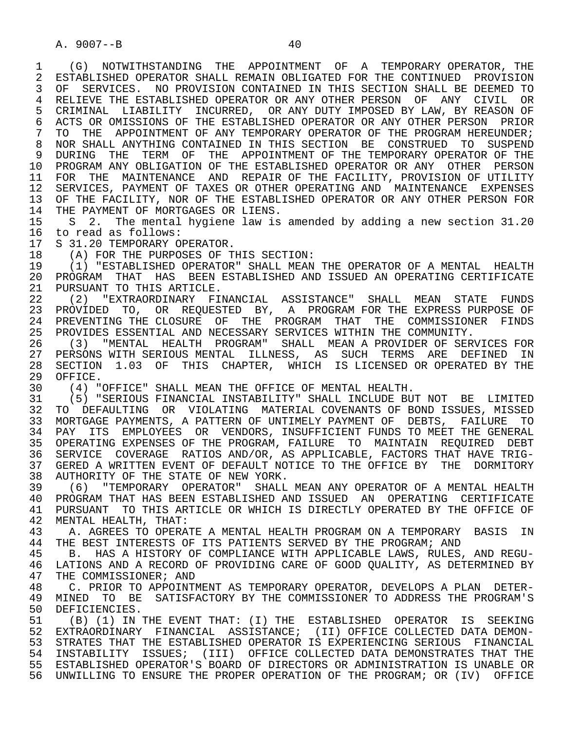(G) NOTWITHSTANDING THE APPOINTMENT OF A TEMPORARY OPERATOR, THE ESTABLISHED OPERATOR SHALL REMAIN OBLIGATED FOR THE CONTINUED PROVISION OF SERVICES. NO PROVISION CONTAINED IN THIS SECTION SHALL BE DEEMED TO RELIEVE THE ESTABLISHED OPERATOR OR ANY OTHER PERSON OF ANY CIVIL OR CRIMINAL LIABILITY INCURRED, OR ANY DUTY IMPOSED BY LAW, BY REASON OF ACTS OR OMISSIONS OF THE ESTABLISHED OPERATOR OR ANY OTHER PERSON PRIOR TO THE APPOINTMENT OF ANY TEMPORARY OPERATOR OF THE PROGRAM HEREUNDER; NOR SHALL ANYTHING CONTAINED IN THIS SECTION BE CONSTRUED TO SUSPEND DURING THE TERM OF THE APPOINTMENT OF THE TEMPORARY OPERATOR OF THE PROGRAM ANY OBLIGATION OF THE ESTABLISHED OPERATOR OR ANY OTHER PERSON FOR THE MAINTENANCE AND REPAIR OF THE FACILITY, PROVISION OF UTILITY SERVICES, PAYMENT OF TAXES OR OTHER OPERATING AND MAINTENANCE EXPENSES OF THE FACILITY, NOR OF THE ESTABLISHED OPERATOR OR ANY OTHER PERSON FOR THE PAYMENT OF MORTGAGES OR LIENS.

S 2. The mental hygiene law is amended by adding a new section 31.20 to read as follows:

S 31.20 TEMPORARY OPERATOR.

(A) FOR THE PURPOSES OF THIS SECTION:

(1) "ESTABLISHED OPERATOR" SHALL MEAN THE OPERATOR OF A MENTAL HEALTH PROGRAM THAT HAS BEEN ESTABLISHED AND ISSUED AN OPERATING CERTIFICATE PURSUANT TO THIS ARTICLE.

(2) "EXTRAORDINARY FINANCIAL ASSISTANCE" SHALL MEAN STATE FUNDS PROVIDED TO, OR REQUESTED BY, A PROGRAM FOR THE EXPRESS PURPOSE OF PREVENTING THE CLOSURE OF THE PROGRAM THAT THE COMMISSIONER FINDS PROVIDES ESSENTIAL AND NECESSARY SERVICES WITHIN THE COMMUNITY.

(3) "MENTAL HEALTH PROGRAM" SHALL MEAN A PROVIDER OF SERVICES FOR PERSONS WITH SERIOUS MENTAL ILLNESS, AS SUCH TERMS ARE DEFINED IN SECTION 1.03 OF THIS CHAPTER, WHICH IS LICENSED OR OPERATED BY THE OFFICE.

(4) "OFFICE" SHALL MEAN THE OFFICE OF MENTAL HEALTH.

(5) "SERIOUS FINANCIAL INSTABILITY" SHALL INCLUDE BUT NOT BE LIMITED TO DEFAULTING OR VIOLATING MATERIAL COVENANTS OF BOND ISSUES, MISSED MORTGAGE PAYMENTS, A PATTERN OF UNTIMELY PAYMENT OF DEBTS, FAILURE TO PAY ITS EMPLOYEES OR VENDORS, INSUFFICIENT FUNDS TO MEET THE GENERAL OPERATING EXPENSES OF THE PROGRAM, FAILURE TO MAINTAIN REQUIRED DEBT SERVICE COVERAGE RATIOS AND/OR, AS APPLICABLE, FACTORS THAT HAVE TRIGGERED A WRITTEN EVENT OF DEFAULT NOTICE TO THE OFFICE BY THE DORMITORY AUTHORITY OF THE STATE OF NEW YORK.

(6) "TEMPORARY OPERATOR" SHALL MEAN ANY OPERATOR OF A MENTAL HEALTH PROGRAM THAT HAS BEEN ESTABLISHED AND ISSUED AN OPERATING CERTIFICATE PURSUANT TO THIS ARTICLE OR WHICH IS DIRECTLY OPERATED BY THE OFFICE OF MENTAL HEALTH, THAT:

A. AGREES TO OPERATE A MENTAL HEALTH PROGRAM ON A TEMPORARY BASIS IN THE BEST INTERESTS OF ITS PATIENTS SERVED BY THE PROGRAM; AND

B. HAS A HISTORY OF COMPLIANCE WITH APPLICABLE LAWS, RULES, AND REGULATIONS AND A RECORD OF PROVIDING CARE OF GOOD QUALITY, AS DETERMINED BY THE COMMISSIONER; AND

C. PRIOR TO APPOINTMENT AS TEMPORARY OPERATOR, DEVELOPS A PLAN DETERMINED TO BE SATISFACTORY BY THE COMMISSIONER TO ADDRESS THE PROGRAM'S DEFICIENCIES.

(B) (1) IN THE EVENT THAT: (I) THE ESTABLISHED OPERATOR IS SEEKING EXTRAORDINARY FINANCIAL ASSISTANCE; (II) OFFICE COLLECTED DATA DEMONSTRATES THAT THE ESTABLISHED OPERATOR IS EXPERIENCING SERIOUS FINANCIAL INSTABILITY ISSUES; (III) OFFICE COLLECTED DATA DEMONSTRATES THAT THE ESTABLISHED OPERATOR'S BOARD OF DIRECTORS OR ADMINISTRATION IS UNABLE OR UNWILLING TO ENSURE THE PROPER OPERATION OF THE PROGRAM; OR (IV) OFFICE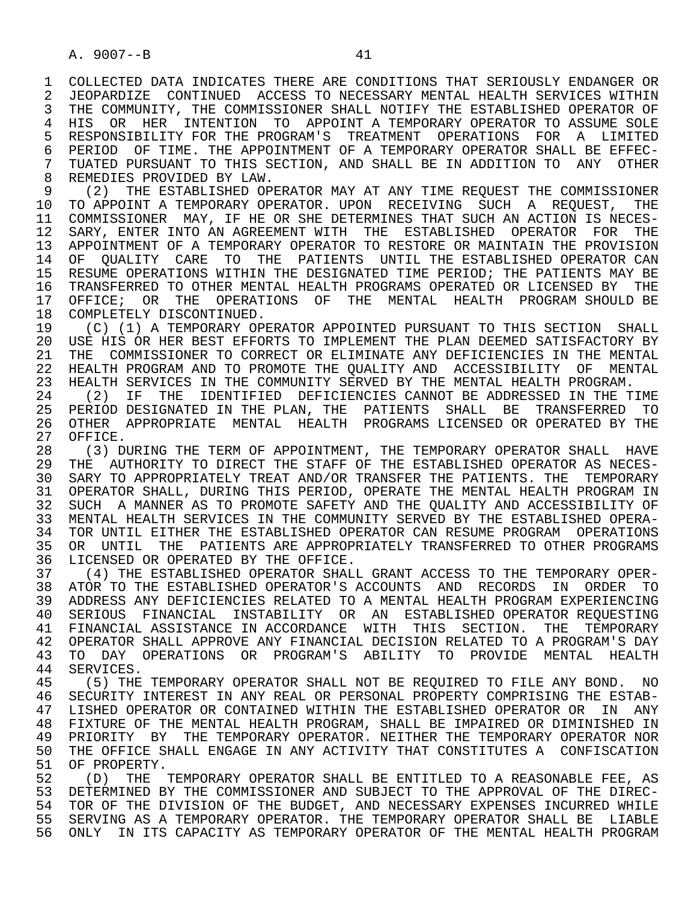COLLECTED DATA INDICATES THERE ARE CONDITIONS THAT SERIOUSLY ENDANGER OR JEOPARDIZE CONTINUED ACCESS TO NECESSARY MENTAL HEALTH SERVICES WITHIN THE COMMUNITY, THE COMMISSIONER SHALL NOTIFY THE ESTABLISHED OPERATOR OF HIS OR HER INTENTION TO APPOINT A TEMPORARY OPERATOR TO ASSUME SOLE RESPONSIBILITY FOR THE PROGRAM'S TREATMENT OPERATIONS FOR A LIMITED PERIOD OF TIME. THE APPOINTMENT OF A TEMPORARY OPERATOR SHALL BE EFFECTUATED PURSUANT TO THIS SECTION, AND SHALL BE IN ADDITION TO ANY OTHER REMEDIES PROVIDED BY LAW.

(2) THE ESTABLISHED OPERATOR MAY AT ANY TIME REQUEST THE COMMISSIONER TO APPOINT A TEMPORARY OPERATOR. UPON RECEIVING SUCH A REQUEST, THE COMMISSIONER MAY, IF HE OR SHE DETERMINES THAT SUCH AN ACTION IS NECESSARY, ENTER INTO AN AGREEMENT WITH THE ESTABLISHED OPERATOR FOR THE APPOINTMENT OF A TEMPORARY OPERATOR TO RESTORE OR MAINTAIN THE PROVISION OF QUALITY CARE TO THE PATIENTS UNTIL THE ESTABLISHED OPERATOR CAN RESUME OPERATIONS WITHIN THE DESIGNATED TIME PERIOD; THE PATIENTS MAY BE TRANSFERRED TO OTHER MENTAL HEALTH PROGRAMS OPERATED OR LICENSED BY THE OFFICE; OR THE OPERATIONS OF THE MENTAL HEALTH PROGRAM SHOULD BE COMPLETELY DISCONTINUED.

(C) (1) A TEMPORARY OPERATOR APPOINTED PURSUANT TO THIS SECTION SHALL USE HIS OR HER BEST EFFORTS TO IMPLEMENT THE PLAN DEEMED SATISFACTORY BY THE COMMISSIONER TO CORRECT OR ELIMINATE ANY DEFICIENCIES IN THE MENTAL HEALTH PROGRAM AND TO PROMOTE THE QUALITY AND ACCESSIBILITY OF MENTAL HEALTH SERVICES IN THE COMMUNITY SERVED BY THE MENTAL HEALTH PROGRAM.

(2) IF THE IDENTIFIED DEFICIENCIES CANNOT BE ADDRESSED IN THE TIME PERIOD DESIGNATED IN THE PLAN, THE PATIENTS SHALL BE TRANSFERRED TO OTHER APPROPRIATE MENTAL HEALTH PROGRAMS LICENSED OR OPERATED BY THE OFFICE.

(3) DURING THE TERM OF APPOINTMENT, THE TEMPORARY OPERATOR SHALL HAVE THE AUTHORITY TO DIRECT THE STAFF OF THE ESTABLISHED OPERATOR AS NECESSARY TO APPROPRIATELY TREAT AND/OR TRANSFER THE PATIENTS. THE TEMPORARY OPERATOR SHALL, DURING THIS PERIOD, OPERATE THE MENTAL HEALTH PROGRAM IN SUCH A MANNER AS TO PROMOTE SAFETY AND THE QUALITY AND ACCESSIBILITY OF MENTAL HEALTH SERVICES IN THE COMMUNITY SERVED BY THE ESTABLISHED OPERATOR UNTIL EITHER THE ESTABLISHED OPERATOR CAN RESUME PROGRAM OPERATIONS OR UNTIL THE PATIENTS ARE APPROPRIATELY TRANSFERRED TO OTHER PROGRAMS LICENSED OR OPERATED BY THE OFFICE.

(4) THE ESTABLISHED OPERATOR SHALL GRANT ACCESS TO THE TEMPORARY OPERATOR TO THE ESTABLISHED OPERATOR'S ACCOUNTS AND RECORDS IN ORDER TO ADDRESS ANY DEFICIENCIES RELATED TO A MENTAL HEALTH PROGRAM EXPERIENCING SERIOUS FINANCIAL INSTABILITY OR AN ESTABLISHED OPERATOR REQUESTING FINANCIAL ASSISTANCE IN ACCORDANCE WITH THIS SECTION. THE TEMPORARY OPERATOR SHALL APPROVE ANY FINANCIAL DECISION RELATED TO A PROGRAM'S DAY TO DAY OPERATIONS OR PROGRAM'S ABILITY TO PROVIDE MENTAL HEALTH SERVICES.

(5) THE TEMPORARY OPERATOR SHALL NOT BE REQUIRED TO FILE ANY BOND. NO SECURITY INTEREST IN ANY REAL OR PERSONAL PROPERTY COMPRISING THE ESTABLISHED OPERATOR OR CONTAINED WITHIN THE ESTABLISHED OPERATOR OR IN ANY FIXTURE OF THE MENTAL HEALTH PROGRAM, SHALL BE IMPAIRED OR DIMINISHED IN PRIORITY BY THE TEMPORARY OPERATOR. NEITHER THE TEMPORARY OPERATOR NOR THE OFFICE SHALL ENGAGE IN ANY ACTIVITY THAT CONSTITUTES A CONFISCATION OF PROPERTY.

(D) THE TEMPORARY OPERATOR SHALL BE ENTITLED TO A REASONABLE FEE, AS DETERMINED BY THE COMMISSIONER AND SUBJECT TO THE APPROVAL OF THE DIRECTOR OF THE DIVISION OF THE BUDGET, AND NECESSARY EXPENSES INCURRED WHILE SERVING AS A TEMPORARY OPERATOR. THE TEMPORARY OPERATOR SHALL BE LIABLE ONLY IN ITS CAPACITY AS TEMPORARY OPERATOR OF THE MENTAL HEALTH PROGRAM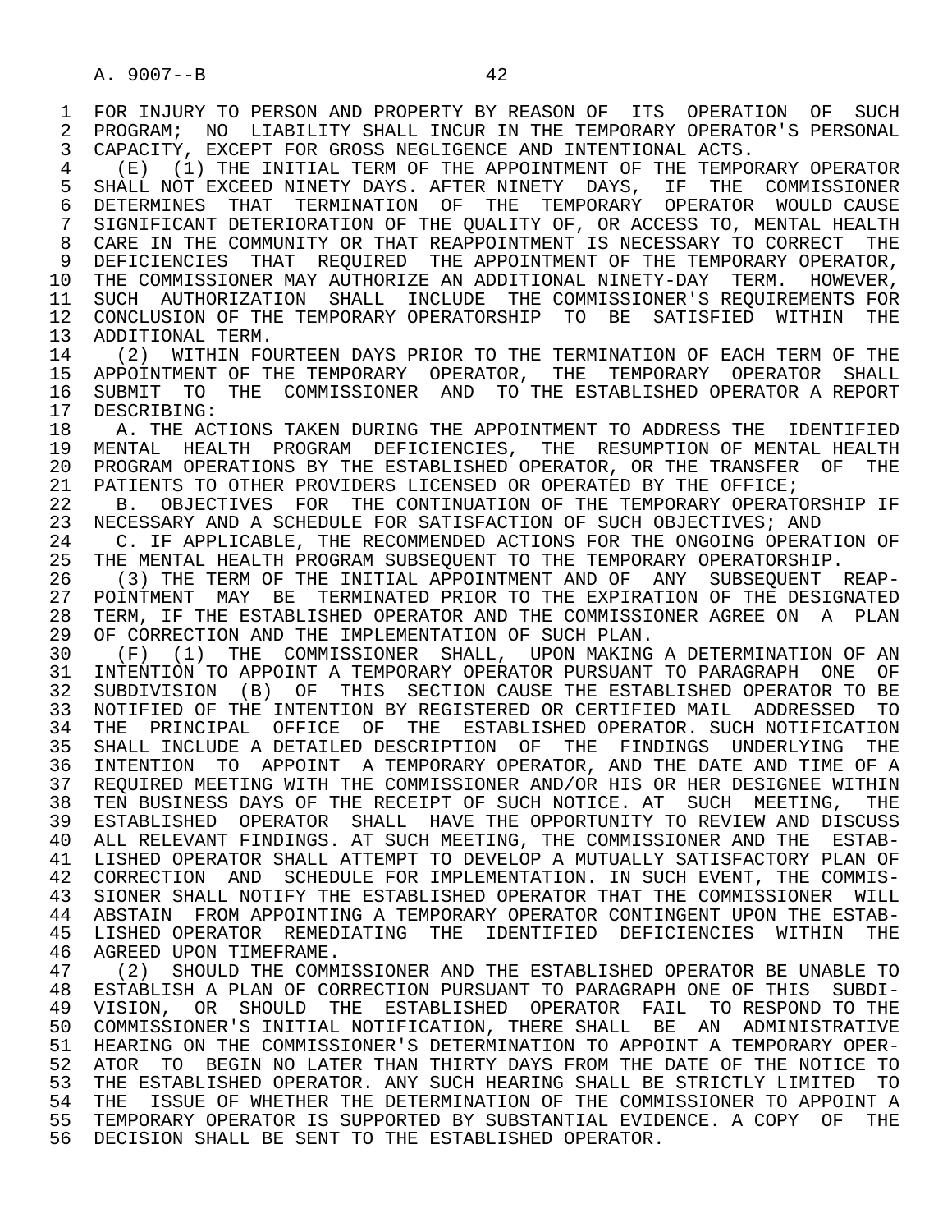FOR INJURY TO PERSON AND PROPERTY BY REASON OF ITS OPERATION OF SUCH PROGRAM; NO LIABILITY SHALL INCUR IN THE TEMPORARY OPERATOR'S PERSONAL CAPACITY, EXCEPT FOR GROSS NEGLIGENCE AND INTENTIONAL ACTS.

(E) (1) THE INITIAL TERM OF THE APPOINTMENT OF THE TEMPORARY OPERATOR SHALL NOT EXCEED NINETY DAYS. AFTER NINETY DAYS, IF THE COMMISSIONER DETERMINES THAT TERMINATION OF THE TEMPORARY OPERATOR WOULD CAUSE SIGNIFICANT DETERIORATION OF THE QUALITY OF, OR ACCESS TO, MENTAL HEALTH CARE IN THE COMMUNITY OR THAT REAPPOINTMENT IS NECESSARY TO CORRECT THE DEFICIENCIES THAT REQUIRED THE APPOINTMENT OF THE TEMPORARY OPERATOR, THE COMMISSIONER MAY AUTHORIZE AN ADDITIONAL NINETY-DAY TERM. HOWEVER, SUCH AUTHORIZATION SHALL INCLUDE THE COMMISSIONER'S REQUIREMENTS FOR CONCLUSION OF THE TEMPORARY OPERATORSHIP TO BE SATISFIED WITHIN THE ADDITIONAL TERM.

(2) WITHIN FOURTEEN DAYS PRIOR TO THE TERMINATION OF EACH TERM OF THE APPOINTMENT OF THE TEMPORARY OPERATOR, THE TEMPORARY OPERATOR SHALL SUBMIT TO THE COMMISSIONER AND TO THE ESTABLISHED OPERATOR A REPORT DESCRIBING:

A. THE ACTIONS TAKEN DURING THE APPOINTMENT TO ADDRESS THE IDENTIFIED MENTAL HEALTH PROGRAM DEFICIENCIES, THE RESUMPTION OF MENTAL HEALTH PROGRAM OPERATIONS BY THE ESTABLISHED OPERATOR, OR THE TRANSFER OF THE PATIENTS TO OTHER PROVIDERS LICENSED OR OPERATED BY THE OFFICE;

B. OBJECTIVES FOR THE CONTINUATION OF THE TEMPORARY OPERATORSHIP IF NECESSARY AND A SCHEDULE FOR SATISFACTION OF SUCH OBJECTIVES; AND

C. IF APPLICABLE, THE RECOMMENDED ACTIONS FOR THE ONGOING OPERATION OF THE MENTAL HEALTH PROGRAM SUBSEQUENT TO THE TEMPORARY OPERATORSHIP.

(3) THE TERM OF THE INITIAL APPOINTMENT AND OF ANY SUBSEQUENT REAPPOINTMENT MAY BE TERMINATED PRIOR TO THE EXPIRATION OF THE DESIGNATED TERM, IF THE ESTABLISHED OPERATOR AND THE COMMISSIONER AGREE ON A PLAN OF CORRECTION AND THE IMPLEMENTATION OF SUCH PLAN.

(F) (1) THE COMMISSIONER SHALL, UPON MAKING A DETERMINATION OF AN INTENTION TO APPOINT A TEMPORARY OPERATOR PURSUANT TO PARAGRAPH ONE OF SUBDIVISION (B) OF THIS SECTION CAUSE THE ESTABLISHED OPERATOR TO BE NOTIFIED OF THE INTENTION BY REGISTERED OR CERTIFIED MAIL ADDRESSED TO THE PRINCIPAL OFFICE OF THE ESTABLISHED OPERATOR. SUCH NOTIFICATION SHALL INCLUDE A DETAILED DESCRIPTION OF THE FINDINGS UNDERLYING THE INTENTION TO APPOINT A TEMPORARY OPERATOR, AND THE DATE AND TIME OF A REQUIRED MEETING WITH THE COMMISSIONER AND/OR HIS OR HER DESIGNEE WITHIN TEN BUSINESS DAYS OF THE RECEIPT OF SUCH NOTICE. AT SUCH MEETING, THE ESTABLISHED OPERATOR SHALL HAVE THE OPPORTUNITY TO REVIEW AND DISCUSS ALL RELEVANT FINDINGS. AT SUCH MEETING, THE COMMISSIONER AND THE ESTABLISHED OPERATOR SHALL ATTEMPT TO DEVELOP A MUTUALLY SATISFACTORY PLAN OF CORRECTION AND SCHEDULE FOR IMPLEMENTATION. IN SUCH EVENT, THE COMMISSIONER SHALL NOTIFY THE ESTABLISHED OPERATOR THAT THE COMMISSIONER WILL ABSTAIN FROM APPOINTING A TEMPORARY OPERATOR CONTINGENT UPON THE ESTABLISHED OPERATOR REMEDIATING THE IDENTIFIED DEFICIENCIES WITHIN THE AGREED UPON TIMEFRAME.

(2) SHOULD THE COMMISSIONER AND THE ESTABLISHED OPERATOR BE UNABLE TO ESTABLISH A PLAN OF CORRECTION PURSUANT TO PARAGRAPH ONE OF THIS SUBDIVISION, OR SHOULD THE ESTABLISHED OPERATOR FAIL TO RESPOND TO THE COMMISSIONER'S INITIAL NOTIFICATION, THERE SHALL BE AN ADMINISTRATIVE HEARING ON THE COMMISSIONER'S DETERMINATION TO APPOINT A TEMPORARY OPERATOR TO BEGIN NO LATER THAN THIRTY DAYS FROM THE DATE OF THE NOTICE TO THE ESTABLISHED OPERATOR. ANY SUCH HEARING SHALL BE STRICTLY LIMITED TO THE ISSUE OF WHETHER THE DETERMINATION OF THE COMMISSIONER TO APPOINT A TEMPORARY OPERATOR IS SUPPORTED BY SUBSTANTIAL EVIDENCE. A COPY OF THE DECISION SHALL BE SENT TO THE ESTABLISHED OPERATOR.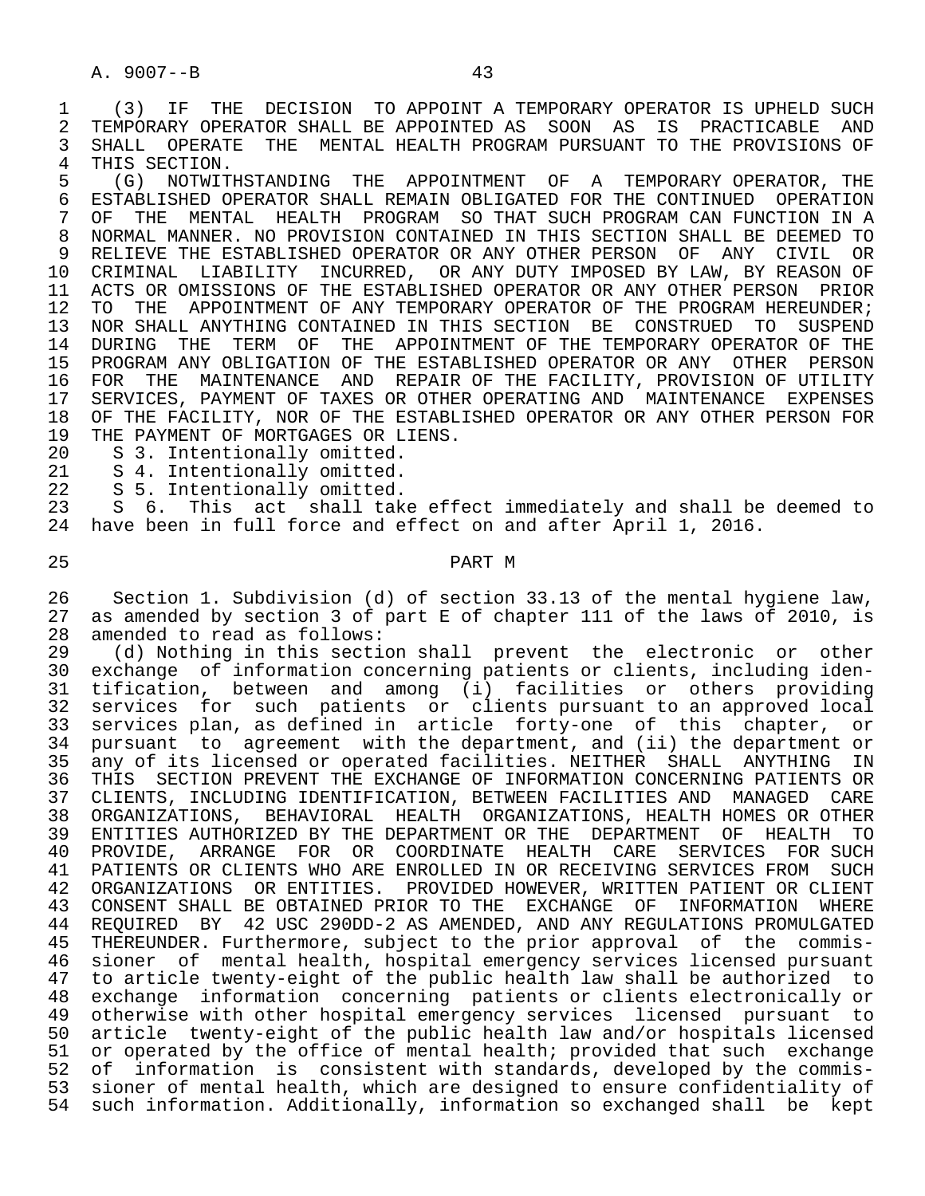(3) IF THE DECISION TO APPOINT A TEMPORARY OPERATOR IS UPHELD SUCH TEMPORARY OPERATOR SHALL BE APPOINTED AS SOON AS IS PRACTICABLE AND SHALL OPERATE THE MENTAL HEALTH PROGRAM PURSUANT TO THE PROVISIONS OF THIS SECTION.

(G) NOTWITHSTANDING THE APPOINTMENT OF A TEMPORARY OPERATOR, THE ESTABLISHED OPERATOR SHALL REMAIN OBLIGATED FOR THE CONTINUED OPERATION OF THE MENTAL HEALTH PROGRAM SO THAT SUCH PROGRAM CAN FUNCTION IN A NORMAL MANNER. NO PROVISION CONTAINED IN THIS SECTION SHALL BE DEEMED TO RELIEVE THE ESTABLISHED OPERATOR OR ANY OTHER PERSON OF ANY CIVIL OR CRIMINAL LIABILITY INCURRED, OR ANY DUTY IMPOSED BY LAW, BY REASON OF ACTS OR OMISSIONS OF THE ESTABLISHED OPERATOR OR ANY OTHER PERSON PRIOR TO THE APPOINTMENT OF ANY TEMPORARY OPERATOR OF THE PROGRAM HEREUNDER; NOR SHALL ANYTHING CONTAINED IN THIS SECTION BE CONSTRUED TO SUSPEND DURING THE TERM OF THE APPOINTMENT OF THE TEMPORARY OPERATOR OF THE PROGRAM ANY OBLIGATION OF THE ESTABLISHED OPERATOR OR ANY OTHER PERSON FOR THE MAINTENANCE AND REPAIR OF THE FACILITY, PROVISION OF UTILITY SERVICES, PAYMENT OF TAXES OR OTHER OPERATING AND MAINTENANCE EXPENSES OF THE FACILITY, NOR OF THE ESTABLISHED OPERATOR OR ANY OTHER PERSON FOR THE PAYMENT OF MORTGAGES OR LIENS.

S 3. Intentionally omitted.

S 4. Intentionally omitted.

S 5. Intentionally omitted.

S 6. This act shall take effect immediately and shall be deemed to have been in full force and effect on and after April 1, 2016.

PART M

Section 1. Subdivision (d) of section 33.13 of the mental hygiene law, as amended by section 3 of part E of chapter 111 of the laws of 2010, is amended to read as follows:

(d) Nothing in this section shall prevent the electronic or other exchange of information concerning patients or clients, including identification, between and among (i) facilities or others providing services for such patients or clients pursuant to an approved local services plan, as defined in article forty-one of this chapter, or pursuant to agreement with the department, and (ii) the department or any of its licensed or operated facilities. NEITHER SHALL ANYTHING IN THIS SECTION PREVENT THE EXCHANGE OF INFORMATION CONCERNING PATIENTS OR CLIENTS, INCLUDING IDENTIFICATION, BETWEEN FACILITIES AND MANAGED CARE ORGANIZATIONS, BEHAVIORAL HEALTH ORGANIZATIONS, HEALTH HOMES OR OTHER ENTITIES AUTHORIZED BY THE DEPARTMENT OR THE DEPARTMENT OF HEALTH TO PROVIDE, ARRANGE FOR OR COORDINATE HEALTH CARE SERVICES FOR SUCH PATIENTS OR CLIENTS WHO ARE ENROLLED IN OR RECEIVING SERVICES FROM SUCH ORGANIZATIONS OR ENTITIES. PROVIDED HOWEVER, WRITTEN PATIENT OR CLIENT CONSENT SHALL BE OBTAINED PRIOR TO THE EXCHANGE OF INFORMATION WHERE REQUIRED BY 42 USC 290DD-2 AS AMENDED, AND ANY REGULATIONS PROMULGATED THEREUNDER. Furthermore, subject to the prior approval of the commissioner of mental health, hospital emergency services licensed pursuant to article twenty-eight of the public health law shall be authorized to exchange information concerning patients or clients electronically or otherwise with other hospital emergency services licensed pursuant to article twenty-eight of the public health law and/or hospitals licensed or operated by the office of mental health; provided that such exchange of information is consistent with standards, developed by the commissioner of mental health, which are designed to ensure confidentiality of such information. Additionally, information so exchanged shall be kept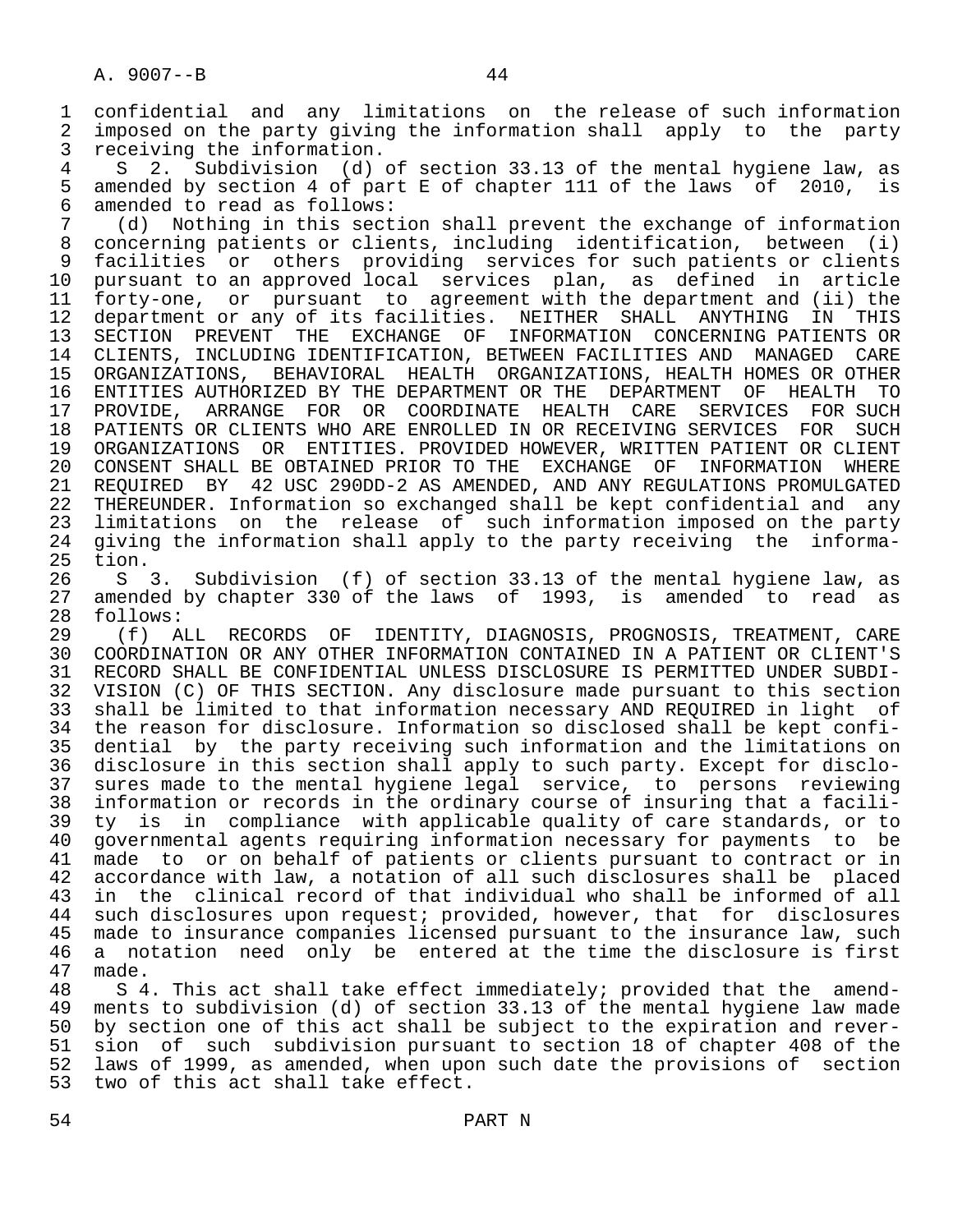confidential and any limitations on the release of such information imposed on the party giving the information shall apply to the party receiving the information.

S 2. Subdivision (d) of section 33.13 of the mental hygiene law, as amended by section 4 of part E of chapter 111 of the laws of 2010, is amended to read as follows:

(d) Nothing in this section shall prevent the exchange of information concerning patients or clients, including identification, between (i) facilities or others providing services for such patients or clients pursuant to an approved local services plan, as defined in article forty-one, or pursuant to agreement with the department and (ii) the department or any of its facilities. NEITHER SHALL ANYTHING IN THIS SECTION PREVENT THE EXCHANGE OF INFORMATION CONCERNING PATIENTS OR CLIENTS, INCLUDING IDENTIFICATION, BETWEEN FACILITIES AND MANAGED CARE ORGANIZATIONS, BEHAVIORAL HEALTH ORGANIZATIONS, HEALTH HOMES OR OTHER ENTITIES AUTHORIZED BY THE DEPARTMENT OR THE DEPARTMENT OF HEALTH TO PROVIDE, ARRANGE FOR OR COORDINATE HEALTH CARE SERVICES FOR SUCH PATIENTS OR CLIENTS WHO ARE ENROLLED IN OR RECEIVING SERVICES FOR SUCH ORGANIZATIONS OR ENTITIES. PROVIDED HOWEVER, WRITTEN PATIENT OR CLIENT CONSENT SHALL BE OBTAINED PRIOR TO THE EXCHANGE OF INFORMATION WHERE REQUIRED BY 42 USC 290DD-2 AS AMENDED, AND ANY REGULATIONS PROMULGATED THEREUNDER. Information so exchanged shall be kept confidential and any limitations on the release of such information imposed on the party giving the information shall apply to the party receiving the information.

S 3. Subdivision (f) of section 33.13 of the mental hygiene law, as amended by chapter 330 of the laws of 1993, is amended to read as follows:

(f) ALL RECORDS OF IDENTITY, DIAGNOSIS, PROGNOSIS, TREATMENT, CARE COORDINATION OR ANY OTHER INFORMATION CONTAINED IN A PATIENT OR CLIENT'S RECORD SHALL BE CONFIDENTIAL UNLESS DISCLOSURE IS PERMITTED UNDER SUBDIVISION (C) OF THIS SECTION. Any disclosure made pursuant to this section shall be limited to that information necessary AND REQUIRED in light of the reason for disclosure. Information so disclosed shall be kept confidential by the party receiving such information and the limitations on disclosure in this section shall apply to such party. Except for disclosures made to the mental hygiene legal service, to persons reviewing information or records in the ordinary course of insuring that a facility is in compliance with applicable quality of care standards, or to governmental agents requiring information necessary for payments to be made to or on behalf of patients or clients pursuant to contract or in accordance with law, a notation of all such disclosures shall be placed in the clinical record of that individual who shall be informed of all such disclosures upon request; provided, however, that for disclosures made to insurance companies licensed pursuant to the insurance law, such a notation need only be entered at the time the disclosure is first made.

S 4. This act shall take effect immediately; provided that the amendments to subdivision (d) of section 33.13 of the mental hygiene law made by section one of this act shall be subject to the expiration and reversion of such subdivision pursuant to section 18 of chapter 408 of the laws of 1999, as amended, when upon such date the provisions of section two of this act shall take effect.

PART N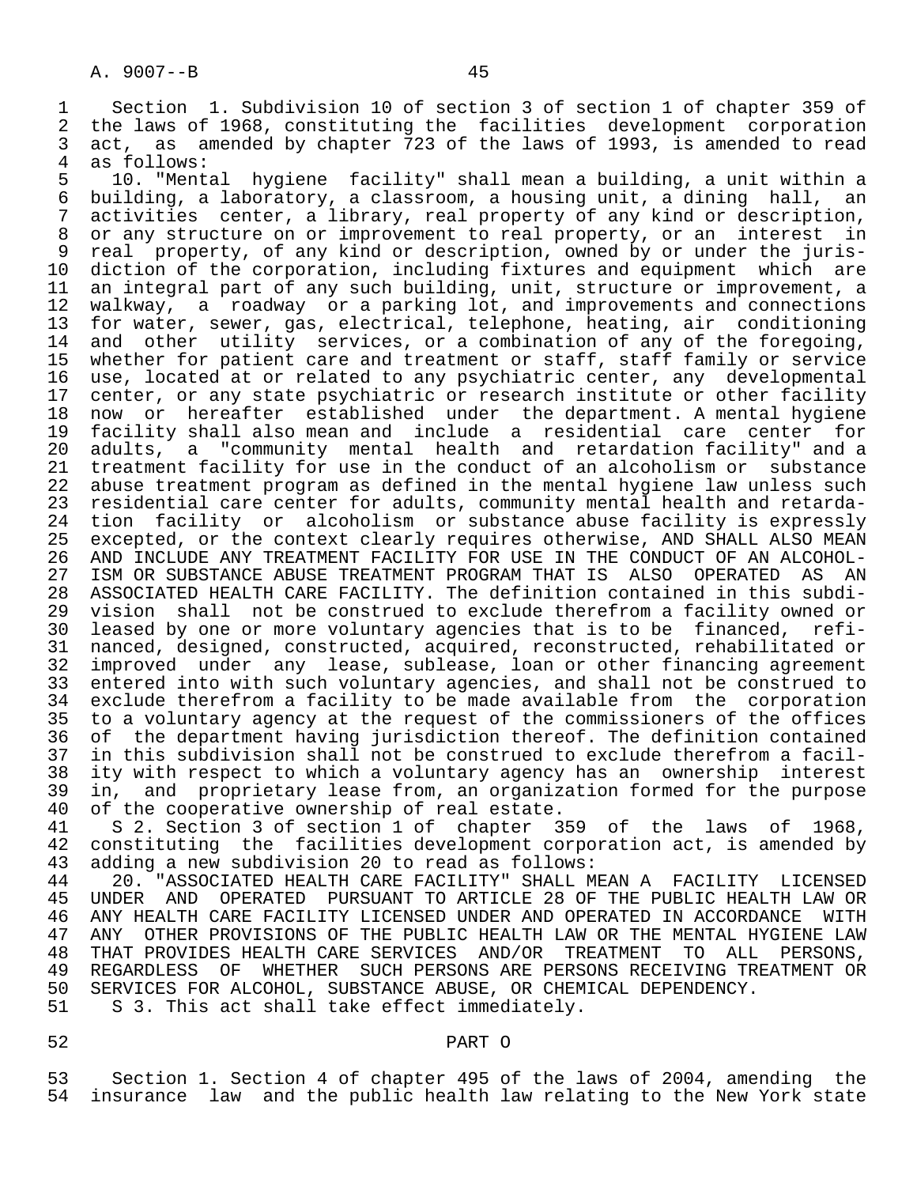Section 1. Subdivision 10 of section 3 of section 1 of chapter 359 of the laws of 1968, constituting the facilities development corporation act, as amended by chapter 723 of the laws of 1993, is amended to read as follows:

10. "Mental hygiene facility" shall mean a building, a unit within a building, a laboratory, a classroom, a housing unit, a dining hall, an activities center, a library, real property of any kind or description, or any structure on or improvement to real property, or an interest in real property, of any kind or description, owned by or under the jurisdiction of the corporation, including fixtures and equipment which are an integral part of any such building, unit, structure or improvement, a walkway, a roadway or a parking lot, and improvements and connections for water, sewer, gas, electrical, telephone, heating, air conditioning and other utility services, or a combination of any of the foregoing, whether for patient care and treatment or staff, staff family or service use, located at or related to any psychiatric center, any developmental center, or any state psychiatric or research institute or other facility now or hereafter established under the department. A mental hygiene facility shall also mean and include a residential care center for adults, a "community mental health and retardation facility" and a treatment facility for use in the conduct of an alcoholism or substance abuse treatment program as defined in the mental hygiene law unless such residential care center for adults, community mental health and retardation facility or alcoholism or substance abuse facility is expressly excepted, or the context clearly requires otherwise, AND SHALL ALSO MEAN AND INCLUDE ANY TREATMENT FACILITY FOR USE IN THE CONDUCT OF AN ALCOHOLISM OR SUBSTANCE ABUSE TREATMENT PROGRAM THAT IS ALSO OPERATED AS AN ASSOCIATED HEALTH CARE FACILITY. The definition contained in this subdivision shall not be construed to exclude therefrom a facility owned or leased by one or more voluntary agencies that is to be financed, refinanced, designed, constructed, acquired, reconstructed, rehabilitated or improved under any lease, sublease, loan or other financing agreement entered into with such voluntary agencies, and shall not be construed to exclude therefrom a facility to be made available from the corporation to a voluntary agency at the request of the commissioners of the offices of the department having jurisdiction thereof. The definition contained in this subdivision shall not be construed to exclude therefrom a facility with respect to which a voluntary agency has an ownership interest in, and proprietary lease from, an organization formed for the purpose of the cooperative ownership of real estate.

S 2. Section 3 of section 1 of chapter 359 of the laws of 1968, constituting the facilities development corporation act, is amended by adding a new subdivision 20 to read as follows:

20. "ASSOCIATED HEALTH CARE FACILITY" SHALL MEAN A FACILITY LICENSED UNDER AND OPERATED PURSUANT TO ARTICLE 28 OF THE PUBLIC HEALTH LAW OR ANY HEALTH CARE FACILITY LICENSED UNDER AND OPERATED IN ACCORDANCE WITH ANY OTHER PROVISIONS OF THE PUBLIC HEALTH LAW OR THE MENTAL HYGIENE LAW THAT PROVIDES HEALTH CARE SERVICES AND/OR TREATMENT TO ALL PERSONS, REGARDLESS OF WHETHER SUCH PERSONS ARE PERSONS RECEIVING TREATMENT OR SERVICES FOR ALCOHOL, SUBSTANCE ABUSE, OR CHEMICAL DEPENDENCY.

S 3. This act shall take effect immediately.

## PART O

Section 1. Section 4 of chapter 495 of the laws of 2004, amending the insurance law and the public health law relating to the New York state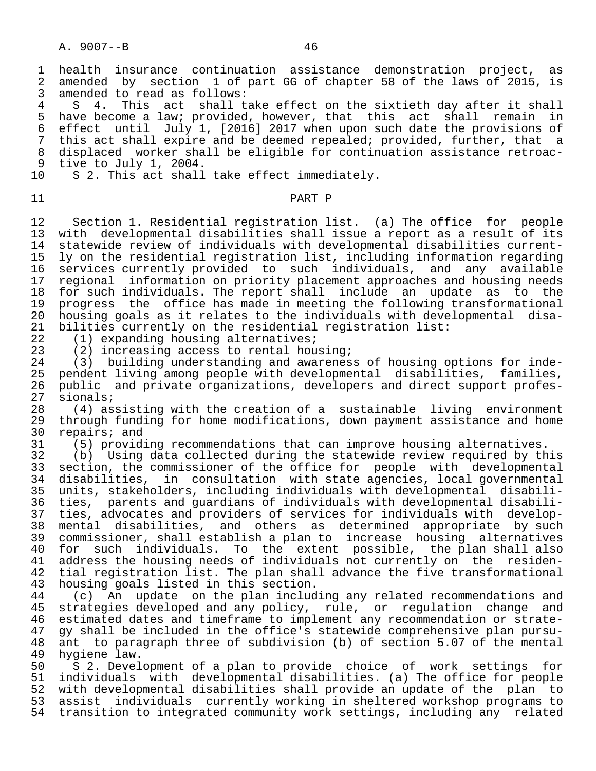health insurance continuation assistance demonstration project, as amended by section 1 of part GG of chapter 58 of the laws of 2015, is amended to read as follows:

S 4. This act shall take effect on the sixtieth day after it shall have become a law; provided, however, that this act shall remain in effect until July 1, [2016] 2017 when upon such date the provisions of this act shall expire and be deemed repealed; provided, further, that a displaced worker shall be eligible for continuation assistance retroactive to July 1, 2004.

S 2. This act shall take effect immediately.

PART P

Section 1. Residential registration list. (a) The office for people with developmental disabilities shall issue a report as a result of its statewide review of individuals with developmental disabilities currently on the residential registration list, including information regarding services currently provided to such individuals, and any available regional information on priority placement approaches and housing needs for such individuals. The report shall include an update as to the progress the office has made in meeting the following transformational housing goals as it relates to the individuals with developmental disabilities currently on the residential registration list:

(1) expanding housing alternatives;

(2) increasing access to rental housing;

(3) building understanding and awareness of housing options for independent living among people with developmental disabilities, families, public and private organizations, developers and direct support professionals;

(4) assisting with the creation of a sustainable living environment through funding for home modifications, down payment assistance and home repairs; and

(5) providing recommendations that can improve housing alternatives.

(b) Using data collected during the statewide review required by this section, the commissioner of the office for people with developmental disabilities, in consultation with state agencies, local governmental units, stakeholders, including individuals with developmental disabilities, parents and guardians of individuals with developmental disabilities, advocates and providers of services for individuals with developmental disabilities, and others as determined appropriate by such commissioner, shall establish a plan to increase housing alternatives for such individuals. To the extent possible, the plan shall also address the housing needs of individuals not currently on the residential registration list. The plan shall advance the five transformational housing goals listed in this section.

(c) An update on the plan including any related recommendations and strategies developed and any policy, rule, or regulation change and estimated dates and timeframe to implement any recommendation or strategy shall be included in the office's statewide comprehensive plan pursuant to paragraph three of subdivision (b) of section 5.07 of the mental hygiene law.

S 2. Development of a plan to provide choice of work settings for individuals with developmental disabilities. (a) The office for people with developmental disabilities shall provide an update of the plan to assist individuals currently working in sheltered workshop programs to transition to integrated community work settings, including any related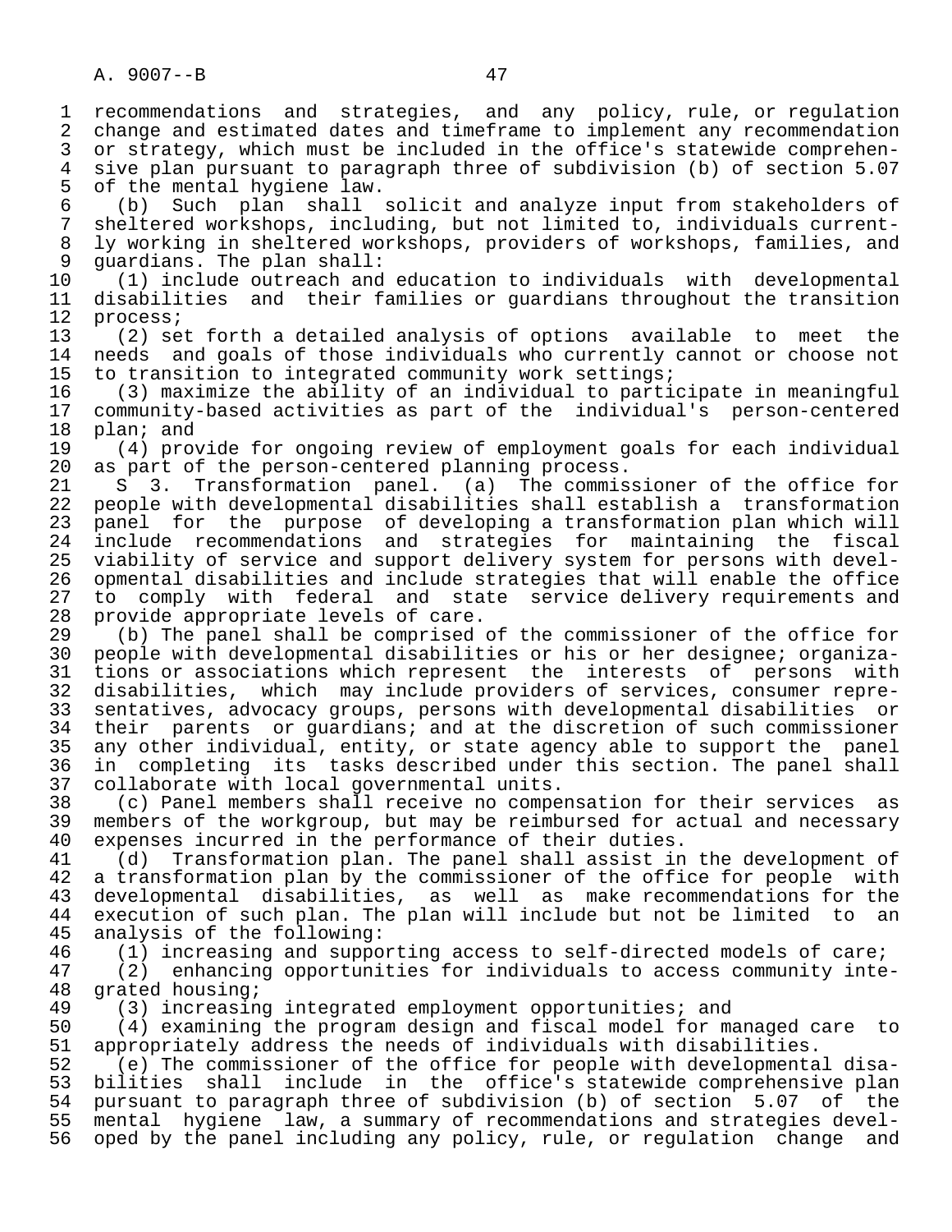recommendations and strategies, and any policy, rule, or regulation change and estimated dates and timeframe to implement any recommendation or strategy, which must be included in the office's statewide comprehensive plan pursuant to paragraph three of subdivision (b) of section 5.07 of the mental hygiene law.

(b) Such plan shall solicit and analyze input from stakeholders of sheltered workshops, including, but not limited to, individuals currently working in sheltered workshops, providers of workshops, families, and guardians. The plan shall:

(1) include outreach and education to individuals with developmental disabilities and their families or guardians throughout the transition process;

(2) set forth a detailed analysis of options available to meet the needs and goals of those individuals who currently cannot or choose not to transition to integrated community work settings;

(3) maximize the ability of an individual to participate in meaningful community-based activities as part of the individual's person-centered plan; and

(4) provide for ongoing review of employment goals for each individual as part of the person-centered planning process.

S 3. Transformation panel. (a) The commissioner of the office for people with developmental disabilities shall establish a transformation panel for the purpose of developing a transformation plan which will include recommendations and strategies for maintaining the fiscal viability of service and support delivery system for persons with developmental disabilities and include strategies that will enable the office to comply with federal and state service delivery requirements and provide appropriate levels of care.

(b) The panel shall be comprised of the commissioner of the office for people with developmental disabilities or his or her designee; organizations or associations which represent the interests of persons with disabilities, which may include providers of services, consumer representatives, advocacy groups, persons with developmental disabilities or their parents or guardians; and at the discretion of such commissioner any other individual, entity, or state agency able to support the panel in completing its tasks described under this section. The panel shall collaborate with local governmental units.

(c) Panel members shall receive no compensation for their services as members of the workgroup, but may be reimbursed for actual and necessary expenses incurred in the performance of their duties.

(d) Transformation plan. The panel shall assist in the development of a transformation plan by the commissioner of the office for people with developmental disabilities, as well as make recommendations for the execution of such plan. The plan will include but not be limited to an analysis of the following:

(1) increasing and supporting access to self-directed models of care;

(2) enhancing opportunities for individuals to access community integrated housing;

(3) increasing integrated employment opportunities; and

(4) examining the program design and fiscal model for managed care to appropriately address the needs of individuals with disabilities.

(e) The commissioner of the office for people with developmental disabilities shall include in the office's statewide comprehensive plan pursuant to paragraph three of subdivision (b) of section 5.07 of the mental hygiene law, a summary of recommendations and strategies developed by the panel including any policy, rule, or regulation change and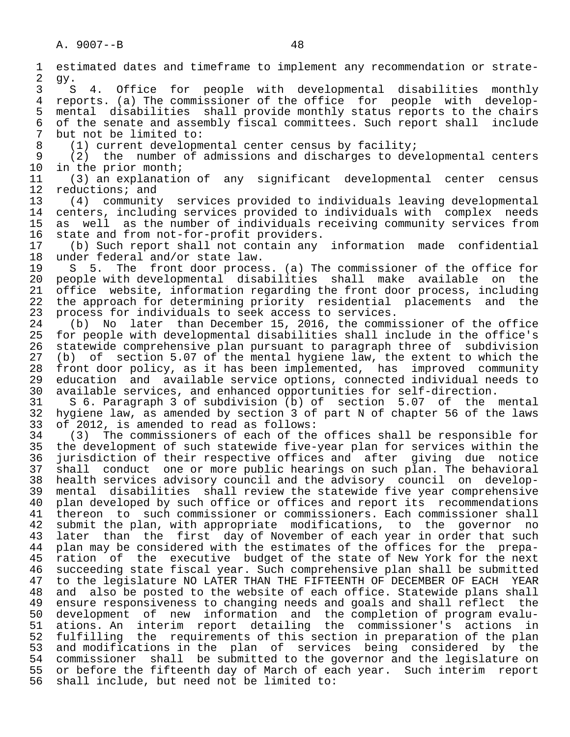estimated dates and timeframe to implement any recommendation or strategy.

S 4. Office for people with developmental disabilities monthly reports. (a) The commissioner of the office for people with developmental disabilities shall provide monthly status reports to the chairs of the senate and assembly fiscal committees. Such report shall include but not be limited to:

(1) current developmental center census by facility;

(2) the number of admissions and discharges to developmental centers in the prior month;

(3) an explanation of any significant developmental center census reductions; and

(4) community services provided to individuals leaving developmental centers, including services provided to individuals with complex needs as well as the number of individuals receiving community services from state and from not-for-profit providers.

(b) Such report shall not contain any information made confidential under federal and/or state law.

S 5. The front door process. (a) The commissioner of the office for people with developmental disabilities shall make available on the office website, information regarding the front door process, including the approach for determining priority residential placements and the process for individuals to seek access to services.

(b) No later than December 15, 2016, the commissioner of the office for people with developmental disabilities shall include in the office's statewide comprehensive plan pursuant to paragraph three of subdivision (b) of section 5.07 of the mental hygiene law, the extent to which the front door policy, as it has been implemented, has improved community education and available service options, connected individual needs to available services, and enhanced opportunities for self-direction.

S 6. Paragraph 3 of subdivision (b) of section 5.07 of the mental hygiene law, as amended by section 3 of part N of chapter 56 of the laws of 2012, is amended to read as follows:

(3) The commissioners of each of the offices shall be responsible for the development of such statewide five-year plan for services within the jurisdiction of their respective offices and after giving due notice shall conduct one or more public hearings on such plan. The behavioral health services advisory council and the advisory council on developmental disabilities shall review the statewide five year comprehensive plan developed by such office or offices and report its recommendations thereon to such commissioner or commissioners. Each commissioner shall submit the plan, with appropriate modifications, to the governor no later than the first day of November of each year in order that such plan may be considered with the estimates of the offices for the preparation of the executive budget of the state of New York for the next succeeding state fiscal year. Such comprehensive plan shall be submitted to the legislature NO LATER THAN THE FIFTEENTH OF DECEMBER OF EACH YEAR and also be posted to the website of each office. Statewide plans shall ensure responsiveness to changing needs and goals and shall reflect the development of new information and the completion of program evaluations. An interim report detailing the commissioner's actions in fulfilling the requirements of this section in preparation of the plan and modifications in the plan of services being considered by the commissioner shall be submitted to the governor and the legislature on or before the fifteenth day of March of each year. Such interim report shall include, but need not be limited to: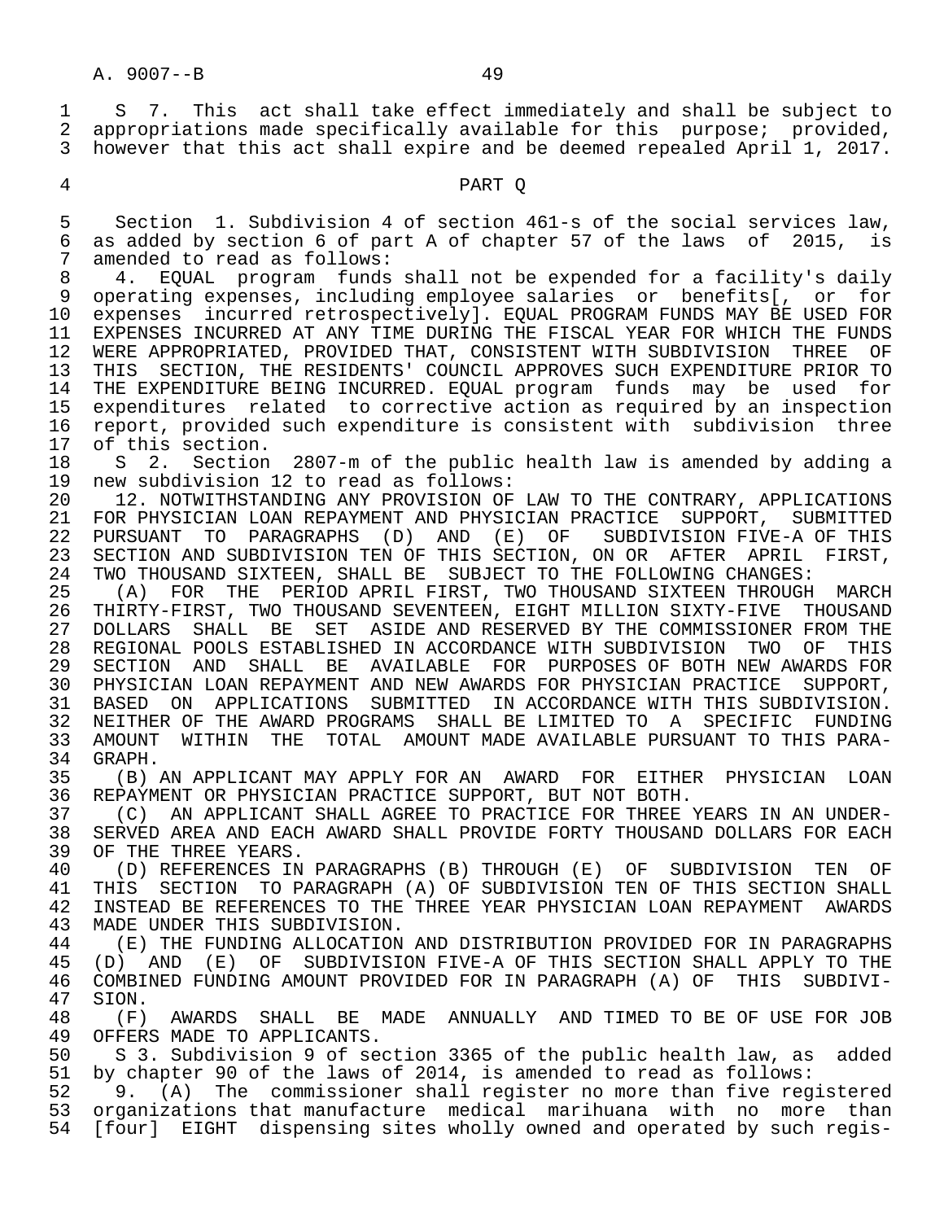S 7. This act shall take effect immediately and shall be subject to appropriations made specifically available for this purpose; provided, however that this act shall expire and be deemed repealed April 1, 2017.

PART Q

Section 1. Subdivision 4 of section 461-s of the social services law, as added by section 6 of part A of chapter 57 of the laws of 2015, is amended to read as follows:

4. EQUAL program funds shall not be expended for a facility's daily operating expenses, including employee salaries or benefits[, or for expenses incurred retrospectively]. EQUAL PROGRAM FUNDS MAY BE USED FOR EXPENSES INCURRED AT ANY TIME DURING THE FISCAL YEAR FOR WHICH THE FUNDS WERE APPROPRIATED, PROVIDED THAT, CONSISTENT WITH SUBDIVISION THREE OF THIS SECTION, THE RESIDENTS' COUNCIL APPROVES SUCH EXPENDITURE PRIOR TO THE EXPENDITURE BEING INCURRED. EQUAL program funds may be used for expenditures related to corrective action as required by an inspection report, provided such expenditure is consistent with subdivision three of this section.

S 2. Section 2807-m of the public health law is amended by adding a new subdivision 12 to read as follows:

12. NOTWITHSTANDING ANY PROVISION OF LAW TO THE CONTRARY, APPLICATIONS FOR PHYSICIAN LOAN REPAYMENT AND PHYSICIAN PRACTICE SUPPORT, SUBMITTED PURSUANT TO PARAGRAPHS (D) AND (E) OF SUBDIVISION FIVE-A OF THIS SECTION AND SUBDIVISION TEN OF THIS SECTION, ON OR AFTER APRIL FIRST, TWO THOUSAND SIXTEEN, SHALL BE SUBJECT TO THE FOLLOWING CHANGES:

(A) FOR THE PERIOD APRIL FIRST, TWO THOUSAND SIXTEEN THROUGH MARCH THIRTY-FIRST, TWO THOUSAND SEVENTEEN, EIGHT MILLION SIXTY-FIVE THOUSAND DOLLARS SHALL BE SET ASIDE AND RESERVED BY THE COMMISSIONER FROM THE REGIONAL POOLS ESTABLISHED IN ACCORDANCE WITH SUBDIVISION TWO OF THIS SECTION AND SHALL BE AVAILABLE FOR PURPOSES OF BOTH NEW AWARDS FOR PHYSICIAN LOAN REPAYMENT AND NEW AWARDS FOR PHYSICIAN PRACTICE SUPPORT, BASED ON APPLICATIONS SUBMITTED IN ACCORDANCE WITH THIS SUBDIVISION. NEITHER OF THE AWARD PROGRAMS SHALL BE LIMITED TO A SPECIFIC FUNDING AMOUNT WITHIN THE TOTAL AMOUNT MADE AVAILABLE PURSUANT TO THIS PARAGRAPH.

(B) AN APPLICANT MAY APPLY FOR AN AWARD FOR EITHER PHYSICIAN LOAN REPAYMENT OR PHYSICIAN PRACTICE SUPPORT, BUT NOT BOTH.

(C) AN APPLICANT SHALL AGREE TO PRACTICE FOR THREE YEARS IN AN UNDERSERVED AREA AND EACH AWARD SHALL PROVIDE FORTY THOUSAND DOLLARS FOR EACH OF THE THREE YEARS.

(D) REFERENCES IN PARAGRAPHS (B) THROUGH (E) OF SUBDIVISION TEN OF THIS SECTION TO PARAGRAPH (A) OF SUBDIVISION TEN OF THIS SECTION SHALL INSTEAD BE REFERENCES TO THE THREE YEAR PHYSICIAN LOAN REPAYMENT AWARDS MADE UNDER THIS SUBDIVISION.

(E) THE FUNDING ALLOCATION AND DISTRIBUTION PROVIDED FOR IN PARAGRAPHS (D) AND (E) OF SUBDIVISION FIVE-A OF THIS SECTION SHALL APPLY TO THE COMBINED FUNDING AMOUNT PROVIDED FOR IN PARAGRAPH (A) OF THIS SUBDIVISION.

(F) AWARDS SHALL BE MADE ANNUALLY AND TIMED TO BE OF USE FOR JOB OFFERS MADE TO APPLICANTS.

S 3. Subdivision 9 of section 3365 of the public health law, as added by chapter 90 of the laws of 2014, is amended to read as follows:

9. (A) The commissioner shall register no more than five registered organizations that manufacture medical marihuana with no more than [four] EIGHT dispensing sites wholly owned and operated by such regis-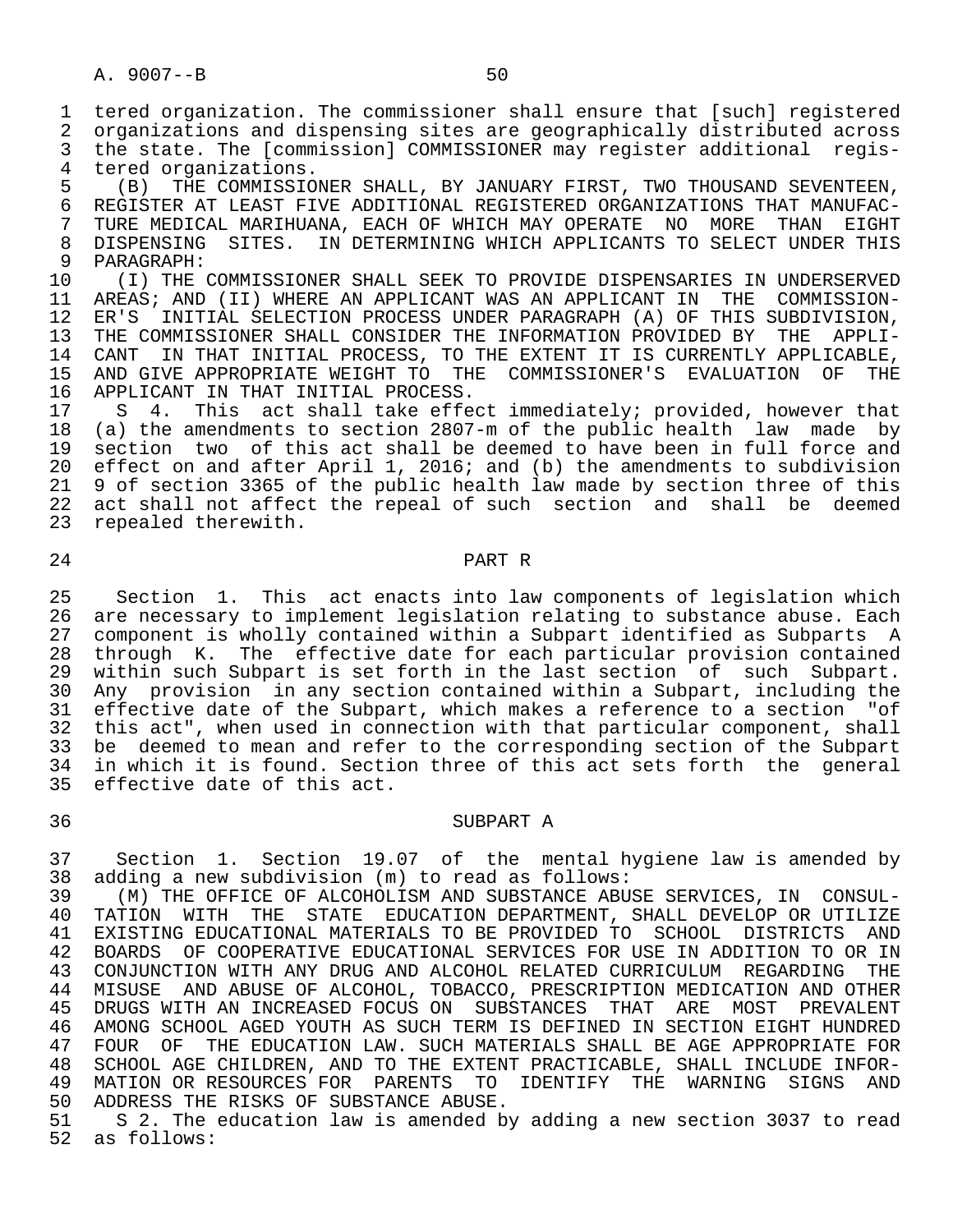tered organization. The commissioner shall ensure that [such] registered organizations and dispensing sites are geographically distributed across the state. The [commission] COMMISSIONER may register additional registered organizations.

(B) THE COMMISSIONER SHALL, BY JANUARY FIRST, TWO THOUSAND SEVENTEEN, REGISTER AT LEAST FIVE ADDITIONAL REGISTERED ORGANIZATIONS THAT MANUFACTURE MEDICAL MARIHUANA, EACH OF WHICH MAY OPERATE NO MORE THAN EIGHT DISPENSING SITES. IN DETERMINING WHICH APPLICANTS TO SELECT UNDER THIS PARAGRAPH:

(I) THE COMMISSIONER SHALL SEEK TO PROVIDE DISPENSARIES IN UNDERSERVED AREAS; AND (II) WHERE AN APPLICANT WAS AN APPLICANT IN THE COMMISSIONER'S INITIAL SELECTION PROCESS UNDER PARAGRAPH (A) OF THIS SUBDIVISION, THE COMMISSIONER SHALL CONSIDER THE INFORMATION PROVIDED BY THE APPLICANT IN THAT INITIAL PROCESS, TO THE EXTENT IT IS CURRENTLY APPLICABLE, AND GIVE APPROPRIATE WEIGHT TO THE COMMISSIONER'S EVALUATION OF THE APPLICANT IN THAT INITIAL PROCESS.

S 4. This act shall take effect immediately; provided, however that (a) the amendments to section 2807-m of the public health law made by section two of this act shall be deemed to have been in full force and effect on and after April 1, 2016; and (b) the amendments to subdivision 9 of section 3365 of the public health law made by section three of this act shall not affect the repeal of such section and shall be deemed repealed therewith.

PART R

Section 1. This act enacts into law components of legislation which are necessary to implement legislation relating to substance abuse. Each component is wholly contained within a Subpart identified as Subparts A through K. The effective date for each particular provision contained within such Subpart is set forth in the last section of such Subpart. Any provision in any section contained within a Subpart, including the effective date of the Subpart, which makes a reference to a section "of this act", when used in connection with that particular component, shall be deemed to mean and refer to the corresponding section of the Subpart in which it is found. Section three of this act sets forth the general effective date of this act.

SUBPART A

Section 1. Section 19.07 of the mental hygiene law is amended by adding a new subdivision (m) to read as follows:

(M) THE OFFICE OF ALCOHOLISM AND SUBSTANCE ABUSE SERVICES, IN CONSULTATION WITH THE STATE EDUCATION DEPARTMENT, SHALL DEVELOP OR UTILIZE EXISTING EDUCATIONAL MATERIALS TO BE PROVIDED TO SCHOOL DISTRICTS AND BOARDS OF COOPERATIVE EDUCATIONAL SERVICES FOR USE IN ADDITION TO OR IN CONJUNCTION WITH ANY DRUG AND ALCOHOL RELATED CURRICULUM REGARDING THE MISUSE AND ABUSE OF ALCOHOL, TOBACCO, PRESCRIPTION MEDICATION AND OTHER DRUGS WITH AN INCREASED FOCUS ON SUBSTANCES THAT ARE MOST PREVALENT AMONG SCHOOL AGED YOUTH AS SUCH TERM IS DEFINED IN SECTION EIGHT HUNDRED FOUR OF THE EDUCATION LAW. SUCH MATERIALS SHALL BE AGE APPROPRIATE FOR SCHOOL AGE CHILDREN, AND TO THE EXTENT PRACTICABLE, SHALL INCLUDE INFORMATION OR RESOURCES FOR PARENTS TO IDENTIFY THE WARNING SIGNS AND ADDRESS THE RISKS OF SUBSTANCE ABUSE.

S 2. The education law is amended by adding a new section 3037 to read as follows: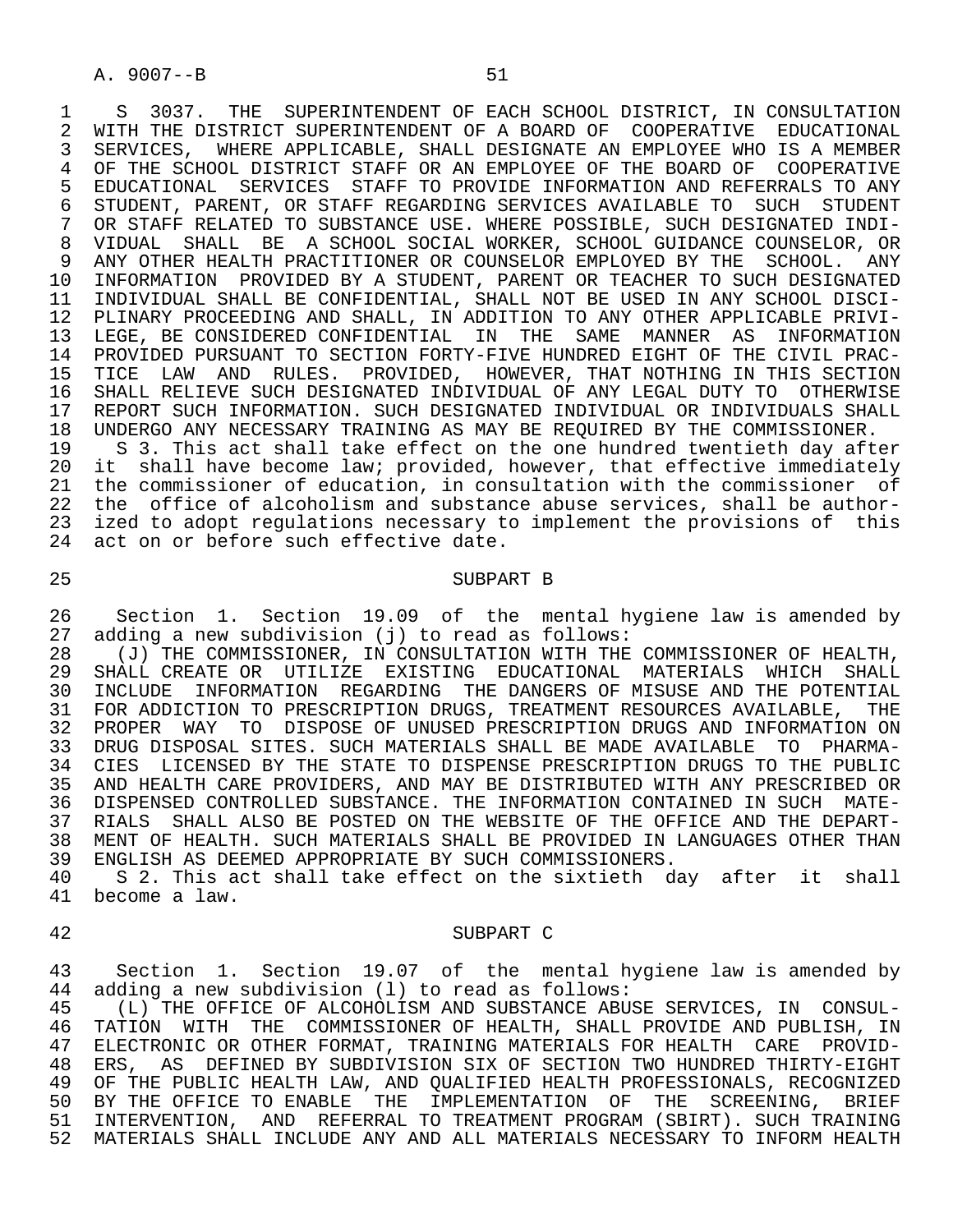S 3037. THE SUPERINTENDENT OF EACH SCHOOL DISTRICT, IN CONSULTATION WITH THE DISTRICT SUPERINTENDENT OF A BOARD OF COOPERATIVE EDUCATIONAL SERVICES, WHERE APPLICABLE, SHALL DESIGNATE AN EMPLOYEE WHO IS A MEMBER OF THE SCHOOL DISTRICT STAFF OR AN EMPLOYEE OF THE BOARD OF COOPERATIVE EDUCATIONAL SERVICES STAFF TO PROVIDE INFORMATION AND REFERRALS TO ANY STUDENT, PARENT, OR STAFF REGARDING SERVICES AVAILABLE TO SUCH STUDENT OR STAFF RELATED TO SUBSTANCE USE. WHERE POSSIBLE, SUCH DESIGNATED INDIVIDUAL SHALL BE A SCHOOL SOCIAL WORKER, SCHOOL GUIDANCE COUNSELOR, OR ANY OTHER HEALTH PRACTITIONER OR COUNSELOR EMPLOYED BY THE SCHOOL. ANY INFORMATION PROVIDED BY A STUDENT, PARENT OR TEACHER TO SUCH DESIGNATED INDIVIDUAL SHALL BE CONFIDENTIAL, SHALL NOT BE USED IN ANY SCHOOL DISCIPLINARY PROCEEDING AND SHALL, IN ADDITION TO ANY OTHER APPLICABLE PRIVILEGE, BE CONSIDERED CONFIDENTIAL IN THE SAME MANNER AS INFORMATION PROVIDED PURSUANT TO SECTION FORTY-FIVE HUNDRED EIGHT OF THE CIVIL PRACTICE LAW AND RULES. PROVIDED, HOWEVER, THAT NOTHING IN THIS SECTION SHALL RELIEVE SUCH DESIGNATED INDIVIDUAL OF ANY LEGAL DUTY TO OTHERWISE REPORT SUCH INFORMATION. SUCH DESIGNATED INDIVIDUAL OR INDIVIDUALS SHALL UNDERGO ANY NECESSARY TRAINING AS MAY BE REQUIRED BY THE COMMISSIONER.

S 3. This act shall take effect on the one hundred twentieth day after it shall have become law; provided, however, that effective immediately the commissioner of education, in consultation with the commissioner of the office of alcoholism and substance abuse services, shall be authorized to adopt regulations necessary to implement the provisions of this act on or before such effective date.

SUBPART B

Section 1. Section 19.09 of the mental hygiene law is amended by adding a new subdivision (j) to read as follows:

(J) THE COMMISSIONER, IN CONSULTATION WITH THE COMMISSIONER OF HEALTH, SHALL CREATE OR UTILIZE EXISTING EDUCATIONAL MATERIALS WHICH SHALL INCLUDE INFORMATION REGARDING THE DANGERS OF MISUSE AND THE POTENTIAL FOR ADDICTION TO PRESCRIPTION DRUGS, TREATMENT RESOURCES AVAILABLE, THE PROPER WAY TO DISPOSE OF UNUSED PRESCRIPTION DRUGS AND INFORMATION ON DRUG DISPOSAL SITES. SUCH MATERIALS SHALL BE MADE AVAILABLE TO PHARMACIES LICENSED BY THE STATE TO DISPENSE PRESCRIPTION DRUGS TO THE PUBLIC AND HEALTH CARE PROVIDERS, AND MAY BE DISTRIBUTED WITH ANY PRESCRIBED OR DISPENSED CONTROLLED SUBSTANCE. THE INFORMATION CONTAINED IN SUCH MATERIALS SHALL ALSO BE POSTED ON THE WEBSITE OF THE OFFICE AND THE DEPARTMENT OF HEALTH. SUCH MATERIALS SHALL BE PROVIDED IN LANGUAGES OTHER THAN ENGLISH AS DEEMED APPROPRIATE BY SUCH COMMISSIONERS.

S 2. This act shall take effect on the sixtieth day after it shall become a law.

SUBPART C

Section 1. Section 19.07 of the mental hygiene law is amended by adding a new subdivision (l) to read as follows:

(L) THE OFFICE OF ALCOHOLISM AND SUBSTANCE ABUSE SERVICES, IN CONSULTATION WITH THE COMMISSIONER OF HEALTH, SHALL PROVIDE AND PUBLISH, IN ELECTRONIC OR OTHER FORMAT, TRAINING MATERIALS FOR HEALTH CARE PROVIDERS, AS DEFINED BY SUBDIVISION SIX OF SECTION TWO HUNDRED THIRTY-EIGHT OF THE PUBLIC HEALTH LAW, AND QUALIFIED HEALTH PROFESSIONALS, RECOGNIZED BY THE OFFICE TO ENABLE THE IMPLEMENTATION OF THE SCREENING, BRIEF INTERVENTION, AND REFERRAL TO TREATMENT PROGRAM (SBIRT). SUCH TRAINING MATERIALS SHALL INCLUDE ANY AND ALL MATERIALS NECESSARY TO INFORM HEALTH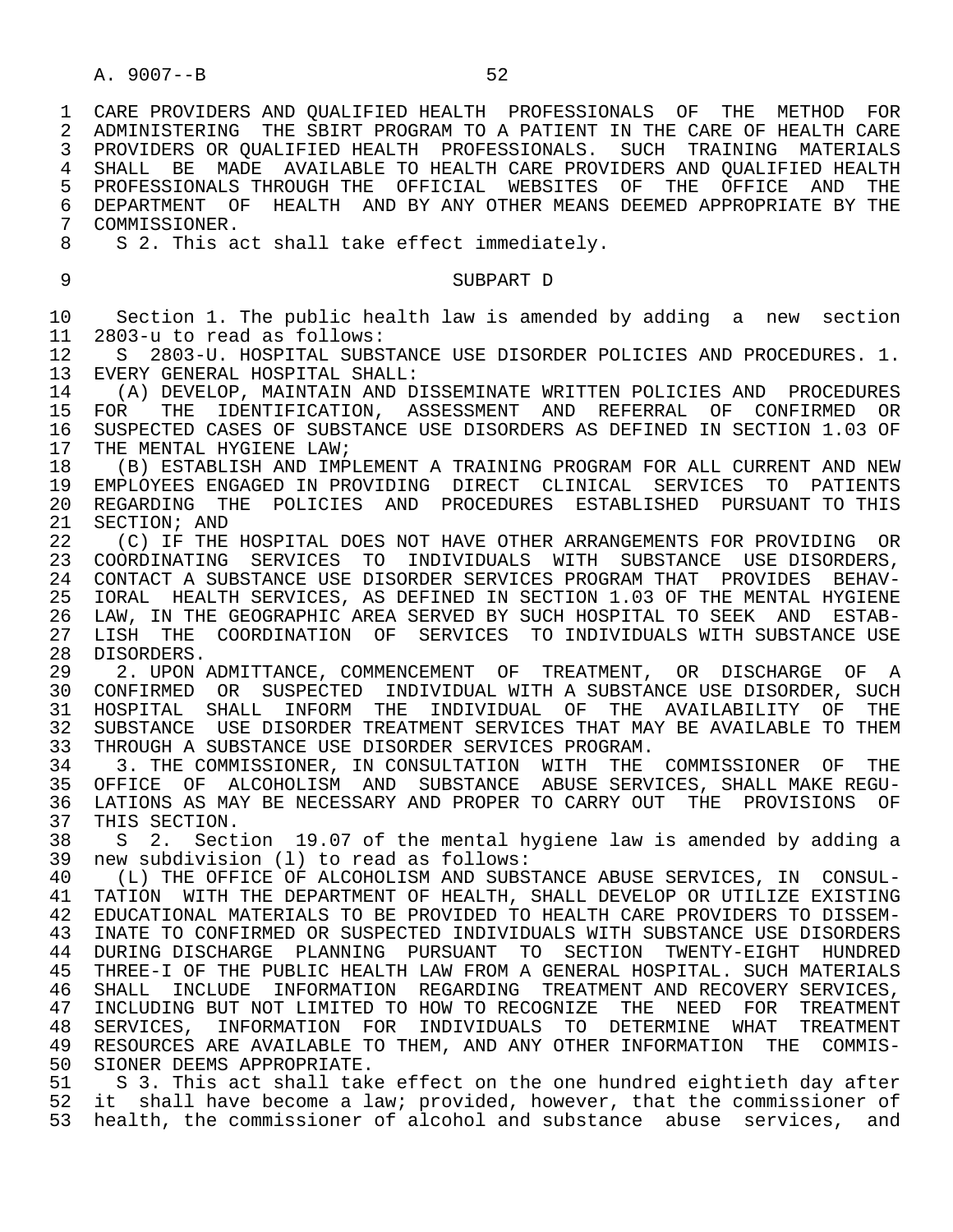CARE PROVIDERS AND QUALIFIED HEALTH PROFESSIONALS OF THE METHOD FOR ADMINISTERING THE SBIRT PROGRAM TO A PATIENT IN THE CARE OF HEALTH CARE PROVIDERS OR QUALIFIED HEALTH PROFESSIONALS. SUCH TRAINING MATERIALS SHALL BE MADE AVAILABLE TO HEALTH CARE PROVIDERS AND QUALIFIED HEALTH PROFESSIONALS THROUGH THE OFFICIAL WEBSITES OF THE OFFICE AND THE DEPARTMENT OF HEALTH AND BY ANY OTHER MEANS DEEMED APPROPRIATE BY THE COMMISSIONER.

S 2. This act shall take effect immediately.

SUBPART D

Section 1. The public health law is amended by adding a new section 2803-u to read as follows:

S 2803-U. HOSPITAL SUBSTANCE USE DISORDER POLICIES AND PROCEDURES. 1. EVERY GENERAL HOSPITAL SHALL:

(A) DEVELOP, MAINTAIN AND DISSEMINATE WRITTEN POLICIES AND PROCEDURES FOR THE IDENTIFICATION, ASSESSMENT AND REFERRAL OF CONFIRMED OR SUSPECTED CASES OF SUBSTANCE USE DISORDERS AS DEFINED IN SECTION 1.03 OF THE MENTAL HYGIENE LAW;

(B) ESTABLISH AND IMPLEMENT A TRAINING PROGRAM FOR ALL CURRENT AND NEW EMPLOYEES ENGAGED IN PROVIDING DIRECT CLINICAL SERVICES TO PATIENTS REGARDING THE POLICIES AND PROCEDURES ESTABLISHED PURSUANT TO THIS SECTION; AND

(C) IF THE HOSPITAL DOES NOT HAVE OTHER ARRANGEMENTS FOR PROVIDING OR COORDINATING SERVICES TO INDIVIDUALS WITH SUBSTANCE USE DISORDERS, CONTACT A SUBSTANCE USE DISORDER SERVICES PROGRAM THAT PROVIDES BEHAVIORAL HEALTH SERVICES, AS DEFINED IN SECTION 1.03 OF THE MENTAL HYGIENE LAW, IN THE GEOGRAPHIC AREA SERVED BY SUCH HOSPITAL TO SEEK AND ESTABLISH THE COORDINATION OF SERVICES TO INDIVIDUALS WITH SUBSTANCE USE DISORDERS.

2. UPON ADMITTANCE, COMMENCEMENT OF TREATMENT, OR DISCHARGE OF A CONFIRMED OR SUSPECTED INDIVIDUAL WITH A SUBSTANCE USE DISORDER, SUCH HOSPITAL SHALL INFORM THE INDIVIDUAL OF THE AVAILABILITY OF THE SUBSTANCE USE DISORDER TREATMENT SERVICES THAT MAY BE AVAILABLE TO THEM THROUGH A SUBSTANCE USE DISORDER SERVICES PROGRAM.

3. THE COMMISSIONER, IN CONSULTATION WITH THE COMMISSIONER OF THE OFFICE OF ALCOHOLISM AND SUBSTANCE ABUSE SERVICES, SHALL MAKE REGULATIONS AS MAY BE NECESSARY AND PROPER TO CARRY OUT THE PROVISIONS OF THIS SECTION.

S 2. Section 19.07 of the mental hygiene law is amended by adding a new subdivision (l) to read as follows:

(L) THE OFFICE OF ALCOHOLISM AND SUBSTANCE ABUSE SERVICES, IN CONSULTATION WITH THE DEPARTMENT OF HEALTH, SHALL DEVELOP OR UTILIZE EXISTING EDUCATIONAL MATERIALS TO BE PROVIDED TO HEALTH CARE PROVIDERS TO DISSEMINATE TO CONFIRMED OR SUSPECTED INDIVIDUALS WITH SUBSTANCE USE DISORDERS DURING DISCHARGE PLANNING PURSUANT TO SECTION TWENTY-EIGHT HUNDRED THREE-I OF THE PUBLIC HEALTH LAW FROM A GENERAL HOSPITAL. SUCH MATERIALS SHALL INCLUDE INFORMATION REGARDING TREATMENT AND RECOVERY SERVICES, INCLUDING BUT NOT LIMITED TO HOW TO RECOGNIZE THE NEED FOR TREATMENT SERVICES, INFORMATION FOR INDIVIDUALS TO DETERMINE WHAT TREATMENT RESOURCES ARE AVAILABLE TO THEM, AND ANY OTHER INFORMATION THE COMMISSIONER DEEMS APPROPRIATE.

S 3. This act shall take effect on the one hundred eightieth day after it shall have become a law; provided, however, that the commissioner of health, the commissioner of alcohol and substance abuse services, and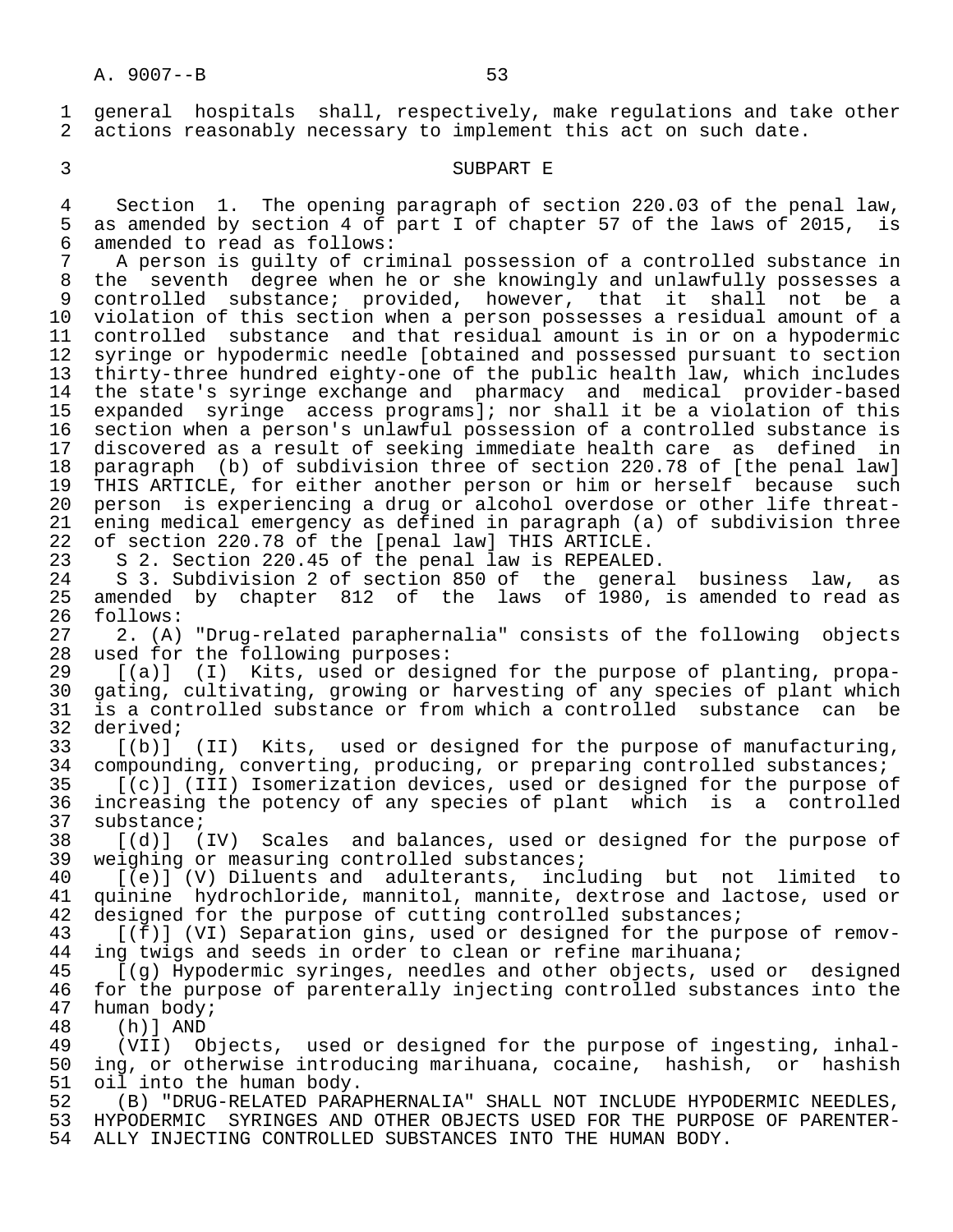general hospitals shall, respectively, make regulations and take other actions reasonably necessary to implement this act on such date.

SUBPART E

Section 1. The opening paragraph of section 220.03 of the penal law, as amended by section 4 of part I of chapter 57 of the laws of 2015, is amended to read as follows:

A person is guilty of criminal possession of a controlled substance in the seventh degree when he or she knowingly and unlawfully possesses a controlled substance; provided, however, that it shall not be a violation of this section when a person possesses a residual amount of a controlled substance and that residual amount is in or on a hypodermic syringe or hypodermic needle [obtained and possessed pursuant to section thirty-three hundred eighty-one of the public health law, which includes the state's syringe exchange and pharmacy and medical provider-based expanded syringe access programs]; nor shall it be a violation of this section when a person's unlawful possession of a controlled substance is discovered as a result of seeking immediate health care as defined in paragraph (b) of subdivision three of section 220.78 of [the penal law] THIS ARTICLE, for either another person or him or herself because such person is experiencing a drug or alcohol overdose or other life threatening medical emergency as defined in paragraph (a) of subdivision three of section 220.78 of the [penal law] THIS ARTICLE.

S 2. Section 220.45 of the penal law is REPEALED.

S 3. Subdivision 2 of section 850 of the general business law, as amended by chapter 812 of the laws of 1980, is amended to read as follows:

2. (A) "Drug-related paraphernalia" consists of the following objects used for the following purposes:

[(a)] (I) Kits, used or designed for the purpose of planting, propagating, cultivating, growing or harvesting of any species of plant which is a controlled substance or from which a controlled substance can be derived;

[(b)] (II) Kits, used or designed for the purpose of manufacturing, compounding, converting, producing, or preparing controlled substances;

[(c)] (III) Isomerization devices, used or designed for the purpose of increasing the potency of any species of plant which is a controlled substance;

[(d)] (IV) Scales and balances, used or designed for the purpose of weighing or measuring controlled substances;

[(e)] (V) Diluents and adulterants, including but not limited to quinine hydrochloride, mannitol, mannite, dextrose and lactose, used or designed for the purpose of cutting controlled substances;

[(f)] (VI) Separation gins, used or designed for the purpose of removing twigs and seeds in order to clean or refine marihuana;

[(g) Hypodermic syringes, needles and other objects, used or designed for the purpose of parenterally injecting controlled substances into the human body;

(h)] AND

(VII) Objects, used or designed for the purpose of ingesting, inhaling, or otherwise introducing marihuana, cocaine, hashish, or hashish oil into the human body.

(B) "DRUG-RELATED PARAPHERNALIA" SHALL NOT INCLUDE HYPODERMIC NEEDLES, HYPODERMIC SYRINGES AND OTHER OBJECTS USED FOR THE PURPOSE OF PARENTERALLY INJECTING CONTROLLED SUBSTANCES INTO THE HUMAN BODY.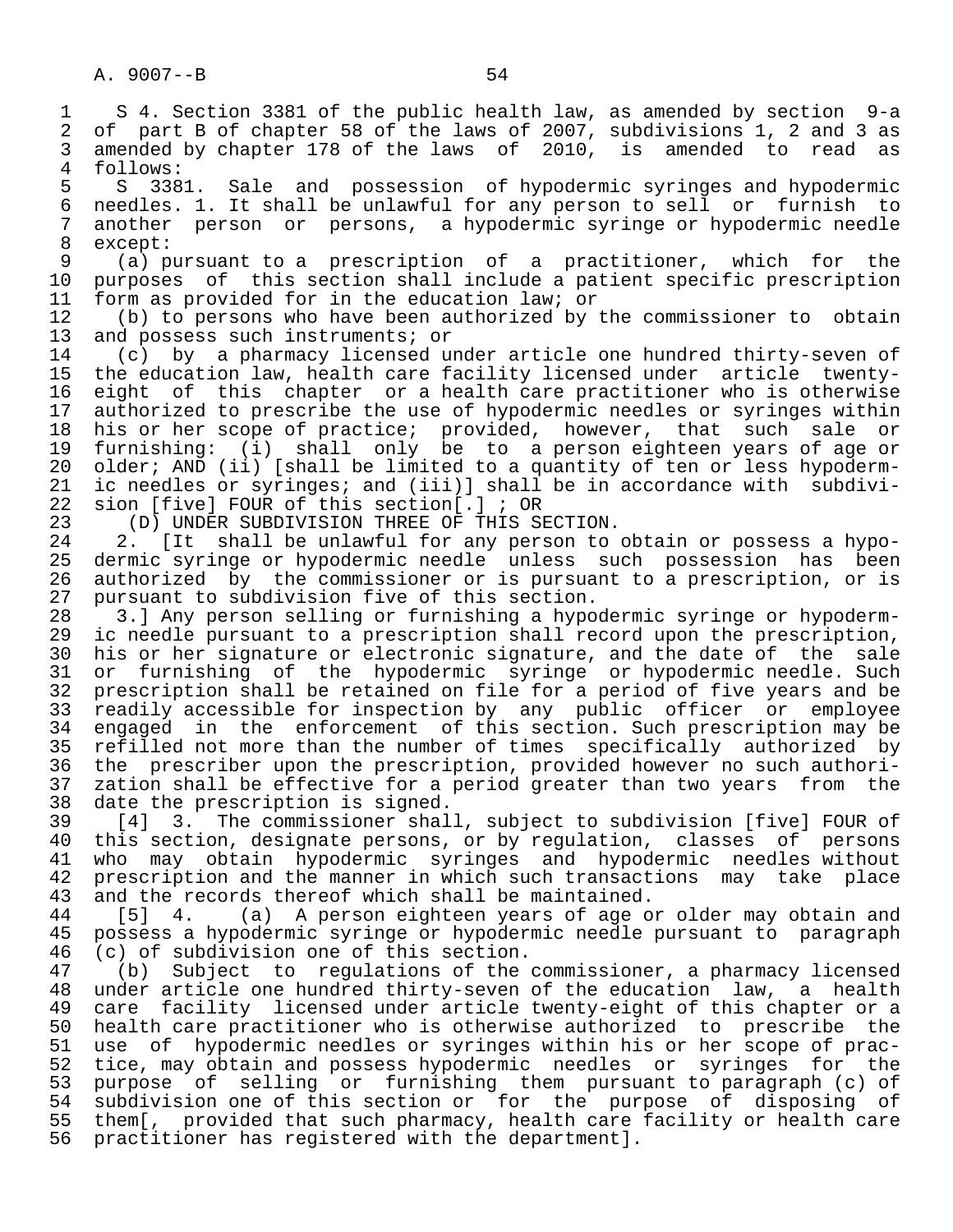S 4. Section 3381 of the public health law, as amended by section 9-a of part B of chapter 58 of the laws of 2007, subdivisions 1, 2 and 3 as amended by chapter 178 of the laws of 2010, is amended to read as follows:

S 3381. Sale and possession of hypodermic syringes and hypodermic needles. 1. It shall be unlawful for any person to sell or furnish to another person or persons, a hypodermic syringe or hypodermic needle except:

(a) pursuant to a prescription of a practitioner, which for the purposes of this section shall include a patient specific prescription form as provided for in the education law; or

(b) to persons who have been authorized by the commissioner to obtain and possess such instruments; or

(c) by a pharmacy licensed under article one hundred thirty-seven of the education law, health care facility licensed under article twenty-eight of this chapter or a health care practitioner who is otherwise authorized to prescribe the use of hypodermic needles or syringes within his or her scope of practice; provided, however, that such sale or furnishing: (i) shall only be to a person eighteen years of age or older; AND (ii) [shall be limited to a quantity of ten or less hypodermic needles or syringes; and (iii)] shall be in accordance with subdivision [five] FOUR of this section[.] ; OR

(D) UNDER SUBDIVISION THREE OF THIS SECTION.

2. [It shall be unlawful for any person to obtain or possess a hypodermic syringe or hypodermic needle unless such possession has been authorized by the commissioner or is pursuant to a prescription, or is pursuant to subdivision five of this section.

3.] Any person selling or furnishing a hypodermic syringe or hypodermic needle pursuant to a prescription shall record upon the prescription, his or her signature or electronic signature, and the date of the sale or furnishing of the hypodermic syringe or hypodermic needle. Such prescription shall be retained on file for a period of five years and be readily accessible for inspection by any public officer or employee engaged in the enforcement of this section. Such prescription may be refilled not more than the number of times specifically authorized by the prescriber upon the prescription, provided however no such authorization shall be effective for a period greater than two years from the date the prescription is signed.

[4] 3. The commissioner shall, subject to subdivision [five] FOUR of this section, designate persons, or by regulation, classes of persons who may obtain hypodermic syringes and hypodermic needles without prescription and the manner in which such transactions may take place and the records thereof which shall be maintained.

[5] 4. (a) A person eighteen years of age or older may obtain and possess a hypodermic syringe or hypodermic needle pursuant to paragraph (c) of subdivision one of this section.

(b) Subject to regulations of the commissioner, a pharmacy licensed under article one hundred thirty-seven of the education law, a health care facility licensed under article twenty-eight of this chapter or a health care practitioner who is otherwise authorized to prescribe the use of hypodermic needles or syringes within his or her scope of practice, may obtain and possess hypodermic needles or syringes for the purpose of selling or furnishing them pursuant to paragraph (c) of subdivision one of this section or for the purpose of disposing of them[, provided that such pharmacy, health care facility or health care practitioner has registered with the department].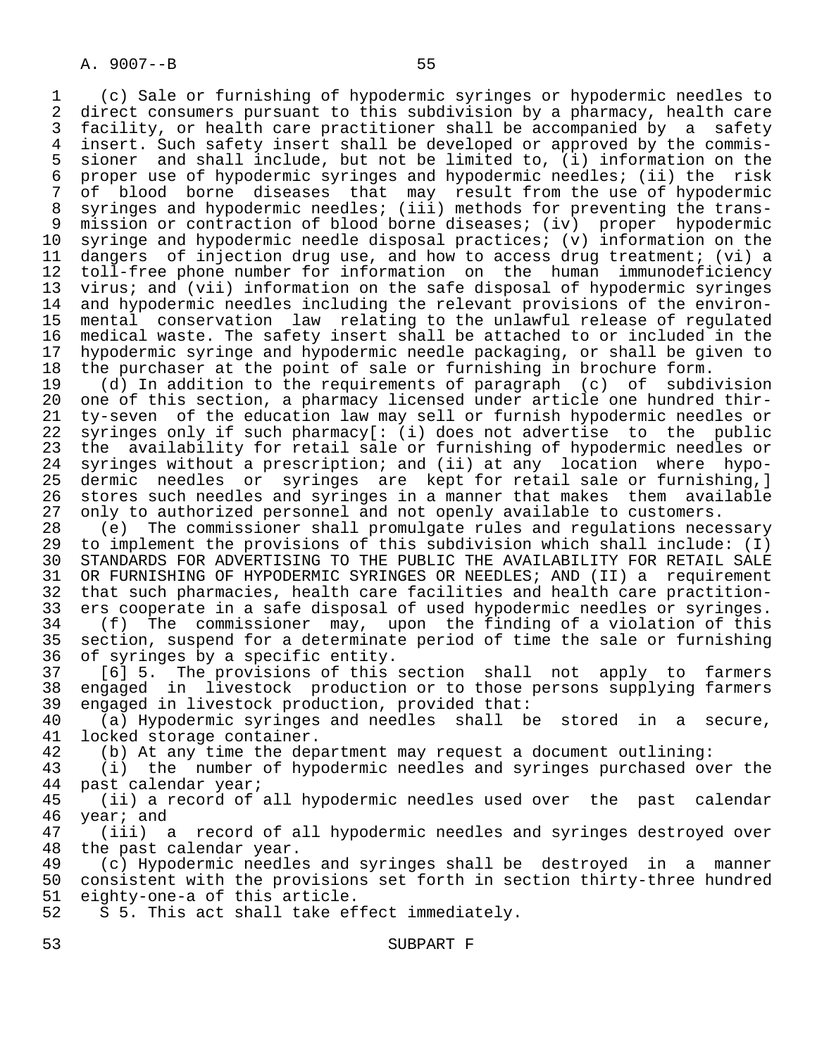(c) Sale or furnishing of hypodermic syringes or hypodermic needles to direct consumers pursuant to this subdivision by a pharmacy, health care facility, or health care practitioner shall be accompanied by a safety insert. Such safety insert shall be developed or approved by the commissioner and shall include, but not be limited to, (i) information on the proper use of hypodermic syringes and hypodermic needles; (ii) the risk of blood borne diseases that may result from the use of hypodermic syringes and hypodermic needles; (iii) methods for preventing the transmission or contraction of blood borne diseases; (iv) proper hypodermic syringe and hypodermic needle disposal practices; (v) information on the dangers of injection drug use, and how to access drug treatment; (vi) a toll-free phone number for information on the human immunodeficiency virus; and (vii) information on the safe disposal of hypodermic syringes and hypodermic needles including the relevant provisions of the environmental conservation law relating to the unlawful release of regulated medical waste. The safety insert shall be attached to or included in the hypodermic syringe and hypodermic needle packaging, or shall be given to the purchaser at the point of sale or furnishing in brochure form.

(d) In addition to the requirements of paragraph (c) of subdivision one of this section, a pharmacy licensed under article one hundred thirty-seven of the education law may sell or furnish hypodermic needles or syringes only if such pharmacy[: (i) does not advertise to the public the availability for retail sale or furnishing of hypodermic needles or syringes without a prescription; and (ii) at any location where hypodermic needles or syringes are kept for retail sale or furnishing,] stores such needles and syringes in a manner that makes them available only to authorized personnel and not openly available to customers.

(e) The commissioner shall promulgate rules and regulations necessary to implement the provisions of this subdivision which shall include: (I) STANDARDS FOR ADVERTISING TO THE PUBLIC THE AVAILABILITY FOR RETAIL SALE OR FURNISHING OF HYPODERMIC SYRINGES OR NEEDLES; AND (II) a requirement that such pharmacies, health care facilities and health care practitioners cooperate in a safe disposal of used hypodermic needles or syringes.

(f) The commissioner may, upon the finding of a violation of this section, suspend for a determinate period of time the sale or furnishing of syringes by a specific entity.

[6] 5. The provisions of this section shall not apply to farmers engaged in livestock production or to those persons supplying farmers engaged in livestock production, provided that:

(a) Hypodermic syringes and needles shall be stored in a secure, locked storage container.

(b) At any time the department may request a document outlining:

(i) the number of hypodermic needles and syringes purchased over the past calendar year;

(ii) a record of all hypodermic needles used over the past calendar year; and

(iii) a record of all hypodermic needles and syringes destroyed over the past calendar year.

(c) Hypodermic needles and syringes shall be destroyed in a manner consistent with the provisions set forth in section thirty-three hundred eighty-one-a of this article.

S 5. This act shall take effect immediately.

## SUBPART F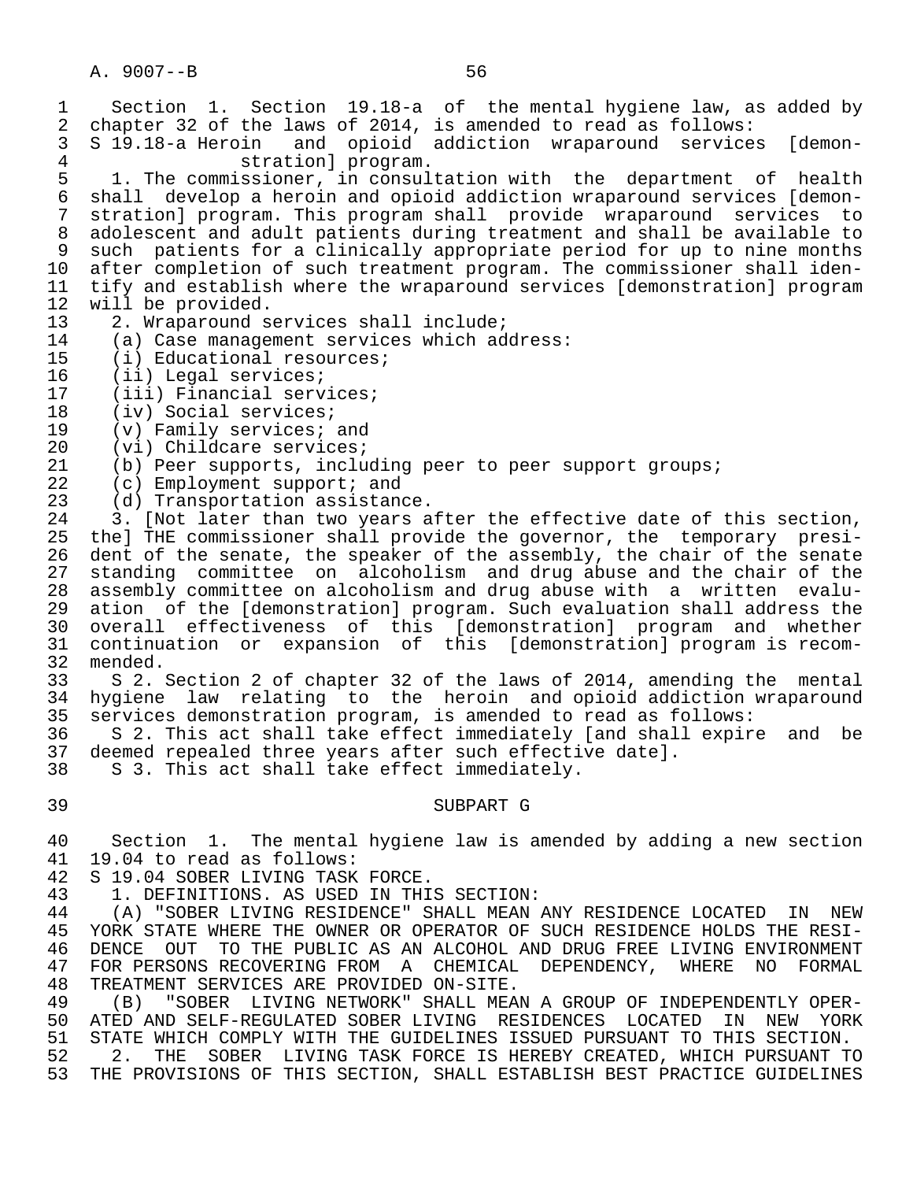Section 1. Section 19.18-a of the mental hygiene law, as added by chapter 32 of the laws of 2014, is amended to read as follows:

S 19.18-a Heroin and opioid addiction wraparound services [demonstration] program.

1. The commissioner, in consultation with the department of health shall develop a heroin and opioid addiction wraparound services [demonstration] program. This program shall provide wraparound services to adolescent and adult patients during treatment and shall be available to such patients for a clinically appropriate period for up to nine months after completion of such treatment program. The commissioner shall identify and establish where the wraparound services [demonstration] program will be provided.

2. Wraparound services shall include;

(a) Case management services which address:

(i) Educational resources;

(ii) Legal services;

(iii) Financial services;

(iv) Social services;

(v) Family services; and

(vi) Childcare services;

(b) Peer supports, including peer to peer support groups;

(c) Employment support; and

(d) Transportation assistance.

3. [Not later than two years after the effective date of this section, the] THE commissioner shall provide the governor, the temporary president of the senate, the speaker of the assembly, the chair of the senate standing committee on alcoholism and drug abuse and the chair of the assembly committee on alcoholism and drug abuse with a written evaluation of the [demonstration] program. Such evaluation shall address the overall effectiveness of this [demonstration] program and whether continuation or expansion of this [demonstration] program is recommended.

S 2. Section 2 of chapter 32 of the laws of 2014, amending the mental hygiene law relating to the heroin and opioid addiction wraparound services demonstration program, is amended to read as follows:

S 2. This act shall take effect immediately [and shall expire and be deemed repealed three years after such effective date].

S 3. This act shall take effect immediately.

## SUBPART G

Section 1. The mental hygiene law is amended by adding a new section 19.04 to read as follows:

S 19.04 SOBER LIVING TASK FORCE.

1. DEFINITIONS. AS USED IN THIS SECTION:

(A) "SOBER LIVING RESIDENCE" SHALL MEAN ANY RESIDENCE LOCATED IN NEW YORK STATE WHERE THE OWNER OR OPERATOR OF SUCH RESIDENCE HOLDS THE RESIDENCE OUT TO THE PUBLIC AS AN ALCOHOL AND DRUG FREE LIVING ENVIRONMENT FOR PERSONS RECOVERING FROM A CHEMICAL DEPENDENCY, WHERE NO FORMAL TREATMENT SERVICES ARE PROVIDED ON-SITE.

(B) "SOBER LIVING NETWORK" SHALL MEAN A GROUP OF INDEPENDENTLY OPERATED AND SELF-REGULATED SOBER LIVING RESIDENCES LOCATED IN NEW YORK STATE WHICH COMPLY WITH THE GUIDELINES ISSUED PURSUANT TO THIS SECTION.

2. THE SOBER LIVING TASK FORCE IS HEREBY CREATED, WHICH PURSUANT TO THE PROVISIONS OF THIS SECTION, SHALL ESTABLISH BEST PRACTICE GUIDELINES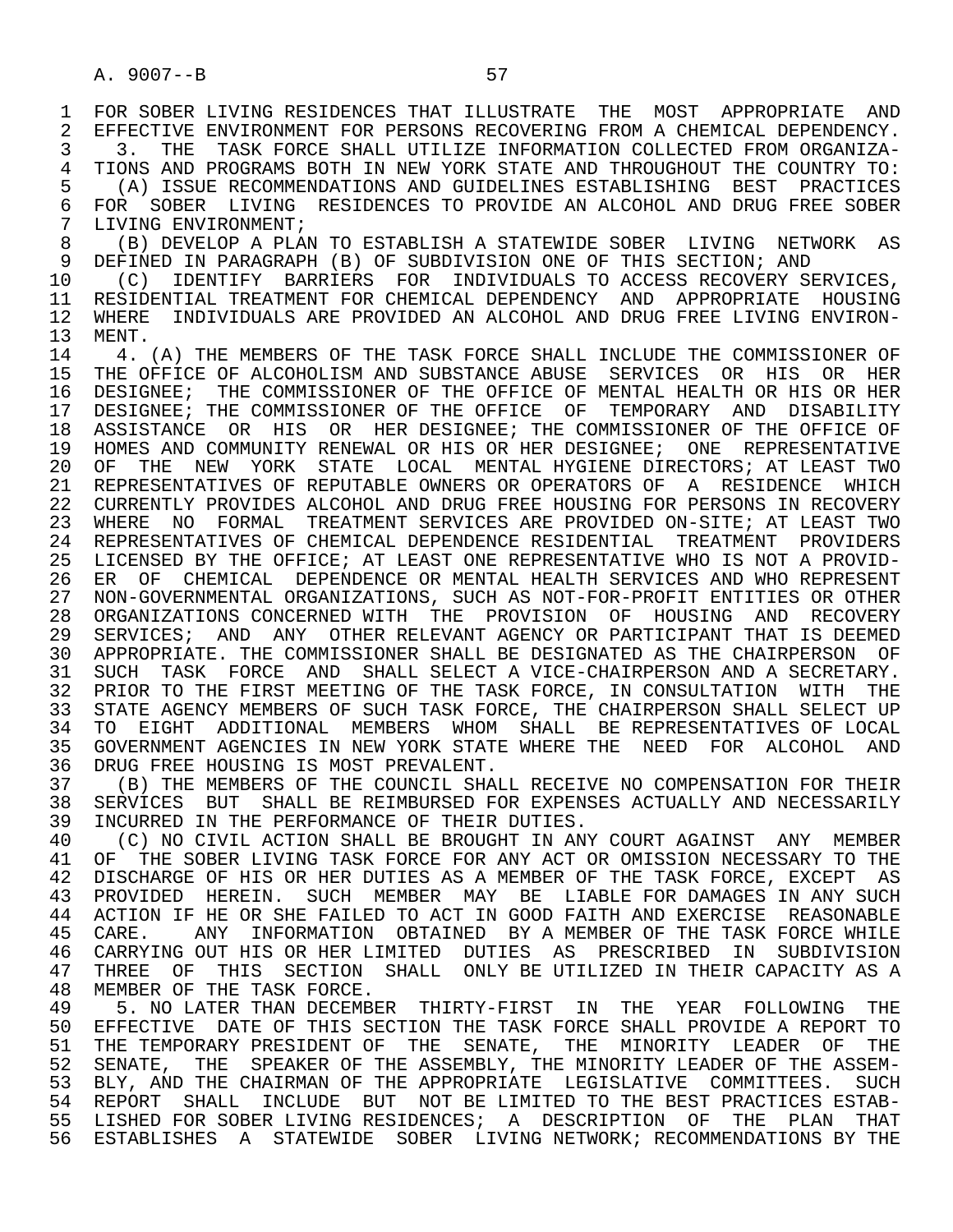FOR SOBER LIVING RESIDENCES THAT ILLUSTRATE THE MOST APPROPRIATE AND EFFECTIVE ENVIRONMENT FOR PERSONS RECOVERING FROM A CHEMICAL DEPENDENCY.

3. THE TASK FORCE SHALL UTILIZE INFORMATION COLLECTED FROM ORGANIZATIONS AND PROGRAMS BOTH IN NEW YORK STATE AND THROUGHOUT THE COUNTRY TO:

(A) ISSUE RECOMMENDATIONS AND GUIDELINES ESTABLISHING BEST PRACTICES FOR SOBER LIVING RESIDENCES TO PROVIDE AN ALCOHOL AND DRUG FREE SOBER LIVING ENVIRONMENT;

(B) DEVELOP A PLAN TO ESTABLISH A STATEWIDE SOBER LIVING NETWORK AS DEFINED IN PARAGRAPH (B) OF SUBDIVISION ONE OF THIS SECTION; AND

(C) IDENTIFY BARRIERS FOR INDIVIDUALS TO ACCESS RECOVERY SERVICES, RESIDENTIAL TREATMENT FOR CHEMICAL DEPENDENCY AND APPROPRIATE HOUSING WHERE INDIVIDUALS ARE PROVIDED AN ALCOHOL AND DRUG FREE LIVING ENVIRONMENT.

4. (A) THE MEMBERS OF THE TASK FORCE SHALL INCLUDE THE COMMISSIONER OF THE OFFICE OF ALCOHOLISM AND SUBSTANCE ABUSE SERVICES OR HIS OR HER DESIGNEE; THE COMMISSIONER OF THE OFFICE OF MENTAL HEALTH OR HIS OR HER DESIGNEE; THE COMMISSIONER OF THE OFFICE OF TEMPORARY AND DISABILITY ASSISTANCE OR HIS OR HER DESIGNEE; THE COMMISSIONER OF THE OFFICE OF HOMES AND COMMUNITY RENEWAL OR HIS OR HER DESIGNEE; ONE REPRESENTATIVE OF THE NEW YORK STATE LOCAL MENTAL HYGIENE DIRECTORS; AT LEAST TWO REPRESENTATIVES OF REPUTABLE OWNERS OR OPERATORS OF A RESIDENCE WHICH CURRENTLY PROVIDES ALCOHOL AND DRUG FREE HOUSING FOR PERSONS IN RECOVERY WHERE NO FORMAL TREATMENT SERVICES ARE PROVIDED ON-SITE; AT LEAST TWO REPRESENTATIVES OF CHEMICAL DEPENDENCE RESIDENTIAL TREATMENT PROVIDERS LICENSED BY THE OFFICE; AT LEAST ONE REPRESENTATIVE WHO IS NOT A PROVIDER OF CHEMICAL DEPENDENCE OR MENTAL HEALTH SERVICES AND WHO REPRESENT NON-GOVERNMENTAL ORGANIZATIONS, SUCH AS NOT-FOR-PROFIT ENTITIES OR OTHER ORGANIZATIONS CONCERNED WITH THE PROVISION OF HOUSING AND RECOVERY SERVICES; AND ANY OTHER RELEVANT AGENCY OR PARTICIPANT THAT IS DEEMED APPROPRIATE. THE COMMISSIONER SHALL BE DESIGNATED AS THE CHAIRPERSON OF SUCH TASK FORCE AND SHALL SELECT A VICE-CHAIRPERSON AND A SECRETARY. PRIOR TO THE FIRST MEETING OF THE TASK FORCE, IN CONSULTATION WITH THE STATE AGENCY MEMBERS OF SUCH TASK FORCE, THE CHAIRPERSON SHALL SELECT UP TO EIGHT ADDITIONAL MEMBERS WHOM SHALL BE REPRESENTATIVES OF LOCAL GOVERNMENT AGENCIES IN NEW YORK STATE WHERE THE NEED FOR ALCOHOL AND DRUG FREE HOUSING IS MOST PREVALENT.

(B) THE MEMBERS OF THE COUNCIL SHALL RECEIVE NO COMPENSATION FOR THEIR SERVICES BUT SHALL BE REIMBURSED FOR EXPENSES ACTUALLY AND NECESSARILY INCURRED IN THE PERFORMANCE OF THEIR DUTIES.

(C) NO CIVIL ACTION SHALL BE BROUGHT IN ANY COURT AGAINST ANY MEMBER OF THE SOBER LIVING TASK FORCE FOR ANY ACT OR OMISSION NECESSARY TO THE DISCHARGE OF HIS OR HER DUTIES AS A MEMBER OF THE TASK FORCE, EXCEPT AS PROVIDED HEREIN. SUCH MEMBER MAY BE LIABLE FOR DAMAGES IN ANY SUCH ACTION IF HE OR SHE FAILED TO ACT IN GOOD FAITH AND EXERCISE REASONABLE CARE. ANY INFORMATION OBTAINED BY A MEMBER OF THE TASK FORCE WHILE CARRYING OUT HIS OR HER LIMITED DUTIES AS PRESCRIBED IN SUBDIVISION THREE OF THIS SECTION SHALL ONLY BE UTILIZED IN THEIR CAPACITY AS A MEMBER OF THE TASK FORCE.

5. NO LATER THAN DECEMBER THIRTY-FIRST IN THE YEAR FOLLOWING THE EFFECTIVE DATE OF THIS SECTION THE TASK FORCE SHALL PROVIDE A REPORT TO THE TEMPORARY PRESIDENT OF THE SENATE, THE MINORITY LEADER OF THE SENATE, THE SPEAKER OF THE ASSEMBLY, THE MINORITY LEADER OF THE ASSEMBLY, AND THE CHAIRMAN OF THE APPROPRIATE LEGISLATIVE COMMITTEES. SUCH REPORT SHALL INCLUDE BUT NOT BE LIMITED TO THE BEST PRACTICES ESTABLISHED FOR SOBER LIVING RESIDENCES; A DESCRIPTION OF THE PLAN THAT ESTABLISHES A STATEWIDE SOBER LIVING NETWORK; RECOMMENDATIONS BY THE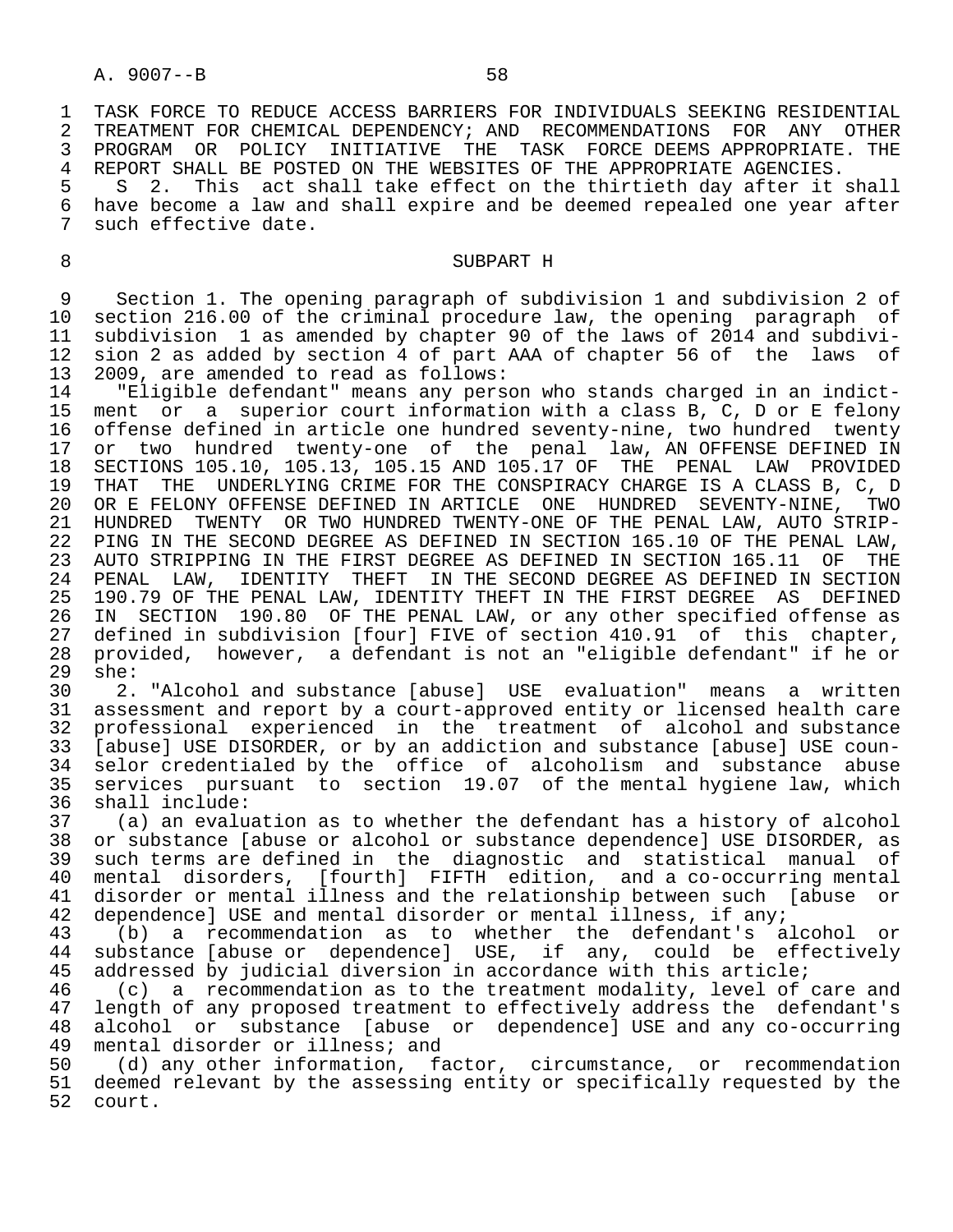TASK FORCE TO REDUCE ACCESS BARRIERS FOR INDIVIDUALS SEEKING RESIDENTIAL TREATMENT FOR CHEMICAL DEPENDENCY; AND RECOMMENDATIONS FOR ANY OTHER PROGRAM OR POLICY INITIATIVE THE TASK FORCE DEEMS APPROPRIATE. THE REPORT SHALL BE POSTED ON THE WEBSITES OF THE APPROPRIATE AGENCIES.

S 2. This act shall take effect on the thirtieth day after it shall have become a law and shall expire and be deemed repealed one year after such effective date.

SUBPART H

Section 1. The opening paragraph of subdivision 1 and subdivision 2 of section 216.00 of the criminal procedure law, the opening paragraph of subdivision 1 as amended by chapter 90 of the laws of 2014 and subdivision 2 as added by section 4 of part AAA of chapter 56 of the laws of 2009, are amended to read as follows:

"Eligible defendant" means any person who stands charged in an indictment or a superior court information with a class B, C, D or E felony offense defined in article one hundred seventy-nine, two hundred twenty or two hundred twenty-one of the penal law, AN OFFENSE DEFINED IN SECTIONS 105.10, 105.13, 105.15 AND 105.17 OF THE PENAL LAW PROVIDED THAT THE UNDERLYING CRIME FOR THE CONSPIRACY CHARGE IS A CLASS B, C, D OR E FELONY OFFENSE DEFINED IN ARTICLE ONE HUNDRED SEVENTY-NINE, TWO HUNDRED TWENTY OR TWO HUNDRED TWENTY-ONE OF THE PENAL LAW, AUTO STRIPPING IN THE SECOND DEGREE AS DEFINED IN SECTION 165.10 OF THE PENAL LAW, AUTO STRIPPING IN THE FIRST DEGREE AS DEFINED IN SECTION 165.11 OF THE PENAL LAW, IDENTITY THEFT IN THE SECOND DEGREE AS DEFINED IN SECTION 190.79 OF THE PENAL LAW, IDENTITY THEFT IN THE FIRST DEGREE AS DEFINED IN SECTION 190.80 OF THE PENAL LAW, or any other specified offense as defined in subdivision [four] FIVE of section 410.91 of this chapter, provided, however, a defendant is not an "eligible defendant" if he or she:

2. "Alcohol and substance [abuse] USE evaluation" means a written assessment and report by a court-approved entity or licensed health care professional experienced in the treatment of alcohol and substance [abuse] USE DISORDER, or by an addiction and substance [abuse] USE counselor credentialed by the office of alcoholism and substance abuse services pursuant to section 19.07 of the mental hygiene law, which shall include:

(a) an evaluation as to whether the defendant has a history of alcohol or substance [abuse or alcohol or substance dependence] USE DISORDER, as such terms are defined in the diagnostic and statistical manual of mental disorders, [fourth] FIFTH edition, and a co-occurring mental disorder or mental illness and the relationship between such [abuse or dependence] USE and mental disorder or mental illness, if any;

(b) a recommendation as to whether the defendant's alcohol or substance [abuse or dependence] USE, if any, could be effectively addressed by judicial diversion in accordance with this article;

(c) a recommendation as to the treatment modality, level of care and length of any proposed treatment to effectively address the defendant's alcohol or substance [abuse or dependence] USE and any co-occurring mental disorder or illness; and

(d) any other information, factor, circumstance, or recommendation deemed relevant by the assessing entity or specifically requested by the court.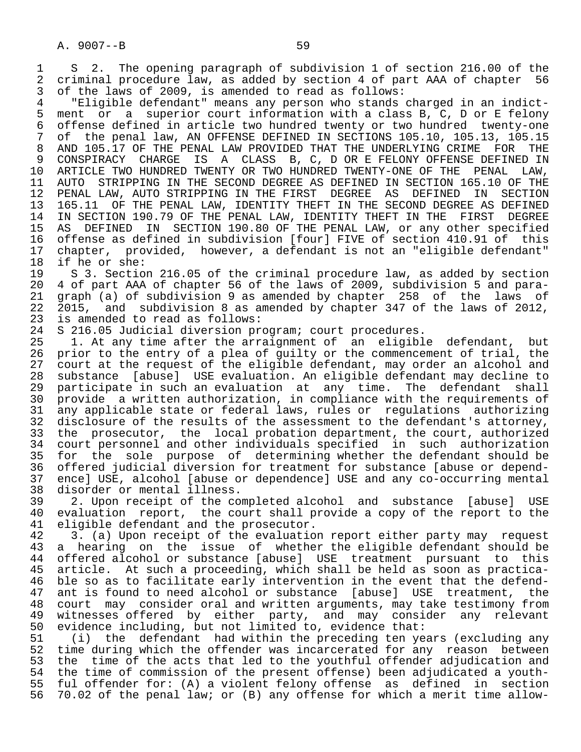S 2. The opening paragraph of subdivision 1 of section 216.00 of the criminal procedure law, as added by section 4 of part AAA of chapter 56 of the laws of 2009, is amended to read as follows:

"Eligible defendant" means any person who stands charged in an indictment or a superior court information with a class B, C, D or E felony offense defined in article two hundred twenty or two hundred twenty-one of the penal law, AN OFFENSE DEFINED IN SECTIONS 105.10, 105.13, 105.15 AND 105.17 OF THE PENAL LAW PROVIDED THAT THE UNDERLYING CRIME FOR THE CONSPIRACY CHARGE IS A CLASS B, C, D OR E FELONY OFFENSE DEFINED IN ARTICLE TWO HUNDRED TWENTY OR TWO HUNDRED TWENTY-ONE OF THE PENAL LAW, AUTO STRIPPING IN THE SECOND DEGREE AS DEFINED IN SECTION 165.10 OF THE PENAL LAW, AUTO STRIPPING IN THE FIRST DEGREE AS DEFINED IN SECTION 165.11 OF THE PENAL LAW, IDENTITY THEFT IN THE SECOND DEGREE AS DEFINED IN SECTION 190.79 OF THE PENAL LAW, IDENTITY THEFT IN THE FIRST DEGREE AS DEFINED IN SECTION 190.80 OF THE PENAL LAW, or any other specified offense as defined in subdivision [four] FIVE of section 410.91 of this chapter, provided, however, a defendant is not an "eligible defendant" if he or she:

S 3. Section 216.05 of the criminal procedure law, as added by section 4 of part AAA of chapter 56 of the laws of 2009, subdivision 5 and paragraph (a) of subdivision 9 as amended by chapter 258 of the laws of 2015, and subdivision 8 as amended by chapter 347 of the laws of 2012, is amended to read as follows:

S 216.05 Judicial diversion program; court procedures.

1. At any time after the arraignment of an eligible defendant, but prior to the entry of a plea of guilty or the commencement of trial, the court at the request of the eligible defendant, may order an alcohol and substance [abuse] USE evaluation. An eligible defendant may decline to participate in such an evaluation at any time. The defendant shall provide a written authorization, in compliance with the requirements of any applicable state or federal laws, rules or regulations authorizing disclosure of the results of the assessment to the defendant's attorney, the prosecutor, the local probation department, the court, authorized court personnel and other individuals specified in such authorization for the sole purpose of determining whether the defendant should be offered judicial diversion for treatment for substance [abuse or dependence] USE, alcohol [abuse or dependence] USE and any co-occurring mental disorder or mental illness.

2. Upon receipt of the completed alcohol and substance [abuse] USE evaluation report, the court shall provide a copy of the report to the eligible defendant and the prosecutor.

3. (a) Upon receipt of the evaluation report either party may request a hearing on the issue of whether the eligible defendant should be offered alcohol or substance [abuse] USE treatment pursuant to this article. At such a proceeding, which shall be held as soon as practicable so as to facilitate early intervention in the event that the defendant is found to need alcohol or substance [abuse] USE treatment, the court may consider oral and written arguments, may take testimony from witnesses offered by either party, and may consider any relevant evidence including, but not limited to, evidence that:

(i) the defendant had within the preceding ten years (excluding any time during which the offender was incarcerated for any reason between the time of the acts that led to the youthful offender adjudication and the time of commission of the present offense) been adjudicated a youthful offender for: (A) a violent felony offense as defined in section 70.02 of the penal law; or (B) any offense for which a merit time allow-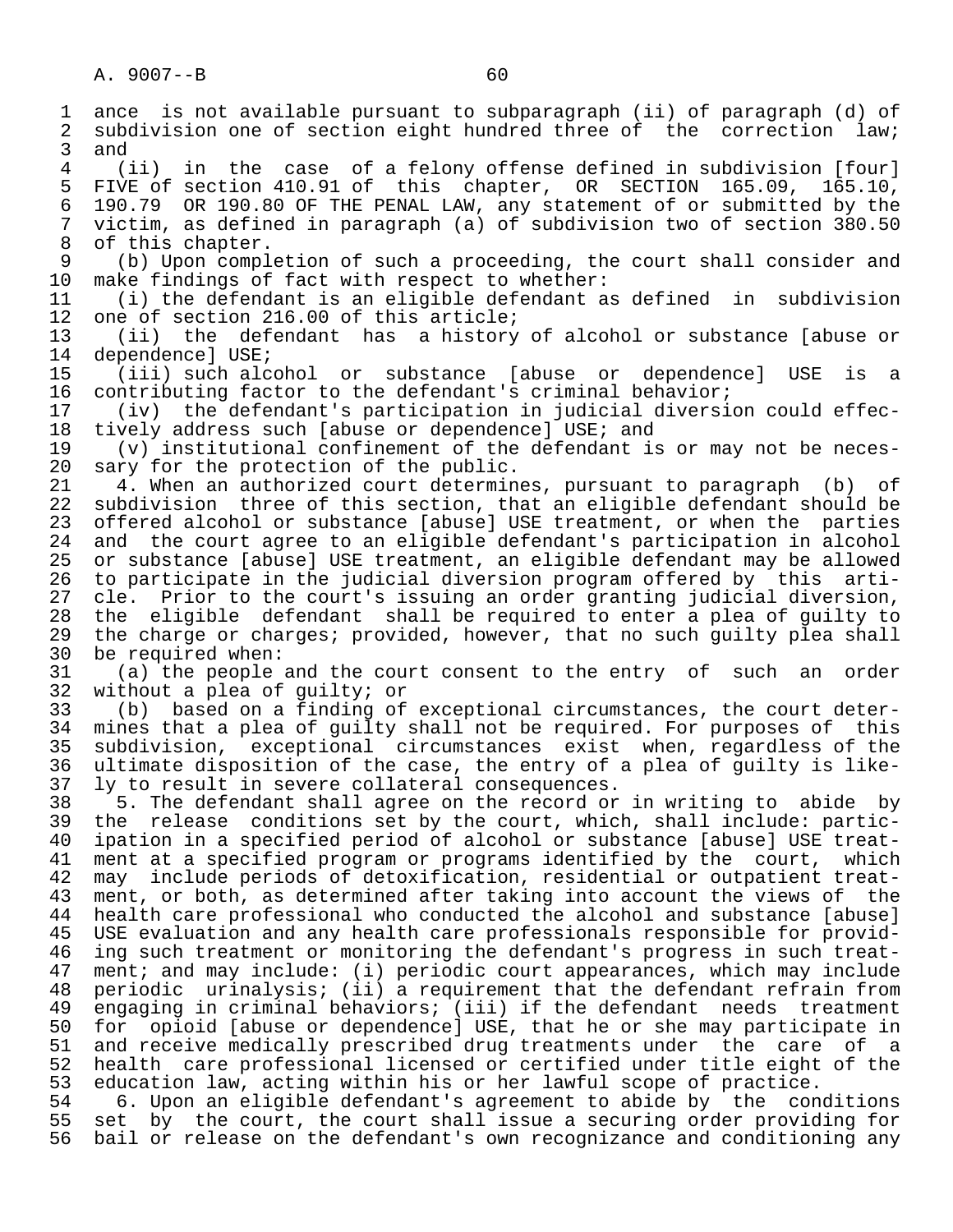ance is not available pursuant to subparagraph (ii) of paragraph (d) of subdivision one of section eight hundred three of the correction law; and

(ii) in the case of a felony offense defined in subdivision [four] FIVE of section 410.91 of this chapter, OR SECTION 165.09, 165.10, 190.79 OR 190.80 OF THE PENAL LAW, any statement of or submitted by the victim, as defined in paragraph (a) of subdivision two of section 380.50 of this chapter.

(b) Upon completion of such a proceeding, the court shall consider and make findings of fact with respect to whether:

(i) the defendant is an eligible defendant as defined in subdivision one of section 216.00 of this article;

(ii) the defendant has a history of alcohol or substance [abuse or dependence] USE;

(iii) such alcohol or substance [abuse or dependence] USE is a contributing factor to the defendant's criminal behavior;

(iv) the defendant's participation in judicial diversion could effectively address such [abuse or dependence] USE; and

(v) institutional confinement of the defendant is or may not be necessary for the protection of the public.

4. When an authorized court determines, pursuant to paragraph (b) of subdivision three of this section, that an eligible defendant should be offered alcohol or substance [abuse] USE treatment, or when the parties and the court agree to an eligible defendant's participation in alcohol or substance [abuse] USE treatment, an eligible defendant may be allowed to participate in the judicial diversion program offered by this article. Prior to the court's issuing an order granting judicial diversion, the eligible defendant shall be required to enter a plea of guilty to the charge or charges; provided, however, that no such guilty plea shall be required when:

(a) the people and the court consent to the entry of such an order without a plea of guilty; or

(b) based on a finding of exceptional circumstances, the court determines that a plea of guilty shall not be required. For purposes of this subdivision, exceptional circumstances exist when, regardless of the ultimate disposition of the case, the entry of a plea of guilty is likely to result in severe collateral consequences.

5. The defendant shall agree on the record or in writing to abide by the release conditions set by the court, which, shall include: participation in a specified period of alcohol or substance [abuse] USE treatment at a specified program or programs identified by the court, which may include periods of detoxification, residential or outpatient treatment, or both, as determined after taking into account the views of the health care professional who conducted the alcohol and substance [abuse] USE evaluation and any health care professionals responsible for providing such treatment or monitoring the defendant's progress in such treatment; and may include: (i) periodic court appearances, which may include periodic urinalysis; (ii) a requirement that the defendant refrain from engaging in criminal behaviors; (iii) if the defendant needs treatment for opioid [abuse or dependence] USE, that he or she may participate in and receive medically prescribed drug treatments under the care of a health care professional licensed or certified under title eight of the education law, acting within his or her lawful scope of practice.

6. Upon an eligible defendant's agreement to abide by the conditions set by the court, the court shall issue a securing order providing for bail or release on the defendant's own recognizance and conditioning any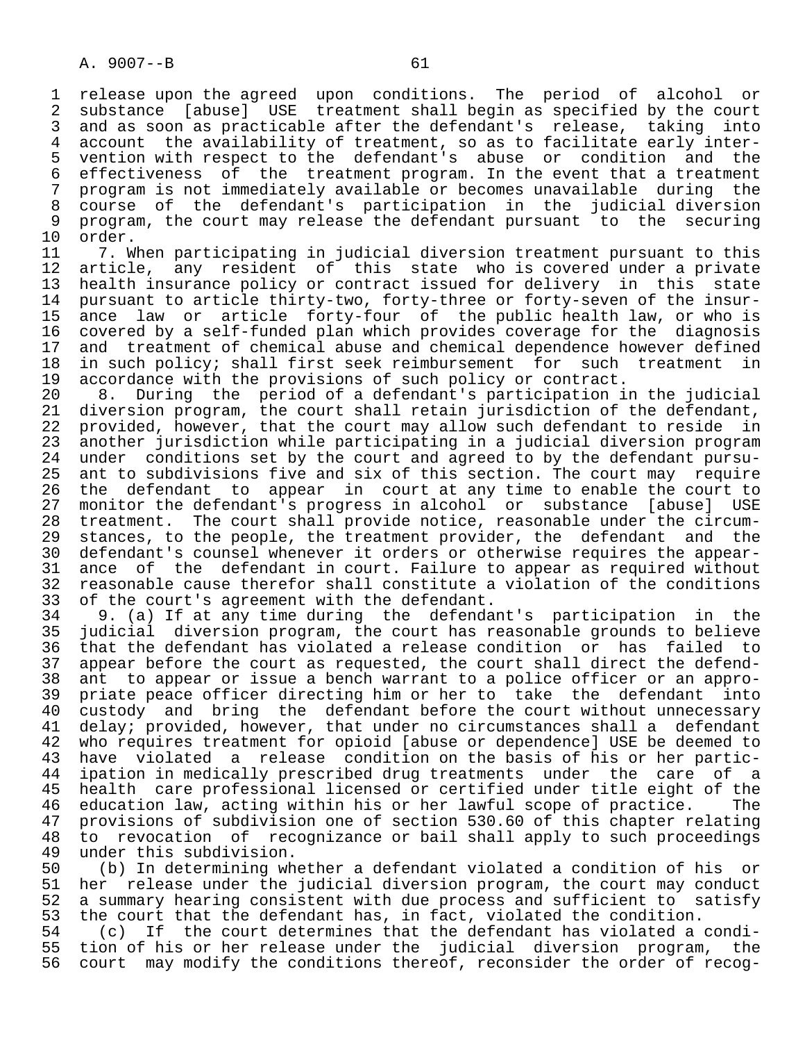release upon the agreed upon conditions. The period of alcohol or substance [abuse] USE treatment shall begin as specified by the court and as soon as practicable after the defendant's release, taking into account the availability of treatment, so as to facilitate early intervention with respect to the defendant's abuse or condition and the effectiveness of the treatment program. In the event that a treatment program is not immediately available or becomes unavailable during the course of the defendant's participation in the judicial diversion program, the court may release the defendant pursuant to the securing order.

7. When participating in judicial diversion treatment pursuant to this article, any resident of this state who is covered under a private health insurance policy or contract issued for delivery in this state pursuant to article thirty-two, forty-three or forty-seven of the insurance law or article forty-four of the public health law, or who is covered by a self-funded plan which provides coverage for the diagnosis and treatment of chemical abuse and chemical dependence however defined in such policy; shall first seek reimbursement for such treatment in accordance with the provisions of such policy or contract.

8. During the period of a defendant's participation in the judicial diversion program, the court shall retain jurisdiction of the defendant, provided, however, that the court may allow such defendant to reside in another jurisdiction while participating in a judicial diversion program under conditions set by the court and agreed to by the defendant pursuant to subdivisions five and six of this section. The court may require the defendant to appear in court at any time to enable the court to monitor the defendant's progress in alcohol or substance [abuse] USE treatment. The court shall provide notice, reasonable under the circumstances, to the people, the treatment provider, the defendant and the defendant's counsel whenever it orders or otherwise requires the appearance of the defendant in court. Failure to appear as required without reasonable cause therefor shall constitute a violation of the conditions of the court's agreement with the defendant.

9. (a) If at any time during the defendant's participation in the judicial diversion program, the court has reasonable grounds to believe that the defendant has violated a release condition or has failed to appear before the court as requested, the court shall direct the defendant to appear or issue a bench warrant to a police officer or an appropriate peace officer directing him or her to take the defendant into custody and bring the defendant before the court without unnecessary delay; provided, however, that under no circumstances shall a defendant who requires treatment for opioid [abuse or dependence] USE be deemed to have violated a release condition on the basis of his or her participation in medically prescribed drug treatments under the care of a health care professional licensed or certified under title eight of the education law, acting within his or her lawful scope of practice. The provisions of subdivision one of section 530.60 of this chapter relating to revocation of recognizance or bail shall apply to such proceedings under this subdivision.

(b) In determining whether a defendant violated a condition of his or her release under the judicial diversion program, the court may conduct a summary hearing consistent with due process and sufficient to satisfy the court that the defendant has, in fact, violated the condition.

(c) If the court determines that the defendant has violated a condition of his or her release under the judicial diversion program, the court may modify the conditions thereof, reconsider the order of recog-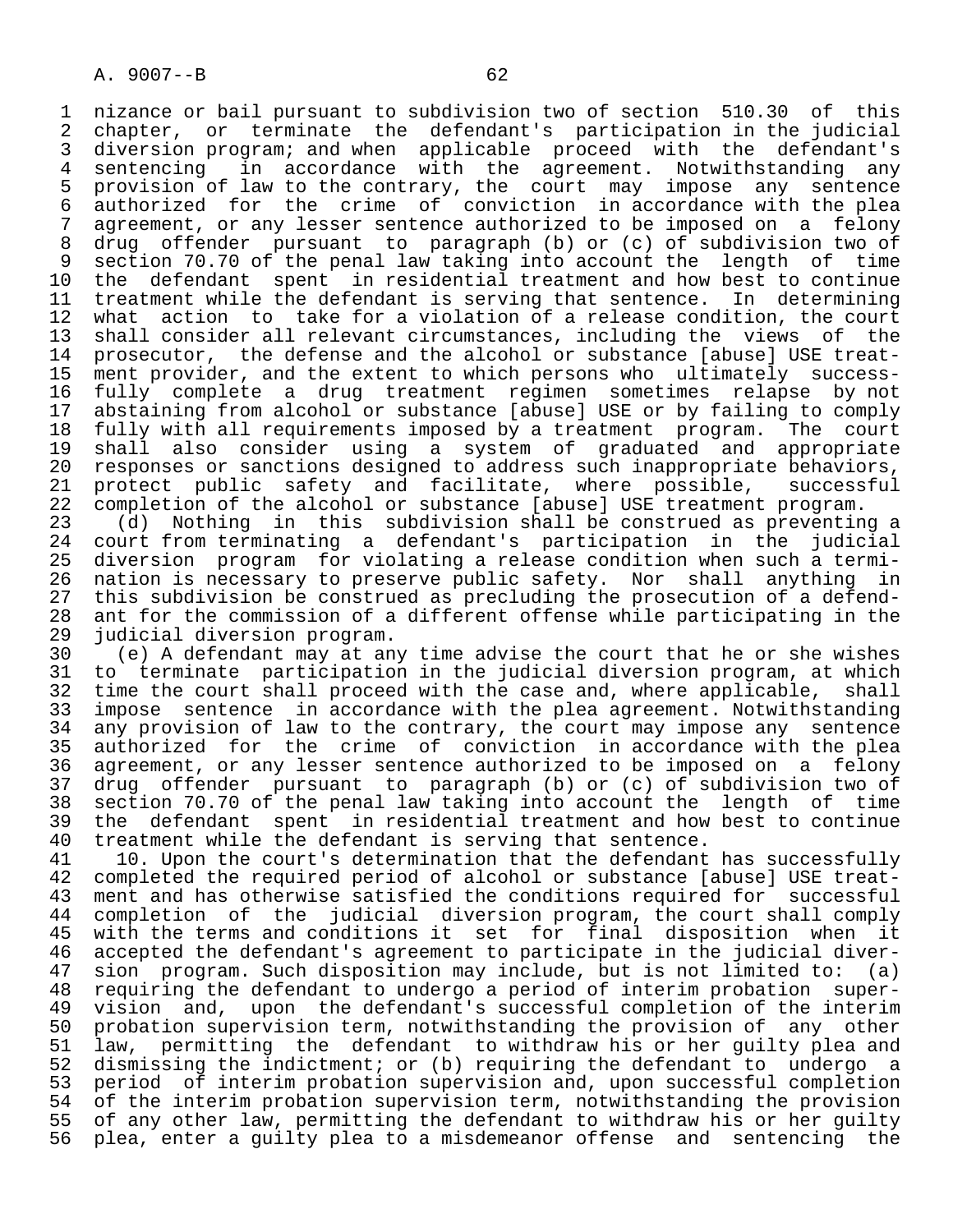nizance or bail pursuant to subdivision two of section 510.30 of this chapter, or terminate the defendant's participation in the judicial diversion program; and when applicable proceed with the defendant's sentencing in accordance with the agreement. Notwithstanding any provision of law to the contrary, the court may impose any sentence authorized for the crime of conviction in accordance with the plea agreement, or any lesser sentence authorized to be imposed on a felony drug offender pursuant to paragraph (b) or (c) of subdivision two of section 70.70 of the penal law taking into account the length of time the defendant spent in residential treatment and how best to continue treatment while the defendant is serving that sentence. In determining what action to take for a violation of a release condition, the court shall consider all relevant circumstances, including the views of the prosecutor, the defense and the alcohol or substance [abuse] USE treatment provider, and the extent to which persons who ultimately successfully complete a drug treatment regimen sometimes relapse by not abstaining from alcohol or substance [abuse] USE or by failing to comply fully with all requirements imposed by a treatment program. The court shall also consider using a system of graduated and appropriate responses or sanctions designed to address such inappropriate behaviors, protect public safety and facilitate, where possible, successful completion of the alcohol or substance [abuse] USE treatment program.

(d) Nothing in this subdivision shall be construed as preventing a court from terminating a defendant's participation in the judicial diversion program for violating a release condition when such a termination is necessary to preserve public safety. Nor shall anything in this subdivision be construed as precluding the prosecution of a defendant for the commission of a different offense while participating in the judicial diversion program.

(e) A defendant may at any time advise the court that he or she wishes to terminate participation in the judicial diversion program, at which time the court shall proceed with the case and, where applicable, shall impose sentence in accordance with the plea agreement. Notwithstanding any provision of law to the contrary, the court may impose any sentence authorized for the crime of conviction in accordance with the plea agreement, or any lesser sentence authorized to be imposed on a felony drug offender pursuant to paragraph (b) or (c) of subdivision two of section 70.70 of the penal law taking into account the length of time the defendant spent in residential treatment and how best to continue treatment while the defendant is serving that sentence.

10. Upon the court's determination that the defendant has successfully completed the required period of alcohol or substance [abuse] USE treatment and has otherwise satisfied the conditions required for successful completion of the judicial diversion program, the court shall comply with the terms and conditions it set for final disposition when it accepted the defendant's agreement to participate in the judicial diversion program. Such disposition may include, but is not limited to: (a) requiring the defendant to undergo a period of interim probation supervision and, upon the defendant's successful completion of the interim probation supervision term, notwithstanding the provision of any other law, permitting the defendant to withdraw his or her guilty plea and dismissing the indictment; or (b) requiring the defendant to undergo a period of interim probation supervision and, upon successful completion of the interim probation supervision term, notwithstanding the provision of any other law, permitting the defendant to withdraw his or her guilty plea, enter a guilty plea to a misdemeanor offense and sentencing the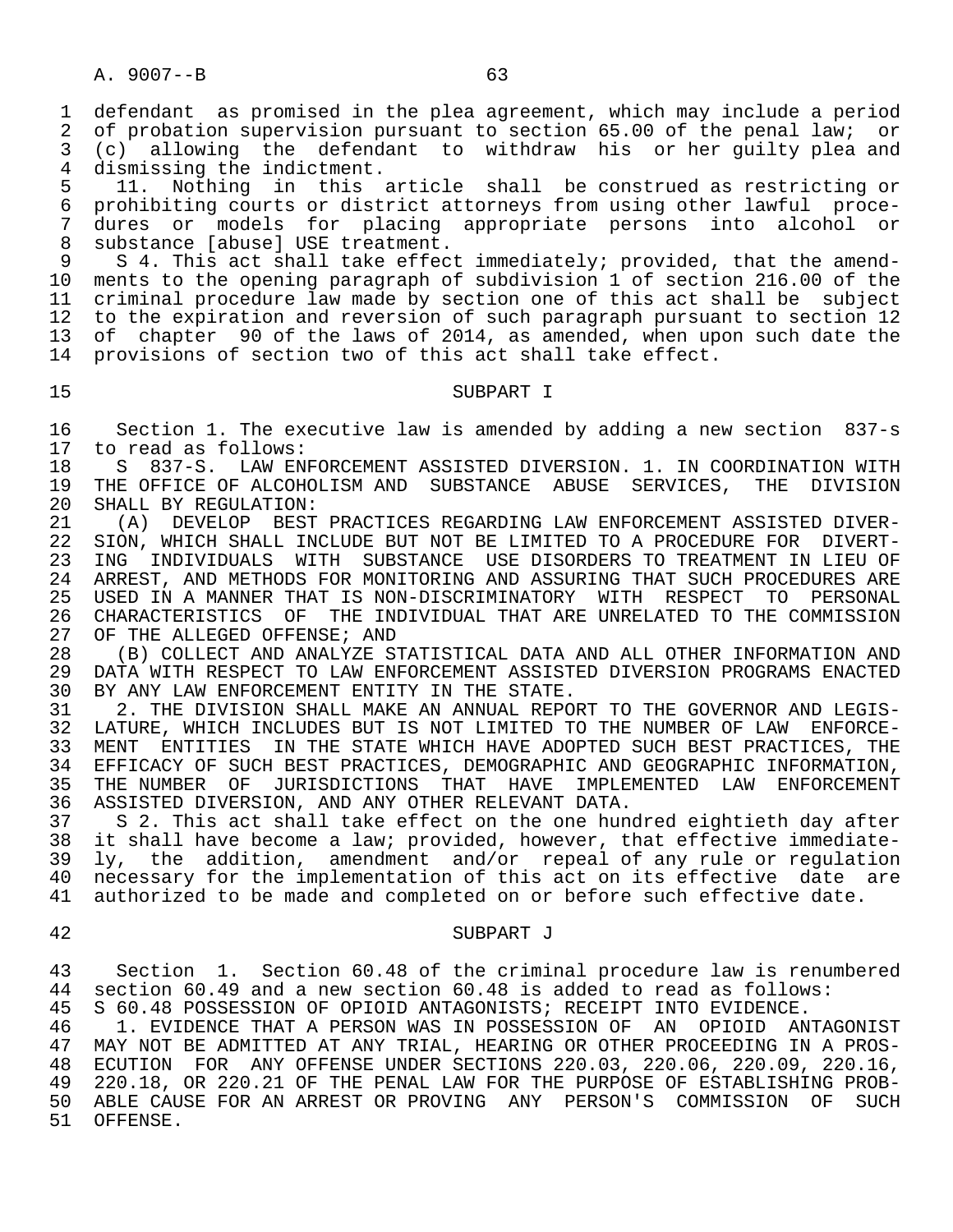defendant as promised in the plea agreement, which may include a period of probation supervision pursuant to section 65.00 of the penal law; or (c) allowing the defendant to withdraw his or her guilty plea and dismissing the indictment.

11. Nothing in this article shall be construed as restricting or prohibiting courts or district attorneys from using other lawful procedures or models for placing appropriate persons into alcohol or substance [abuse] USE treatment.

S 4. This act shall take effect immediately; provided, that the amendments to the opening paragraph of subdivision 1 of section 216.00 of the criminal procedure law made by section one of this act shall be subject to the expiration and reversion of such paragraph pursuant to section 12 of chapter 90 of the laws of 2014, as amended, when upon such date the provisions of section two of this act shall take effect.

SUBPART I

Section 1. The executive law is amended by adding a new section 837-s to read as follows:

S 837-S. LAW ENFORCEMENT ASSISTED DIVERSION. 1. IN COORDINATION WITH THE OFFICE OF ALCOHOLISM AND SUBSTANCE ABUSE SERVICES, THE DIVISION SHALL BY REGULATION:

(A) DEVELOP BEST PRACTICES REGARDING LAW ENFORCEMENT ASSISTED DIVERSION, WHICH SHALL INCLUDE BUT NOT BE LIMITED TO A PROCEDURE FOR DIVERTING INDIVIDUALS WITH SUBSTANCE USE DISORDERS TO TREATMENT IN LIEU OF ARREST, AND METHODS FOR MONITORING AND ASSURING THAT SUCH PROCEDURES ARE USED IN A MANNER THAT IS NON-DISCRIMINATORY WITH RESPECT TO PERSONAL CHARACTERISTICS OF THE INDIVIDUAL THAT ARE UNRELATED TO THE COMMISSION OF THE ALLEGED OFFENSE; AND

(B) COLLECT AND ANALYZE STATISTICAL DATA AND ALL OTHER INFORMATION AND DATA WITH RESPECT TO LAW ENFORCEMENT ASSISTED DIVERSION PROGRAMS ENACTED BY ANY LAW ENFORCEMENT ENTITY IN THE STATE.

2. THE DIVISION SHALL MAKE AN ANNUAL REPORT TO THE GOVERNOR AND LEGISLATURE, WHICH INCLUDES BUT IS NOT LIMITED TO THE NUMBER OF LAW ENFORCEMENT ENTITIES IN THE STATE WHICH HAVE ADOPTED SUCH BEST PRACTICES, THE EFFICACY OF SUCH BEST PRACTICES, DEMOGRAPHIC AND GEOGRAPHIC INFORMATION, THE NUMBER OF JURISDICTIONS THAT HAVE IMPLEMENTED LAW ENFORCEMENT ASSISTED DIVERSION, AND ANY OTHER RELEVANT DATA.

S 2. This act shall take effect on the one hundred eightieth day after it shall have become a law; provided, however, that effective immediately, the addition, amendment and/or repeal of any rule or regulation necessary for the implementation of this act on its effective date are authorized to be made and completed on or before such effective date.

SUBPART J

Section 1. Section 60.48 of the criminal procedure law is renumbered section 60.49 and a new section 60.48 is added to read as follows:

S 60.48 POSSESSION OF OPIOID ANTAGONISTS; RECEIPT INTO EVIDENCE.

1. EVIDENCE THAT A PERSON WAS IN POSSESSION OF AN OPIOID ANTAGONIST MAY NOT BE ADMITTED AT ANY TRIAL, HEARING OR OTHER PROCEEDING IN A PROSECUTION FOR ANY OFFENSE UNDER SECTIONS 220.03, 220.06, 220.09, 220.16, 220.18, OR 220.21 OF THE PENAL LAW FOR THE PURPOSE OF ESTABLISHING PROBABLE CAUSE FOR AN ARREST OR PROVING ANY PERSON'S COMMISSION OF SUCH OFFENSE.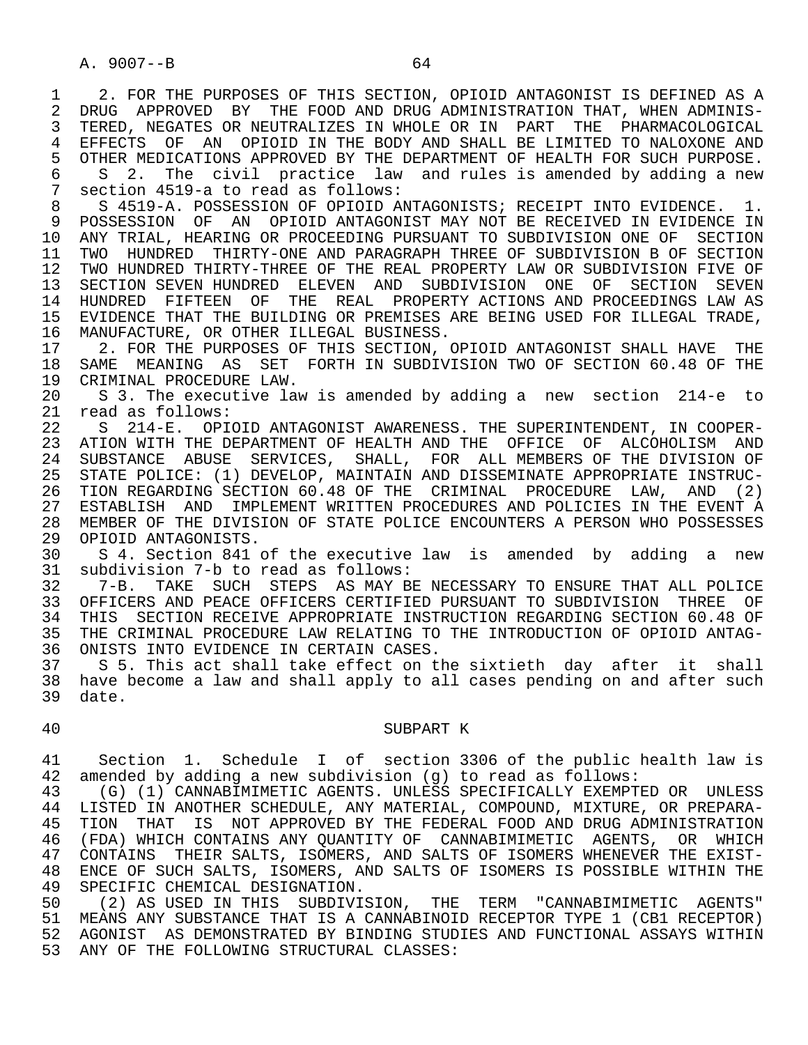2. FOR THE PURPOSES OF THIS SECTION, OPIOID ANTAGONIST IS DEFINED AS A DRUG APPROVED BY THE FOOD AND DRUG ADMINISTRATION THAT, WHEN ADMINISTERED, NEGATES OR NEUTRALIZES IN WHOLE OR IN PART THE PHARMACOLOGICAL EFFECTS OF AN OPIOID IN THE BODY AND SHALL BE LIMITED TO NALOXONE AND OTHER MEDICATIONS APPROVED BY THE DEPARTMENT OF HEALTH FOR SUCH PURPOSE.

S 2. The civil practice law and rules is amended by adding a new section 4519-a to read as follows:

S 4519-A. POSSESSION OF OPIOID ANTAGONISTS; RECEIPT INTO EVIDENCE. 1. POSSESSION OF AN OPIOID ANTAGONIST MAY NOT BE RECEIVED IN EVIDENCE IN ANY TRIAL, HEARING OR PROCEEDING PURSUANT TO SUBDIVISION ONE OF SECTION TWO HUNDRED THIRTY-ONE AND PARAGRAPH THREE OF SUBDIVISION B OF SECTION TWO HUNDRED THIRTY-THREE OF THE REAL PROPERTY LAW OR SUBDIVISION FIVE OF SECTION SEVEN HUNDRED ELEVEN AND SUBDIVISION ONE OF SECTION SEVEN HUNDRED FIFTEEN OF THE REAL PROPERTY ACTIONS AND PROCEEDINGS LAW AS EVIDENCE THAT THE BUILDING OR PREMISES ARE BEING USED FOR ILLEGAL TRADE, MANUFACTURE, OR OTHER ILLEGAL BUSINESS.

2. FOR THE PURPOSES OF THIS SECTION, OPIOID ANTAGONIST SHALL HAVE THE SAME MEANING AS SET FORTH IN SUBDIVISION TWO OF SECTION 60.48 OF THE CRIMINAL PROCEDURE LAW.

S 3. The executive law is amended by adding a new section 214-e to read as follows:

S 214-E. OPIOID ANTAGONIST AWARENESS. THE SUPERINTENDENT, IN COOPERATION WITH THE DEPARTMENT OF HEALTH AND THE OFFICE OF ALCOHOLISM AND SUBSTANCE ABUSE SERVICES, SHALL, FOR ALL MEMBERS OF THE DIVISION OF STATE POLICE: (1) DEVELOP, MAINTAIN AND DISSEMINATE APPROPRIATE INSTRUCTION REGARDING SECTION 60.48 OF THE CRIMINAL PROCEDURE LAW, AND (2) ESTABLISH AND IMPLEMENT WRITTEN PROCEDURES AND POLICIES IN THE EVENT A MEMBER OF THE DIVISION OF STATE POLICE ENCOUNTERS A PERSON WHO POSSESSES OPIOID ANTAGONISTS.

S 4. Section 841 of the executive law is amended by adding a new subdivision 7-b to read as follows:

7-B. TAKE SUCH STEPS AS MAY BE NECESSARY TO ENSURE THAT ALL POLICE OFFICERS AND PEACE OFFICERS CERTIFIED PURSUANT TO SUBDIVISION THREE OF THIS SECTION RECEIVE APPROPRIATE INSTRUCTION REGARDING SECTION 60.48 OF THE CRIMINAL PROCEDURE LAW RELATING TO THE INTRODUCTION OF OPIOID ANTAGONISTS INTO EVIDENCE IN CERTAIN CASES.

S 5. This act shall take effect on the sixtieth day after it shall have become a law and shall apply to all cases pending on and after such date.

## SUBPART K

Section 1. Schedule I of section 3306 of the public health law is amended by adding a new subdivision (g) to read as follows:

(G) (1) CANNABIMIMETIC AGENTS. UNLESS SPECIFICALLY EXEMPTED OR UNLESS LISTED IN ANOTHER SCHEDULE, ANY MATERIAL, COMPOUND, MIXTURE, OR PREPARATION THAT IS NOT APPROVED BY THE FEDERAL FOOD AND DRUG ADMINISTRATION (FDA) WHICH CONTAINS ANY QUANTITY OF CANNABIMIMETIC AGENTS, OR WHICH CONTAINS THEIR SALTS, ISOMERS, AND SALTS OF ISOMERS WHENEVER THE EXISTENCE OF SUCH SALTS, ISOMERS, AND SALTS OF ISOMERS IS POSSIBLE WITHIN THE SPECIFIC CHEMICAL DESIGNATION.

(2) AS USED IN THIS SUBDIVISION, THE TERM "CANNABIMIMETIC AGENTS" MEANS ANY SUBSTANCE THAT IS A CANNABINOID RECEPTOR TYPE 1 (CB1 RECEPTOR) AGONIST AS DEMONSTRATED BY BINDING STUDIES AND FUNCTIONAL ASSAYS WITHIN ANY OF THE FOLLOWING STRUCTURAL CLASSES: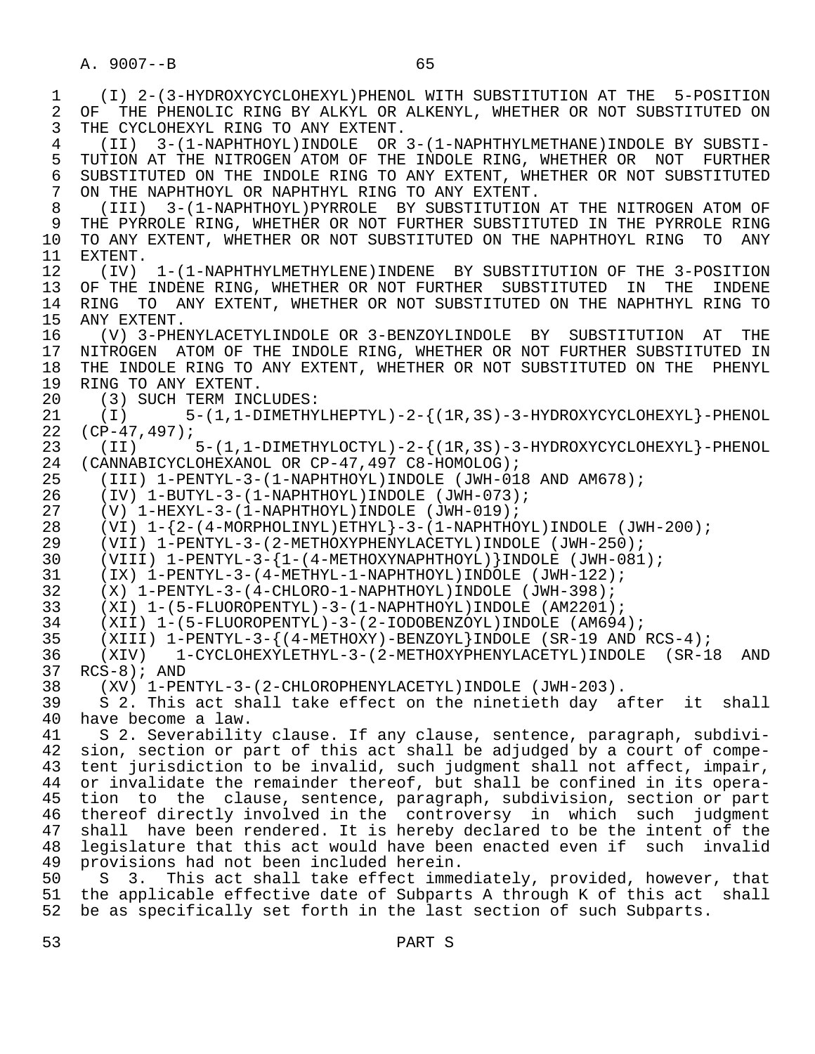(I) 2-(3-HYDROXYCYCLOHEXYL)PHENOL WITH SUBSTITUTION AT THE 5-POSITION OF THE PHENOLIC RING BY ALKYL OR ALKENYL, WHETHER OR NOT SUBSTITUTED ON THE CYCLOHEXYL RING TO ANY EXTENT.

(II) 3-(1-NAPHTHOYL)INDOLE OR 3-(1-NAPHTHYLMETHANE)INDOLE BY SUBSTITUTION AT THE NITROGEN ATOM OF THE INDOLE RING, WHETHER OR NOT FURTHER SUBSTITUTED ON THE INDOLE RING TO ANY EXTENT, WHETHER OR NOT SUBSTITUTED ON THE NAPHTHOYL OR NAPHTHYL RING TO ANY EXTENT.

(III) 3-(1-NAPHTHOYL)PYRROLE BY SUBSTITUTION AT THE NITROGEN ATOM OF THE PYRROLE RING, WHETHER OR NOT FURTHER SUBSTITUTED IN THE PYRROLE RING TO ANY EXTENT, WHETHER OR NOT SUBSTITUTED ON THE NAPHTHOYL RING TO ANY EXTENT.

(IV) 1-(1-NAPHTHYLMETHYLENE)INDENE BY SUBSTITUTION OF THE 3-POSITION OF THE INDENE RING, WHETHER OR NOT FURTHER SUBSTITUTED IN THE INDENE RING TO ANY EXTENT, WHETHER OR NOT SUBSTITUTED ON THE NAPHTHYL RING TO ANY EXTENT.

(V) 3-PHENYLACETYLINDOLE OR 3-BENZOYLINDOLE BY SUBSTITUTION AT THE NITROGEN ATOM OF THE INDOLE RING, WHETHER OR NOT FURTHER SUBSTITUTED IN THE INDOLE RING TO ANY EXTENT, WHETHER OR NOT SUBSTITUTED ON THE PHENYL RING TO ANY EXTENT.

(3) SUCH TERM INCLUDES:

(I) 5-(1,1-DIMETHYLHEPTYL)-2-{(1R,3S)-3-HYDROXYCYCLOHEXYL}-PHENOL (CP-47,497);

(II) 5-(1,1-DIMETHYLOCTYL)-2-{(1R,3S)-3-HYDROXYCYCLOHEXYL}-PHENOL (CANNABICYCLOHEXANOL OR CP-47,497 C8-HOMOLOG);

(III) 1-PENTYL-3-(1-NAPHTHOYL)INDOLE (JWH-018 AND AM678);

(IV) 1-BUTYL-3-(1-NAPHTHOYL)INDOLE (JWH-073);

(V) 1-HEXYL-3-(1-NAPHTHOYL)INDOLE (JWH-019);

(VI) 1-{2-(4-MORPHOLINYL)ETHYL}-3-(1-NAPHTHOYL)INDOLE (JWH-200);

(VII) 1-PENTYL-3-(2-METHOXYPHENYLACETYL)INDOLE (JWH-250);

(VIII) 1-PENTYL-3-{1-(4-METHOXYNAPHTHOYL)}INDOLE (JWH-081);

(IX) 1-PENTYL-3-(4-METHYL-1-NAPHTHOYL)INDOLE (JWH-122);

(X) 1-PENTYL-3-(4-CHLORO-1-NAPHTHOYL)INDOLE (JWH-398);

(XI) 1-(5-FLUOROPENTYL)-3-(1-NAPHTHOYL)INDOLE (AM2201);

(XII) 1-(5-FLUOROPENTYL)-3-(2-IODOBENZOYL)INDOLE (AM694);

(XIII) 1-PENTYL-3-{(4-METHOXY)-BENZOYL}INDOLE (SR-19 AND RCS-4);

(XIV) 1-CYCLOHEXYLETHYL-3-(2-METHOXYPHENYLACETYL)INDOLE (SR-18 AND RCS-8); AND

(XV) 1-PENTYL-3-(2-CHLOROPHENYLACETYL)INDOLE (JWH-203).

S 2. This act shall take effect on the ninetieth day after it shall have become a law.

S 2. Severability clause. If any clause, sentence, paragraph, subdivision, section or part of this act shall be adjudged by a court of competent jurisdiction to be invalid, such judgment shall not affect, impair, or invalidate the remainder thereof, but shall be confined in its operation to the clause, sentence, paragraph, subdivision, section or part thereof directly involved in the controversy in which such judgment shall have been rendered. It is hereby declared to be the intent of the legislature that this act would have been enacted even if such invalid provisions had not been included herein.

S 3. This act shall take effect immediately, provided, however, that the applicable effective date of Subparts A through K of this act shall be as specifically set forth in the last section of such Subparts.

PART S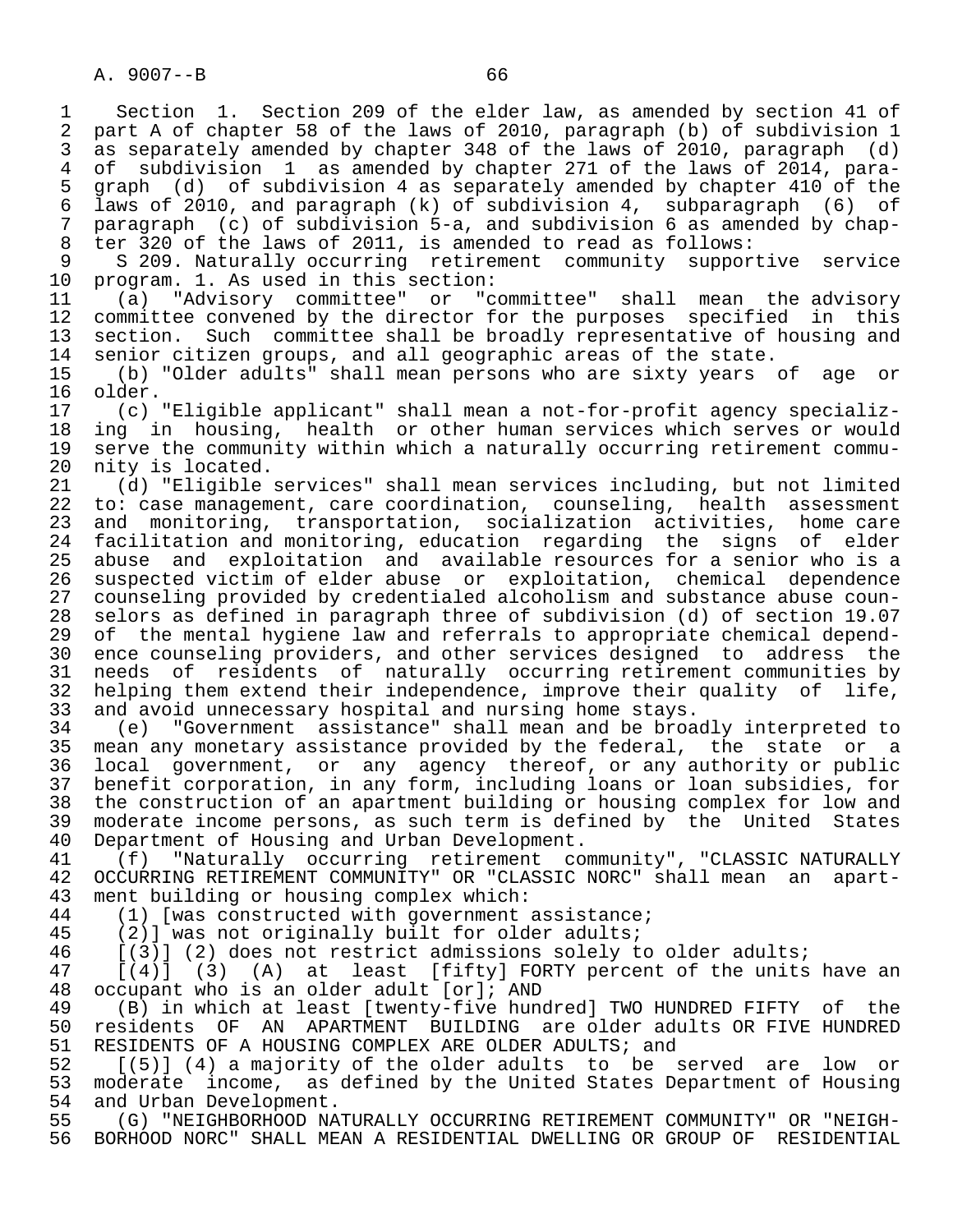Section 1. Section 209 of the elder law, as amended by section 41 of part A of chapter 58 of the laws of 2010, paragraph (b) of subdivision 1 as separately amended by chapter 348 of the laws of 2010, paragraph (d) of subdivision 1 as amended by chapter 271 of the laws of 2014, paragraph (d) of subdivision 4 as separately amended by chapter 410 of the laws of 2010, and paragraph (k) of subdivision 4, subparagraph (6) of paragraph (c) of subdivision 5-a, and subdivision 6 as amended by chapter 320 of the laws of 2011, is amended to read as follows:

S 209. Naturally occurring retirement community supportive service program. 1. As used in this section:

(a) "Advisory committee" or "committee" shall mean the advisory committee convened by the director for the purposes specified in this section. Such committee shall be broadly representative of housing and senior citizen groups, and all geographic areas of the state.

(b) "Older adults" shall mean persons who are sixty years of age or older.

(c) "Eligible applicant" shall mean a not-for-profit agency specializing in housing, health or other human services which serves or would serve the community within which a naturally occurring retirement community is located.

(d) "Eligible services" shall mean services including, but not limited to: case management, care coordination, counseling, health assessment and monitoring, transportation, socialization activities, home care facilitation and monitoring, education regarding the signs of elder abuse and exploitation and available resources for a senior who is a suspected victim of elder abuse or exploitation, chemical dependence counseling provided by credentialed alcoholism and substance abuse counselors as defined in paragraph three of subdivision (d) of section 19.07 of the mental hygiene law and referrals to appropriate chemical dependence counseling providers, and other services designed to address the needs of residents of naturally occurring retirement communities by helping them extend their independence, improve their quality of life, and avoid unnecessary hospital and nursing home stays.

(e) "Government assistance" shall mean and be broadly interpreted to mean any monetary assistance provided by the federal, the state or a local government, or any agency thereof, or any authority or public benefit corporation, in any form, including loans or loan subsidies, for the construction of an apartment building or housing complex for low and moderate income persons, as such term is defined by the United States Department of Housing and Urban Development.

(f) "Naturally occurring retirement community", "CLASSIC NATURALLY OCCURRING RETIREMENT COMMUNITY" OR "CLASSIC NORC" shall mean an apartment building or housing complex which:

(1) [was constructed with government assistance;

(2)] was not originally built for older adults;

[(3)] (2) does not restrict admissions solely to older adults;

[(4)] (3) (A) at least [fifty] FORTY percent of the units have an occupant who is an older adult [or]; AND

(B) in which at least [twenty-five hundred] TWO HUNDRED FIFTY of the residents OF AN APARTMENT BUILDING are older adults OR FIVE HUNDRED RESIDENTS OF A HOUSING COMPLEX ARE OLDER ADULTS; and

[(5)] (4) a majority of the older adults to be served are low or moderate income, as defined by the United States Department of Housing and Urban Development.

(G) "NEIGHBORHOOD NATURALLY OCCURRING RETIREMENT COMMUNITY" OR "NEIGHBORHOOD NORC" SHALL MEAN A RESIDENTIAL DWELLING OR GROUP OF RESIDENTIAL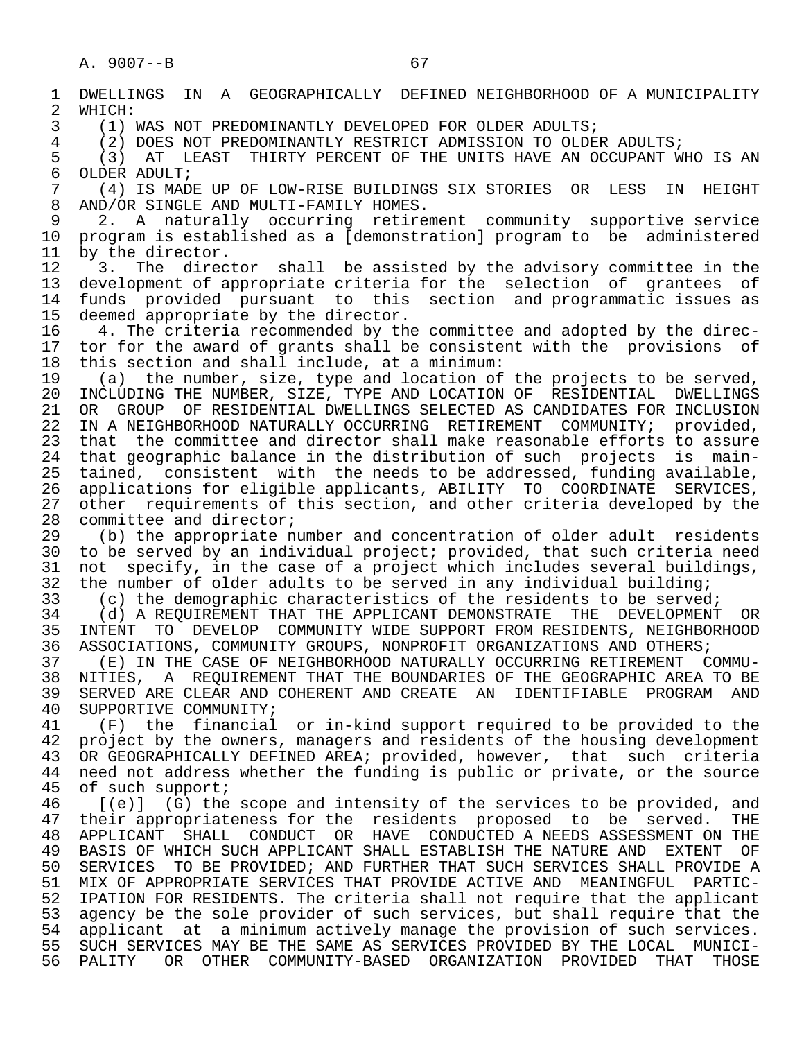DWELLINGS IN A GEOGRAPHICALLY DEFINED NEIGHBORHOOD OF A MUNICIPALITY WHICH:

(1) WAS NOT PREDOMINANTLY DEVELOPED FOR OLDER ADULTS;

(2) DOES NOT PREDOMINANTLY RESTRICT ADMISSION TO OLDER ADULTS;

(3) AT LEAST THIRTY PERCENT OF THE UNITS HAVE AN OCCUPANT WHO IS AN OLDER ADULT;

(4) IS MADE UP OF LOW-RISE BUILDINGS SIX STORIES OR LESS IN HEIGHT AND/OR SINGLE AND MULTI-FAMILY HOMES.

2. A naturally occurring retirement community supportive service program is established as a [demonstration] program to be administered by the director.

3. The director shall be assisted by the advisory committee in the development of appropriate criteria for the selection of grantees of funds provided pursuant to this section and programmatic issues as deemed appropriate by the director.

4. The criteria recommended by the committee and adopted by the director for the award of grants shall be consistent with the provisions of this section and shall include, at a minimum:

(a) the number, size, type and location of the projects to be served, INCLUDING THE NUMBER, SIZE, TYPE AND LOCATION OF RESIDENTIAL DWELLINGS OR GROUP OF RESIDENTIAL DWELLINGS SELECTED AS CANDIDATES FOR INCLUSION IN A NEIGHBORHOOD NATURALLY OCCURRING RETIREMENT COMMUNITY; provided, that the committee and director shall make reasonable efforts to assure that geographic balance in the distribution of such projects is maintained, consistent with the needs to be addressed, funding available, applications for eligible applicants, ABILITY TO COORDINATE SERVICES, other requirements of this section, and other criteria developed by the committee and director;

(b) the appropriate number and concentration of older adult residents to be served by an individual project; provided, that such criteria need not specify, in the case of a project which includes several buildings, the number of older adults to be served in any individual building;

(c) the demographic characteristics of the residents to be served;

(d) A REQUIREMENT THAT THE APPLICANT DEMONSTRATE THE DEVELOPMENT OR INTENT TO DEVELOP COMMUNITY WIDE SUPPORT FROM RESIDENTS, NEIGHBORHOOD ASSOCIATIONS, COMMUNITY GROUPS, NONPROFIT ORGANIZATIONS AND OTHERS;

(E) IN THE CASE OF NEIGHBORHOOD NATURALLY OCCURRING RETIREMENT COMMUNITIES, A REQUIREMENT THAT THE BOUNDARIES OF THE GEOGRAPHIC AREA TO BE SERVED ARE CLEAR AND COHERENT AND CREATE AN IDENTIFIABLE PROGRAM AND SUPPORTIVE COMMUNITY;

(F) the financial or in-kind support required to be provided to the project by the owners, managers and residents of the housing development OR GEOGRAPHICALLY DEFINED AREA; provided, however, that such criteria need not address whether the funding is public or private, or the source of such support;

[(e)] (G) the scope and intensity of the services to be provided, and their appropriateness for the residents proposed to be served. THE APPLICANT SHALL CONDUCT OR HAVE CONDUCTED A NEEDS ASSESSMENT ON THE BASIS OF WHICH SUCH APPLICANT SHALL ESTABLISH THE NATURE AND EXTENT OF SERVICES TO BE PROVIDED; AND FURTHER THAT SUCH SERVICES SHALL PROVIDE A MIX OF APPROPRIATE SERVICES THAT PROVIDE ACTIVE AND MEANINGFUL PARTICIPATION FOR RESIDENTS. The criteria shall not require that the applicant agency be the sole provider of such services, but shall require that the applicant at a minimum actively manage the provision of such services. SUCH SERVICES MAY BE THE SAME AS SERVICES PROVIDED BY THE LOCAL MUNICIPALITY OR OTHER COMMUNITY-BASED ORGANIZATION PROVIDED THAT THOSE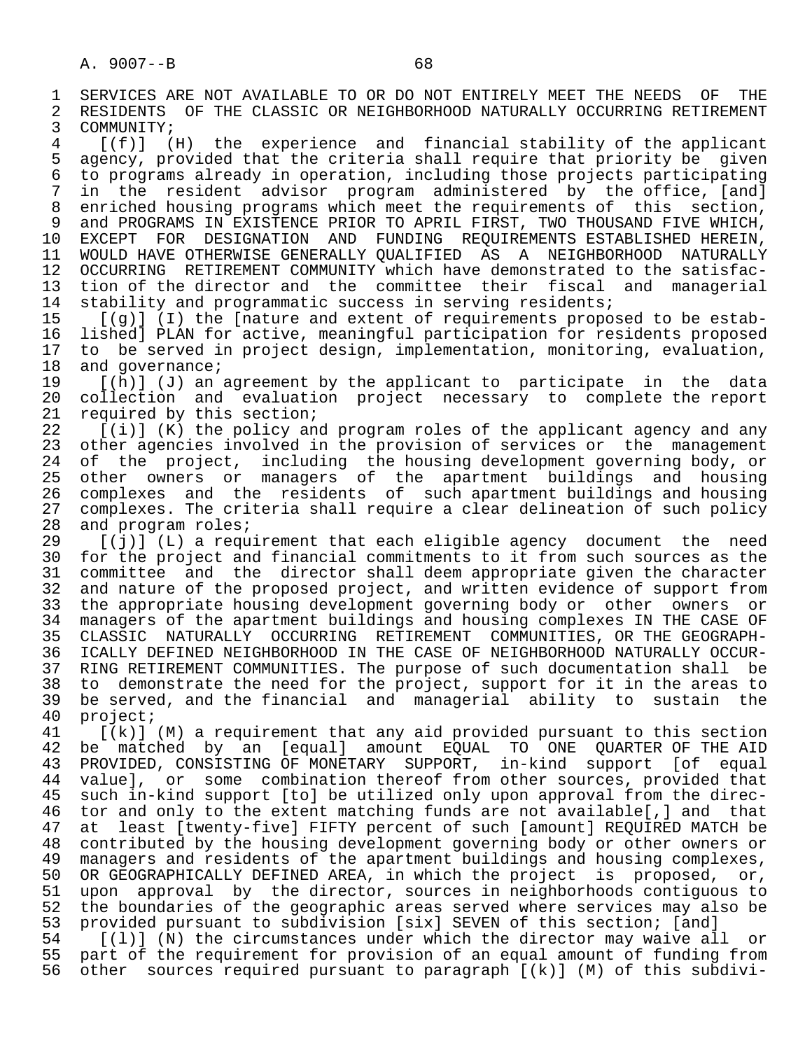SERVICES ARE NOT AVAILABLE TO OR DO NOT ENTIRELY MEET THE NEEDS OF THE RESIDENTS OF THE CLASSIC OR NEIGHBORHOOD NATURALLY OCCURRING RETIREMENT COMMUNITY;

[(f)] (H) the experience and financial stability of the applicant agency, provided that the criteria shall require that priority be given to programs already in operation, including those projects participating in the resident advisor program administered by the office, [and] enriched housing programs which meet the requirements of this section, and PROGRAMS IN EXISTENCE PRIOR TO APRIL FIRST, TWO THOUSAND FIVE WHICH, EXCEPT FOR DESIGNATION AND FUNDING REQUIREMENTS ESTABLISHED HEREIN, WOULD HAVE OTHERWISE GENERALLY QUALIFIED AS A NEIGHBORHOOD NATURALLY OCCURRING RETIREMENT COMMUNITY which have demonstrated to the satisfaction of the director and the committee their fiscal and managerial stability and programmatic success in serving residents;

[(g)] (I) the [nature and extent of requirements proposed to be established] PLAN for active, meaningful participation for residents proposed to be served in project design, implementation, monitoring, evaluation, and governance;

[(h)] (J) an agreement by the applicant to participate in the data collection and evaluation project necessary to complete the report required by this section;

[(i)] (K) the policy and program roles of the applicant agency and any other agencies involved in the provision of services or the management of the project, including the housing development governing body, or other owners or managers of the apartment buildings and housing complexes and the residents of such apartment buildings and housing complexes. The criteria shall require a clear delineation of such policy and program roles;

[(j)] (L) a requirement that each eligible agency document the need for the project and financial commitments to it from such sources as the committee and the director shall deem appropriate given the character and nature of the proposed project, and written evidence of support from the appropriate housing development governing body or other owners or managers of the apartment buildings and housing complexes IN THE CASE OF CLASSIC NATURALLY OCCURRING RETIREMENT COMMUNITIES, OR THE GEOGRAPHICALLY DEFINED NEIGHBORHOOD IN THE CASE OF NEIGHBORHOOD NATURALLY OCCURRING RETIREMENT COMMUNITIES. The purpose of such documentation shall be to demonstrate the need for the project, support for it in the areas to be served, and the financial and managerial ability to sustain the project;

[(k)] (M) a requirement that any aid provided pursuant to this section be matched by an [equal] amount EQUAL TO ONE QUARTER OF THE AID PROVIDED, CONSISTING OF MONETARY SUPPORT, in-kind support [of equal value], or some combination thereof from other sources, provided that such in-kind support [to] be utilized only upon approval from the director and only to the extent matching funds are not available[,] and that at least [twenty-five] FIFTY percent of such [amount] REQUIRED MATCH be contributed by the housing development governing body or other owners or managers and residents of the apartment buildings and housing complexes, OR GEOGRAPHICALLY DEFINED AREA, in which the project is proposed, or, upon approval by the director, sources in neighborhoods contiguous to the boundaries of the geographic areas served where services may also be provided pursuant to subdivision [six] SEVEN of this section; [and]

[(l)] (N) the circumstances under which the director may waive all or part of the requirement for provision of an equal amount of funding from other sources required pursuant to paragraph [(k)] (M) of this subdivi-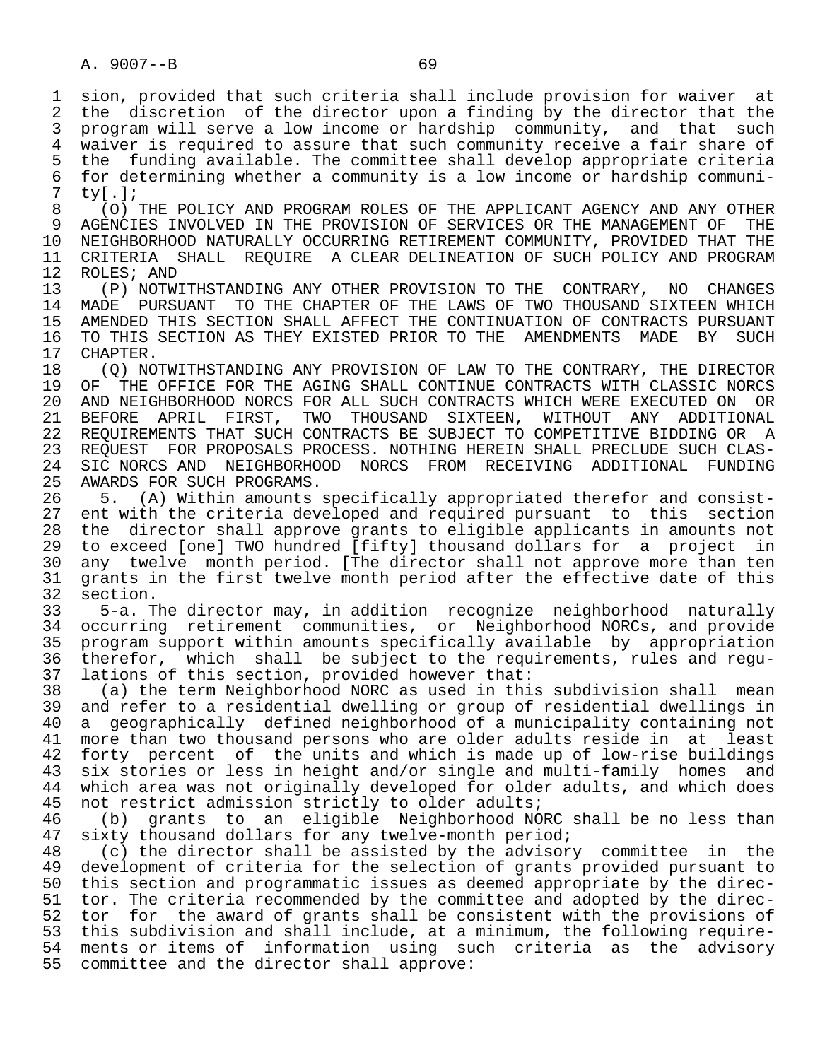sion, provided that such criteria shall include provision for waiver at the discretion of the director upon a finding by the director that the program will serve a low income or hardship community, and that such waiver is required to assure that such community receive a fair share of the funding available. The committee shall develop appropriate criteria for determining whether a community is a low income or hardship community[.];

(O) THE POLICY AND PROGRAM ROLES OF THE APPLICANT AGENCY AND ANY OTHER AGENCIES INVOLVED IN THE PROVISION OF SERVICES OR THE MANAGEMENT OF THE NEIGHBORHOOD NATURALLY OCCURRING RETIREMENT COMMUNITY, PROVIDED THAT THE CRITERIA SHALL REQUIRE A CLEAR DELINEATION OF SUCH POLICY AND PROGRAM ROLES; AND

(P) NOTWITHSTANDING ANY OTHER PROVISION TO THE CONTRARY, NO CHANGES MADE PURSUANT TO THE CHAPTER OF THE LAWS OF TWO THOUSAND SIXTEEN WHICH AMENDED THIS SECTION SHALL AFFECT THE CONTINUATION OF CONTRACTS PURSUANT TO THIS SECTION AS THEY EXISTED PRIOR TO THE AMENDMENTS MADE BY SUCH CHAPTER.

(Q) NOTWITHSTANDING ANY PROVISION OF LAW TO THE CONTRARY, THE DIRECTOR OF THE OFFICE FOR THE AGING SHALL CONTINUE CONTRACTS WITH CLASSIC NORCS AND NEIGHBORHOOD NORCS FOR ALL SUCH CONTRACTS WHICH WERE EXECUTED ON OR BEFORE APRIL FIRST, TWO THOUSAND SIXTEEN, WITHOUT ANY ADDITIONAL REQUIREMENTS THAT SUCH CONTRACTS BE SUBJECT TO COMPETITIVE BIDDING OR A REQUEST FOR PROPOSALS PROCESS. NOTHING HEREIN SHALL PRECLUDE SUCH CLASSIC NORCS AND NEIGHBORHOOD NORCS FROM RECEIVING ADDITIONAL FUNDING AWARDS FOR SUCH PROGRAMS.

5. (A) Within amounts specifically appropriated therefor and consistent with the criteria developed and required pursuant to this section the director shall approve grants to eligible applicants in amounts not to exceed [one] TWO hundred [fifty] thousand dollars for a project in any twelve month period. [The director shall not approve more than ten grants in the first twelve month period after the effective date of this section.

5-a. The director may, in addition recognize neighborhood naturally occurring retirement communities, or Neighborhood NORCs, and provide program support within amounts specifically available by appropriation therefor, which shall be subject to the requirements, rules and regulations of this section, provided however that:

(a) the term Neighborhood NORC as used in this subdivision shall mean and refer to a residential dwelling or group of residential dwellings in a geographically defined neighborhood of a municipality containing not more than two thousand persons who are older adults reside in at least forty percent of the units and which is made up of low-rise buildings six stories or less in height and/or single and multi-family homes and which area was not originally developed for older adults, and which does not restrict admission strictly to older adults;

(b) grants to an eligible Neighborhood NORC shall be no less than sixty thousand dollars for any twelve-month period;

(c) the director shall be assisted by the advisory committee in the development of criteria for the selection of grants provided pursuant to this section and programmatic issues as deemed appropriate by the director. The criteria recommended by the committee and adopted by the director for the award of grants shall be consistent with the provisions of this subdivision and shall include, at a minimum, the following requirements or items of information using such criteria as the advisory committee and the director shall approve: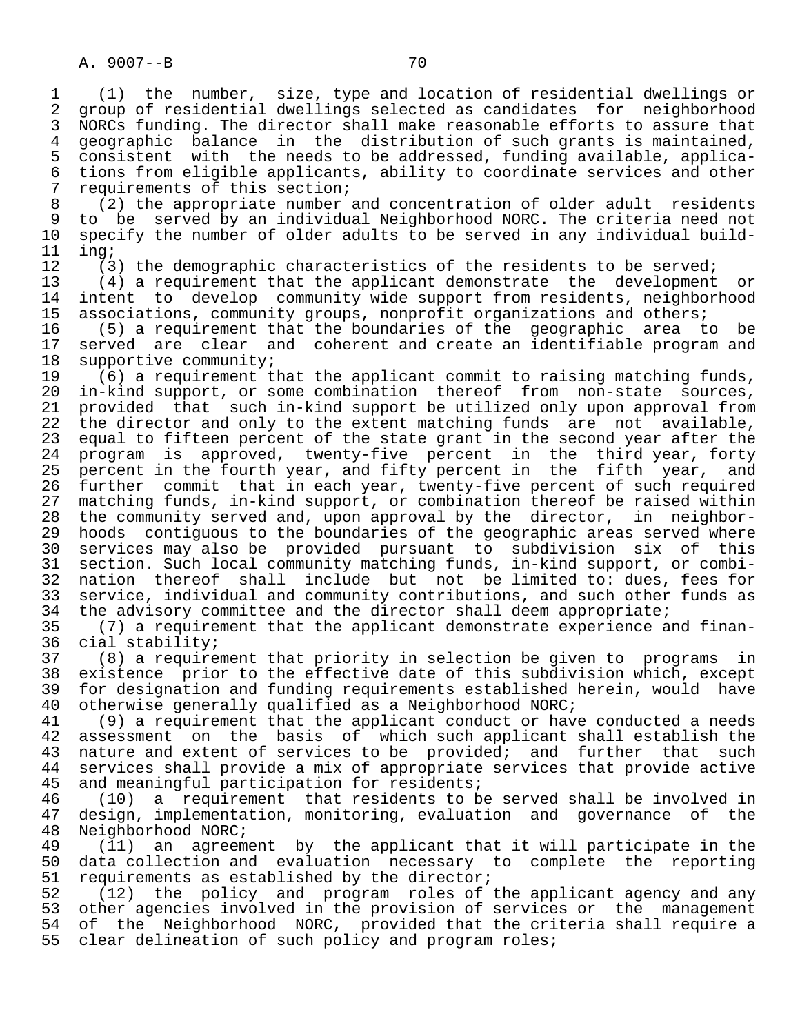(1) the number, size, type and location of residential dwellings or group of residential dwellings selected as candidates for neighborhood NORCs funding. The director shall make reasonable efforts to assure that geographic balance in the distribution of such grants is maintained, consistent with the needs to be addressed, funding available, applications from eligible applicants, ability to coordinate services and other requirements of this section;

(2) the appropriate number and concentration of older adult residents to be served by an individual Neighborhood NORC. The criteria need not specify the number of older adults to be served in any individual building;

(3) the demographic characteristics of the residents to be served;

(4) a requirement that the applicant demonstrate the development or intent to develop community wide support from residents, neighborhood associations, community groups, nonprofit organizations and others;

(5) a requirement that the boundaries of the geographic area to be served are clear and coherent and create an identifiable program and supportive community;

(6) a requirement that the applicant commit to raising matching funds, in-kind support, or some combination thereof from non-state sources, provided that such in-kind support be utilized only upon approval from the director and only to the extent matching funds are not available, equal to fifteen percent of the state grant in the second year after the program is approved, twenty-five percent in the third year, forty percent in the fourth year, and fifty percent in the fifth year, and further commit that in each year, twenty-five percent of such required matching funds, in-kind support, or combination thereof be raised within the community served and, upon approval by the director, in neighborhoods contiguous to the boundaries of the geographic areas served where services may also be provided pursuant to subdivision six of this section. Such local community matching funds, in-kind support, or combination thereof shall include but not be limited to: dues, fees for service, individual and community contributions, and such other funds as the advisory committee and the director shall deem appropriate;

(7) a requirement that the applicant demonstrate experience and financial stability;

(8) a requirement that priority in selection be given to programs in existence prior to the effective date of this subdivision which, except for designation and funding requirements established herein, would have otherwise generally qualified as a Neighborhood NORC;

(9) a requirement that the applicant conduct or have conducted a needs assessment on the basis of which such applicant shall establish the nature and extent of services to be provided; and further that such services shall provide a mix of appropriate services that provide active and meaningful participation for residents;

(10) a requirement that residents to be served shall be involved in design, implementation, monitoring, evaluation and governance of the Neighborhood NORC;

(11) an agreement by the applicant that it will participate in the data collection and evaluation necessary to complete the reporting requirements as established by the director;

(12) the policy and program roles of the applicant agency and any other agencies involved in the provision of services or the management of the Neighborhood NORC, provided that the criteria shall require a clear delineation of such policy and program roles;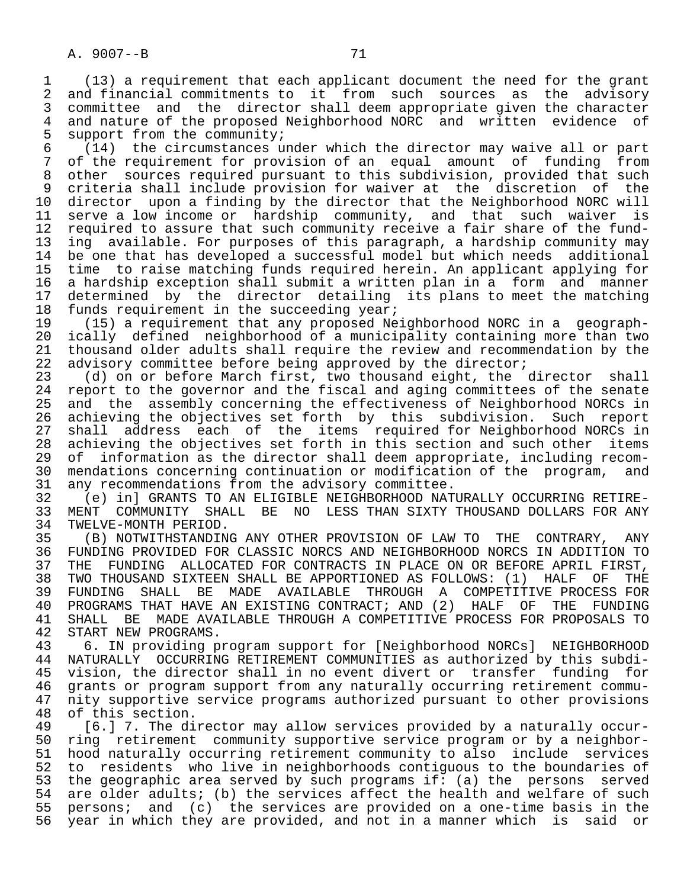(13) a requirement that each applicant document the need for the grant and financial commitments to it from such sources as the advisory committee and the director shall deem appropriate given the character and nature of the proposed Neighborhood NORC and written evidence of support from the community;

(14) the circumstances under which the director may waive all or part of the requirement for provision of an equal amount of funding from other sources required pursuant to this subdivision, provided that such criteria shall include provision for waiver at the discretion of the director upon a finding by the director that the Neighborhood NORC will serve a low income or hardship community, and that such waiver is required to assure that such community receive a fair share of the funding available. For purposes of this paragraph, a hardship community may be one that has developed a successful model but which needs additional time to raise matching funds required herein. An applicant applying for a hardship exception shall submit a written plan in a form and manner determined by the director detailing its plans to meet the matching funds requirement in the succeeding year;

(15) a requirement that any proposed Neighborhood NORC in a geographically defined neighborhood of a municipality containing more than two thousand older adults shall require the review and recommendation by the advisory committee before being approved by the director;

(d) on or before March first, two thousand eight, the director shall report to the governor and the fiscal and aging committees of the senate and the assembly concerning the effectiveness of Neighborhood NORCs in achieving the objectives set forth by this subdivision. Such report shall address each of the items required for Neighborhood NORCs in achieving the objectives set forth in this section and such other items of information as the director shall deem appropriate, including recommendations concerning continuation or modification of the program, and any recommendations from the advisory committee.

(e) in] GRANTS TO AN ELIGIBLE NEIGHBORHOOD NATURALLY OCCURRING RETIREMENT COMMUNITY SHALL BE NO LESS THAN SIXTY THOUSAND DOLLARS FOR ANY TWELVE-MONTH PERIOD.

(B) NOTWITHSTANDING ANY OTHER PROVISION OF LAW TO THE CONTRARY, ANY FUNDING PROVIDED FOR CLASSIC NORCS AND NEIGHBORHOOD NORCS IN ADDITION TO THE FUNDING ALLOCATED FOR CONTRACTS IN PLACE ON OR BEFORE APRIL FIRST, TWO THOUSAND SIXTEEN SHALL BE APPORTIONED AS FOLLOWS: (1) HALF OF THE FUNDING SHALL BE MADE AVAILABLE THROUGH A COMPETITIVE PROCESS FOR PROGRAMS THAT HAVE AN EXISTING CONTRACT; AND (2) HALF OF THE FUNDING SHALL BE MADE AVAILABLE THROUGH A COMPETITIVE PROCESS FOR PROPOSALS TO START NEW PROGRAMS.

6. IN providing program support for [Neighborhood NORCs] NEIGHBORHOOD NATURALLY OCCURRING RETIREMENT COMMUNITIES as authorized by this subdivision, the director shall in no event divert or transfer funding for grants or program support from any naturally occurring retirement community supportive service programs authorized pursuant to other provisions of this section.

[6.] 7. The director may allow services provided by a naturally occurring retirement community supportive service program or by a neighborhood naturally occurring retirement community to also include services to residents who live in neighborhoods contiguous to the boundaries of the geographic area served by such programs if: (a) the persons served are older adults; (b) the services affect the health and welfare of such persons; and (c) the services are provided on a one-time basis in the year in which they are provided, and not in a manner which is said or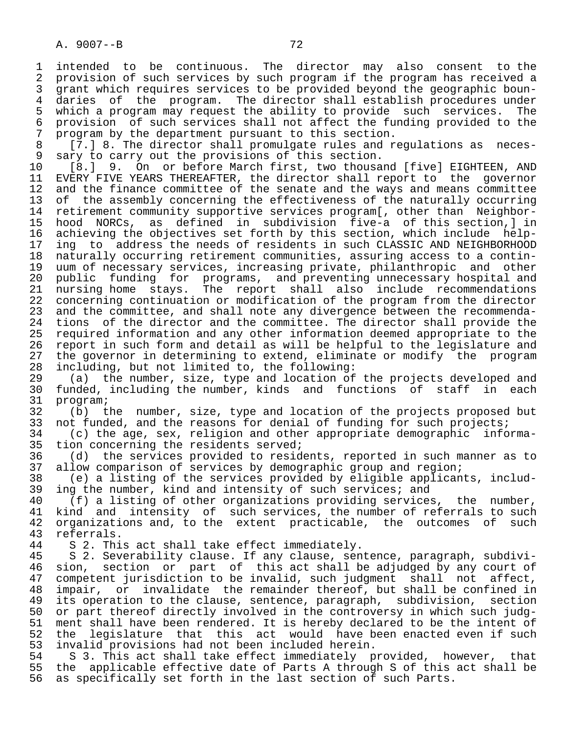intended to be continuous. The director may also consent to the provision of such services by such program if the program has received a grant which requires services to be provided beyond the geographic boundaries of the program. The director shall establish procedures under which a program may request the ability to provide such services. The provision of such services shall not affect the funding provided to the program by the department pursuant to this section.

[7.] 8. The director shall promulgate rules and regulations as necessary to carry out the provisions of this section.

[8.] 9. On or before March first, two thousand [five] EIGHTEEN, AND EVERY FIVE YEARS THEREAFTER, the director shall report to the governor and the finance committee of the senate and the ways and means committee of the assembly concerning the effectiveness of the naturally occurring retirement community supportive services program[, other than Neighborhood NORCs, as defined in subdivision five-a of this section,] in achieving the objectives set forth by this section, which include helping to address the needs of residents in such CLASSIC AND NEIGHBORHOOD naturally occurring retirement communities, assuring access to a continuum of necessary services, increasing private, philanthropic and other public funding for programs, and preventing unnecessary hospital and nursing home stays. The report shall also include recommendations concerning continuation or modification of the program from the director and the committee, and shall note any divergence between the recommendations of the director and the committee. The director shall provide the required information and any other information deemed appropriate to the report in such form and detail as will be helpful to the legislature and the governor in determining to extend, eliminate or modify the program including, but not limited to, the following:

(a) the number, size, type and location of the projects developed and funded, including the number, kinds and functions of staff in each program;

(b) the number, size, type and location of the projects proposed but not funded, and the reasons for denial of funding for such projects;

(c) the age, sex, religion and other appropriate demographic information concerning the residents served;

(d) the services provided to residents, reported in such manner as to allow comparison of services by demographic group and region;

(e) a listing of the services provided by eligible applicants, including the number, kind and intensity of such services; and

(f) a listing of other organizations providing services, the number, kind and intensity of such services, the number of referrals to such organizations and, to the extent practicable, the outcomes of such referrals.

S 2. This act shall take effect immediately.

S 2. Severability clause. If any clause, sentence, paragraph, subdivision, section or part of this act shall be adjudged by any court of competent jurisdiction to be invalid, such judgment shall not affect, impair, or invalidate the remainder thereof, but shall be confined in its operation to the clause, sentence, paragraph, subdivision, section or part thereof directly involved in the controversy in which such judgment shall have been rendered. It is hereby declared to be the intent of the legislature that this act would have been enacted even if such invalid provisions had not been included herein.

S 3. This act shall take effect immediately provided, however, that the applicable effective date of Parts A through S of this act shall be as specifically set forth in the last section of such Parts.